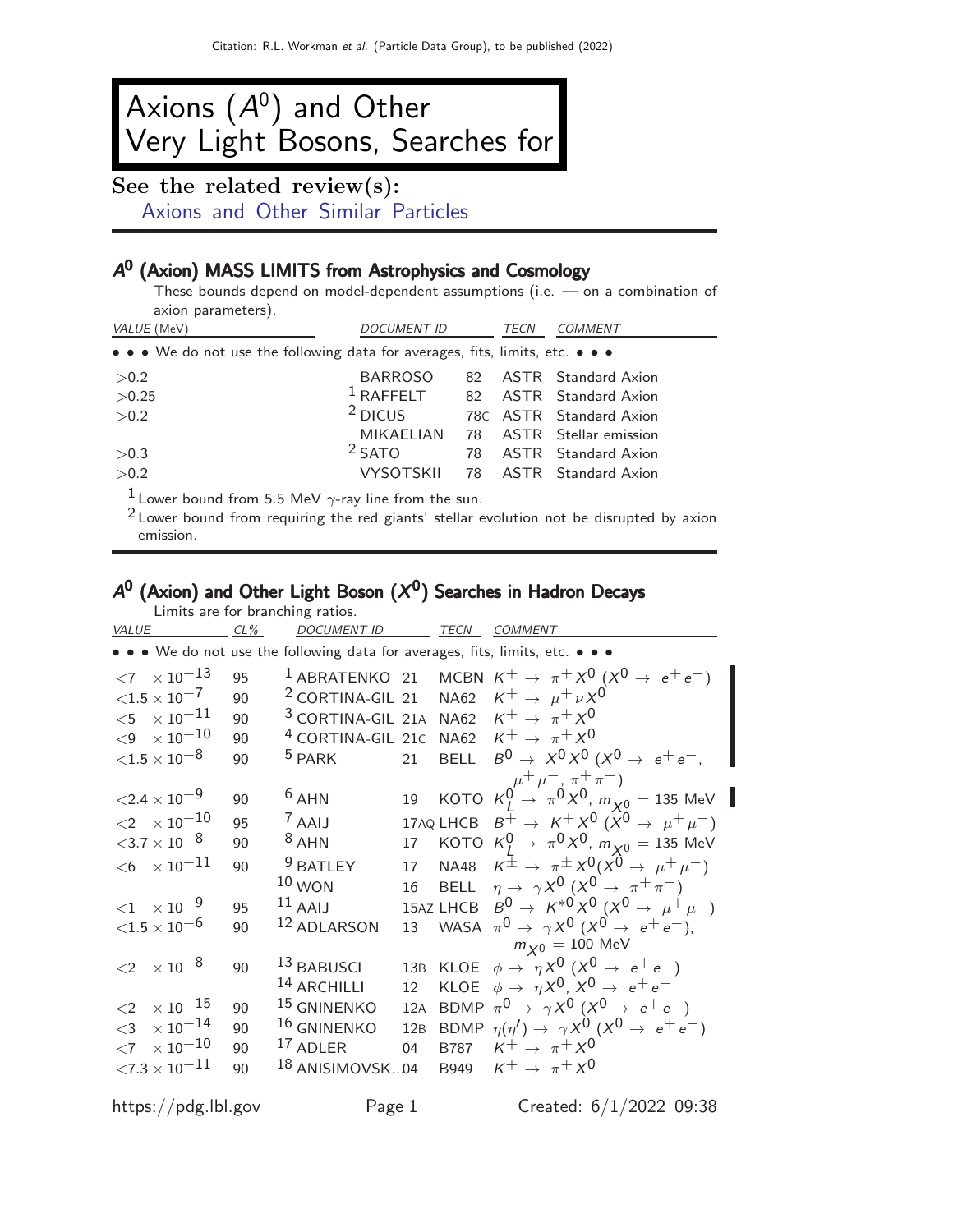# Axions ($A^0$) and Other Very Light Bosons, Searches for

**See the related review(s):**
Axions and Other Similar Particles

## $A^0$ (Axion) MASS LIMITS from Astrophysics and Cosmology

These bounds depend on model-dependent assumptions (i.e. — on a combination of axion parameters).

| *VALUE* (MeV) | *DOCUMENT ID* | | *TECN* | *COMMENT* |
|---|---|---|---|---|
| • • • We do not use the following data for averages, fits, limits, etc. • • • | | | | |
| >0.2 | BARROSO | 82 | ASTR | Standard Axion |
| >0.25 | [1] RAFFELT | 82 | ASTR | Standard Axion |
| >0.2 | [2] DICUS | 78C | ASTR | Standard Axion |
| | MIKAELIAN | 78 | ASTR | Stellar emission |
| >0.3 | [2] SATO | 78 | ASTR | Standard Axion |
| >0.2 | VYSOTSKII | 78 | ASTR | Standard Axion |

[1] Lower bound from 5.5 MeV $\gamma$-ray line from the sun.

[2] Lower bound from requiring the red giants' stellar evolution not be disrupted by axion emission.

## $A^0$ (Axion) and Other Light Boson ($X^0$) Searches in Hadron Decays

Limits are for branching ratios.

| *VALUE* | *CL%* | *DOCUMENT ID* | | *TECN* | *COMMENT* |
|---|---|---|---|---|---|
| • • • We do not use the following data for averages, fits, limits, etc. • • • | | | | | |
| $<7 \times 10^{-13}$ | 95 | [1] ABRATENKO | 21 | MCBN | $K^+ \rightarrow \pi^+ X^0$ ($X^0 \rightarrow e^+ e^-$) |
| $<1.5 \times 10^{-7}$ | 90 | [2] CORTINA-GIL | 21 | NA62 | $K^+ \rightarrow \mu^+ \nu X^0$ |
| $<5 \times 10^{-11}$ | 90 | [3] CORTINA-GIL | 21A | NA62 | $K^+ \rightarrow \pi^+ X^0$ |
| $<9 \times 10^{-10}$ | 90 | [4] CORTINA-GIL | 21C | NA62 | $K^+ \rightarrow \pi^+ X^0$ |
| $<1.5 \times 10^{-8}$ | 90 | [5] PARK | 21 | BELL | $B^0 \rightarrow X^0 X^0$ ($X^0 \rightarrow e^+ e^-$, $\mu^+ \mu^-$, $\pi^+ \pi^-$) |
| $<2.4 \times 10^{-9}$ | 90 | [6] AHN | 19 | KOTO | $K^0_L \rightarrow \pi^0 X^0$, $m_{X^0}$ = 135 MeV |
| $<2 \times 10^{-10}$ | 95 | [7] AAIJ | 17AQ | LHCB | $B^+ \rightarrow K^+ X^0$ ($X^0 \rightarrow \mu^+ \mu^-$) |
| $<3.7 \times 10^{-8}$ | 90 | [8] AHN | 17 | KOTO | $K^0_L \rightarrow \pi^0 X^0$, $m_{X^0}$ = 135 MeV |
| $<6 \times 10^{-11}$ | 90 | [9] BATLEY | 17 | NA48 | $K^\pm \rightarrow \pi^\pm X^0$($X^0 \rightarrow \mu^+ \mu^-$) |
| | | [10] WON | 16 | BELL | $\eta \rightarrow \gamma X^0$ ($X^0 \rightarrow \pi^+ \pi^-$) |
| $<1 \times 10^{-9}$ | 95 | [11] AAIJ | 15AZ | LHCB | $B^0 \rightarrow K^{*0} X^0$ ($X^0 \rightarrow \mu^+ \mu^-$) |
| $<1.5 \times 10^{-6}$ | 90 | [12] ADLARSON | 13 | WASA | $\pi^0 \rightarrow \gamma X^0$ ($X^0 \rightarrow e^+ e^-$), $m_{X^0}$ = 100 MeV |
| $<2 \times 10^{-8}$ | 90 | [13] BABUSCI | 13B | KLOE | $\phi \rightarrow \eta X^0$ ($X^0 \rightarrow e^+ e^-$) |
| | | [14] ARCHILLI | 12 | KLOE | $\phi \rightarrow \eta X^0$, $X^0 \rightarrow e^+ e^-$ |
| $<2 \times 10^{-15}$ | 90 | [15] GNINENKO | 12A | BDMP | $\pi^0 \rightarrow \gamma X^0$ ($X^0 \rightarrow e^+ e^-$) |
| $<3 \times 10^{-14}$ | 90 | [16] GNINENKO | 12B | BDMP | $\eta(\eta') \rightarrow \gamma X^0$ ($X^0 \rightarrow e^+ e^-$) |
| $<7 \times 10^{-10}$ | 90 | [17] ADLER | 04 | B787 | $K^+ \rightarrow \pi^+ X^0$ |
| $<7.3 \times 10^{-11}$ | 90 | [18] ANISIMOVSK...04 | | B949 | $K^+ \rightarrow \pi^+ X^0$ |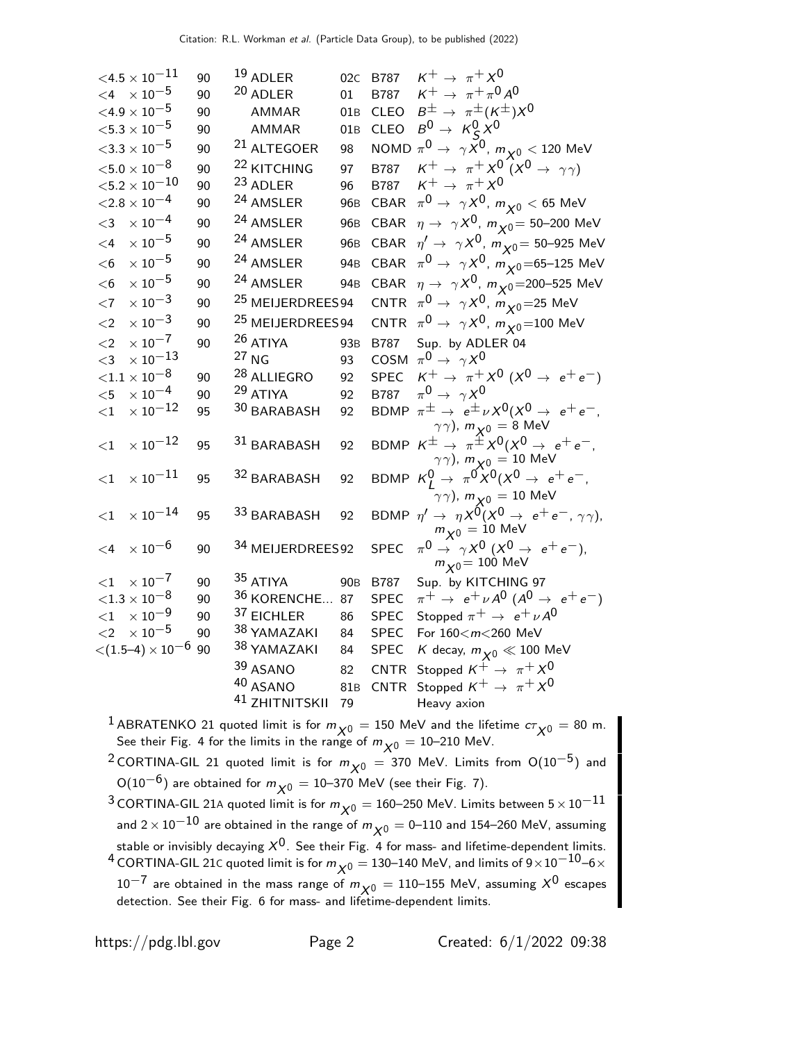| VALUE | CL% | DOCUMENT ID | | TECN | COMMENT |
|---|---|---|---|---|---|
| $<4.5 \times 10^{-11}$ | 90 | [19] ADLER | 02C | B787 | $K^+ \rightarrow \pi^+ X^0$ |
| $<4 \times 10^{-5}$ | 90 | [20] ADLER | 01 | B787 | $K^+ \rightarrow \pi^+ \pi^0 A^0$ |
| $<4.9 \times 10^{-5}$ | 90 | AMMAR | 01B | CLEO | $B^\pm \rightarrow \pi^\pm (K^\pm) X^0$ |
| $<5.3 \times 10^{-5}$ | 90 | AMMAR | 01B | CLEO | $B^0 \rightarrow K^0_S X^0$ |
| $<3.3 \times 10^{-5}$ | 90 | [21] ALTEGOER | 98 | NOMD | $\pi^0 \rightarrow \gamma X^0$, $m_{X^0} < 120$ MeV |
| $<5.0 \times 10^{-8}$ | 90 | [22] KITCHING | 97 | B787 | $K^+ \rightarrow \pi^+ X^0$ ($X^0 \rightarrow \gamma\gamma$) |
| $<5.2 \times 10^{-10}$ | 90 | [23] ADLER | 96 | B787 | $K^+ \rightarrow \pi^+ X^0$ |
| $<2.8 \times 10^{-4}$ | 90 | [24] AMSLER | 96B | CBAR | $\pi^0 \rightarrow \gamma X^0$, $m_{X^0} < 65$ MeV |
| $<3 \times 10^{-4}$ | 90 | [24] AMSLER | 96B | CBAR | $\eta \rightarrow \gamma X^0$, $m_{X^0}$= 50–200 MeV |
| $<4 \times 10^{-5}$ | 90 | [24] AMSLER | 96B | CBAR | $\eta' \rightarrow \gamma X^0$, $m_{X^0}$= 50–925 MeV |
| $<6 \times 10^{-5}$ | 90 | [24] AMSLER | 94B | CBAR | $\pi^0 \rightarrow \gamma X^0$, $m_{X^0}$=65–125 MeV |
| $<6 \times 10^{-5}$ | 90 | [24] AMSLER | 94B | CBAR | $\eta \rightarrow \gamma X^0$, $m_{X^0}$=200–525 MeV |
| $<7 \times 10^{-3}$ | 90 | [25] MEIJERDREES | 94 | CNTR | $\pi^0 \rightarrow \gamma X^0$, $m_{X^0}$=25 MeV |
| $<2 \times 10^{-3}$ | 90 | [25] MEIJERDREES | 94 | CNTR | $\pi^0 \rightarrow \gamma X^0$, $m_{X^0}$=100 MeV |
| $<2 \times 10^{-7}$ | 90 | [26] ATIYA | 93B | B787 | Sup. by ADLER 04 |
| $<3 \times 10^{-13}$ | | [27] NG | 93 | COSM | $\pi^0 \rightarrow \gamma X^0$ |
| $<1.1 \times 10^{-8}$ | 90 | [28] ALLIEGRO | 92 | SPEC | $K^+ \rightarrow \pi^+ X^0$ ($X^0 \rightarrow e^+ e^-$) |
| $<5 \times 10^{-4}$ | 90 | [29] ATIYA | 92 | B787 | $\pi^0 \rightarrow \gamma X^0$ |
| $<1 \times 10^{-12}$ | 95 | [30] BARABASH | 92 | BDMP | $\pi^\pm \rightarrow e^\pm \nu X^0 (X^0 \rightarrow e^+ e^-, \gamma\gamma)$, $m_{X^0}$ = 8 MeV |
| $<1 \times 10^{-12}$ | 95 | [31] BARABASH | 92 | BDMP | $K^\pm \rightarrow \pi^\pm X^0 (X^0 \rightarrow e^+ e^-, \gamma\gamma)$, $m_{X^0}$ = 10 MeV |
| $<1 \times 10^{-11}$ | 95 | [32] BARABASH | 92 | BDMP | $K^0_L \rightarrow \pi^0 X^0 (X^0 \rightarrow e^+ e^-, \gamma\gamma)$, $m_{X^0}$ = 10 MeV |
| $<1 \times 10^{-14}$ | 95 | [33] BARABASH | 92 | BDMP | $\eta' \rightarrow \eta X^0 (X^0 \rightarrow e^+ e^-, \gamma\gamma)$, $m_{X^0}$ = 10 MeV |
| $<4 \times 10^{-6}$ | 90 | [34] MEIJERDREES | 92 | SPEC | $\pi^0 \rightarrow \gamma X^0$ ($X^0 \rightarrow e^+ e^-$), $m_{X^0}$= 100 MeV |
| $<1 \times 10^{-7}$ | 90 | [35] ATIYA | 90B | B787 | Sup. by KITCHING 97 |
| $<1.3 \times 10^{-8}$ | 90 | [36] KORENCHE... | 87 | SPEC | $\pi^+ \rightarrow e^+ \nu A^0$ ($A^0 \rightarrow e^+ e^-$) |
| $<1 \times 10^{-9}$ | 90 | [37] EICHLER | 86 | SPEC | Stopped $\pi^+ \rightarrow e^+ \nu A^0$ |
| $<2 \times 10^{-5}$ | 90 | [38] YAMAZAKI | 84 | SPEC | For 160<$m$<260 MeV |
| $<(1.5–4) \times 10^{-6}$ | 90 | [38] YAMAZAKI | 84 | SPEC | $K$ decay, $m_{X^0} \ll 100$ MeV |
| | | [39] ASANO | 82 | CNTR | Stopped $K^+ \rightarrow \pi^+ X^0$ |
| | | [40] ASANO | 81B | CNTR | Stopped $K^+ \rightarrow \pi^+ X^0$ |
| | | [41] ZHITNITSKII | 79 | | Heavy axion |

[1] ABRATENKO 21 quoted limit is for $m_{X^0}$ = 150 MeV and the lifetime $c\tau_{X^0}$ = 80 m. See their Fig. 4 for the limits in the range of $m_{X^0}$ = 10–210 MeV.

[2] CORTINA-GIL 21 quoted limit is for $m_{X^0}$ = 370 MeV. Limits from O($10^{-5}$) and O($10^{-6}$) are obtained for $m_{X^0}$ = 10–370 MeV (see their Fig. 7).

[3] CORTINA-GIL 21A quoted limit is for $m_{X^0}$ = 160–250 MeV. Limits between $5 \times 10^{-11}$ and $2 \times 10^{-10}$ are obtained in the range of $m_{X^0}$ = 0–110 and 154–260 MeV, assuming stable or invisibly decaying $X^0$. See their Fig. 4 for mass- and lifetime-dependent limits.

[4] CORTINA-GIL 21C quoted limit is for $m_{X^0}$ = 130–140 MeV, and limits of $9 \times 10^{-10}$–$6 \times 10^{-7}$ are obtained in the mass range of $m_{X^0}$ = 110–155 MeV, assuming $X^0$ escapes detection. See their Fig. 6 for mass- and lifetime-dependent limits.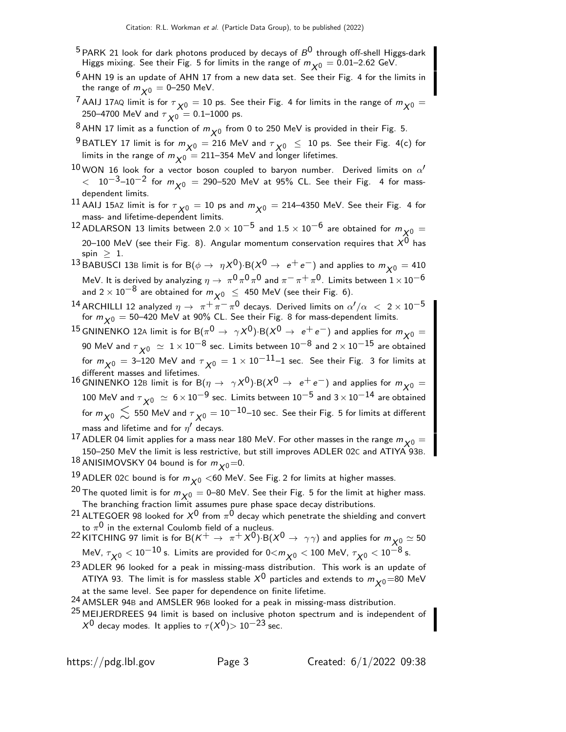[5] PARK 21 look for dark photons produced by decays of $B^0$ through off-shell Higgs-dark Higgs mixing. See their Fig. 5 for limits in the range of $m_{X^0}$ = 0.01–2.62 GeV.

[6] AHN 19 is an update of AHN 17 from a new data set. See their Fig. 4 for the limits in the range of $m_{X^0}$ = 0–250 MeV.

[7] AAIJ 17AQ limit is for $\tau_{X^0}$ = 10 ps. See their Fig. 4 for limits in the range of $m_{X^0}$ = 250–4700 MeV and $\tau_{X^0}$ = 0.1–1000 ps.

[8] AHN 17 limit as a function of $m_{X^0}$ from 0 to 250 MeV is provided in their Fig. 5.

[9] BATLEY 17 limit is for $m_{X^0}$ = 216 MeV and $\tau_{X^0} \leq$ 10 ps. See their Fig. 4(c) for limits in the range of $m_{X^0}$ = 211–354 MeV and longer lifetimes.

[10] WON 16 look for a vector boson coupled to baryon number. Derived limits on $\alpha'$ $<$ $10^{-3}$–$10^{-2}$ for $m_{X^0}$ = 290–520 MeV at 95% CL. See their Fig. 4 for mass-dependent limits.

[11] AAIJ 15AZ limit is for $\tau_{X^0}$ = 10 ps and $m_{X^0}$ = 214–4350 MeV. See their Fig. 4 for mass- and lifetime-dependent limits.

[12] ADLARSON 13 limits between $2.0 \times 10^{-5}$ and $1.5 \times 10^{-6}$ are obtained for $m_{X^0}$ = 20–100 MeV (see their Fig. 8). Angular momentum conservation requires that $X^0$ has spin $\geq$ 1.

[13] BABUSCI 13B limit is for B($\phi \rightarrow \eta X^0$)·B($X^0 \rightarrow e^+ e^-$) and applies to $m_{X^0}$ = 410 MeV. It is derived by analyzing $\eta \rightarrow \pi^0 \pi^0 \pi^0$ and $\pi^- \pi^+ \pi^0$. Limits between $1 \times 10^{-6}$ and $2 \times 10^{-8}$ are obtained for $m_{X^0} \leq$ 450 MeV (see their Fig. 6).

[14] ARCHILLI 12 analyzed $\eta \rightarrow \pi^+ \pi^- \pi^0$ decays. Derived limits on $\alpha'/\alpha < 2 \times 10^{-5}$ for $m_{X^0}$ = 50–420 MeV at 90% CL. See their Fig. 8 for mass-dependent limits.

[15] GNINENKO 12A limit is for B($\pi^0 \rightarrow \gamma X^0$)·B($X^0 \rightarrow e^+ e^-$) and applies for $m_{X^0}$ = 90 MeV and $\tau_{X^0} \simeq 1 \times 10^{-8}$ sec. Limits between $10^{-8}$ and $2 \times 10^{-15}$ are obtained for $m_{X^0}$ = 3–120 MeV and $\tau_{X^0} = 1 \times 10^{-11}$–1 sec. See their Fig. 3 for limits at different masses and lifetimes.

[16] GNINENKO 12B limit is for B($\eta \rightarrow \gamma X^0$)·B($X^0 \rightarrow e^+ e^-$) and applies for $m_{X^0}$ = 100 MeV and $\tau_{X^0} \simeq 6 \times 10^{-9}$ sec. Limits between $10^{-5}$ and $3 \times 10^{-14}$ are obtained for $m_{X^0} \lesssim$ 550 MeV and $\tau_{X^0} = 10^{-10}$–10 sec. See their Fig. 5 for limits at different mass and lifetime and for $\eta'$ decays.

[17] ADLER 04 limit applies for a mass near 180 MeV. For other masses in the range $m_{X^0}$ = 150–250 MeV the limit is less restrictive, but still improves ADLER 02C and ATIYA 93B.

[18] ANISIMOVSKY 04 bound is for $m_{X^0}$=0.

[19] ADLER 02C bound is for $m_{X^0}$ <60 MeV. See Fig. 2 for limits at higher masses.

[20] The quoted limit is for $m_{X^0}$ = 0–80 MeV. See their Fig. 5 for the limit at higher mass. The branching fraction limit assumes pure phase space decay distributions.

[21] ALTEGOER 98 looked for $X^0$ from $\pi^0$ decay which penetrate the shielding and convert to $\pi^0$ in the external Coulomb field of a nucleus.

[22] KITCHING 97 limit is for B($K^+ \rightarrow \pi^+ X^0$)·B($X^0 \rightarrow \gamma\gamma$) and applies for $m_{X^0} \simeq$ 50 MeV, $\tau_{X^0} < 10^{-10}$ s. Limits are provided for $0 < m_{X^0} <$ 100 MeV, $\tau_{X^0} < 10^{-8}$ s.

[23] ADLER 96 looked for a peak in missing-mass distribution. This work is an update of ATIYA 93. The limit is for massless stable $X^0$ particles and extends to $m_{X^0}$=80 MeV at the same level. See paper for dependence on finite lifetime.

[24] AMSLER 94B and AMSLER 96B looked for a peak in missing-mass distribution.

[25] MEIJERDREES 94 limit is based on inclusive photon spectrum and is independent of $X^0$ decay modes. It applies to $\tau(X^0) > 10^{-23}$ sec.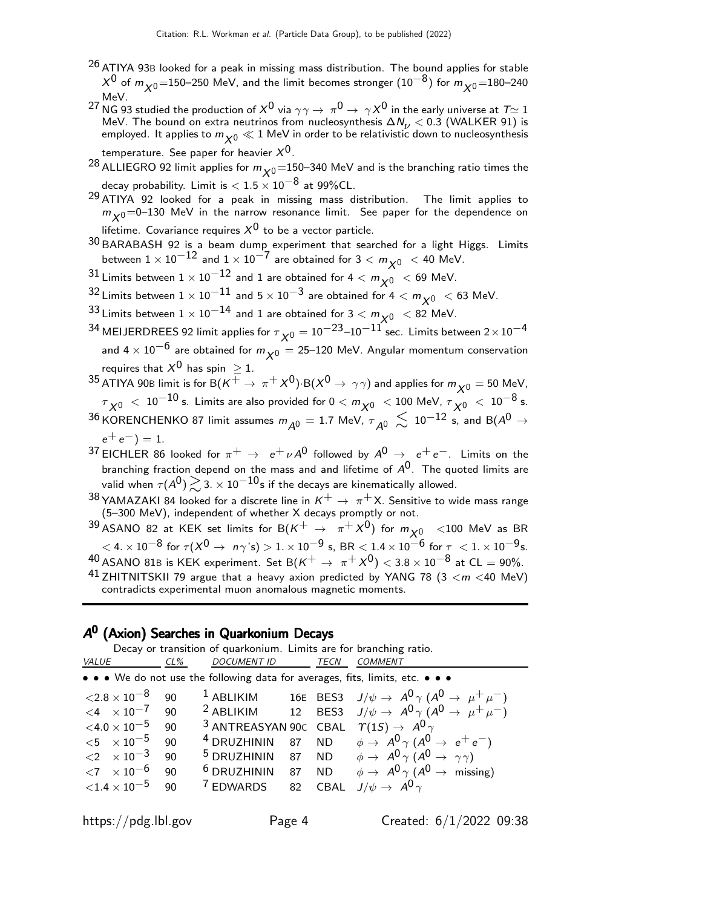[26] ATIYA 93B looked for a peak in missing mass distribution. The bound applies for stable $X^0$ of $m_{X^0}$=150–250 MeV, and the limit becomes stronger ($10^{-8}$) for $m_{X^0}$=180–240 MeV.

[27] NG 93 studied the production of $X^0$ via $\gamma\gamma \rightarrow \pi^0 \rightarrow \gamma X^0$ in the early universe at $T \simeq 1$ MeV. The bound on extra neutrinos from nucleosynthesis $\Delta N_\nu < 0.3$ (WALKER 91) is employed. It applies to $m_{X^0} \ll 1$ MeV in order to be relativistic down to nucleosynthesis temperature. See paper for heavier $X^0$.

[28] ALLIEGRO 92 limit applies for $m_{X^0}$=150–340 MeV and is the branching ratio times the decay probability. Limit is $< 1.5 \times 10^{-8}$ at 99%CL.

[29] ATIYA 92 looked for a peak in missing mass distribution. The limit applies to $m_{X^0}$=0–130 MeV in the narrow resonance limit. See paper for the dependence on lifetime. Covariance requires $X^0$ to be a vector particle.

[30] BARABASH 92 is a beam dump experiment that searched for a light Higgs. Limits between $1 \times 10^{-12}$ and $1 \times 10^{-7}$ are obtained for $3 < m_{X^0} < 40$ MeV.

[31] Limits between $1 \times 10^{-12}$ and 1 are obtained for $4 < m_{X^0} < 69$ MeV.

[32] Limits between $1 \times 10^{-11}$ and $5 \times 10^{-3}$ are obtained for $4 < m_{X^0} < 63$ MeV.

[33] Limits between $1 \times 10^{-14}$ and 1 are obtained for $3 < m_{X^0} < 82$ MeV.

[34] MEIJERDREES 92 limit applies for $\tau_{X^0} = 10^{-23}$–$10^{-11}$ sec. Limits between $2 \times 10^{-4}$ and $4 \times 10^{-6}$ are obtained for $m_{X^0}$ = 25–120 MeV. Angular momentum conservation requires that $X^0$ has spin $\geq 1$.

[35] ATIYA 90B limit is for $B(K^+ \rightarrow \pi^+ X^0)\cdot B(X^0 \rightarrow \gamma\gamma)$ and applies for $m_{X^0}$ = 50 MeV, $\tau_{X^0} < 10^{-10}$ s. Limits are also provided for $0 < m_{X^0} < 100$ MeV, $\tau_{X^0} < 10^{-8}$ s.

[36] KORENCHENKO 87 limit assumes $m_{A^0}$ = 1.7 MeV, $\tau_{A^0} \lesssim 10^{-12}$ s, and $B(A^0 \rightarrow e^+e^-) = 1$.

[37] EICHLER 86 looked for $\pi^+ \rightarrow e^+ \nu A^0$ followed by $A^0 \rightarrow e^+e^-$. Limits on the branching fraction depend on the mass and and lifetime of $A^0$. The quoted limits are valid when $\tau(A^0) \gtrsim 3. \times 10^{-10}$s if the decays are kinematically allowed.

[38] YAMAZAKI 84 looked for a discrete line in $K^+ \rightarrow \pi^+ X$. Sensitive to wide mass range (5–300 MeV), independent of whether X decays promptly or not.

[39] ASANO 82 at KEK set limits for $B(K^+ \rightarrow \pi^+ X^0)$ for $m_{X^0}$ <100 MeV as BR $< 4. \times 10^{-8}$ for $\tau(X^0 \rightarrow n\gamma\text{'s}) > 1. \times 10^{-9}$ s, BR $< 1.4 \times 10^{-6}$ for $\tau < 1. \times 10^{-9}$s.

[40] ASANO 81B is KEK experiment. Set $B(K^+ \rightarrow \pi^+ X^0) < 3.8 \times 10^{-8}$ at CL = 90%.

[41] ZHITNITSKII 79 argue that a heavy axion predicted by YANG 78 (3 $< m <$40 MeV) contradicts experimental muon anomalous magnetic moments.

## $A^0$ (Axion) Searches in Quarkonium Decays

Decay or transition of quarkonium. Limits are for branching ratio.

| VALUE | CL% | DOCUMENT ID | | TECN | COMMENT |
|---|---|---|---|---|---|
| • • • We do not use the following data for averages, fits, limits, etc. • • • | | | | | |
| $<2.8 \times 10^{-8}$ | 90 | [1] ABLIKIM | 16E | BES3 | $J/\psi \rightarrow A^0\gamma\ (A^0 \rightarrow \mu^+\mu^-)$ |
| $<4 \times 10^{-7}$ | 90 | [2] ABLIKIM | 12 | BES3 | $J/\psi \rightarrow A^0\gamma\ (A^0 \rightarrow \mu^+\mu^-)$ |
| $<4.0 \times 10^{-5}$ | 90 | [3] ANTREASYAN | 90C | CBAL | $\Upsilon(1S) \rightarrow A^0\gamma$ |
| $<5 \times 10^{-5}$ | 90 | [4] DRUZHININ | 87 | ND | $\phi \rightarrow A^0\gamma\ (A^0 \rightarrow e^+e^-)$ |
| $<2 \times 10^{-3}$ | 90 | [5] DRUZHININ | 87 | ND | $\phi \rightarrow A^0\gamma\ (A^0 \rightarrow \gamma\gamma)$ |
| $<7 \times 10^{-6}$ | 90 | [6] DRUZHININ | 87 | ND | $\phi \rightarrow A^0\gamma\ (A^0 \rightarrow \text{missing})$ |
| $<1.4 \times 10^{-5}$ | 90 | [7] EDWARDS | 82 | CBAL | $J/\psi \rightarrow A^0\gamma$ |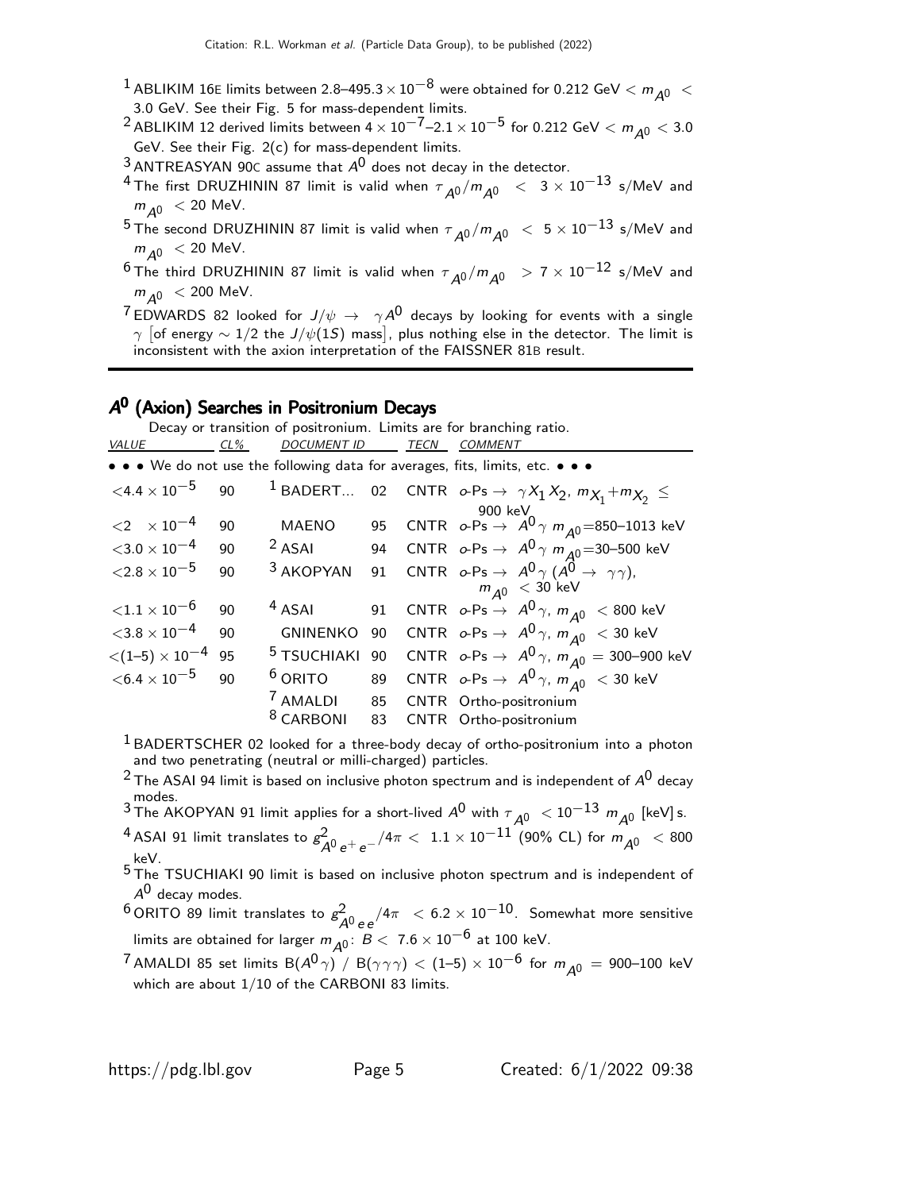[1] ABLIKIM 16E limits between 2.8–495.3 $\times 10^{-8}$ were obtained for 0.212 GeV $< m_{A^0} <$ 3.0 GeV. See their Fig. 5 for mass-dependent limits.

[2] ABLIKIM 12 derived limits between $4 \times 10^{-7}$–$2.1 \times 10^{-5}$ for 0.212 GeV $< m_{A^0} <$ 3.0 GeV. See their Fig. 2(c) for mass-dependent limits.

[3] ANTREASYAN 90C assume that $A^0$ does not decay in the detector.

[4] The first DRUZHININ 87 limit is valid when $\tau_{A^0}/m_{A^0} < 3 \times 10^{-13}$ s/MeV and $m_{A^0} <$ 20 MeV.

[5] The second DRUZHININ 87 limit is valid when $\tau_{A^0}/m_{A^0} < 5 \times 10^{-13}$ s/MeV and $m_{A^0} <$ 20 MeV.

[6] The third DRUZHININ 87 limit is valid when $\tau_{A^0}/m_{A^0} > 7 \times 10^{-12}$ s/MeV and $m_{A^0} <$ 200 MeV.

[7] EDWARDS 82 looked for $J/\psi \to \gamma A^0$ decays by looking for events with a single $\gamma$ [of energy $\sim 1/2$ the $J/\psi(1S)$ mass], plus nothing else in the detector. The limit is inconsistent with the axion interpretation of the FAISSNER 81B result.

## $A^0$ (Axion) Searches in Positronium Decays

Decay or transition of positronium. Limits are for branching ratio.

| VALUE | CL% | DOCUMENT ID | | TECN | COMMENT |
|---|---|---|---|---|---|
| • • • We do not use the following data for averages, fits, limits, etc. • • • | | | | | |
| $<4.4 \times 10^{-5}$ | 90 | [1] BADERT... | 02 | CNTR | $o$-Ps $\to \gamma X_1 X_2$, $m_{X_1}+m_{X_2} \leq$ 900 keV |
| $<2 \times 10^{-4}$ | 90 | MAENO | 95 | CNTR | $o$-Ps $\to A^0 \gamma$ $m_{A^0}$=850–1013 keV |
| $<3.0 \times 10^{-4}$ | 90 | [2] ASAI | 94 | CNTR | $o$-Ps $\to A^0 \gamma$ $m_{A^0}$=30–500 keV |
| $<2.8 \times 10^{-5}$ | 90 | [3] AKOPYAN | 91 | CNTR | $o$-Ps $\to A^0 \gamma$ ($A^0 \to \gamma\gamma$), $m_{A^0} <$ 30 keV |
| $<1.1 \times 10^{-6}$ | 90 | [4] ASAI | 91 | CNTR | $o$-Ps $\to A^0 \gamma$, $m_{A^0} <$ 800 keV |
| $<3.8 \times 10^{-4}$ | 90 | GNINENKO | 90 | CNTR | $o$-Ps $\to A^0 \gamma$, $m_{A^0} <$ 30 keV |
| $<(1–5) \times 10^{-4}$ | 95 | [5] TSUCHIAKI | 90 | CNTR | $o$-Ps $\to A^0 \gamma$, $m_{A^0}$ = 300–900 keV |
| $<6.4 \times 10^{-5}$ | 90 | [6] ORITO | 89 | CNTR | $o$-Ps $\to A^0 \gamma$, $m_{A^0} <$ 30 keV |
| | | [7] AMALDI | 85 | CNTR | Ortho-positronium |
| | | [8] CARBONI | 83 | CNTR | Ortho-positronium |

[1] BADERTSCHER 02 looked for a three-body decay of ortho-positronium into a photon and two penetrating (neutral or milli-charged) particles.

[2] The ASAI 94 limit is based on inclusive photon spectrum and is independent of $A^0$ decay modes.

[3] The AKOPYAN 91 limit applies for a short-lived $A^0$ with $\tau_{A^0} < 10^{-13}\, m_{A^0}$ [keV] s.

[4] ASAI 91 limit translates to $g^2_{A^0 e^+ e^-}/4\pi < 1.1 \times 10^{-11}$ (90% CL) for $m_{A^0} <$ 800 keV.

[5] The TSUCHIAKI 90 limit is based on inclusive photon spectrum and is independent of $A^0$ decay modes.

[6] ORITO 89 limit translates to $g^2_{A^0 e e}/4\pi < 6.2 \times 10^{-10}$. Somewhat more sensitive limits are obtained for larger $m_{A^0}$: $B < 7.6 \times 10^{-6}$ at 100 keV.

[7] AMALDI 85 set limits $B(A^0\gamma)$ / $B(\gamma\gamma\gamma) < (1–5) \times 10^{-6}$ for $m_{A^0}$ = 900–100 keV which are about 1/10 of the CARBONI 83 limits.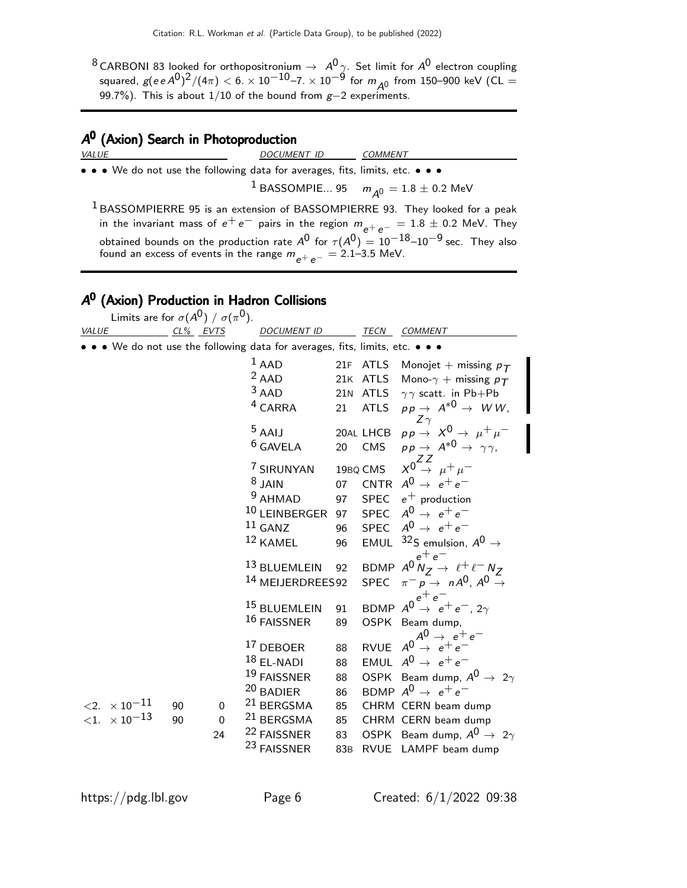[8] CARBONI 83 looked for orthopositronium $\rightarrow A^0\gamma$. Set limit for $A^0$ electron coupling squared, $g(eeA^0)^2/(4\pi) < 6. \times 10^{-10}$–$7. \times 10^{-9}$ for $m_{A^0}$ from 150–900 keV (CL = 99.7%). This is about 1/10 of the bound from $g-2$ experiments.

## $A^0$ (Axion) Search in Photoproduction

| VALUE | DOCUMENT ID | COMMENT |
|---|---|---|
| • • • We do not use the following data for averages, fits, limits, etc. • • • | | |
| | [1] BASSOMPIE... 95 | $m_{A^0} = 1.8 \pm 0.2$ MeV |

[1] BASSOMPIERRE 95 is an extension of BASSOMPIERRE 93. They looked for a peak in the invariant mass of $e^+e^-$ pairs in the region $m_{e^+e^-} = 1.8 \pm 0.2$ MeV. They obtained bounds on the production rate $A^0$ for $\tau(A^0) = 10^{-18}$–$10^{-9}$ sec. They also found an excess of events in the range $m_{e^+e^-} = 2.1$–$3.5$ MeV.

## $A^0$ (Axion) Production in Hadron Collisions

Limits are for $\sigma(A^0)$ / $\sigma(\pi^0)$.

| VALUE | CL% | EVTS | DOCUMENT ID | | TECN | COMMENT |
|---|---|---|---|---|---|---|
| • • • We do not use the following data for averages, fits, limits, etc. • • • | | | | | | |
| | | | [1] AAD | 21F | ATLS | Monojet + missing $p_T$ |
| | | | [2] AAD | 21K | ATLS | Mono-$\gamma$ + missing $p_T$ |
| | | | [3] AAD | 21N | ATLS | $\gamma\gamma$ scatt. in Pb+Pb |
| | | | [4] CARRA | 21 | ATLS | $pp \rightarrow A^{*0} \rightarrow WW, Z\gamma$ |
| | | | [5] AAIJ | 20AL | LHCB | $pp \rightarrow X^0 \rightarrow \mu^+\mu^-$ |
| | | | [6] GAVELA | 20 | CMS | $pp \rightarrow A^{*0} \rightarrow \gamma\gamma, ZZ$ |
| | | | [7] SIRUNYAN | 19BQ | CMS | $X^0 \rightarrow \mu^+\mu^-$ |
| | | | [8] JAIN | 07 | CNTR | $A^0 \rightarrow e^+e^-$ |
| | | | [9] AHMAD | 97 | SPEC | $e^+$ production |
| | | | [10] LEINBERGER | 97 | SPEC | $A^0 \rightarrow e^+e^-$ |
| | | | [11] GANZ | 96 | SPEC | $A^0 \rightarrow e^+e^-$ |
| | | | [12] KAMEL | 96 | EMUL | $^{32}$S emulsion, $A^0 \rightarrow e^+e^-$ |
| | | | [13] BLUEMLEIN | 92 | BDMP | $A^0 N_Z \rightarrow \ell^+\ell^- N_Z$ |
| | | | [14] MEIJERDREES | 92 | SPEC | $\pi^- p \rightarrow nA^0$, $A^0 \rightarrow e^+e^-$ |
| | | | [15] BLUEMLEIN | 91 | BDMP | $A^0 \rightarrow e^+e^-$, $2\gamma$ |
| | | | [16] FAISSNER | 89 | OSPK | Beam dump, $A^0 \rightarrow e^+e^-$ |
| | | | [17] DEBOER | 88 | RVUE | $A^0 \rightarrow e^+e^-$ |
| | | | [18] EL-NADI | 88 | EMUL | $A^0 \rightarrow e^+e^-$ |
| | | | [19] FAISSNER | 88 | OSPK | Beam dump, $A^0 \rightarrow 2\gamma$ |
| | | | [20] BADIER | 86 | BDMP | $A^0 \rightarrow e^+e^-$ |
| $<2. \times 10^{-11}$ | 90 | 0 | [21] BERGSMA | 85 | CHRM | CERN beam dump |
| $<1. \times 10^{-13}$ | 90 | 0 | [21] BERGSMA | 85 | CHRM | CERN beam dump |
| | | 24 | [22] FAISSNER | 83 | OSPK | Beam dump, $A^0 \rightarrow 2\gamma$ |
| | | | [23] FAISSNER | 83B | RVUE | LAMPF beam dump |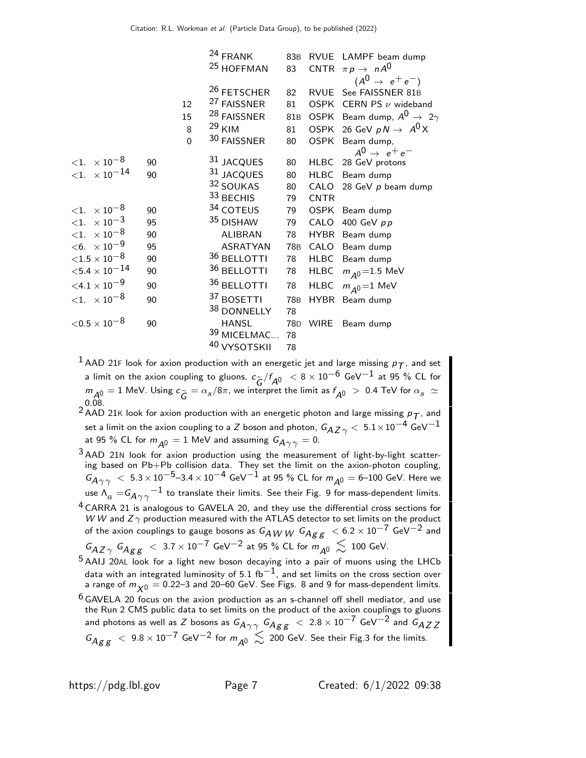| VALUE | CL% | EVTS | DOCUMENT ID | | TECN | COMMENT |
|---|---|---|---|---|---|---|
| | | | [24] FRANK | 83B | RVUE | LAMPF beam dump |
| | | | [25] HOFFMAN | 83 | CNTR | $\pi p \rightarrow nA^0$ ($A^0 \rightarrow e^+e^-$) |
| | | | [26] FETSCHER | 82 | RVUE | See FAISSNER 81B |
| | | 12 | [27] FAISSNER | 81 | OSPK | CERN PS $\nu$ wideband |
| | | 15 | [28] FAISSNER | 81B | OSPK | Beam dump, $A^0 \rightarrow 2\gamma$ |
| | | 8 | [29] KIM | 81 | OSPK | 26 GeV $pN \rightarrow A^0 X$ |
| | | 0 | [30] FAISSNER | 80 | OSPK | Beam dump, $A^0 \rightarrow e^+e^-$ |
| $<1. \times 10^{-8}$ | 90 | | [31] JACQUES | 80 | HLBC | 28 GeV protons |
| $<1. \times 10^{-14}$ | 90 | | [31] JACQUES | 80 | HLBC | Beam dump |
| | | | [32] SOUKAS | 80 | CALO | 28 GeV $p$ beam dump |
| | | | [33] BECHIS | 79 | CNTR | |
| $<1. \times 10^{-8}$ | 90 | | [34] COTEUS | 79 | OSPK | Beam dump |
| $<1. \times 10^{-3}$ | 95 | | [35] DISHAW | 79 | CALO | 400 GeV $pp$ |
| $<1. \times 10^{-8}$ | 90 | | ALIBRAN | 78 | HYBR | Beam dump |
| $<6. \times 10^{-9}$ | 95 | | ASRATYAN | 78B | CALO | Beam dump |
| $<1.5 \times 10^{-8}$ | 90 | | [36] BELLOTTI | 78 | HLBC | Beam dump |
| $<5.4 \times 10^{-14}$ | 90 | | [36] BELLOTTI | 78 | HLBC | $m_{A^0}$=1.5 MeV |
| $<4.1 \times 10^{-9}$ | 90 | | [36] BELLOTTI | 78 | HLBC | $m_{A^0}$=1 MeV |
| $<1. \times 10^{-8}$ | 90 | | [37] BOSETTI | 78B | HYBR | Beam dump |
| | | | [38] DONNELLY | 78 | | |
| $<0.5 \times 10^{-8}$ | 90 | | HANSL | 78D | WIRE | Beam dump |
| | | | [39] MICELMAC... | 78 | | |
| | | | [40] VYSOTSKII | 78 | | |

[1] AAD 21F look for axion production with an energetic jet and large missing $p_T$, and set a limit on the axion coupling to gluons, $c_{\widetilde{G}}/f_{A^0} < 8 \times 10^{-6}$ GeV$^{-1}$ at 95 % CL for $m_{A^0} = 1$ MeV. Using $c_{\widetilde{G}} = \alpha_s/8\pi$, we interpret the limit as $f_{A^0} > 0.4$ TeV for $\alpha_s \simeq 0.08$.

[2] AAD 21K look for axion production with an energetic photon and large missing $p_T$, and set a limit on the axion coupling to a $Z$ boson and photon, $G_{AZ\gamma} < 5.1 \times 10^{-4}$ GeV$^{-1}$ at 95 % CL for $m_{A^0} = 1$ MeV and assuming $G_{A\gamma\gamma} = 0$.

[3] AAD 21N look for axion production using the measurement of light-by-light scattering based on Pb+Pb collision data. They set the limit on the axion-photon coupling, $G_{A\gamma\gamma} < 5.3 \times 10^{-5}$–$3.4 \times 10^{-4}$ GeV$^{-1}$ at 95 % CL for $m_{A^0} = 6$–100 GeV. Here we use $\Lambda_a = G_{A\gamma\gamma}{}^{-1}$ to translate their limits. See their Fig. 9 for mass-dependent limits.

[4] CARRA 21 is analogous to GAVELA 20, and they use the differential cross sections for $WW$ and $Z\gamma$ production measured with the ATLAS detector to set limits on the product of the axion couplings to gauge bosons as $G_{AWW}\, G_{Agg} < 6.2 \times 10^{-7}$ GeV$^{-2}$ and $G_{AZ\gamma}\, G_{Agg} < 3.7 \times 10^{-7}$ GeV$^{-2}$ at 95 % CL for $m_{A^0} \lesssim 100$ GeV.

[5] AAIJ 20AL look for a light new boson decaying into a pair of muons using the LHCb data with an integrated luminosity of 5.1 fb$^{-1}$, and set limits on the cross section over a range of $m_{X^0} = 0.22$–3 and 20–60 GeV. See Figs. 8 and 9 for mass-dependent limits.

[6] GAVELA 20 focus on the axion production as an s-channel off shell mediator, and use the Run 2 CMS public data to set limits on the product of the axion couplings to gluons and photons as well as $Z$ bosons as $G_{A\gamma\gamma}\, G_{Agg} < 2.8 \times 10^{-7}$ GeV$^{-2}$ and $G_{AZZ}\, G_{Agg} < 9.8 \times 10^{-7}$ GeV$^{-2}$ for $m_{A^0} \lesssim 200$ GeV. See their Fig.3 for the limits.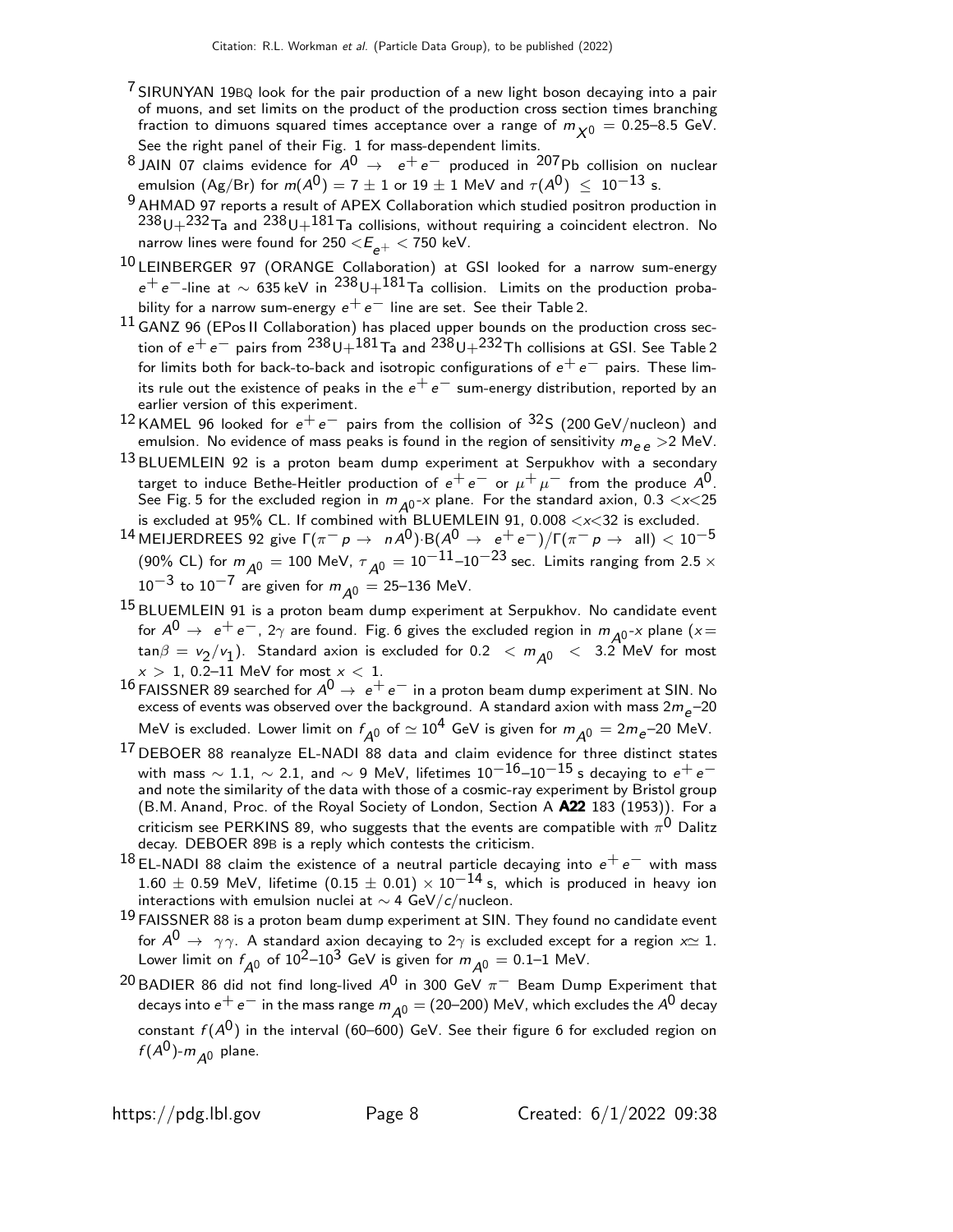[7] SIRUNYAN 19BQ look for the pair production of a new light boson decaying into a pair of muons, and set limits on the product of the production cross section times branching fraction to dimuons squared times acceptance over a range of $m_{X^0}$ = 0.25–8.5 GeV. See the right panel of their Fig. 1 for mass-dependent limits.

[8] JAIN 07 claims evidence for $A^0 \rightarrow e^+ e^-$ produced in $^{207}$Pb collision on nuclear emulsion (Ag/Br) for $m(A^0) = 7 \pm 1$ or $19 \pm 1$ MeV and $\tau(A^0) \leq 10^{-13}$ s.

[9] AHMAD 97 reports a result of APEX Collaboration which studied positron production in $^{238}$U+$^{232}$Ta and $^{238}$U+$^{181}$Ta collisions, without requiring a coincident electron. No narrow lines were found for 250 $< E_{e^+} <$ 750 keV.

[10] LEINBERGER 97 (ORANGE Collaboration) at GSI looked for a narrow sum-energy $e^+ e^-$-line at $\sim$ 635 keV in $^{238}$U+$^{181}$Ta collision. Limits on the production probability for a narrow sum-energy $e^+ e^-$ line are set. See their Table 2.

[11] GANZ 96 (EPos II Collaboration) has placed upper bounds on the production cross section of $e^+ e^-$ pairs from $^{238}$U+$^{181}$Ta and $^{238}$U+$^{232}$Th collisions at GSI. See Table 2 for limits both for back-to-back and isotropic configurations of $e^+ e^-$ pairs. These limits rule out the existence of peaks in the $e^+ e^-$ sum-energy distribution, reported by an earlier version of this experiment.

[12] KAMEL 96 looked for $e^+ e^-$ pairs from the collision of $^{32}$S (200 GeV/nucleon) and emulsion. No evidence of mass peaks is found in the region of sensitivity $m_{ee} >$2 MeV.

[13] BLUEMLEIN 92 is a proton beam dump experiment at Serpukhov with a secondary target to induce Bethe-Heitler production of $e^+ e^-$ or $\mu^+ \mu^-$ from the produce $A^0$. See Fig. 5 for the excluded region in $m_{A^0}$-$x$ plane. For the standard axion, 0.3 $<x<$25 is excluded at 95% CL. If combined with BLUEMLEIN 91, 0.008 $<x<$32 is excluded.

[14] MEIJERDREES 92 give $\Gamma(\pi^- p \rightarrow n A^0) \cdot B(A^0 \rightarrow e^+ e^-)/\Gamma(\pi^- p \rightarrow \text{all}) < 10^{-5}$ (90% CL) for $m_{A^0}$ = 100 MeV, $\tau_{A^0} = 10^{-11}$–$10^{-23}$ sec. Limits ranging from 2.5 $\times$ $10^{-3}$ to $10^{-7}$ are given for $m_{A^0}$ = 25–136 MeV.

[15] BLUEMLEIN 91 is a proton beam dump experiment at Serpukhov. No candidate event for $A^0 \rightarrow e^+ e^-$, $2\gamma$ are found. Fig. 6 gives the excluded region in $m_{A^0}$-$x$ plane ($x = \tan\beta = v_2/v_1$). Standard axion is excluded for 0.2 $< m_{A^0} <$ 3.2 MeV for most $x >$ 1, 0.2–11 MeV for most $x <$ 1.

[16] FAISSNER 89 searched for $A^0 \rightarrow e^+ e^-$ in a proton beam dump experiment at SIN. No excess of events was observed over the background. A standard axion with mass $2m_e$–20 MeV is excluded. Lower limit on $f_{A^0}$ of $\simeq 10^4$ GeV is given for $m_{A^0} = 2m_e$–20 MeV.

[17] DEBOER 88 reanalyze EL-NADI 88 data and claim evidence for three distinct states with mass $\sim$ 1.1, $\sim$ 2.1, and $\sim$ 9 MeV, lifetimes $10^{-16}$–$10^{-15}$ s decaying to $e^+ e^-$ and note the similarity of the data with those of a cosmic-ray experiment by Bristol group (B.M. Anand, Proc. of the Royal Society of London, Section A **A22** 183 (1953)). For a criticism see PERKINS 89, who suggests that the events are compatible with $\pi^0$ Dalitz decay. DEBOER 89B is a reply which contests the criticism.

[18] EL-NADI 88 claim the existence of a neutral particle decaying into $e^+ e^-$ with mass 1.60 $\pm$ 0.59 MeV, lifetime $(0.15 \pm 0.01) \times 10^{-14}$ s, which is produced in heavy ion interactions with emulsion nuclei at $\sim$ 4 GeV/c/nucleon.

[19] FAISSNER 88 is a proton beam dump experiment at SIN. They found no candidate event for $A^0 \rightarrow \gamma\gamma$. A standard axion decaying to $2\gamma$ is excluded except for a region $x \simeq 1$. Lower limit on $f_{A^0}$ of $10^2$–$10^3$ GeV is given for $m_{A^0}$ = 0.1–1 MeV.

[20] BADIER 86 did not find long-lived $A^0$ in 300 GeV $\pi^-$ Beam Dump Experiment that decays into $e^+ e^-$ in the mass range $m_{A^0}$ = (20–200) MeV, which excludes the $A^0$ decay constant $f(A^0)$ in the interval (60–600) GeV. See their figure 6 for excluded region on $f(A^0)$-$m_{A^0}$ plane.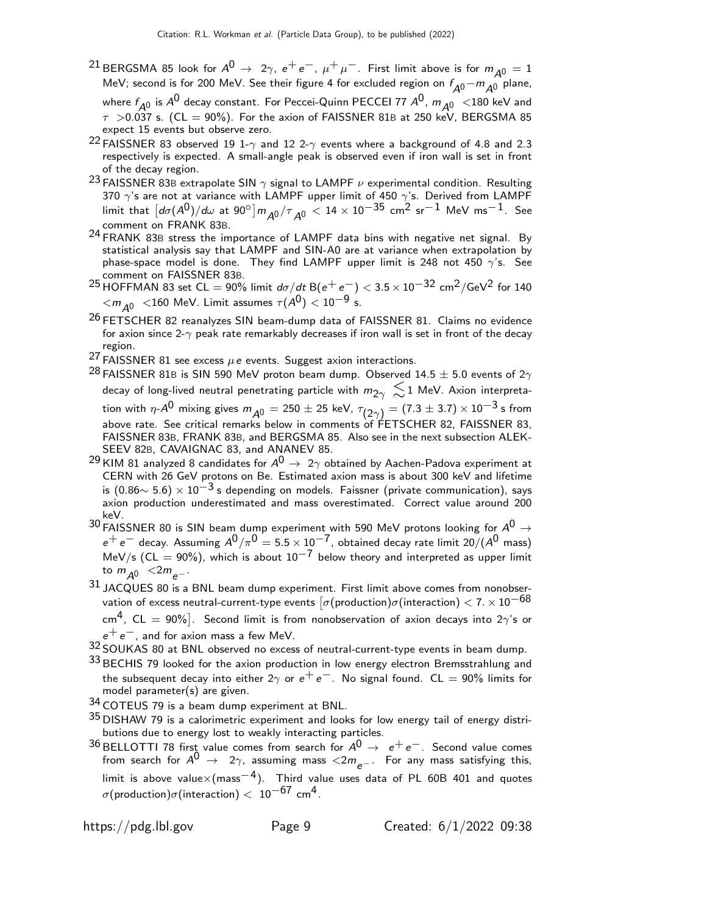[21] BERGSMA 85 look for $A^0 \rightarrow 2\gamma$, $e^+e^-$, $\mu^+\mu^-$. First limit above is for $m_{A^0} = 1$ MeV; second is for 200 MeV. See their figure 4 for excluded region on $f_{A^0}-m_{A^0}$ plane, where $f_{A^0}$ is $A^0$ decay constant. For Peccei-Quinn PECCEI 77 $A^0$, $m_{A^0}$ <180 keV and $\tau$ >0.037 s. (CL = 90%). For the axion of FAISSNER 81B at 250 keV, BERGSMA 85 expect 15 events but observe zero.

[22] FAISSNER 83 observed 19 1-$\gamma$ and 12 2-$\gamma$ events where a background of 4.8 and 2.3 respectively is expected. A small-angle peak is observed even if iron wall is set in front of the decay region.

[23] FAISSNER 83B extrapolate SIN $\gamma$ signal to LAMPF $\nu$ experimental condition. Resulting 370 $\gamma$'s are not at variance with LAMPF upper limit of 450 $\gamma$'s. Derived from LAMPF limit that $[d\sigma(A^0)/d\omega$ at $90^\circ] m_{A^0}/\tau_{A^0} < 14 \times 10^{-35}$ cm$^2$ sr$^{-1}$ MeV ms$^{-1}$. See comment on FRANK 83B.

[24] FRANK 83B stress the importance of LAMPF data bins with negative net signal. By statistical analysis say that LAMPF and SIN-A0 are at variance when extrapolation by phase-space model is done. They find LAMPF upper limit is 248 not 450 $\gamma$'s. See comment on FAISSNER 83B.

[25] HOFFMAN 83 set CL = 90% limit $d\sigma/dt$ B$(e^+e^-) < 3.5 \times 10^{-32}$ cm$^2$/GeV$^2$ for 140 $<m_{A^0}$ <160 MeV. Limit assumes $\tau(A^0) < 10^{-9}$ s.

[26] FETSCHER 82 reanalyzes SIN beam-dump data of FAISSNER 81. Claims no evidence for axion since 2-$\gamma$ peak rate remarkably decreases if iron wall is set in front of the decay region.

[27] FAISSNER 81 see excess $\mu e$ events. Suggest axion interactions.

[28] FAISSNER 81B is SIN 590 MeV proton beam dump. Observed 14.5 $\pm$ 5.0 events of 2$\gamma$ decay of long-lived neutral penetrating particle with $m_{2\gamma} \lesssim 1$ MeV. Axion interpretation with $\eta$-$A^0$ mixing gives $m_{A^0} = 250 \pm 25$ keV, $\tau_{(2\gamma)} = (7.3 \pm 3.7) \times 10^{-3}$ s from above rate. See critical remarks below in comments of FETSCHER 82, FAISSNER 83, FAISSNER 83B, FRANK 83B, and BERGSMA 85. Also see in the next subsection ALEKSEEV 82B, CAVAIGNAC 83, and ANANEV 85.

[29] KIM 81 analyzed 8 candidates for $A^0 \rightarrow 2\gamma$ obtained by Aachen-Padova experiment at CERN with 26 GeV protons on Be. Estimated axion mass is about 300 keV and lifetime is $(0.86\sim 5.6) \times 10^{-3}$ s depending on models. Faissner (private communication), says axion production underestimated and mass overestimated. Correct value around 200 keV.

[30] FAISSNER 80 is SIN beam dump experiment with 590 MeV protons looking for $A^0 \rightarrow e^+e^-$ decay. Assuming $A^0/\pi^0 = 5.5 \times 10^{-7}$, obtained decay rate limit 20/($A^0$ mass) MeV/s (CL = 90%), which is about $10^{-7}$ below theory and interpreted as upper limit to $m_{A^0} < 2m_{e^-}$.

[31] JACQUES 80 is a BNL beam dump experiment. First limit above comes from nonobservation of excess neutral-current-type events $[\sigma(\text{production})\sigma(\text{interaction}) < 7. \times 10^{-68}$ cm$^4$, CL = 90%$]$. Second limit is from nonobservation of axion decays into 2$\gamma$'s or $e^+e^-$, and for axion mass a few MeV.

[32] SOUKAS 80 at BNL observed no excess of neutral-current-type events in beam dump.

[33] BECHIS 79 looked for the axion production in low energy electron Bremsstrahlung and the subsequent decay into either 2$\gamma$ or $e^+e^-$. No signal found. CL = 90% limits for model parameter(s) are given.

[34] COTEUS 79 is a beam dump experiment at BNL.

[35] DISHAW 79 is a calorimetric experiment and looks for low energy tail of energy distributions due to energy lost to weakly interacting particles.

[36] BELLOTTI 78 first value comes from search for $A^0 \rightarrow e^+e^-$. Second value comes from search for $A^0 \rightarrow 2\gamma$, assuming mass $<2m_{e^-}$. For any mass satisfying this, limit is above value$\times$(mass$^{-4}$). Third value uses data of PL 60B 401 and quotes $\sigma(\text{production})\sigma(\text{interaction}) < 10^{-67}$ cm$^4$.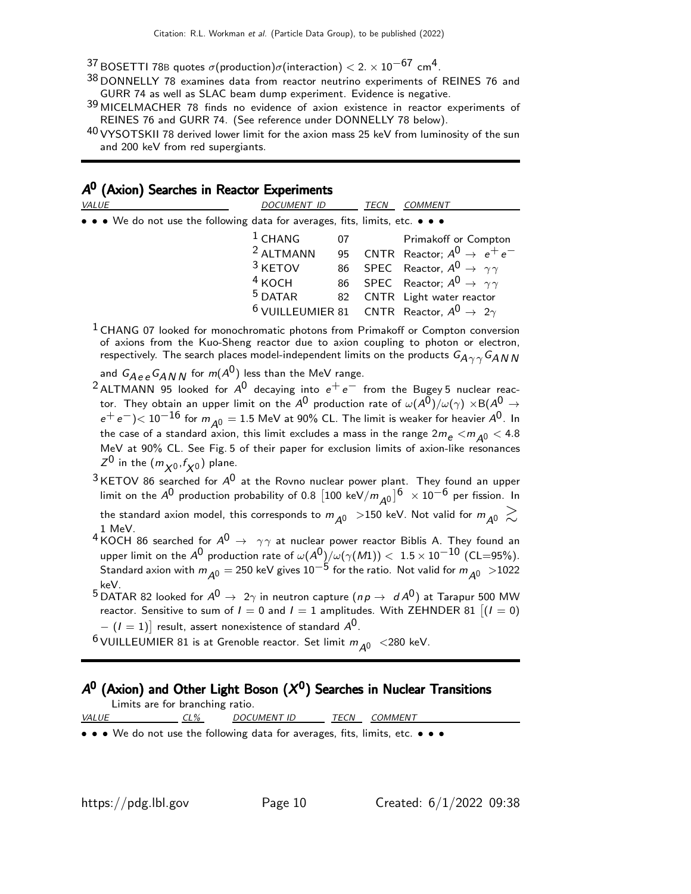[37] BOSETTI 78B quotes $\sigma$(production)$\sigma$(interaction) $< 2. \times 10^{-67}$ cm$^4$.

[38] DONNELLY 78 examines data from reactor neutrino experiments of REINES 76 and GURR 74 as well as SLAC beam dump experiment. Evidence is negative.

[39] MICELMACHER 78 finds no evidence of axion existence in reactor experiments of REINES 76 and GURR 74. (See reference under DONNELLY 78 below).

[40] VYSOTSKII 78 derived lower limit for the axion mass 25 keV from luminosity of the sun and 200 keV from red supergiants.

## $A^0$ (Axion) Searches in Reactor Experiments

| VALUE | DOCUMENT ID | | TECN | COMMENT |
|---|---|---|---|---|
| • • • We do not use the following data for averages, fits, limits, etc. • • • | | | | |
| | [1] CHANG | 07 | | Primakoff or Compton |
| | [2] ALTMANN | 95 | CNTR | Reactor; $A^0 \rightarrow e^+e^-$ |
| | [3] KETOV | 86 | SPEC | Reactor, $A^0 \rightarrow \gamma\gamma$ |
| | [4] KOCH | 86 | SPEC | Reactor; $A^0 \rightarrow \gamma\gamma$ |
| | [5] DATAR | 82 | CNTR | Light water reactor |
| | [6] VUILLEUMIER | 81 | CNTR | Reactor, $A^0 \rightarrow 2\gamma$ |

[1] CHANG 07 looked for monochromatic photons from Primakoff or Compton conversion of axions from the Kuo-Sheng reactor due to axion coupling to photon or electron, respectively. The search places model-independent limits on the products $G_{A\gamma\gamma}G_{ANN}$ and $G_{Aee}G_{ANN}$ for $m(A^0)$ less than the MeV range.

[2] ALTMANN 95 looked for $A^0$ decaying into $e^+e^-$ from the Bugey 5 nuclear reactor. They obtain an upper limit on the $A^0$ production rate of $\omega(A^0)/\omega(\gamma) \times B(A^0 \rightarrow e^+e^-) < 10^{-16}$ for $m_{A^0} = 1.5$ MeV at 90% CL. The limit is weaker for heavier $A^0$. In the case of a standard axion, this limit excludes a mass in the range $2m_e < m_{A^0} < 4.8$ MeV at 90% CL. See Fig. 5 of their paper for exclusion limits of axion-like resonances $Z^0$ in the $(m_{X^0}, f_{X^0})$ plane.

[3] KETOV 86 searched for $A^0$ at the Rovno nuclear power plant. They found an upper limit on the $A^0$ production probability of $0.8\ [100\ \text{keV}/m_{A^0}]^6 \times 10^{-6}$ per fission. In the standard axion model, this corresponds to $m_{A^0} > 150$ keV. Not valid for $m_{A^0} \gtrsim 1$ MeV.

[4] KOCH 86 searched for $A^0 \rightarrow \gamma\gamma$ at nuclear power reactor Biblis A. They found an upper limit on the $A^0$ production rate of $\omega(A^0)/\omega(\gamma(M1)) < 1.5 \times 10^{-10}$ (CL=95%). Standard axion with $m_{A^0} = 250$ keV gives $10^{-5}$ for the ratio. Not valid for $m_{A^0} > 1022$ keV.

[5] DATAR 82 looked for $A^0 \rightarrow 2\gamma$ in neutron capture ($np \rightarrow dA^0$) at Tarapur 500 MW reactor. Sensitive to sum of $I = 0$ and $I = 1$ amplitudes. With ZEHNDER 81 $[(I = 0) - (I = 1)]$ result, assert nonexistence of standard $A^0$.

[6] VUILLEUMIER 81 is at Grenoble reactor. Set limit $m_{A^0} < 280$ keV.

## $A^0$ (Axion) and Other Light Boson ($X^0$) Searches in Nuclear Transitions

Limits are for branching ratio.

| VALUE | CL% | DOCUMENT ID | TECN | COMMENT |
|---|---|---|---|---|
| • • • We do not use the following data for averages, fits, limits, etc. • • • | | | | |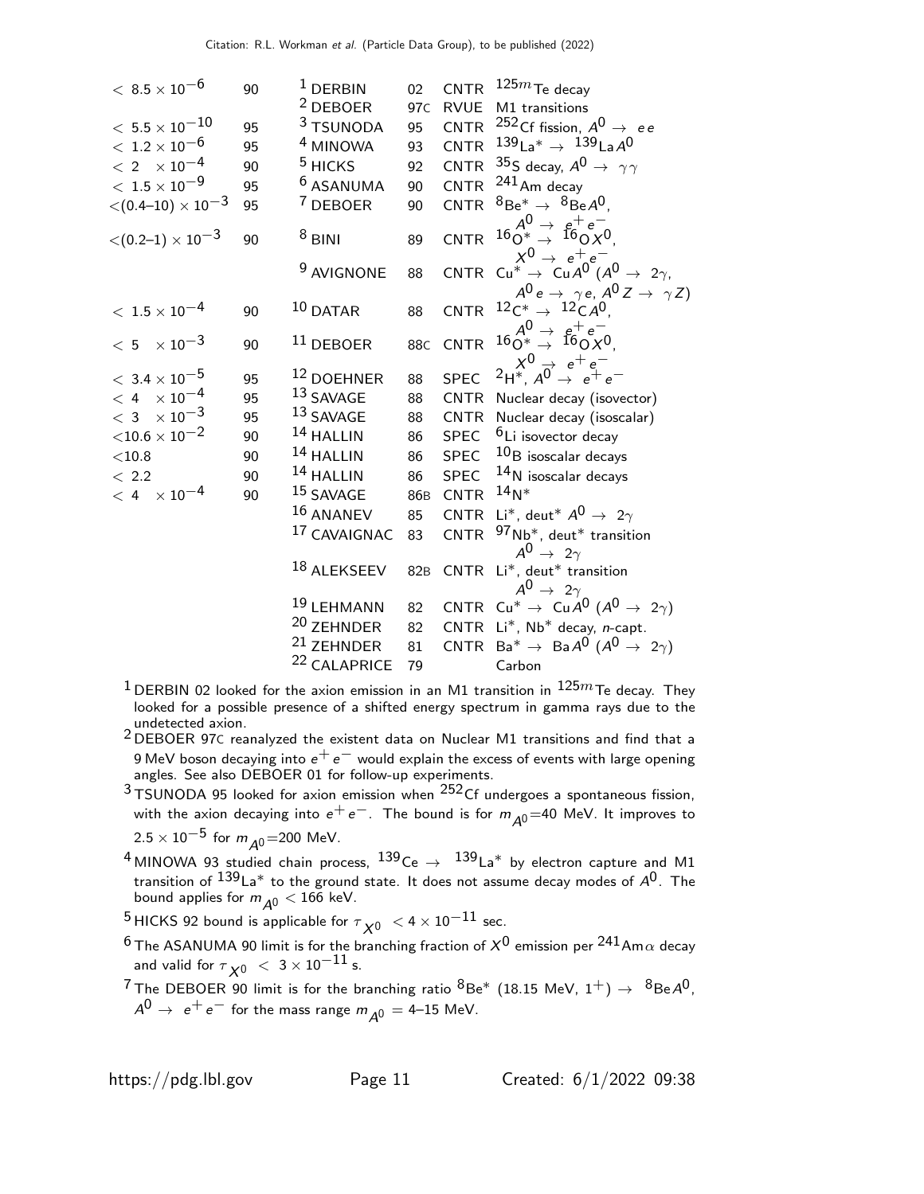| VALUE | CL% | DOCUMENT ID | | TECN | COMMENT |
|---|---|---|---|---|---|
| $< 8.5 \times 10^{-6}$ | 90 | [1] DERBIN | 02 | CNTR | $^{125m}$Te decay |
| | | [2] DEBOER | 97C | RVUE | M1 transitions |
| $< 5.5 \times 10^{-10}$ | 95 | [3] TSUNODA | 95 | CNTR | $^{252}$Cf fission, $A^0 \rightarrow ee$ |
| $< 1.2 \times 10^{-6}$ | 95 | [4] MINOWA | 93 | CNTR | $^{139}La^* \rightarrow {}^{139}La A^0$ |
| $< 2 \times 10^{-4}$ | 90 | [5] HICKS | 92 | CNTR | $^{35}$S decay, $A^0 \rightarrow \gamma\gamma$ |
| $< 1.5 \times 10^{-9}$ | 95 | [6] ASANUMA | 90 | CNTR | $^{241}$Am decay |
| $<(0.4\text{–}10) \times 10^{-3}$ | 95 | [7] DEBOER | 90 | CNTR | $^8Be^* \rightarrow {}^8Be A^0$, $A^0 \rightarrow e^+e^-$ |
| $<(0.2\text{–}1) \times 10^{-3}$ | 90 | [8] BINI | 89 | CNTR | $^{16}O^* \rightarrow {}^{16}O X^0$, $X^0 \rightarrow e^+e^-$ |
| | | [9] AVIGNONE | 88 | CNTR | $Cu^* \rightarrow Cu A^0$ ($A^0 \rightarrow 2\gamma$, $A^0 e \rightarrow \gamma e$, $A^0 Z \rightarrow \gamma Z$) |
| $< 1.5 \times 10^{-4}$ | 90 | [10] DATAR | 88 | CNTR | $^{12}C^* \rightarrow {}^{12}C A^0$, $A^0 \rightarrow e^+e^-$ |
| $< 5 \times 10^{-3}$ | 90 | [11] DEBOER | 88C | CNTR | $^{16}O^* \rightarrow {}^{16}O X^0$, $X^0 \rightarrow e^+e^-$ |
| $< 3.4 \times 10^{-5}$ | 95 | [12] DOEHNER | 88 | SPEC | $^2H^*$, $A^0 \rightarrow e^+e^-$ |
| $< 4 \times 10^{-4}$ | 95 | [13] SAVAGE | 88 | CNTR | Nuclear decay (isovector) |
| $< 3 \times 10^{-3}$ | 95 | [13] SAVAGE | 88 | CNTR | Nuclear decay (isoscalar) |
| $<10.6 \times 10^{-2}$ | 90 | [14] HALLIN | 86 | SPEC | $^6$Li isovector decay |
| $<10.8$ | 90 | [14] HALLIN | 86 | SPEC | $^{10}$B isoscalar decays |
| $< 2.2$ | 90 | [14] HALLIN | 86 | SPEC | $^{14}$N isoscalar decays |
| $< 4 \times 10^{-4}$ | 90 | [15] SAVAGE | 86B | CNTR | $^{14}N^*$ |
| | | [16] ANANEV | 85 | CNTR | $Li^*$, deut$^*$ $A^0 \rightarrow 2\gamma$ |
| | | [17] CAVAIGNAC | 83 | CNTR | $^{97}Nb^*$, deut$^*$ transition $A^0 \rightarrow 2\gamma$ |
| | | [18] ALEKSEEV | 82B | CNTR | $Li^*$, deut$^*$ transition $A^0 \rightarrow 2\gamma$ |
| | | [19] LEHMANN | 82 | CNTR | $Cu^* \rightarrow Cu A^0$ ($A^0 \rightarrow 2\gamma$) |
| | | [20] ZEHNDER | 82 | CNTR | $Li^*$, $Nb^*$ decay, $n$-capt. |
| | | [21] ZEHNDER | 81 | CNTR | $Ba^* \rightarrow Ba A^0$ ($A^0 \rightarrow 2\gamma$) |
| | | [22] CALAPRICE | 79 | | Carbon |

[1] DERBIN 02 looked for the axion emission in an M1 transition in $^{125m}$Te decay. They looked for a possible presence of a shifted energy spectrum in gamma rays due to the undetected axion.

[2] DEBOER 97C reanalyzed the existent data on Nuclear M1 transitions and find that a 9 MeV boson decaying into $e^+e^-$ would explain the excess of events with large opening angles. See also DEBOER 01 for follow-up experiments.

[3] TSUNODA 95 looked for axion emission when $^{252}$Cf undergoes a spontaneous fission, with the axion decaying into $e^+e^-$. The bound is for $m_{A^0}$=40 MeV. It improves to $2.5 \times 10^{-5}$ for $m_{A^0}$=200 MeV.

[4] MINOWA 93 studied chain process, $^{139}Ce \rightarrow {}^{139}La^*$ by electron capture and M1 transition of $^{139}La^*$ to the ground state. It does not assume decay modes of $A^0$. The bound applies for $m_{A^0} < 166$ keV.

[5] HICKS 92 bound is applicable for $\tau_{X^0} < 4 \times 10^{-11}$ sec.

[6] The ASANUMA 90 limit is for the branching fraction of $X^0$ emission per $^{241}$Am$\alpha$ decay and valid for $\tau_{X^0} < 3 \times 10^{-11}$ s.

[7] The DEBOER 90 limit is for the branching ratio $^8Be^*$ (18.15 MeV, $1^+$) $\rightarrow {}^8Be A^0$, $A^0 \rightarrow e^+e^-$ for the mass range $m_{A^0}$ = 4–15 MeV.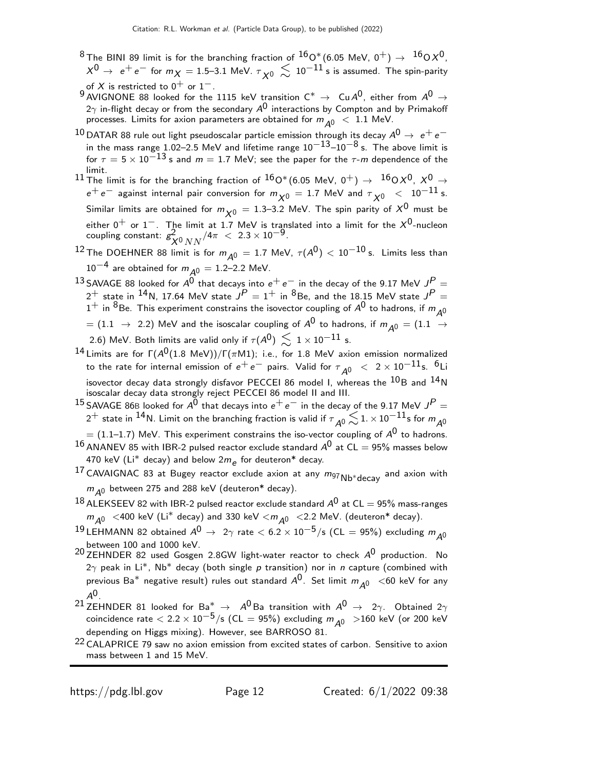[8] The BINI 89 limit is for the branching fraction of $^{16}O^*(6.05 \text{ MeV}, 0^+) \rightarrow {}^{16}O X^0$, $X^0 \rightarrow e^+e^-$ for $m_X = 1.5$–$3.1$ MeV. $\tau_{X^0} \lesssim 10^{-11}$ s is assumed. The spin-parity of $X$ is restricted to $0^+$ or $1^-$.

[9] AVIGNONE 88 looked for the 1115 keV transition $C^* \rightarrow \text{Cu}A^0$, either from $A^0 \rightarrow 2\gamma$ in-flight decay or from the secondary $A^0$ interactions by Compton and by Primakoff processes. Limits for axion parameters are obtained for $m_{A^0} < 1.1$ MeV.

[10] DATAR 88 rule out light pseudoscalar particle emission through its decay $A^0 \rightarrow e^+e^-$ in the mass range 1.02–2.5 MeV and lifetime range $10^{-13}$–$10^{-8}$ s. The above limit is for $\tau = 5 \times 10^{-13}$ s and $m = 1.7$ MeV; see the paper for the $\tau$-$m$ dependence of the limit.

[11] The limit is for the branching fraction of $^{16}O^*(6.05 \text{ MeV}, 0^+) \rightarrow {}^{16}O X^0$, $X^0 \rightarrow e^+e^-$ against internal pair conversion for $m_{X^0} = 1.7$ MeV and $\tau_{X^0} < 10^{-11}$ s. Similar limits are obtained for $m_{X^0} = 1.3$–$3.2$ MeV. The spin parity of $X^0$ must be either $0^+$ or $1^-$. The limit at 1.7 MeV is translated into a limit for the $X^0$-nucleon coupling constant: $g^2_{X^0 NN}/4\pi < 2.3 \times 10^{-9}$.

[12] The DOEHNER 88 limit is for $m_{A^0} = 1.7$ MeV, $\tau(A^0) < 10^{-10}$ s. Limits less than $10^{-4}$ are obtained for $m_{A^0} = 1.2$–$2.2$ MeV.

[13] SAVAGE 88 looked for $A^0$ that decays into $e^+e^-$ in the decay of the 9.17 MeV $J^P = 2^+$ state in $^{14}$N, 17.64 MeV state $J^P = 1^+$ in $^8$Be, and the 18.15 MeV state $J^P = 1^+$ in $^8$Be. This experiment constrains the isovector coupling of $A^0$ to hadrons, if $m_{A^0} = (1.1 \rightarrow 2.2)$ MeV and the isoscalar coupling of $A^0$ to hadrons, if $m_{A^0} = (1.1 \rightarrow 2.6)$ MeV. Both limits are valid only if $\tau(A^0) \lesssim 1 \times 10^{-11}$ s.

[14] Limits are for $\Gamma(A^0(1.8 \text{ MeV}))/\Gamma(\pi\text{M1})$; i.e., for 1.8 MeV axion emission normalized to the rate for internal emission of $e^+e^-$ pairs. Valid for $\tau_{A^0} < 2 \times 10^{-11}$s. $^6$Li isovector decay data strongly disfavor PECCEI 86 model I, whereas the $^{10}$B and $^{14}$N isoscalar decay data strongly reject PECCEI 86 model II and III.

[15] SAVAGE 86B looked for $A^0$ that decays into $e^+e^-$ in the decay of the 9.17 MeV $J^P = 2^+$ state in $^{14}$N. Limit on the branching fraction is valid if $\tau_{A^0} \lesssim 1. \times 10^{-11}$s for $m_{A^0} = (1.1$–$1.7)$ MeV. This experiment constrains the iso-vector coupling of $A^0$ to hadrons.

[16] ANANEV 85 with IBR-2 pulsed reactor exclude standard $A^0$ at CL = 95% masses below 470 keV (Li* decay) and below $2m_e$ for deuteron* decay.

[17] CAVAIGNAC 83 at Bugey reactor exclude axion at any $m_{^{97}\text{Nb}^*\text{decay}}$ and axion with $m_{A^0}$ between 275 and 288 keV (deuteron* decay).

[18] ALEKSEEV 82 with IBR-2 pulsed reactor exclude standard $A^0$ at CL = 95% mass-ranges $m_{A^0} <$400 keV (Li* decay) and 330 keV $< m_{A^0} <$2.2 MeV. (deuteron* decay).

[19] LEHMANN 82 obtained $A^0 \rightarrow 2\gamma$ rate $< 6.2 \times 10^{-5}$/s (CL = 95%) excluding $m_{A^0}$ between 100 and 1000 keV.

[20] ZEHNDER 82 used Gosgen 2.8GW light-water reactor to check $A^0$ production. No $2\gamma$ peak in Li*, Nb* decay (both single $p$ transition) nor in $n$ capture (combined with previous Ba* negative result) rules out standard $A^0$. Set limit $m_{A^0} <$60 keV for any $A^0$.

[21] ZEHNDER 81 looked for Ba* $\rightarrow A^0$Ba transition with $A^0 \rightarrow 2\gamma$. Obtained $2\gamma$ coincidence rate $< 2.2 \times 10^{-5}$/s (CL = 95%) excluding $m_{A^0} >$160 keV (or 200 keV depending on Higgs mixing). However, see BARROSO 81.

[22] CALAPRICE 79 saw no axion emission from excited states of carbon. Sensitive to axion mass between 1 and 15 MeV.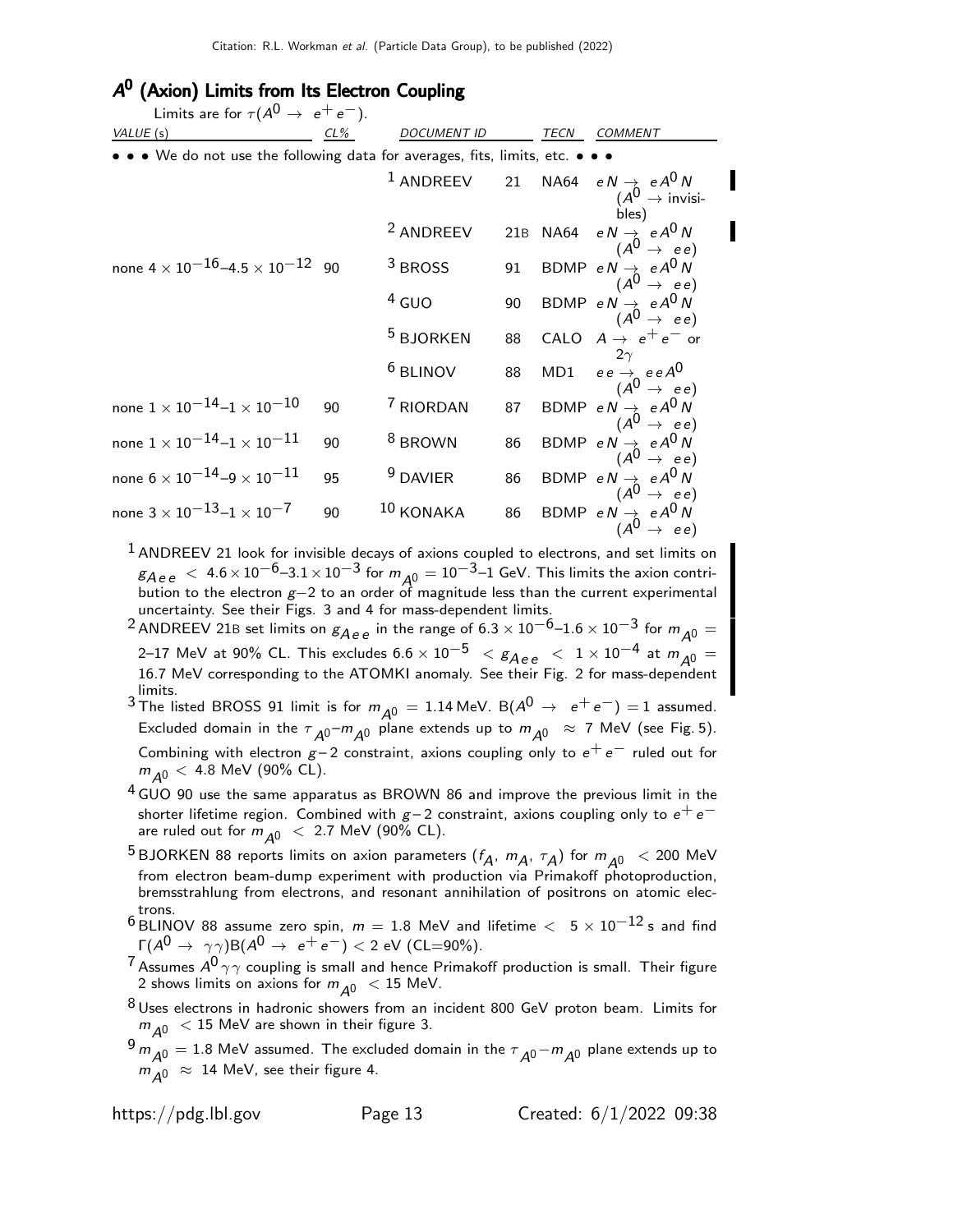## $A^0$ (Axion) Limits from Its Electron Coupling

Limits are for $\tau(A^0 \to e^+e^-)$.

| VALUE (s) | CL% | DOCUMENT ID | | TECN | COMMENT |
|---|---|---|---|---|---|
| • • • We do not use the following data for averages, fits, limits, etc. • • • | | | | | |
| | | [1] ANDREEV | 21 | NA64 | $eN \to eA^0N$ ($A^0 \to$ invisibles) |
| | | [2] ANDREEV | 21B | NA64 | $eN \to eA^0N$ ($A^0 \to ee$) |
| none $4 \times 10^{-16}$–$4.5 \times 10^{-12}$ | 90 | [3] BROSS | 91 | BDMP | $eN \to eA^0N$ ($A^0 \to ee$) |
| | | [4] GUO | 90 | BDMP | $eN \to eA^0N$ ($A^0 \to ee$) |
| | | [5] BJORKEN | 88 | CALO | $A \to e^+e^-$ or $2\gamma$ |
| | | [6] BLINOV | 88 | MD1 | $ee \to eeA^0$ ($A^0 \to ee$) |
| none $1 \times 10^{-14}$–$1 \times 10^{-10}$ | 90 | [7] RIORDAN | 87 | BDMP | $eN \to eA^0N$ ($A^0 \to ee$) |
| none $1 \times 10^{-14}$–$1 \times 10^{-11}$ | 90 | [8] BROWN | 86 | BDMP | $eN \to eA^0N$ ($A^0 \to ee$) |
| none $6 \times 10^{-14}$–$9 \times 10^{-11}$ | 95 | [9] DAVIER | 86 | BDMP | $eN \to eA^0N$ ($A^0 \to ee$) |
| none $3 \times 10^{-13}$–$1 \times 10^{-7}$ | 90 | [10] KONAKA | 86 | BDMP | $eN \to eA^0N$ ($A^0 \to ee$) |

[1] ANDREEV 21 look for invisible decays of axions coupled to electrons, and set limits on $g_{Aee} < 4.6 \times 10^{-6}$–$3.1 \times 10^{-3}$ for $m_{A^0} = 10^{-3}$–1 GeV. This limits the axion contribution to the electron $g-2$ to an order of magnitude less than the current experimental uncertainty. See their Figs. 3 and 4 for mass-dependent limits.

[2] ANDREEV 21B set limits on $g_{Aee}$ in the range of $6.3 \times 10^{-6}$–$1.6 \times 10^{-3}$ for $m_{A^0} =$ 2–17 MeV at 90% CL. This excludes $6.6 \times 10^{-5} < g_{Aee} < 1 \times 10^{-4}$ at $m_{A^0} =$ 16.7 MeV corresponding to the ATOMKI anomaly. See their Fig. 2 for mass-dependent limits.

[3] The listed BROSS 91 limit is for $m_{A^0} = 1.14$ MeV. $B(A^0 \to e^+e^-) = 1$ assumed. Excluded domain in the $\tau_{A^0}$–$m_{A^0}$ plane extends up to $m_{A^0} \approx 7$ MeV (see Fig. 5). Combining with electron $g-2$ constraint, axions coupling only to $e^+e^-$ ruled out for $m_{A^0} < 4.8$ MeV (90% CL).

[4] GUO 90 use the same apparatus as BROWN 86 and improve the previous limit in the shorter lifetime region. Combined with $g-2$ constraint, axions coupling only to $e^+e^-$ are ruled out for $m_{A^0} < 2.7$ MeV (90% CL).

[5] BJORKEN 88 reports limits on axion parameters ($f_A$, $m_A$, $\tau_A$) for $m_{A^0} < 200$ MeV from electron beam-dump experiment with production via Primakoff photoproduction, bremsstrahlung from electrons, and resonant annihilation of positrons on atomic electrons.

[6] BLINOV 88 assume zero spin, $m = 1.8$ MeV and lifetime $< 5 \times 10^{-12}$ s and find $\Gamma(A^0 \to \gamma\gamma)B(A^0 \to e^+e^-) < 2$ eV (CL=90%).

[7] Assumes $A^0\gamma\gamma$ coupling is small and hence Primakoff production is small. Their figure 2 shows limits on axions for $m_{A^0} < 15$ MeV.

[8] Uses electrons in hadronic showers from an incident 800 GeV proton beam. Limits for $m_{A^0} < 15$ MeV are shown in their figure 3.

[9] $m_{A^0} = 1.8$ MeV assumed. The excluded domain in the $\tau_{A^0}-m_{A^0}$ plane extends up to $m_{A^0} \approx 14$ MeV, see their figure 4.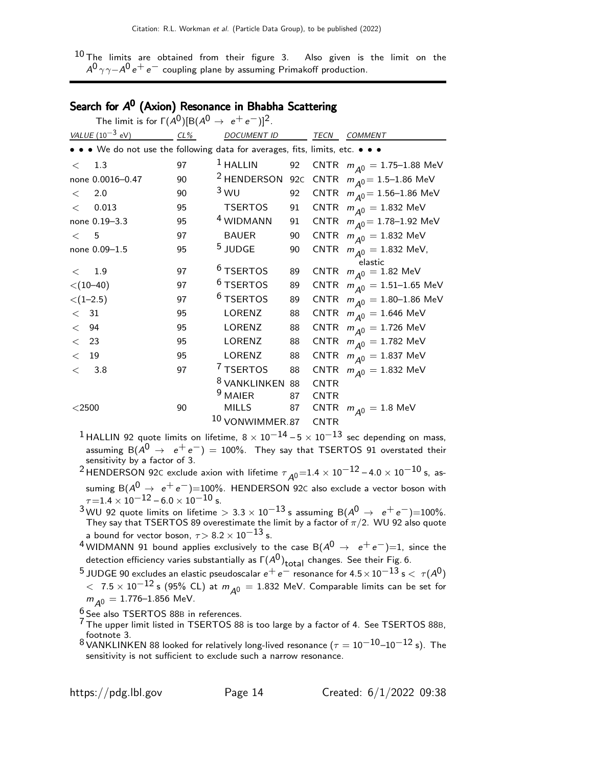[10] The limits are obtained from their figure 3. Also given is the limit on the $A^0\gamma\gamma$–$A^0e^+e^-$ coupling plane by assuming Primakoff production.

## Search for $A^0$ (Axion) Resonance in Bhabha Scattering

The limit is for $\Gamma(A^0)[B(A^0 \to e^+e^-)]^2$.

| VALUE ($10^{-3}$ eV) | CL% | DOCUMENT ID | | TECN | COMMENT |
|---|---|---|---|---|---|
| • • • We do not use the following data for averages, fits, limits, etc. • • • | | | | | |
| $<$ 1.3 | 97 | [1] HALLIN | 92 | CNTR | $m_{A^0} = 1.75$–$1.88$ MeV |
| none 0.0016–0.47 | 90 | [2] HENDERSON | 92C | CNTR | $m_{A^0} = 1.5$–$1.86$ MeV |
| $<$ 2.0 | 90 | [3] WU | 92 | CNTR | $m_{A^0} = 1.56$–$1.86$ MeV |
| $<$ 0.013 | 95 | TSERTOS | 91 | CNTR | $m_{A^0} = 1.832$ MeV |
| none 0.19–3.3 | 95 | [4] WIDMANN | 91 | CNTR | $m_{A^0} = 1.78$–$1.92$ MeV |
| $<$ 5 | 97 | BAUER | 90 | CNTR | $m_{A^0} = 1.832$ MeV |
| none 0.09–1.5 | 95 | [5] JUDGE | 90 | CNTR | $m_{A^0} = 1.832$ MeV, elastic |
| $<$ 1.9 | 97 | [6] TSERTOS | 89 | CNTR | $m_{A^0} = 1.82$ MeV |
| $<$(10–40) | 97 | [6] TSERTOS | 89 | CNTR | $m_{A^0} = 1.51$–$1.65$ MeV |
| $<$(1–2.5) | 97 | [6] TSERTOS | 89 | CNTR | $m_{A^0} = 1.80$–$1.86$ MeV |
| $<$ 31 | 95 | LORENZ | 88 | CNTR | $m_{A^0} = 1.646$ MeV |
| $<$ 94 | 95 | LORENZ | 88 | CNTR | $m_{A^0} = 1.726$ MeV |
| $<$ 23 | 95 | LORENZ | 88 | CNTR | $m_{A^0} = 1.782$ MeV |
| $<$ 19 | 95 | LORENZ | 88 | CNTR | $m_{A^0} = 1.837$ MeV |
| $<$ 3.8 | 97 | [7] TSERTOS | 88 | CNTR | $m_{A^0} = 1.832$ MeV |
| | | [8] VANKLINKEN | 88 | CNTR | |
| | | [9] MAIER | 87 | CNTR | |
| $<$2500 | 90 | MILLS | 87 | CNTR | $m_{A^0} = 1.8$ MeV |
| | | [10] VONWIMMER... | 87 | CNTR | |

[1] HALLIN 92 quote limits on lifetime, $8 \times 10^{-14} - 5 \times 10^{-13}$ sec depending on mass, assuming $B(A^0 \to e^+e^-) = 100\%$. They say that TSERTOS 91 overstated their sensitivity by a factor of 3.

[2] HENDERSON 92C exclude axion with lifetime $\tau_{A^0}=1.4 \times 10^{-12} - 4.0 \times 10^{-10}$ s, assuming $B(A^0 \to e^+e^-)=100\%$. HENDERSON 92C also exclude a vector boson with $\tau=1.4 \times 10^{-12} - 6.0 \times 10^{-10}$ s.

[3] WU 92 quote limits on lifetime $> 3.3 \times 10^{-13}$ s assuming $B(A^0 \to e^+e^-)=100\%$. They say that TSERTOS 89 overestimate the limit by a factor of $\pi/2$. WU 92 also quote a bound for vector boson, $\tau > 8.2 \times 10^{-13}$ s.

[4] WIDMANN 91 bound applies exclusively to the case $B(A^0 \to e^+e^-)=1$, since the detection efficiency varies substantially as $\Gamma(A^0)_{\text{total}}$ changes. See their Fig. 6.

[5] JUDGE 90 excludes an elastic pseudoscalar $e^+e^-$ resonance for $4.5 \times 10^{-13}\text{ s} < \tau(A^0) < 7.5 \times 10^{-12}$ s (95% CL) at $m_{A^0} = 1.832$ MeV. Comparable limits can be set for $m_{A^0} = 1.776$–$1.856$ MeV.

[6] See also TSERTOS 88B in references.

[7] The upper limit listed in TSERTOS 88 is too large by a factor of 4. See TSERTOS 88B, footnote 3.

[8] VANKLINKEN 88 looked for relatively long-lived resonance ($\tau = 10^{-10}$–$10^{-12}$ s). The sensitivity is not sufficient to exclude such a narrow resonance.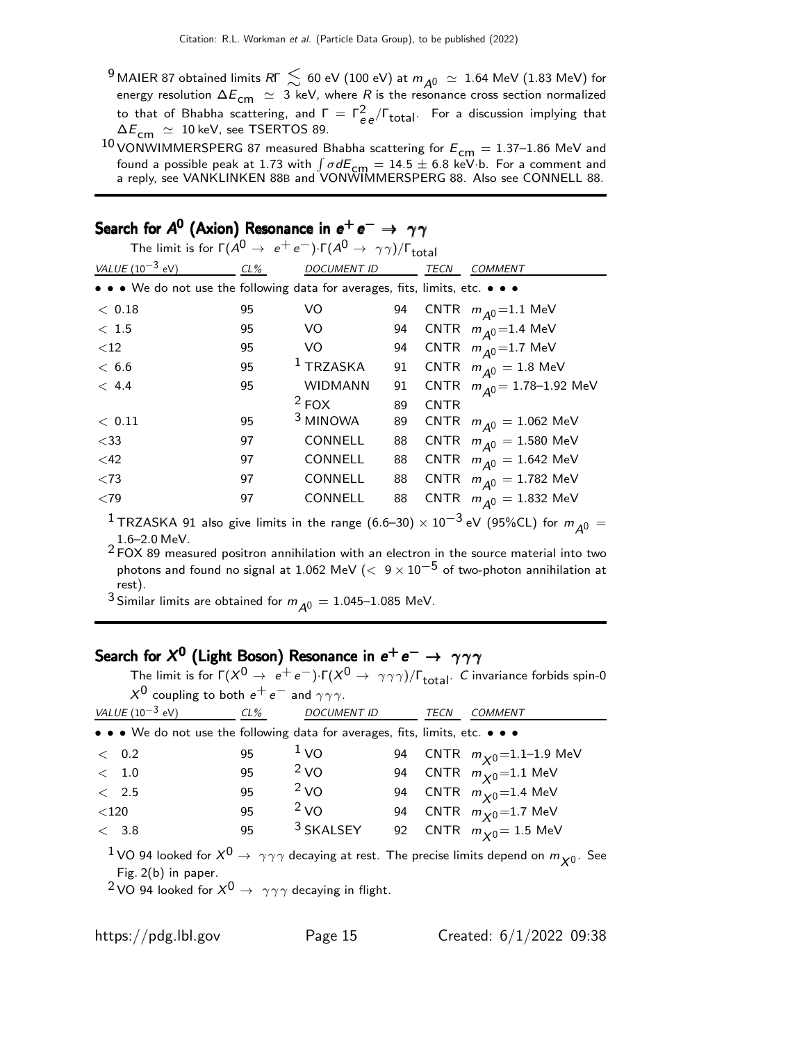[9] MAIER 87 obtained limits $R\Gamma \lesssim$ 60 eV (100 eV) at $m_{A^0} \simeq$ 1.64 MeV (1.83 MeV) for energy resolution $\Delta E_{\rm cm} \simeq$ 3 keV, where $R$ is the resonance cross section normalized to that of Bhabha scattering, and $\Gamma = \Gamma^2_{ee}/\Gamma_{\rm total}$. For a discussion implying that $\Delta E_{\rm cm} \simeq$ 10 keV, see TSERTOS 89.

[10] VONWIMMERSPERG 87 measured Bhabha scattering for $E_{\rm cm}$ = 1.37–1.86 MeV and found a possible peak at 1.73 with $\int \sigma dE_{\rm cm}$ = 14.5 ± 6.8 keV·b. For a comment and a reply, see VANKLINKEN 88B and VONWIMMERSPERG 88. Also see CONNELL 88.

## Search for $A^0$ (Axion) Resonance in $e^+ e^- \rightarrow \gamma\gamma$

The limit is for $\Gamma(A^0 \rightarrow e^+ e^-) \cdot \Gamma(A^0 \rightarrow \gamma\gamma)/\Gamma_{\rm total}$

| VALUE ($10^{-3}$ eV) | CL% | DOCUMENT ID | | TECN | COMMENT |
|---|---|---|---|---|---|
| • • • We do not use the following data for averages, fits, limits, etc. • • • | | | | | |
| < 0.18 | 95 | VO | 94 | CNTR | $m_{A^0}$=1.1 MeV |
| < 1.5 | 95 | VO | 94 | CNTR | $m_{A^0}$=1.4 MeV |
| <12 | 95 | VO | 94 | CNTR | $m_{A^0}$=1.7 MeV |
| < 6.6 | 95 | [1] TRZASKA | 91 | CNTR | $m_{A^0}$ = 1.8 MeV |
| < 4.4 | 95 | WIDMANN | 91 | CNTR | $m_{A^0}$= 1.78–1.92 MeV |
| | | [2] FOX | 89 | CNTR | |
| < 0.11 | 95 | [3] MINOWA | 89 | CNTR | $m_{A^0}$ = 1.062 MeV |
| <33 | 97 | CONNELL | 88 | CNTR | $m_{A^0}$ = 1.580 MeV |
| <42 | 97 | CONNELL | 88 | CNTR | $m_{A^0}$ = 1.642 MeV |
| <73 | 97 | CONNELL | 88 | CNTR | $m_{A^0}$ = 1.782 MeV |
| <79 | 97 | CONNELL | 88 | CNTR | $m_{A^0}$ = 1.832 MeV |

[1] TRZASKA 91 also give limits in the range (6.6–30) × $10^{-3}$ eV (95%CL) for $m_{A^0}$ = 1.6–2.0 MeV.

[2] FOX 89 measured positron annihilation with an electron in the source material into two photons and found no signal at 1.062 MeV (< 9 × $10^{-5}$ of two-photon annihilation at rest).

[3] Similar limits are obtained for $m_{A^0}$ = 1.045–1.085 MeV.

## Search for $X^0$ (Light Boson) Resonance in $e^+ e^- \rightarrow \gamma\gamma\gamma$

The limit is for $\Gamma(X^0 \rightarrow e^+ e^-) \cdot \Gamma(X^0 \rightarrow \gamma\gamma\gamma)/\Gamma_{\rm total}$. $C$ invariance forbids spin-0 $X^0$ coupling to both $e^+ e^-$ and $\gamma\gamma\gamma$.

| VALUE ($10^{-3}$ eV) | CL% | DOCUMENT ID | | TECN | COMMENT |
|---|---|---|---|---|---|
| • • • We do not use the following data for averages, fits, limits, etc. • • • | | | | | |
| < 0.2 | 95 | [1] VO | 94 | CNTR | $m_{X^0}$=1.1–1.9 MeV |
| < 1.0 | 95 | [2] VO | 94 | CNTR | $m_{X^0}$=1.1 MeV |
| < 2.5 | 95 | [2] VO | 94 | CNTR | $m_{X^0}$=1.4 MeV |
| <120 | 95 | [2] VO | 94 | CNTR | $m_{X^0}$=1.7 MeV |
| < 3.8 | 95 | [3] SKALSEY | 92 | CNTR | $m_{X^0}$= 1.5 MeV |

[1] VO 94 looked for $X^0 \rightarrow \gamma\gamma\gamma$ decaying at rest. The precise limits depend on $m_{X^0}$. See Fig. 2(b) in paper.

[2] VO 94 looked for $X^0 \rightarrow \gamma\gamma\gamma$ decaying in flight.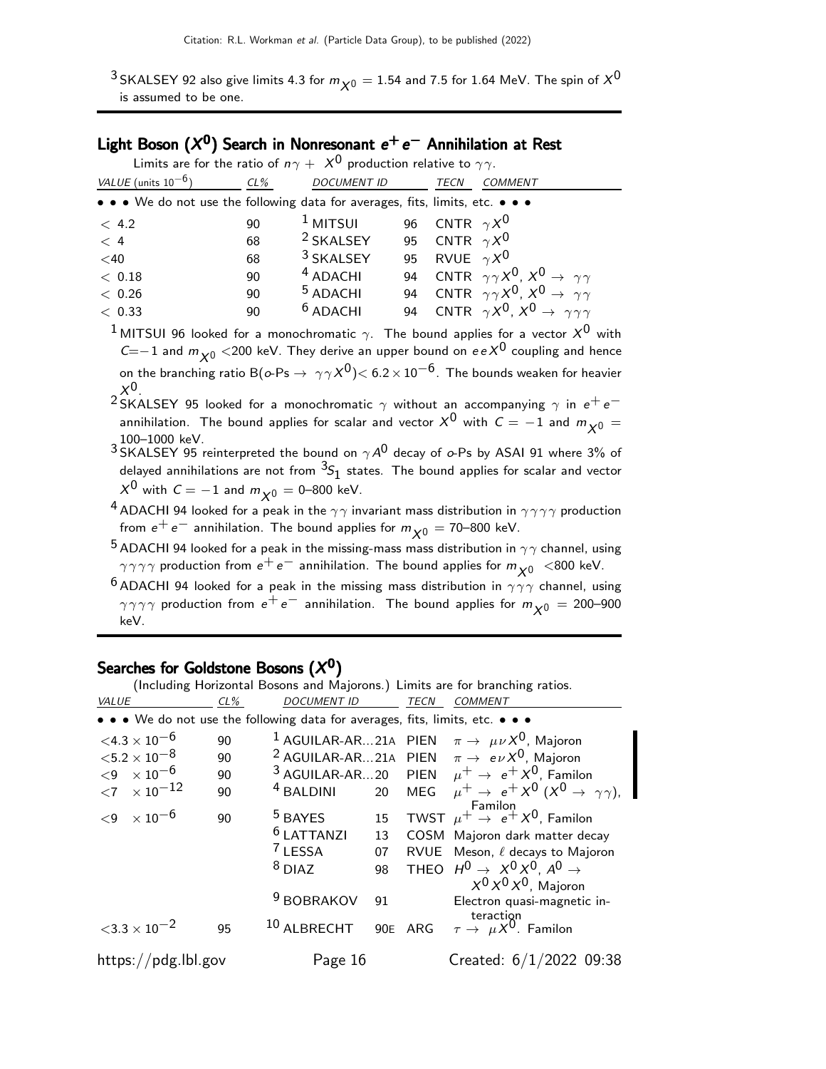[3] SKALSEY 92 also give limits 4.3 for $m_{X^0} = 1.54$ and 7.5 for 1.64 MeV. The spin of $X^0$ is assumed to be one.

## Light Boson ($X^0$) Search in Nonresonant $e^+e^-$ Annihilation at Rest

Limits are for the ratio of $n\gamma + X^0$ production relative to $\gamma\gamma$.

| VALUE (units $10^{-6}$) | CL% | DOCUMENT ID | | TECN | COMMENT |
|---|---|---|---|---|---|
| • • • We do not use the following data for averages, fits, limits, etc. • • • | | | | | |
| $< 4.2$ | 90 | [1] MITSUI | 96 | CNTR | $\gamma X^0$ |
| $< 4$ | 68 | [2] SKALSEY | 95 | CNTR | $\gamma X^0$ |
| $<40$ | 68 | [3] SKALSEY | 95 | RVUE | $\gamma X^0$ |
| $< 0.18$ | 90 | [4] ADACHI | 94 | CNTR | $\gamma\gamma X^0$, $X^0 \to \gamma\gamma$ |
| $< 0.26$ | 90 | [5] ADACHI | 94 | CNTR | $\gamma\gamma X^0$, $X^0 \to \gamma\gamma$ |
| $< 0.33$ | 90 | [6] ADACHI | 94 | CNTR | $\gamma X^0$, $X^0 \to \gamma\gamma\gamma$ |

[1] MITSUI 96 looked for a monochromatic $\gamma$. The bound applies for a vector $X^0$ with $C{=}-1$ and $m_{X^0} <$200 keV. They derive an upper bound on $eeX^0$ coupling and hence on the branching ratio B($o$-Ps $\to \gamma\gamma X^0$)$< 6.2 \times 10^{-6}$. The bounds weaken for heavier $X^0$.

[2] SKALSEY 95 looked for a monochromatic $\gamma$ without an accompanying $\gamma$ in $e^+e^-$ annihilation. The bound applies for scalar and vector $X^0$ with $C = -1$ and $m_{X^0} =$ 100–1000 keV.

[3] SKALSEY 95 reinterpreted the bound on $\gamma A^0$ decay of $o$-Ps by ASAI 91 where 3% of delayed annihilations are not from $^3S_1$ states. The bound applies for scalar and vector $X^0$ with $C = -1$ and $m_{X^0} =$ 0–800 keV.

[4] ADACHI 94 looked for a peak in the $\gamma\gamma$ invariant mass distribution in $\gamma\gamma\gamma\gamma$ production from $e^+e^-$ annihilation. The bound applies for $m_{X^0} =$ 70–800 keV.

[5] ADACHI 94 looked for a peak in the missing-mass mass distribution in $\gamma\gamma$ channel, using $\gamma\gamma\gamma\gamma$ production from $e^+e^-$ annihilation. The bound applies for $m_{X^0} <$800 keV.

[6] ADACHI 94 looked for a peak in the missing mass distribution in $\gamma\gamma\gamma$ channel, using $\gamma\gamma\gamma\gamma$ production from $e^+e^-$ annihilation. The bound applies for $m_{X^0} =$ 200–900 keV.

## Searches for Goldstone Bosons ($X^0$)

(Including Horizontal Bosons and Majorons.) Limits are for branching ratios.

| VALUE | CL% | DOCUMENT ID | | TECN | COMMENT |
|---|---|---|---|---|---|
| • • • We do not use the following data for averages, fits, limits, etc. • • • | | | | | |
| $<4.3 \times 10^{-6}$ | 90 | [1] AGUILAR-AR... | 21A | PIEN | $\pi \to \mu\nu X^0$, Majoron |
| $<5.2 \times 10^{-8}$ | 90 | [2] AGUILAR-AR... | 21A | PIEN | $\pi \to e\nu X^0$, Majoron |
| $<9 \times 10^{-6}$ | 90 | [3] AGUILAR-AR... | 20 | PIEN | $\mu^+ \to e^+ X^0$, Familon |
| $<7 \times 10^{-12}$ | 90 | [4] BALDINI | 20 | MEG | $\mu^+ \to e^+ X^0$ ($X^0 \to \gamma\gamma$), Familon |
| $<9 \times 10^{-6}$ | 90 | [5] BAYES | 15 | TWST | $\mu^+ \to e^+ X^0$, Familon |
| | | [6] LATTANZI | 13 | COSM | Majoron dark matter decay |
| | | [7] LESSA | 07 | RVUE | Meson, $\ell$ decays to Majoron |
| | | [8] DIAZ | 98 | THEO | $H^0 \to X^0 X^0$, $A^0 \to X^0 X^0 X^0$, Majoron |
| | | [9] BOBRAKOV | 91 | | Electron quasi-magnetic interaction |
| $<3.3 \times 10^{-2}$ | 95 | [10] ALBRECHT | 90E | ARG | $\tau \to \mu X^0$. Familon |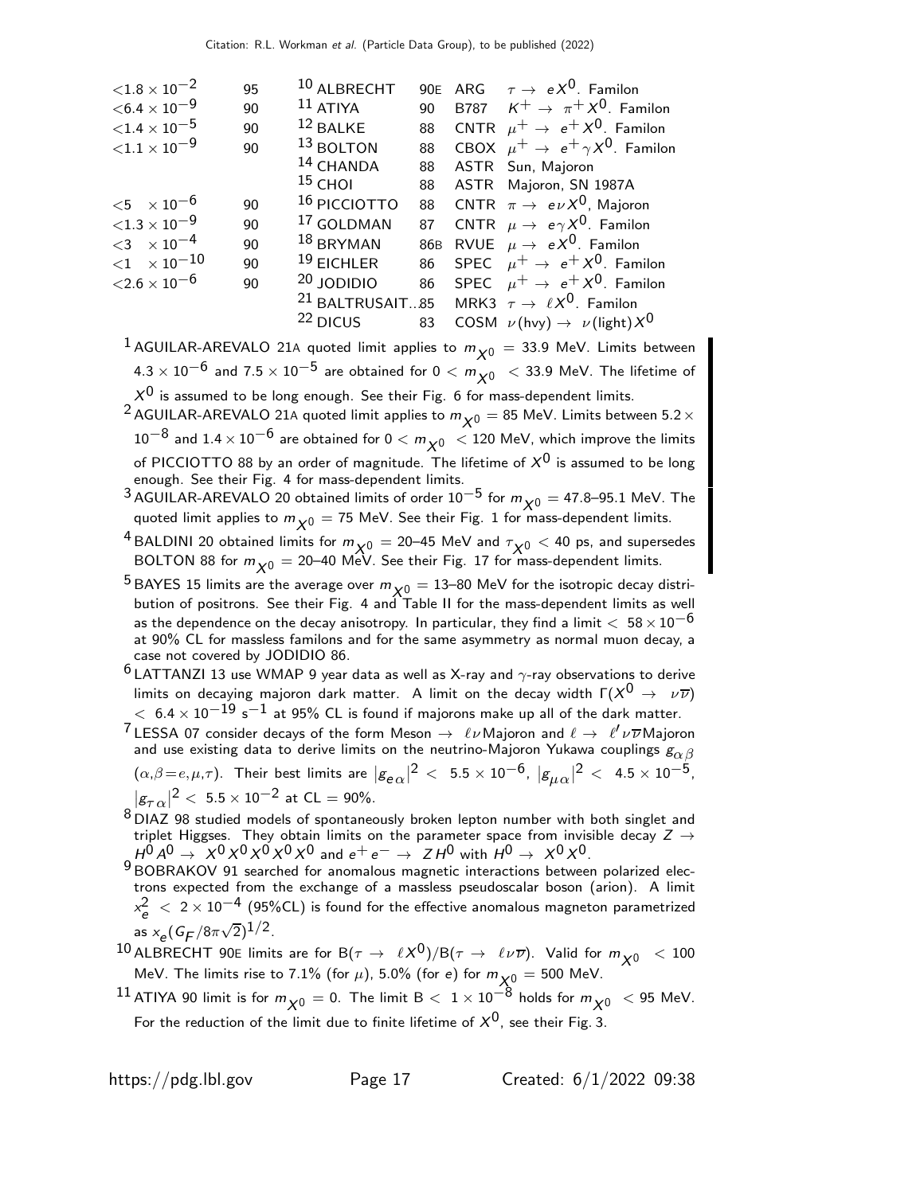| | | | | | |
|---|---|---|---|---|---|
| $<1.8 \times 10^{-2}$ | 95 | [10] ALBRECHT | 90E | ARG | $\tau \to eX^0$. Familon |
| $<6.4 \times 10^{-9}$ | 90 | [11] ATIYA | 90 | B787 | $K^+ \to \pi^+ X^0$. Familon |
| $<1.4 \times 10^{-5}$ | 90 | [12] BALKE | 88 | CNTR | $\mu^+ \to e^+ X^0$. Familon |
| $<1.1 \times 10^{-9}$ | 90 | [13] BOLTON | 88 | CBOX | $\mu^+ \to e^+ \gamma X^0$. Familon |
| | | [14] CHANDA | 88 | ASTR | Sun, Majoron |
| | | [15] CHOI | 88 | ASTR | Majoron, SN 1987A |
| $<5 \times 10^{-6}$ | 90 | [16] PICCIOTTO | 88 | CNTR | $\pi \to e\nu X^0$, Majoron |
| $<1.3 \times 10^{-9}$ | 90 | [17] GOLDMAN | 87 | CNTR | $\mu \to e\gamma X^0$. Familon |
| $<3 \times 10^{-4}$ | 90 | [18] BRYMAN | 86B | RVUE | $\mu \to eX^0$. Familon |
| $<1 \times 10^{-10}$ | 90 | [19] EICHLER | 86 | SPEC | $\mu^+ \to e^+ X^0$. Familon |
| $<2.6 \times 10^{-6}$ | 90 | [20] JODIDIO | 86 | SPEC | $\mu^+ \to e^+ X^0$. Familon |
| | | [21] BALTRUSAIT...85 | | MRK3 | $\tau \to \ell X^0$. Familon |
| | | [22] DICUS | 83 | COSM | $\nu(\text{hvy}) \to \nu(\text{light}) X^0$ |

[1] AGUILAR-AREVALO 21A quoted limit applies to $m_{X^0} = 33.9$ MeV. Limits between $4.3 \times 10^{-6}$ and $7.5 \times 10^{-5}$ are obtained for $0 < m_{X^0} < 33.9$ MeV. The lifetime of $X^0$ is assumed to be long enough. See their Fig. 6 for mass-dependent limits.

[2] AGUILAR-AREVALO 21A quoted limit applies to $m_{X^0} = 85$ MeV. Limits between $5.2 \times 10^{-8}$ and $1.4 \times 10^{-6}$ are obtained for $0 < m_{X^0} < 120$ MeV, which improve the limits of PICCIOTTO 88 by an order of magnitude. The lifetime of $X^0$ is assumed to be long enough. See their Fig. 4 for mass-dependent limits.

[3] AGUILAR-AREVALO 20 obtained limits of order $10^{-5}$ for $m_{X^0} = 47.8$–$95.1$ MeV. The quoted limit applies to $m_{X^0} = 75$ MeV. See their Fig. 1 for mass-dependent limits.

[4] BALDINI 20 obtained limits for $m_{X^0} = 20$–$45$ MeV and $\tau_{X^0} < 40$ ps, and supersedes BOLTON 88 for $m_{X^0} = 20$–$40$ MeV. See their Fig. 17 for mass-dependent limits.

[5] BAYES 15 limits are the average over $m_{X^0} = 13$–$80$ MeV for the isotropic decay distribution of positrons. See their Fig. 4 and Table II for the mass-dependent limits as well as the dependence on the decay anisotropy. In particular, they find a limit $< 58 \times 10^{-6}$ at 90% CL for massless familons and for the same asymmetry as normal muon decay, a case not covered by JODIDIO 86.

[6] LATTANZI 13 use WMAP 9 year data as well as X-ray and $\gamma$-ray observations to derive limits on decaying majoron dark matter. A limit on the decay width $\Gamma(X^0 \to \nu\overline{\nu}) < 6.4 \times 10^{-19}$ s$^{-1}$ at 95% CL is found if majorons make up all of the dark matter.

[7] LESSA 07 consider decays of the form Meson $\to \ell\nu$ Majoron and $\ell \to \ell' \nu\overline{\nu}$ Majoron and use existing data to derive limits on the neutrino-Majoron Yukawa couplings $g_{\alpha\beta}$ ($\alpha,\beta = e,\mu,\tau$). Their best limits are $|g_{e\alpha}|^2 < 5.5 \times 10^{-6}$, $|g_{\mu\alpha}|^2 < 4.5 \times 10^{-5}$, $|g_{\tau\alpha}|^2 < 5.5 \times 10^{-2}$ at CL = 90%.

[8] DIAZ 98 studied models of spontaneously broken lepton number with both singlet and triplet Higgses. They obtain limits on the parameter space from invisible decay $Z \to H^0 A^0 \to X^0 X^0 X^0 X^0 X^0$ and $e^+ e^- \to Z H^0$ with $H^0 \to X^0 X^0$.

[9] BOBRAKOV 91 searched for anomalous magnetic interactions between polarized electrons expected from the exchange of a massless pseudoscalar boson (arion). A limit $x_e^2 < 2 \times 10^{-4}$ (95%CL) is found for the effective anomalous magneton parametrized as $x_e (G_F / 8\pi\sqrt{2})^{1/2}$.

[10] ALBRECHT 90E limits are for $B(\tau \to \ell X^0)/B(\tau \to \ell\nu\overline{\nu})$. Valid for $m_{X^0} < 100$ MeV. The limits rise to 7.1% (for $\mu$), 5.0% (for $e$) for $m_{X^0} = 500$ MeV.

[11] ATIYA 90 limit is for $m_{X^0} = 0$. The limit $B < 1 \times 10^{-8}$ holds for $m_{X^0} < 95$ MeV. For the reduction of the limit due to finite lifetime of $X^0$, see their Fig. 3.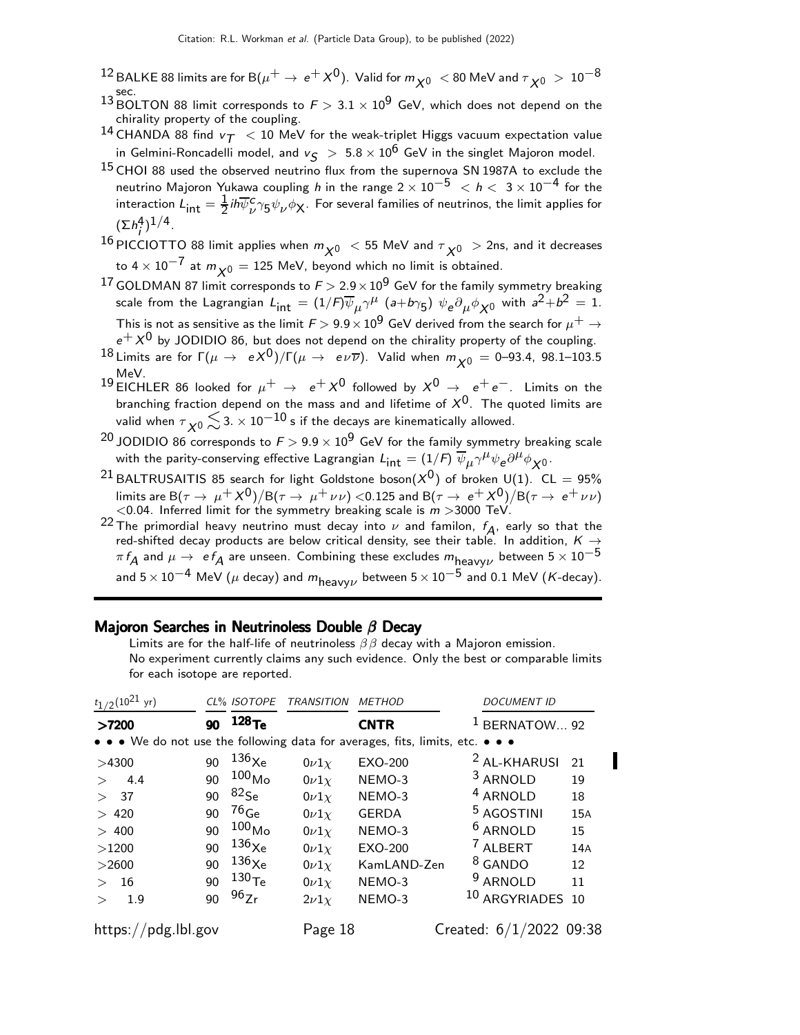[12] BALKE 88 limits are for $B(\mu^+ \to e^+ X^0)$. Valid for $m_{X^0} < 80$ MeV and $\tau_{X^0} > 10^{-8}$ sec.

[13] BOLTON 88 limit corresponds to $F > 3.1 \times 10^9$ GeV, which does not depend on the chirality property of the coupling.

[14] CHANDA 88 find $v_T < 10$ MeV for the weak-triplet Higgs vacuum expectation value in Gelmini-Roncadelli model, and $v_S > 5.8 \times 10^6$ GeV in the singlet Majoron model.

[15] CHOI 88 used the observed neutrino flux from the supernova SN 1987A to exclude the neutrino Majoron Yukawa coupling $h$ in the range $2 \times 10^{-5} < h < 3 \times 10^{-4}$ for the interaction $L_{\text{int}} = \frac{1}{2} i h \overline{\psi}^c_\nu \gamma_5 \psi_\nu \phi_X$. For several families of neutrinos, the limit applies for $(\Sigma h_i^4)^{1/4}$.

[16] PICCIOTTO 88 limit applies when $m_{X^0} < 55$ MeV and $\tau_{X^0} > 2$ns, and it decreases to $4 \times 10^{-7}$ at $m_{X^0} = 125$ MeV, beyond which no limit is obtained.

[17] GOLDMAN 87 limit corresponds to $F > 2.9 \times 10^9$ GeV for the family symmetry breaking scale from the Lagrangian $L_{\text{int}} = (1/F) \overline{\psi}_\mu \gamma^\mu (a + b\gamma_5) \psi_e \partial_\mu \phi_{X^0}$ with $a^2 + b^2 = 1$. This is not as sensitive as the limit $F > 9.9 \times 10^9$ GeV derived from the search for $\mu^+ \to e^+ X^0$ by JODIDIO 86, but does not depend on the chirality property of the coupling.

[18] Limits are for $\Gamma(\mu \to e X^0)/\Gamma(\mu \to e \nu \overline{\nu})$. Valid when $m_{X^0} = $ 0–93.4, 98.1–103.5 MeV.

[19] EICHLER 86 looked for $\mu^+ \to e^+ X^0$ followed by $X^0 \to e^+ e^-$. Limits on the branching fraction depend on the mass and and lifetime of $X^0$. The quoted limits are valid when $\tau_{X^0} \lesssim 3. \times 10^{-10}$ s if the decays are kinematically allowed.

[20] JODIDIO 86 corresponds to $F > 9.9 \times 10^9$ GeV for the family symmetry breaking scale with the parity-conserving effective Lagrangian $L_{\text{int}} = (1/F) \overline{\psi}_\mu \gamma^\mu \psi_e \partial^\mu \phi_{X^0}$.

[21] BALTRUSAITIS 85 search for light Goldstone boson($X^0$) of broken U(1). CL = 95% limits are $B(\tau \to \mu^+ X^0)/B(\tau \to \mu^+ \nu \nu) < 0.125$ and $B(\tau \to e^+ X^0)/B(\tau \to e^+ \nu \nu) < 0.04$. Inferred limit for the symmetry breaking scale is $m > 3000$ TeV.

[22] The primordial heavy neutrino must decay into $\nu$ and familon, $f_A$, early so that the red-shifted decay products are below critical density, see their table. In addition, $K \to \pi f_A$ and $\mu \to e f_A$ are unseen. Combining these excludes $m_{\text{heavy}\nu}$ between $5 \times 10^{-5}$ and $5 \times 10^{-4}$ MeV ($\mu$ decay) and $m_{\text{heavy}\nu}$ between $5 \times 10^{-5}$ and 0.1 MeV ($K$-decay).

## Majoron Searches in Neutrinoless Double $\beta$ Decay

Limits are for the half-life of neutrinoless $\beta\beta$ decay with a Majoron emission. No experiment currently claims any such evidence. Only the best or comparable limits for each isotope are reported.

| $t_{1/2}(10^{21}$ yr) | CL% | ISOTOPE | TRANSITION | METHOD | DOCUMENT ID | |
|---|---|---|---|---|---|---|
| **>7200** | **90** | **$^{128}$Te** | | **CNTR** | [1] BERNATOW... | 92 |
| • • • We do not use the following data for averages, fits, limits, etc. • • • | | | | | | |
| >4300 | 90 | $^{136}$Xe | $0\nu1\chi$ | EXO-200 | [2] AL-KHARUSI | 21 |
| > 4.4 | 90 | $^{100}$Mo | $0\nu1\chi$ | NEMO-3 | [3] ARNOLD | 19 |
| > 37 | 90 | $^{82}$Se | $0\nu1\chi$ | NEMO-3 | [4] ARNOLD | 18 |
| > 420 | 90 | $^{76}$Ge | $0\nu1\chi$ | GERDA | [5] AGOSTINI | 15A |
| > 400 | 90 | $^{100}$Mo | $0\nu1\chi$ | NEMO-3 | [6] ARNOLD | 15 |
| >1200 | 90 | $^{136}$Xe | $0\nu1\chi$ | EXO-200 | [7] ALBERT | 14A |
| >2600 | 90 | $^{136}$Xe | $0\nu1\chi$ | KamLAND-Zen | [8] GANDO | 12 |
| > 16 | 90 | $^{130}$Te | $0\nu1\chi$ | NEMO-3 | [9] ARNOLD | 11 |
| > 1.9 | 90 | $^{96}$Zr | $2\nu1\chi$ | NEMO-3 | [10] ARGYRIADES | 10 |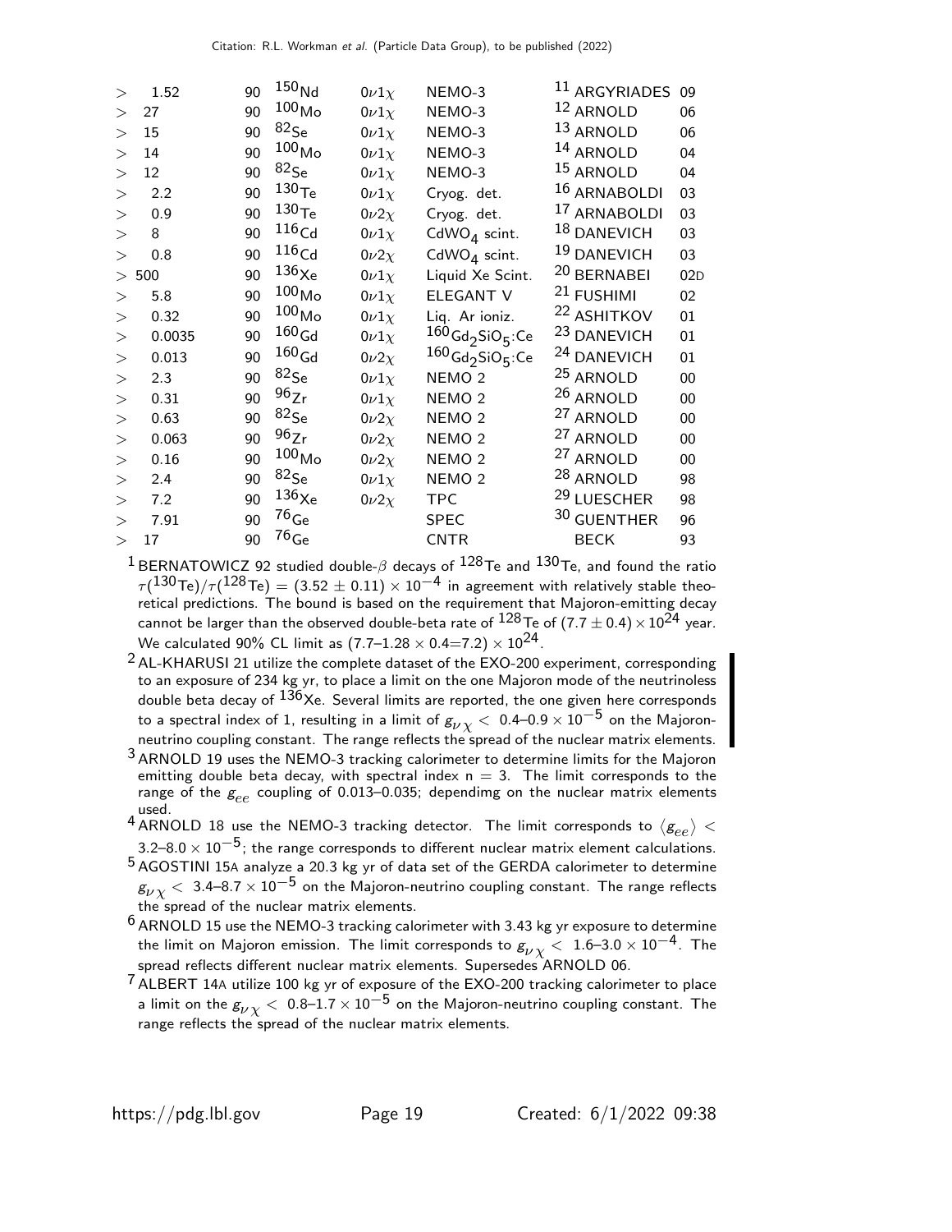| | | | | | | |
|---|---|---|---|---|---|---|
| > 1.52 | 90 | $^{150}$Nd | $0\nu 1\chi$ | NEMO-3 | [11] ARGYRIADES | 09 |
| > 27 | 90 | $^{100}$Mo | $0\nu 1\chi$ | NEMO-3 | [12] ARNOLD | 06 |
| > 15 | 90 | $^{82}$Se | $0\nu 1\chi$ | NEMO-3 | [13] ARNOLD | 06 |
| > 14 | 90 | $^{100}$Mo | $0\nu 1\chi$ | NEMO-3 | [14] ARNOLD | 04 |
| > 12 | 90 | $^{82}$Se | $0\nu 1\chi$ | NEMO-3 | [15] ARNOLD | 04 |
| > 2.2 | 90 | $^{130}$Te | $0\nu 1\chi$ | Cryog. det. | [16] ARNABOLDI | 03 |
| > 0.9 | 90 | $^{130}$Te | $0\nu 2\chi$ | Cryog. det. | [17] ARNABOLDI | 03 |
| > 8 | 90 | $^{116}$Cd | $0\nu 1\chi$ | $CdWO_4$ scint. | [18] DANEVICH | 03 |
| > 0.8 | 90 | $^{116}$Cd | $0\nu 2\chi$ | $CdWO_4$ scint. | [19] DANEVICH | 03 |
| > 500 | 90 | $^{136}$Xe | $0\nu 1\chi$ | Liquid Xe Scint. | [20] BERNABEI | 02D |
| > 5.8 | 90 | $^{100}$Mo | $0\nu 1\chi$ | ELEGANT V | [21] FUSHIMI | 02 |
| > 0.32 | 90 | $^{100}$Mo | $0\nu 1\chi$ | Liq. Ar ioniz. | [22] ASHITKOV | 01 |
| > 0.0035 | 90 | $^{160}$Gd | $0\nu 1\chi$ | $^{160}Gd_2SiO_5$:Ce | [23] DANEVICH | 01 |
| > 0.013 | 90 | $^{160}$Gd | $0\nu 2\chi$ | $^{160}Gd_2SiO_5$:Ce | [24] DANEVICH | 01 |
| > 2.3 | 90 | $^{82}$Se | $0\nu 1\chi$ | NEMO 2 | [25] ARNOLD | 00 |
| > 0.31 | 90 | $^{96}$Zr | $0\nu 1\chi$ | NEMO 2 | [26] ARNOLD | 00 |
| > 0.63 | 90 | $^{82}$Se | $0\nu 2\chi$ | NEMO 2 | [27] ARNOLD | 00 |
| > 0.063 | 90 | $^{96}$Zr | $0\nu 2\chi$ | NEMO 2 | [27] ARNOLD | 00 |
| > 0.16 | 90 | $^{100}$Mo | $0\nu 2\chi$ | NEMO 2 | [27] ARNOLD | 00 |
| > 2.4 | 90 | $^{82}$Se | $0\nu 1\chi$ | NEMO 2 | [28] ARNOLD | 98 |
| > 7.2 | 90 | $^{136}$Xe | $0\nu 2\chi$ | TPC | [29] LUESCHER | 98 |
| > 7.91 | 90 | $^{76}$Ge | | SPEC | [30] GUENTHER | 96 |
| > 17 | 90 | $^{76}$Ge | | CNTR | BECK | 93 |

[1] BERNATOWICZ 92 studied double-$\beta$ decays of $^{128}$Te and $^{130}$Te, and found the ratio $\tau(^{130}\text{Te})/\tau(^{128}\text{Te}) = (3.52 \pm 0.11) \times 10^{-4}$ in agreement with relatively stable theoretical predictions. The bound is based on the requirement that Majoron-emitting decay cannot be larger than the observed double-beta rate of $^{128}$Te of $(7.7 \pm 0.4) \times 10^{24}$ year. We calculated 90% CL limit as $(7.7–1.28 \times 0.4=7.2) \times 10^{24}$.

[2] AL-KHARUSI 21 utilize the complete dataset of the EXO-200 experiment, corresponding to an exposure of 234 kg yr, to place a limit on the one Majoron mode of the neutrinoless double beta decay of $^{136}$Xe. Several limits are reported, the one given here corresponds to a spectral index of 1, resulting in a limit of $g_{\nu\chi} <$ 0.4–0.9 $\times 10^{-5}$ on the Majoron-neutrino coupling constant. The range reflects the spread of the nuclear matrix elements.

[3] ARNOLD 19 uses the NEMO-3 tracking calorimeter to determine limits for the Majoron emitting double beta decay, with spectral index n = 3. The limit corresponds to the range of the $g_{ee}$ coupling of 0.013–0.035; dependimg on the nuclear matrix elements used.

[4] ARNOLD 18 use the NEMO-3 tracking detector. The limit corresponds to $\langle g_{ee} \rangle <$ 3.2–8.0 $\times 10^{-5}$; the range corresponds to different nuclear matrix element calculations.

[5] AGOSTINI 15A analyze a 20.3 kg yr of data set of the GERDA calorimeter to determine $g_{\nu\chi} <$ 3.4–8.7 $\times 10^{-5}$ on the Majoron-neutrino coupling constant. The range reflects the spread of the nuclear matrix elements.

[6] ARNOLD 15 use the NEMO-3 tracking calorimeter with 3.43 kg yr exposure to determine the limit on Majoron emission. The limit corresponds to $g_{\nu\chi} <$ 1.6–3.0 $\times 10^{-4}$. The spread reflects different nuclear matrix elements. Supersedes ARNOLD 06.

[7] ALBERT 14A utilize 100 kg yr of exposure of the EXO-200 tracking calorimeter to place a limit on the $g_{\nu\chi} <$ 0.8–1.7 $\times 10^{-5}$ on the Majoron-neutrino coupling constant. The range reflects the spread of the nuclear matrix elements.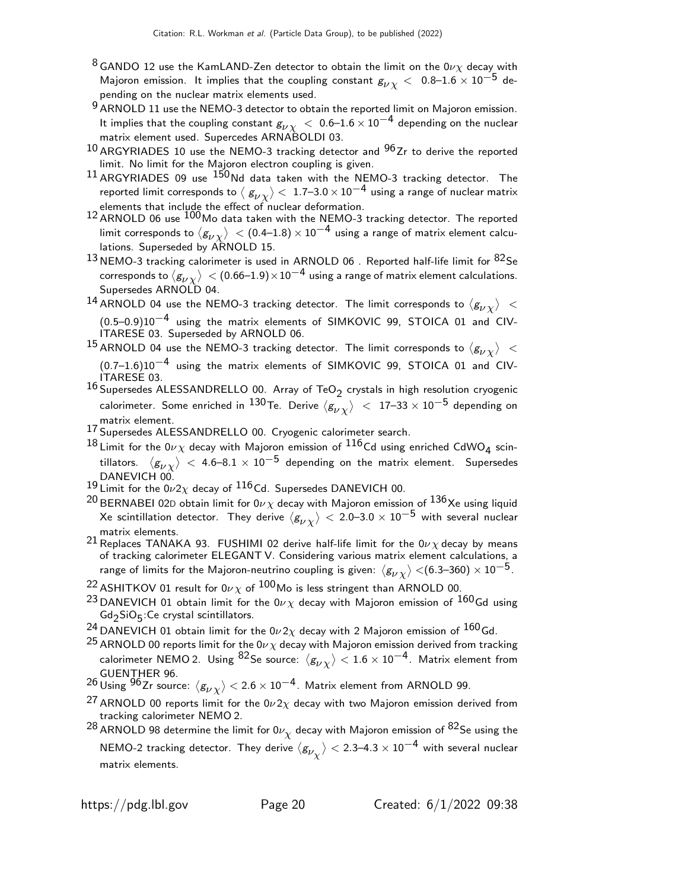[8] GANDO 12 use the KamLAND-Zen detector to obtain the limit on the $0\nu\chi$ decay with Majoron emission. It implies that the coupling constant $g_{\nu\chi} <$ 0.8–1.6 $\times 10^{-5}$ depending on the nuclear matrix elements used.

[9] ARNOLD 11 use the NEMO-3 detector to obtain the reported limit on Majoron emission. It implies that the coupling constant $g_{\nu\chi} <$ 0.6–1.6 $\times 10^{-4}$ depending on the nuclear matrix element used. Supercedes ARNABOLDI 03.

[10] ARGYRIADES 10 use the NEMO-3 tracking detector and $^{96}$Zr to derive the reported limit. No limit for the Majoron electron coupling is given.

[11] ARGYRIADES 09 use $^{150}$Nd data taken with the NEMO-3 tracking detector. The reported limit corresponds to $\langle g_{\nu\chi} \rangle <$ 1.7–3.0 $\times 10^{-4}$ using a range of nuclear matrix elements that include the effect of nuclear deformation.

[12] ARNOLD 06 use $^{100}$Mo data taken with the NEMO-3 tracking detector. The reported limit corresponds to $\langle g_{\nu\chi} \rangle <$ (0.4–1.8) $\times 10^{-4}$ using a range of matrix element calculations. Superseded by ARNOLD 15.

[13] NEMO-3 tracking calorimeter is used in ARNOLD 06 . Reported half-life limit for $^{82}$Se corresponds to $\langle g_{\nu\chi} \rangle <$ (0.66–1.9)$\times 10^{-4}$ using a range of matrix element calculations. Supersedes ARNOLD 04.

[14] ARNOLD 04 use the NEMO-3 tracking detector. The limit corresponds to $\langle g_{\nu\chi} \rangle <$ (0.5–0.9)$10^{-4}$ using the matrix elements of SIMKOVIC 99, STOICA 01 and CIVITARESE 03. Superseded by ARNOLD 06.

[15] ARNOLD 04 use the NEMO-3 tracking detector. The limit corresponds to $\langle g_{\nu\chi} \rangle <$ (0.7–1.6)$10^{-4}$ using the matrix elements of SIMKOVIC 99, STOICA 01 and CIVITARESE 03.

[16] Supersedes ALESSANDRELLO 00. Array of $TeO_2$ crystals in high resolution cryogenic calorimeter. Some enriched in $^{130}$Te. Derive $\langle g_{\nu\chi} \rangle <$ 17–33 $\times 10^{-5}$ depending on matrix element.

[17] Supersedes ALESSANDRELLO 00. Cryogenic calorimeter search.

[18] Limit for the $0\nu\chi$ decay with Majoron emission of $^{116}$Cd using enriched $CdWO_4$ scintillators. $\langle g_{\nu\chi} \rangle <$ 4.6–8.1 $\times 10^{-5}$ depending on the matrix element. Supersedes DANEVICH 00.

[19] Limit for the $0\nu2\chi$ decay of $^{116}$Cd. Supersedes DANEVICH 00.

[20] BERNABEI 02D obtain limit for $0\nu\chi$ decay with Majoron emission of $^{136}$Xe using liquid Xe scintillation detector. They derive $\langle g_{\nu\chi} \rangle <$ 2.0–3.0 $\times 10^{-5}$ with several nuclear matrix elements.

[21] Replaces TANAKA 93. FUSHIMI 02 derive half-life limit for the $0\nu\chi$ decay by means of tracking calorimeter ELEGANT V. Considering various matrix element calculations, a range of limits for the Majoron-neutrino coupling is given: $\langle g_{\nu\chi} \rangle <$(6.3–360) $\times 10^{-5}$.

[22] ASHITKOV 01 result for $0\nu\chi$ of $^{100}$Mo is less stringent than ARNOLD 00.

[23] DANEVICH 01 obtain limit for the $0\nu\chi$ decay with Majoron emission of $^{160}$Gd using $Gd_2SiO_5$:Ce crystal scintillators.

[24] DANEVICH 01 obtain limit for the $0\nu2\chi$ decay with 2 Majoron emission of $^{160}$Gd.

[25] ARNOLD 00 reports limit for the $0\nu\chi$ decay with Majoron emission derived from tracking calorimeter NEMO 2. Using $^{82}$Se source: $\langle g_{\nu\chi} \rangle < 1.6 \times 10^{-4}$. Matrix element from GUENTHER 96.

[26] Using $^{96}$Zr source: $\langle g_{\nu\chi} \rangle < 2.6 \times 10^{-4}$. Matrix element from ARNOLD 99.

[27] ARNOLD 00 reports limit for the $0\nu2\chi$ decay with two Majoron emission derived from tracking calorimeter NEMO 2.

[28] ARNOLD 98 determine the limit for $0\nu_{\chi}$ decay with Majoron emission of $^{82}$Se using the NEMO-2 tracking detector. They derive $\langle g_{\nu_\chi} \rangle <$ 2.3–4.3 $\times 10^{-4}$ with several nuclear matrix elements.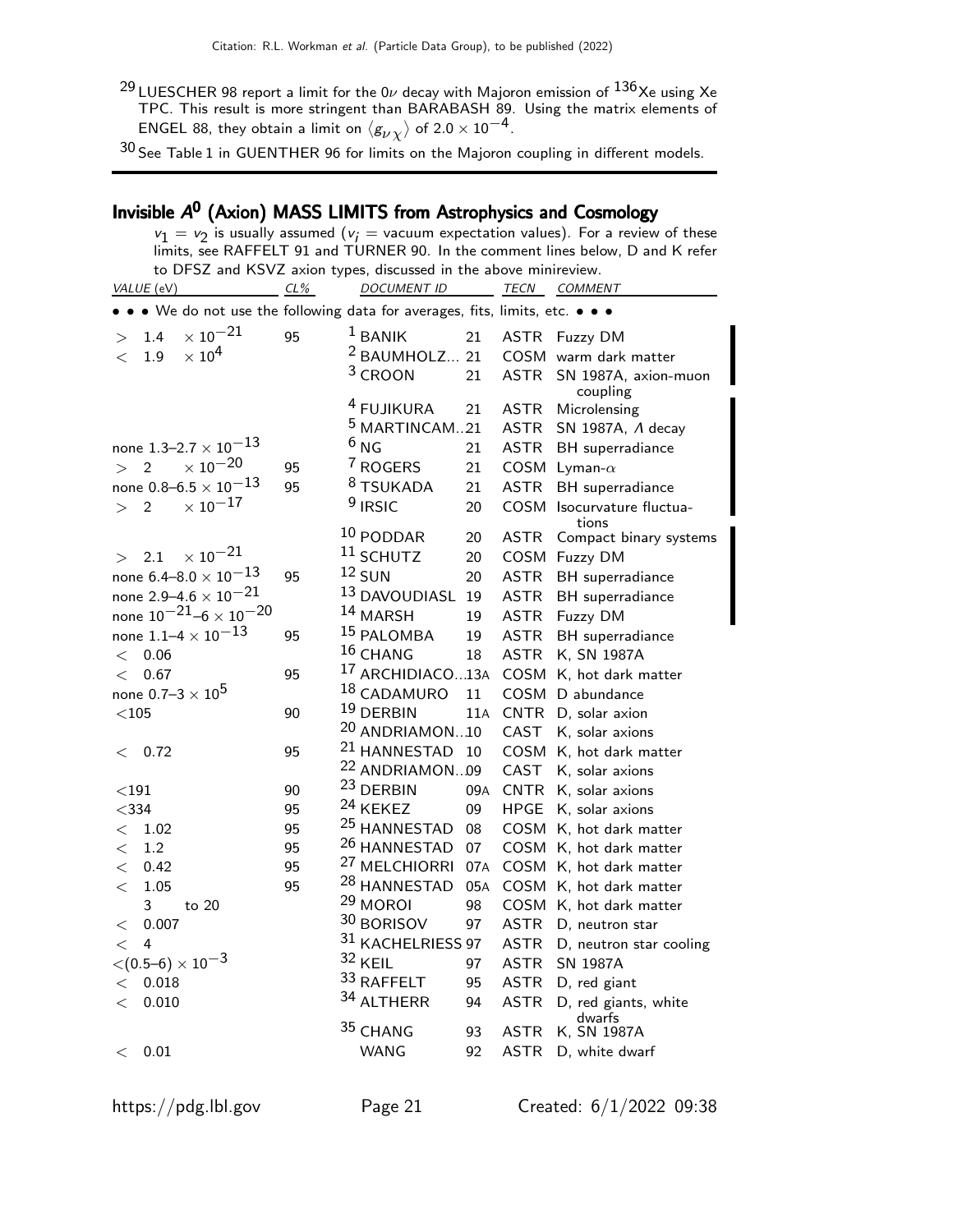[29] LUESCHER 98 report a limit for the $0\nu$ decay with Majoron emission of $^{136}$Xe using Xe TPC. This result is more stringent than BARABASH 89. Using the matrix elements of ENGEL 88, they obtain a limit on $\langle g_{\nu_\chi} \rangle$ of $2.0 \times 10^{-4}$.

[30] See Table 1 in GUENTHER 96 for limits on the Majoron coupling in different models.

## Invisible $A^0$ (Axion) MASS LIMITS from Astrophysics and Cosmology

$v_1 = v_2$ is usually assumed ($v_i$ = vacuum expectation values). For a review of these limits, see RAFFELT 91 and TURNER 90. In the comment lines below, D and K refer to DFSZ and KSVZ axion types, discussed in the above minireview.

| VALUE (eV) | CL% | DOCUMENT ID | | TECN | COMMENT |
|---|---|---|---|---|---|
| • • • We do not use the following data for averages, fits, limits, etc. • • • | | | | | |
| $> 1.4 \times 10^{-21}$ | 95 | [1] BANIK | 21 | ASTR | Fuzzy DM |
| $< 1.9 \times 10^{4}$ | | [2] BAUMHOLZ... | 21 | COSM | warm dark matter |
| | | [3] CROON | 21 | ASTR | SN 1987A, axion-muon coupling |
| | | [4] FUJIKURA | 21 | ASTR | Microlensing |
| | | [5] MARTINCAM... | 21 | ASTR | SN 1987A, $\Lambda$ decay |
| none $1.3–2.7 \times 10^{-13}$ | | [6] NG | 21 | ASTR | BH superradiance |
| $> 2 \times 10^{-20}$ | 95 | [7] ROGERS | 21 | COSM | Lyman-$\alpha$ |
| none $0.8–6.5 \times 10^{-13}$ | 95 | [8] TSUKADA | 21 | ASTR | BH superradiance |
| $> 2 \times 10^{-17}$ | | [9] IRSIC | 20 | COSM | Isocurvature fluctuations |
| | | [10] PODDAR | 20 | ASTR | Compact binary systems |
| $> 2.1 \times 10^{-21}$ | | [11] SCHUTZ | 20 | COSM | Fuzzy DM |
| none $6.4–8.0 \times 10^{-13}$ | 95 | [12] SUN | 20 | ASTR | BH superradiance |
| none $2.9–4.6 \times 10^{-21}$ | | [13] DAVOUDIASL | 19 | ASTR | BH superradiance |
| none $10^{-21}$–$6 \times 10^{-20}$ | | [14] MARSH | 19 | ASTR | Fuzzy DM |
| none $1.1–4 \times 10^{-13}$ | 95 | [15] PALOMBA | 19 | ASTR | BH superradiance |
| $< 0.06$ | | [16] CHANG | 18 | ASTR | K, SN 1987A |
| $< 0.67$ | 95 | [17] ARCHIDIACO... | 13A | COSM | K, hot dark matter |
| none $0.7–3 \times 10^{5}$ | | [18] CADAMURO | 11 | COSM | D abundance |
| $<105$ | 90 | [19] DERBIN | 11A | CNTR | D, solar axion |
| | | [20] ANDRIAMON... | 10 | CAST | K, solar axions |
| $< 0.72$ | 95 | [21] HANNESTAD | 10 | COSM | K, hot dark matter |
| | | [22] ANDRIAMON... | 09 | CAST | K, solar axions |
| $<191$ | 90 | [23] DERBIN | 09A | CNTR | K, solar axions |
| $<334$ | 95 | [24] KEKEZ | 09 | HPGE | K, solar axions |
| $< 1.02$ | 95 | [25] HANNESTAD | 08 | COSM | K, hot dark matter |
| $< 1.2$ | 95 | [26] HANNESTAD | 07 | COSM | K, hot dark matter |
| $< 0.42$ | 95 | [27] MELCHIORRI | 07A | COSM | K, hot dark matter |
| $< 1.05$ | 95 | [28] HANNESTAD | 05A | COSM | K, hot dark matter |
| 3 to 20 | | [29] MOROI | 98 | COSM | K, hot dark matter |
| $< 0.007$ | | [30] BORISOV | 97 | ASTR | D, neutron star |
| $< 4$ | | [31] KACHELRIESS | 97 | ASTR | D, neutron star cooling |
| $<(0.5–6) \times 10^{-3}$ | | [32] KEIL | 97 | ASTR | SN 1987A |
| $< 0.018$ | | [33] RAFFELT | 95 | ASTR | D, red giant |
| $< 0.010$ | | [34] ALTHERR | 94 | ASTR | D, red giants, white dwarfs |
| | | [35] CHANG | 93 | ASTR | K, SN 1987A |
| $< 0.01$ | | WANG | 92 | ASTR | D, white dwarf |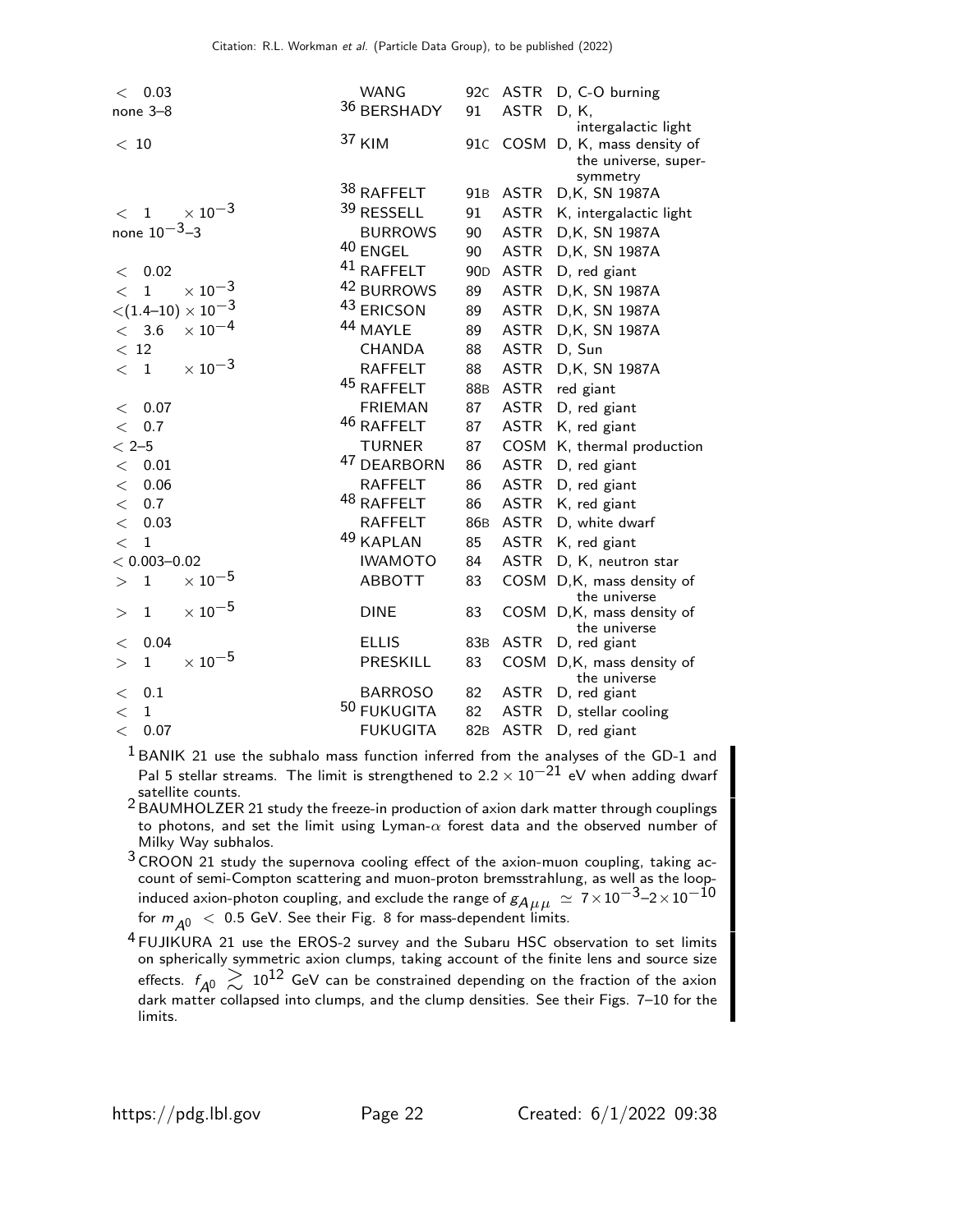| VALUE | DOCUMENT ID | | TECN | COMMENT |
|---|---|---|---|---|
| $< 0.03$ | WANG | 92C | ASTR | D, C-O burning |
| none 3–8 | [36] BERSHADY | 91 | ASTR | D, K, intergalactic light |
| $< 10$ | [37] KIM | 91C | COSM | D, K, mass density of the universe, supersymmetry |
| | [38] RAFFELT | 91B | ASTR | D,K, SN 1987A |
| $< 1 \times 10^{-3}$ | [39] RESSELL | 91 | ASTR | K, intergalactic light |
| none $10^{-3}$–3 | BURROWS | 90 | ASTR | D,K, SN 1987A |
| | [40] ENGEL | 90 | ASTR | D,K, SN 1987A |
| $< 0.02$ | [41] RAFFELT | 90D | ASTR | D, red giant |
| $< 1 \times 10^{-3}$ | [42] BURROWS | 89 | ASTR | D,K, SN 1987A |
| $<(1.4–10) \times 10^{-3}$ | [43] ERICSON | 89 | ASTR | D,K, SN 1987A |
| $< 3.6 \times 10^{-4}$ | [44] MAYLE | 89 | ASTR | D,K, SN 1987A |
| $< 12$ | CHANDA | 88 | ASTR | D, Sun |
| $< 1 \times 10^{-3}$ | RAFFELT | 88 | ASTR | D,K, SN 1987A |
| | [45] RAFFELT | 88B | ASTR | red giant |
| $< 0.07$ | FRIEMAN | 87 | ASTR | D, red giant |
| $< 0.7$ | [46] RAFFELT | 87 | ASTR | K, red giant |
| $< 2–5$ | TURNER | 87 | COSM | K, thermal production |
| $< 0.01$ | [47] DEARBORN | 86 | ASTR | D, red giant |
| $< 0.06$ | RAFFELT | 86 | ASTR | D, red giant |
| $< 0.7$ | [48] RAFFELT | 86 | ASTR | K, red giant |
| $< 0.03$ | RAFFELT | 86B | ASTR | D, white dwarf |
| $< 1$ | [49] KAPLAN | 85 | ASTR | K, red giant |
| $< 0.003–0.02$ | IWAMOTO | 84 | ASTR | D, K, neutron star |
| $> 1 \times 10^{-5}$ | ABBOTT | 83 | COSM | D,K, mass density of the universe |
| $> 1 \times 10^{-5}$ | DINE | 83 | COSM | D,K, mass density of the universe |
| $< 0.04$ | ELLIS | 83B | ASTR | D, red giant |
| $> 1 \times 10^{-5}$ | PRESKILL | 83 | COSM | D,K, mass density of the universe |
| $< 0.1$ | BARROSO | 82 | ASTR | D, red giant |
| $< 1$ | [50] FUKUGITA | 82 | ASTR | D, stellar cooling |
| $< 0.07$ | FUKUGITA | 82B | ASTR | D, red giant |

[1] BANIK 21 use the subhalo mass function inferred from the analyses of the GD-1 and Pal 5 stellar streams. The limit is strengthened to $2.2 \times 10^{-21}$ eV when adding dwarf satellite counts.

[2] BAUMHOLZER 21 study the freeze-in production of axion dark matter through couplings to photons, and set the limit using Lyman-$\alpha$ forest data and the observed number of Milky Way subhalos.

[3] CROON 21 study the supernova cooling effect of the axion-muon coupling, taking account of semi-Compton scattering and muon-proton bremsstrahlung, as well as the loop-induced axion-photon coupling, and exclude the range of $g_{A\mu\mu} \simeq 7\times10^{-3}$–$2\times10^{-10}$ for $m_{A^0} < 0.5$ GeV. See their Fig. 8 for mass-dependent limits.

[4] FUJIKURA 21 use the EROS-2 survey and the Subaru HSC observation to set limits on spherically symmetric axion clumps, taking account of the finite lens and source size effects. $f_{A^0} \gtrsim 10^{12}$ GeV can be constrained depending on the fraction of the axion dark matter collapsed into clumps, and the clump densities. See their Figs. 7–10 for the limits.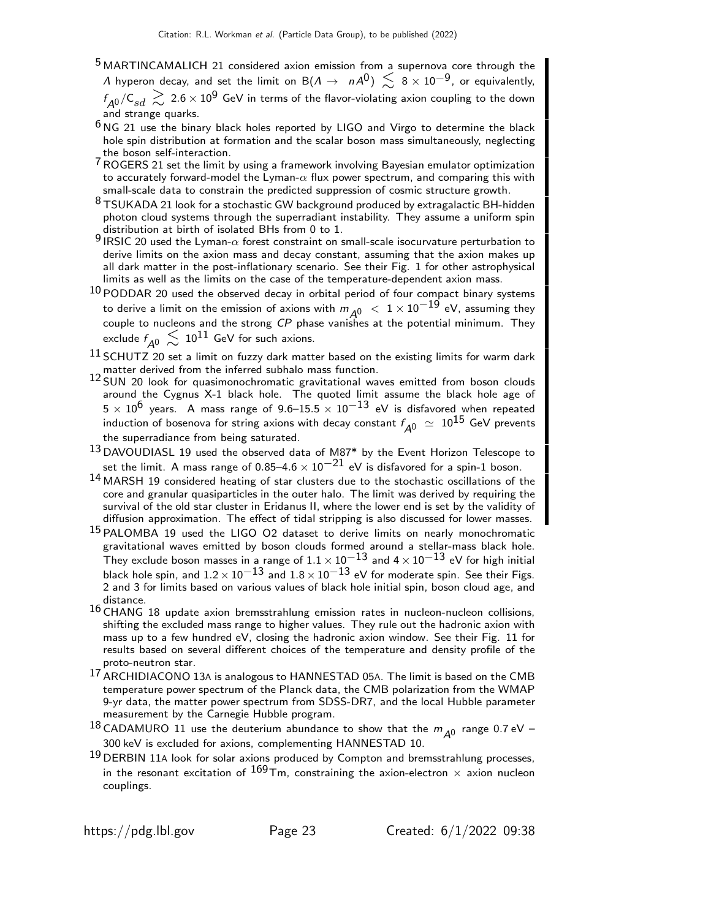[5] MARTINCAMALICH 21 considered axion emission from a supernova core through the $\Lambda$ hyperon decay, and set the limit on B($\Lambda \to n A^0$) $\lesssim 8 \times 10^{-9}$, or equivalently, $f_{A^0}/C_{sd} \gtrsim 2.6 \times 10^9$ GeV in terms of the flavor-violating axion coupling to the down and strange quarks.

[6] NG 21 use the binary black holes reported by LIGO and Virgo to determine the black hole spin distribution at formation and the scalar boson mass simultaneously, neglecting the boson self-interaction.

[7] ROGERS 21 set the limit by using a framework involving Bayesian emulator optimization to accurately forward-model the Lyman-$\alpha$ flux power spectrum, and comparing this with small-scale data to constrain the predicted suppression of cosmic structure growth.

[8] TSUKADA 21 look for a stochastic GW background produced by extragalactic BH-hidden photon cloud systems through the superradiant instability. They assume a uniform spin distribution at birth of isolated BHs from 0 to 1.

[9] IRSIC 20 used the Lyman-$\alpha$ forest constraint on small-scale isocurvature perturbation to derive limits on the axion mass and decay constant, assuming that the axion makes up all dark matter in the post-inflationary scenario. See their Fig. 1 for other astrophysical limits as well as the limits on the case of the temperature-dependent axion mass.

[10] PODDAR 20 used the observed decay in orbital period of four compact binary systems to derive a limit on the emission of axions with $m_{A^0} < 1 \times 10^{-19}$ eV, assuming they couple to nucleons and the strong *CP* phase vanishes at the potential minimum. They exclude $f_{A^0} \lesssim 10^{11}$ GeV for such axions.

[11] SCHUTZ 20 set a limit on fuzzy dark matter based on the existing limits for warm dark matter derived from the inferred subhalo mass function.

[12] SUN 20 look for quasimonochromatic gravitational waves emitted from boson clouds around the Cygnus X-1 black hole. The quoted limit assume the black hole age of $5 \times 10^6$ years. A mass range of 9.6–15.5 $\times 10^{-13}$ eV is disfavored when repeated induction of bosenova for string axions with decay constant $f_{A^0} \simeq 10^{15}$ GeV prevents the superradiance from being saturated.

[13] DAVOUDIASL 19 used the observed data of M87* by the Event Horizon Telescope to set the limit. A mass range of 0.85–4.6 $\times 10^{-21}$ eV is disfavored for a spin-1 boson.

[14] MARSH 19 considered heating of star clusters due to the stochastic oscillations of the core and granular quasiparticles in the outer halo. The limit was derived by requiring the survival of the old star cluster in Eridanus II, where the lower end is set by the validity of diffusion approximation. The effect of tidal stripping is also discussed for lower masses.

[15] PALOMBA 19 used the LIGO O2 dataset to derive limits on nearly monochromatic gravitational waves emitted by boson clouds formed around a stellar-mass black hole. They exclude boson masses in a range of $1.1 \times 10^{-13}$ and $4 \times 10^{-13}$ eV for high initial black hole spin, and $1.2 \times 10^{-13}$ and $1.8 \times 10^{-13}$ eV for moderate spin. See their Figs. 2 and 3 for limits based on various values of black hole initial spin, boson cloud age, and distance.

[16] CHANG 18 update axion bremsstrahlung emission rates in nucleon-nucleon collisions, shifting the excluded mass range to higher values. They rule out the hadronic axion with mass up to a few hundred eV, closing the hadronic axion window. See their Fig. 11 for results based on several different choices of the temperature and density profile of the proto-neutron star.

[17] ARCHIDIACONO 13A is analogous to HANNESTAD 05A. The limit is based on the CMB temperature power spectrum of the Planck data, the CMB polarization from the WMAP 9-yr data, the matter power spectrum from SDSS-DR7, and the local Hubble parameter measurement by the Carnegie Hubble program.

[18] CADAMURO 11 use the deuterium abundance to show that the $m_{A^0}$ range 0.7 eV – 300 keV is excluded for axions, complementing HANNESTAD 10.

[19] DERBIN 11A look for solar axions produced by Compton and bremsstrahlung processes, in the resonant excitation of $^{169}$Tm, constraining the axion-electron $\times$ axion nucleon couplings.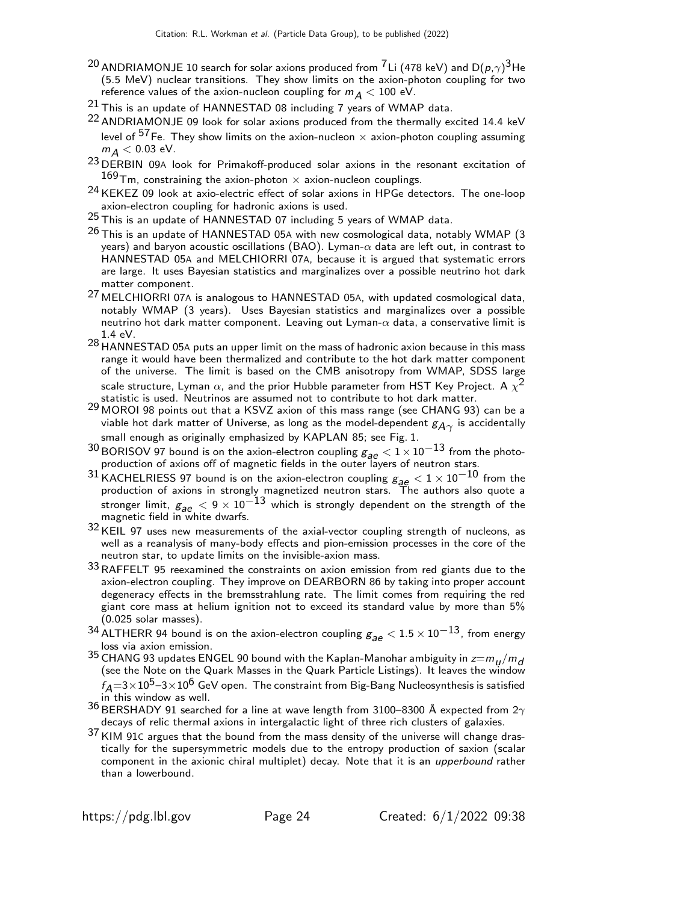[20] ANDRIAMONJE 10 search for solar axions produced from $^7$Li (478 keV) and D($p$,$\gamma$)$^3$He (5.5 MeV) nuclear transitions. They show limits on the axion-photon coupling for two reference values of the axion-nucleon coupling for $m_A < 100$ eV.

[21] This is an update of HANNESTAD 08 including 7 years of WMAP data.

[22] ANDRIAMONJE 09 look for solar axions produced from the thermally excited 14.4 keV level of $^{57}$Fe. They show limits on the axion-nucleon $\times$ axion-photon coupling assuming $m_A < 0.03$ eV.

[23] DERBIN 09A look for Primakoff-produced solar axions in the resonant excitation of $^{169}$Tm, constraining the axion-photon $\times$ axion-nucleon couplings.

[24] KEKEZ 09 look at axio-electric effect of solar axions in HPGe detectors. The one-loop axion-electron coupling for hadronic axions is used.

[25] This is an update of HANNESTAD 07 including 5 years of WMAP data.

[26] This is an update of HANNESTAD 05A with new cosmological data, notably WMAP (3 years) and baryon acoustic oscillations (BAO). Lyman-$\alpha$ data are left out, in contrast to HANNESTAD 05A and MELCHIORRI 07A, because it is argued that systematic errors are large. It uses Bayesian statistics and marginalizes over a possible neutrino hot dark matter component.

[27] MELCHIORRI 07A is analogous to HANNESTAD 05A, with updated cosmological data, notably WMAP (3 years). Uses Bayesian statistics and marginalizes over a possible neutrino hot dark matter component. Leaving out Lyman-$\alpha$ data, a conservative limit is 1.4 eV.

[28] HANNESTAD 05A puts an upper limit on the mass of hadronic axion because in this mass range it would have been thermalized and contribute to the hot dark matter component of the universe. The limit is based on the CMB anisotropy from WMAP, SDSS large scale structure, Lyman $\alpha$, and the prior Hubble parameter from HST Key Project. A $\chi^2$ statistic is used. Neutrinos are assumed not to contribute to hot dark matter.

[29] MOROI 98 points out that a KSVZ axion of this mass range (see CHANG 93) can be a viable hot dark matter of Universe, as long as the model-dependent $g_{A\gamma}$ is accidentally small enough as originally emphasized by KAPLAN 85; see Fig. 1.

[30] BORISOV 97 bound is on the axion-electron coupling $g_{ae} < 1 \times 10^{-13}$ from the photo-production of axions off of magnetic fields in the outer layers of neutron stars.

[31] KACHELRIESS 97 bound is on the axion-electron coupling $g_{ae} < 1 \times 10^{-10}$ from the production of axions in strongly magnetized neutron stars. The authors also quote a stronger limit, $g_{ae} < 9 \times 10^{-13}$ which is strongly dependent on the strength of the magnetic field in white dwarfs.

[32] KEIL 97 uses new measurements of the axial-vector coupling strength of nucleons, as well as a reanalysis of many-body effects and pion-emission processes in the core of the neutron star, to update limits on the invisible-axion mass.

[33] RAFFELT 95 reexamined the constraints on axion emission from red giants due to the axion-electron coupling. They improve on DEARBORN 86 by taking into proper account degeneracy effects in the bremsstrahlung rate. The limit comes from requiring the red giant core mass at helium ignition not to exceed its standard value by more than 5% (0.025 solar masses).

[34] ALTHERR 94 bound is on the axion-electron coupling $g_{ae} < 1.5 \times 10^{-13}$, from energy loss via axion emission.

[35] CHANG 93 updates ENGEL 90 bound with the Kaplan-Manohar ambiguity in $z$=$m_u/m_d$ (see the Note on the Quark Masses in the Quark Particle Listings). It leaves the window $f_A$=$3\times10^5$–$3\times10^6$ GeV open. The constraint from Big-Bang Nucleosynthesis is satisfied in this window as well.

[36] BERSHADY 91 searched for a line at wave length from 3100–8300 Å expected from $2\gamma$ decays of relic thermal axions in intergalactic light of three rich clusters of galaxies.

[37] KIM 91C argues that the bound from the mass density of the universe will change drastically for the supersymmetric models due to the entropy production of saxion (scalar component in the axionic chiral multiplet) decay. Note that it is an *upperbound* rather than a lowerbound.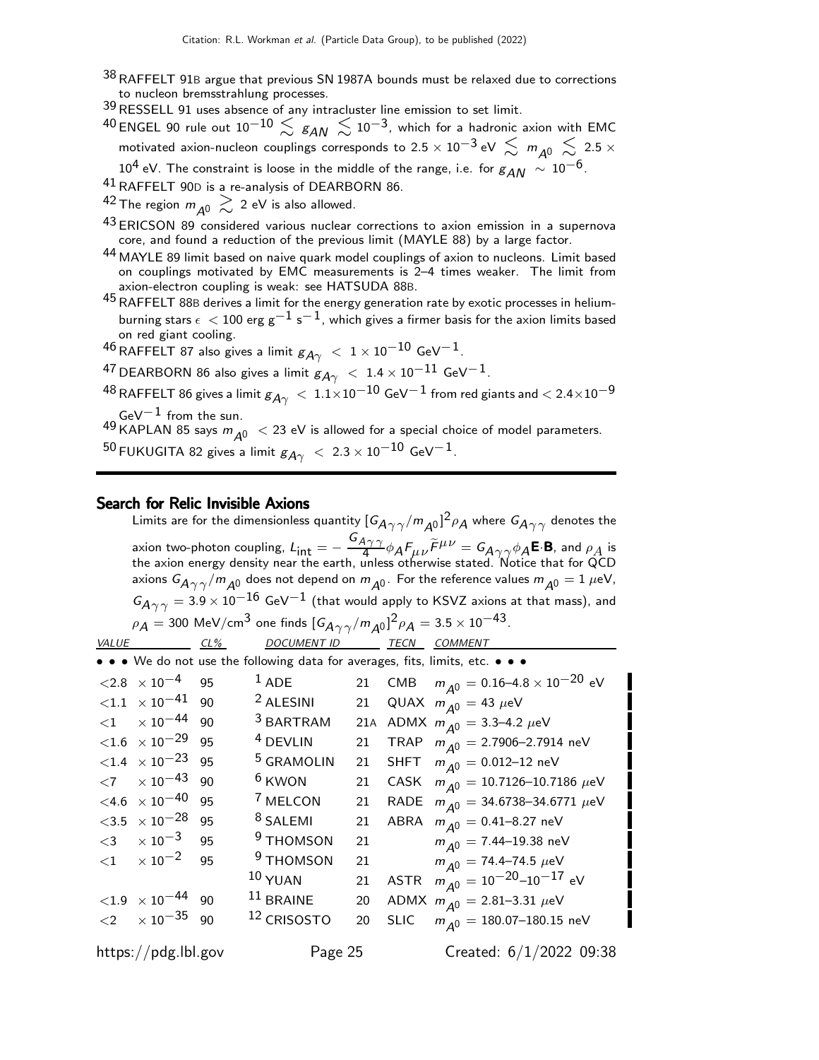[38] RAFFELT 91B argue that previous SN 1987A bounds must be relaxed due to corrections to nucleon bremsstrahlung processes.

[39] RESSELL 91 uses absence of any intracluster line emission to set limit.

[40] ENGEL 90 rule out $10^{-10} \lesssim g_{AN} \lesssim 10^{-3}$, which for a hadronic axion with EMC motivated axion-nucleon couplings corresponds to $2.5 \times 10^{-3}$ eV $\lesssim m_{A^0} \lesssim 2.5 \times 10^4$ eV. The constraint is loose in the middle of the range, i.e. for $g_{AN} \sim 10^{-6}$.

[41] RAFFELT 90D is a re-analysis of DEARBORN 86.

[42] The region $m_{A^0} \gtrsim 2$ eV is also allowed.

[43] ERICSON 89 considered various nuclear corrections to axion emission in a supernova core, and found a reduction of the previous limit (MAYLE 88) by a large factor.

[44] MAYLE 89 limit based on naive quark model couplings of axion to nucleons. Limit based on couplings motivated by EMC measurements is 2–4 times weaker. The limit from axion-electron coupling is weak: see HATSUDA 88B.

[45] RAFFELT 88B derives a limit for the energy generation rate by exotic processes in helium-burning stars $\epsilon < 100$ erg g$^{-1}$ s$^{-1}$, which gives a firmer basis for the axion limits based on red giant cooling.

[46] RAFFELT 87 also gives a limit $g_{A\gamma} < 1 \times 10^{-10}$ GeV$^{-1}$.

[47] DEARBORN 86 also gives a limit $g_{A\gamma} < 1.4 \times 10^{-11}$ GeV$^{-1}$.

[48] RAFFELT 86 gives a limit $g_{A\gamma} < 1.1 \times 10^{-10}$ GeV$^{-1}$ from red giants and $< 2.4 \times 10^{-9}$ GeV$^{-1}$ from the sun.

[49] KAPLAN 85 says $m_{A^0} < 23$ eV is allowed for a special choice of model parameters.

[50] FUKUGITA 82 gives a limit $g_{A\gamma} < 2.3 \times 10^{-10}$ GeV$^{-1}$.

## Search for Relic Invisible Axions

Limits are for the dimensionless quantity $[G_{A\gamma\gamma}/m_{A^0}]^2 \rho_A$ where $G_{A\gamma\gamma}$ denotes the axion two-photon coupling, $L_{\text{int}} = -\frac{G_{A\gamma\gamma}}{4}\phi_A F_{\mu\nu}\widetilde{F}^{\mu\nu} = G_{A\gamma\gamma}\phi_A \mathbf{E}\cdot\mathbf{B}$, and $\rho_A$ is the axion energy density near the earth, unless otherwise stated. Notice that for QCD axions $G_{A\gamma\gamma}/m_{A^0}$ does not depend on $m_{A^0}$. For the reference values $m_{A^0} = 1$ $\mu$eV, $G_{A\gamma\gamma} = 3.9 \times 10^{-16}$ GeV$^{-1}$ (that would apply to KSVZ axions at that mass), and $\rho_A = 300$ MeV/cm$^3$ one finds $[G_{A\gamma\gamma}/m_{A^0}]^2 \rho_A = 3.5 \times 10^{-43}$.

| VALUE | CL% | DOCUMENT ID | | TECN | COMMENT |
|---|---|---|---|---|---|
| • • • We do not use the following data for averages, fits, limits, etc. • • • | | | | | |
| $<2.8 \times 10^{-4}$ | 95 | [1] ADE | 21 | CMB | $m_{A^0} = 0.16$–$4.8 \times 10^{-20}$ eV |
| $<1.1 \times 10^{-41}$ | 90 | [2] ALESINI | 21 | QUAX | $m_{A^0} = 43$ $\mu$eV |
| $<1 \times 10^{-44}$ | 90 | [3] BARTRAM | 21A | ADMX | $m_{A^0} = 3.3$–$4.2$ $\mu$eV |
| $<1.6 \times 10^{-29}$ | 95 | [4] DEVLIN | 21 | TRAP | $m_{A^0} = 2.7906$–$2.7914$ neV |
| $<1.4 \times 10^{-23}$ | 95 | [5] GRAMOLIN | 21 | SHFT | $m_{A^0} = 0.012$–$12$ neV |
| $<7 \times 10^{-43}$ | 90 | [6] KWON | 21 | CASK | $m_{A^0} = 10.7126$–$10.7186$ $\mu$eV |
| $<4.6 \times 10^{-40}$ | 95 | [7] MELCON | 21 | RADE | $m_{A^0} = 34.6738$–$34.6771$ $\mu$eV |
| $<3.5 \times 10^{-28}$ | 95 | [8] SALEMI | 21 | ABRA | $m_{A^0} = 0.41$–$8.27$ neV |
| $<3 \times 10^{-3}$ | 95 | [9] THOMSON | 21 | | $m_{A^0} = 7.44$–$19.38$ neV |
| $<1 \times 10^{-2}$ | 95 | [9] THOMSON | 21 | | $m_{A^0} = 74.4$–$74.5$ $\mu$eV |
| | | [10] YUAN | 21 | ASTR | $m_{A^0} = 10^{-20}$–$10^{-17}$ eV |
| $<1.9 \times 10^{-44}$ | 90 | [11] BRAINE | 20 | ADMX | $m_{A^0} = 2.81$–$3.31$ $\mu$eV |
| $<2 \times 10^{-35}$ | 90 | [12] CRISOSTO | 20 | SLIC | $m_{A^0} = 180.07$–$180.15$ neV |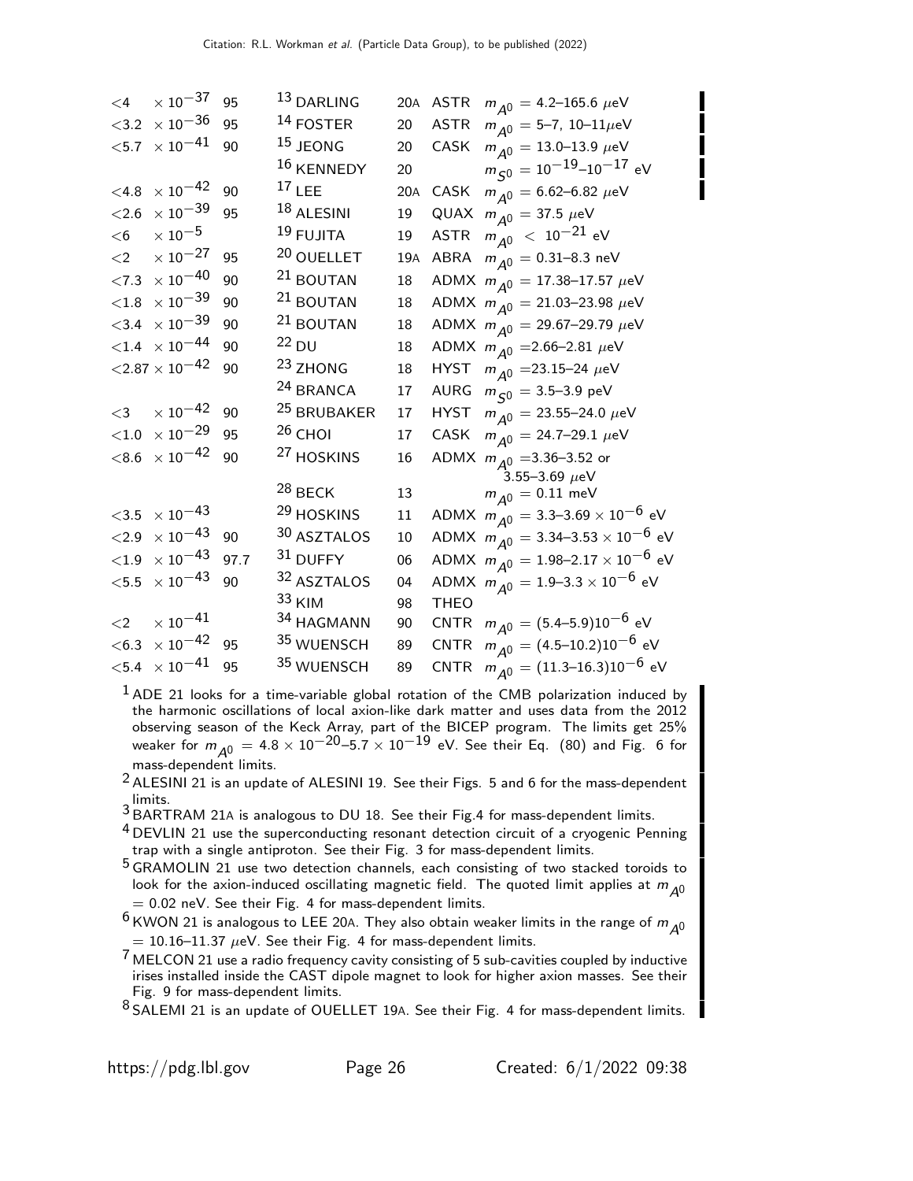| VALUE | CL% | DOCUMENT ID | | TECN | COMMENT |
|---|---|---|---|---|---|
| $<4 \times 10^{-37}$ | 95 | [13] DARLING | 20A | ASTR | $m_{A^0}$ = 4.2–165.6 $\mu$eV |
| $<3.2 \times 10^{-36}$ | 95 | [14] FOSTER | 20 | ASTR | $m_{A^0}$ = 5–7, 10–11$\mu$eV |
| $<5.7 \times 10^{-41}$ | 90 | [15] JEONG | 20 | CASK | $m_{A^0}$ = 13.0–13.9 $\mu$eV |
| | | [16] KENNEDY | 20 | | $m_{S^0} = 10^{-19}$–$10^{-17}$ eV |
| $<4.8 \times 10^{-42}$ | 90 | [17] LEE | 20A | CASK | $m_{A^0}$ = 6.62–6.82 $\mu$eV |
| $<2.6 \times 10^{-39}$ | 95 | [18] ALESINI | 19 | QUAX | $m_{A^0}$ = 37.5 $\mu$eV |
| $<6 \times 10^{-5}$ | | [19] FUJITA | 19 | ASTR | $m_{A^0} < 10^{-21}$ eV |
| $<2 \times 10^{-27}$ | 95 | [20] OUELLET | 19A | ABRA | $m_{A^0}$ = 0.31–8.3 neV |
| $<7.3 \times 10^{-40}$ | 90 | [21] BOUTAN | 18 | ADMX | $m_{A^0}$ = 17.38–17.57 $\mu$eV |
| $<1.8 \times 10^{-39}$ | 90 | [21] BOUTAN | 18 | ADMX | $m_{A^0}$ = 21.03–23.98 $\mu$eV |
| $<3.4 \times 10^{-39}$ | 90 | [21] BOUTAN | 18 | ADMX | $m_{A^0}$ = 29.67–29.79 $\mu$eV |
| $<1.4 \times 10^{-44}$ | 90 | [22] DU | 18 | ADMX | $m_{A^0}$ =2.66–2.81 $\mu$eV |
| $<2.87 \times 10^{-42}$ | 90 | [23] ZHONG | 18 | HYST | $m_{A^0}$ =23.15–24 $\mu$eV |
| | | [24] BRANCA | 17 | AURG | $m_{S^0}$ = 3.5–3.9 peV |
| $<3 \times 10^{-42}$ | 90 | [25] BRUBAKER | 17 | HYST | $m_{A^0}$ = 23.55–24.0 $\mu$eV |
| $<1.0 \times 10^{-29}$ | 95 | [26] CHOI | 17 | CASK | $m_{A^0}$ = 24.7–29.1 $\mu$eV |
| $<8.6 \times 10^{-42}$ | 90 | [27] HOSKINS | 16 | ADMX | $m_{A^0}$ =3.36–3.52 or 3.55–3.69 $\mu$eV |
| | | [28] BECK | 13 | | $m_{A^0}$ = 0.11 meV |
| $<3.5 \times 10^{-43}$ | | [29] HOSKINS | 11 | ADMX | $m_{A^0} = 3.3$–$3.69 \times 10^{-6}$ eV |
| $<2.9 \times 10^{-43}$ | 90 | [30] ASZTALOS | 10 | ADMX | $m_{A^0} = 3.34$–$3.53 \times 10^{-6}$ eV |
| $<1.9 \times 10^{-43}$ | 97.7 | [31] DUFFY | 06 | ADMX | $m_{A^0} = 1.98$–$2.17 \times 10^{-6}$ eV |
| $<5.5 \times 10^{-43}$ | 90 | [32] ASZTALOS | 04 | ADMX | $m_{A^0} = 1.9$–$3.3 \times 10^{-6}$ eV |
| | | [33] KIM | 98 | THEO | |
| $<2 \times 10^{-41}$ | | [34] HAGMANN | 90 | CNTR | $m_{A^0} = (5.4$–$5.9)10^{-6}$ eV |
| $<6.3 \times 10^{-42}$ | 95 | [35] WUENSCH | 89 | CNTR | $m_{A^0} = (4.5$–$10.2)10^{-6}$ eV |
| $<5.4 \times 10^{-41}$ | 95 | [35] WUENSCH | 89 | CNTR | $m_{A^0} = (11.3$–$16.3)10^{-6}$ eV |

[1] ADE 21 looks for a time-variable global rotation of the CMB polarization induced by the harmonic oscillations of local axion-like dark matter and uses data from the 2012 observing season of the Keck Array, part of the BICEP program. The limits get 25% weaker for $m_{A^0} = 4.8 \times 10^{-20}$–$5.7 \times 10^{-19}$ eV. See their Eq. (80) and Fig. 6 for mass-dependent limits.

[2] ALESINI 21 is an update of ALESINI 19. See their Figs. 5 and 6 for the mass-dependent limits.

[3] BARTRAM 21A is analogous to DU 18. See their Fig.4 for mass-dependent limits.

[4] DEVLIN 21 use the superconducting resonant detection circuit of a cryogenic Penning trap with a single antiproton. See their Fig. 3 for mass-dependent limits.

[5] GRAMOLIN 21 use two detection channels, each consisting of two stacked toroids to look for the axion-induced oscillating magnetic field. The quoted limit applies at $m_{A^0}$ = 0.02 neV. See their Fig. 4 for mass-dependent limits.

[6] KWON 21 is analogous to LEE 20A. They also obtain weaker limits in the range of $m_{A^0}$ = 10.16–11.37 $\mu$eV. See their Fig. 4 for mass-dependent limits.

[7] MELCON 21 use a radio frequency cavity consisting of 5 sub-cavities coupled by inductive irises installed inside the CAST dipole magnet to look for higher axion masses. See their Fig. 9 for mass-dependent limits.

[8] SALEMI 21 is an update of OUELLET 19A. See their Fig. 4 for mass-dependent limits.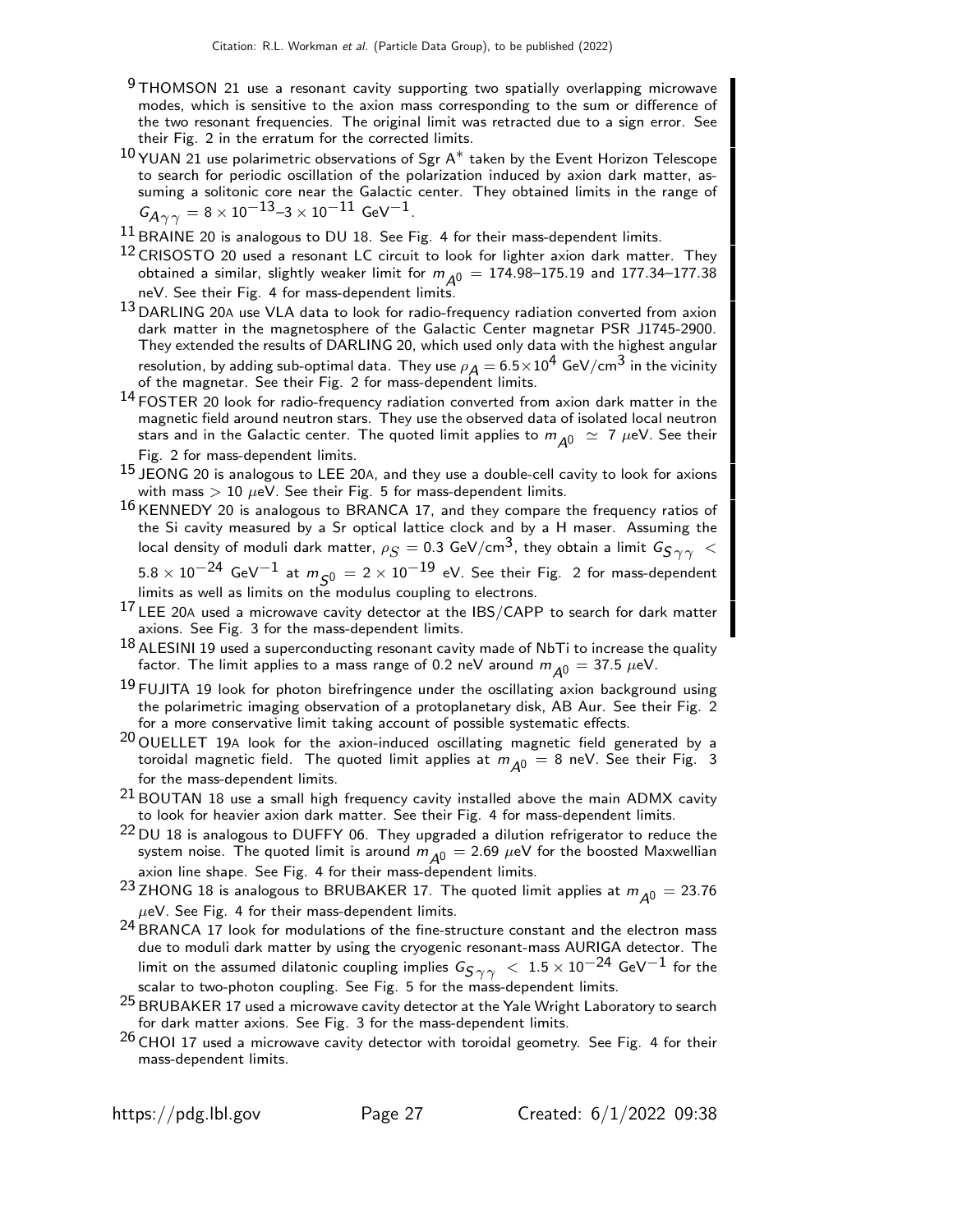[9] THOMSON 21 use a resonant cavity supporting two spatially overlapping microwave modes, which is sensitive to the axion mass corresponding to the sum or difference of the two resonant frequencies. The original limit was retracted due to a sign error. See their Fig. 2 in the erratum for the corrected limits.

[10] YUAN 21 use polarimetric observations of Sgr A* taken by the Event Horizon Telescope to search for periodic oscillation of the polarization induced by axion dark matter, assuming a solitonic core near the Galactic center. They obtained limits in the range of $G_{A\gamma\gamma} = 8 \times 10^{-13}$–$3 \times 10^{-11}$ GeV$^{-1}$.

[11] BRAINE 20 is analogous to DU 18. See Fig. 4 for their mass-dependent limits.

[12] CRISOSTO 20 used a resonant LC circuit to look for lighter axion dark matter. They obtained a similar, slightly weaker limit for $m_{A^0}$ = 174.98–175.19 and 177.34–177.38 neV. See their Fig. 4 for mass-dependent limits.

[13] DARLING 20A use VLA data to look for radio-frequency radiation converted from axion dark matter in the magnetosphere of the Galactic Center magnetar PSR J1745-2900. They extended the results of DARLING 20, which used only data with the highest angular resolution, by adding sub-optimal data. They use $\rho_A = 6.5 \times 10^4$ GeV/cm$^3$ in the vicinity of the magnetar. See their Fig. 2 for mass-dependent limits.

[14] FOSTER 20 look for radio-frequency radiation converted from axion dark matter in the magnetic field around neutron stars. They use the observed data of isolated local neutron stars and in the Galactic center. The quoted limit applies to $m_{A^0} \simeq 7$ $\mu$eV. See their Fig. 2 for mass-dependent limits.

[15] JEONG 20 is analogous to LEE 20A, and they use a double-cell cavity to look for axions with mass $> 10$ $\mu$eV. See their Fig. 5 for mass-dependent limits.

[16] KENNEDY 20 is analogous to BRANCA 17, and they compare the frequency ratios of the Si cavity measured by a Sr optical lattice clock and by a H maser. Assuming the local density of moduli dark matter, $\rho_S = 0.3$ GeV/cm$^3$, they obtain a limit $G_{S\gamma\gamma} < 5.8 \times 10^{-24}$ GeV$^{-1}$ at $m_{S^0} = 2 \times 10^{-19}$ eV. See their Fig. 2 for mass-dependent limits as well as limits on the modulus coupling to electrons.

[17] LEE 20A used a microwave cavity detector at the IBS/CAPP to search for dark matter axions. See Fig. 3 for the mass-dependent limits.

[18] ALESINI 19 used a superconducting resonant cavity made of NbTi to increase the quality factor. The limit applies to a mass range of 0.2 neV around $m_{A^0} = 37.5$ $\mu$eV.

[19] FUJITA 19 look for photon birefringence under the oscillating axion background using the polarimetric imaging observation of a protoplanetary disk, AB Aur. See their Fig. 2 for a more conservative limit taking account of possible systematic effects.

[20] OUELLET 19A look for the axion-induced oscillating magnetic field generated by a toroidal magnetic field. The quoted limit applies at $m_{A^0} = 8$ neV. See their Fig. 3 for the mass-dependent limits.

[21] BOUTAN 18 use a small high frequency cavity installed above the main ADMX cavity to look for heavier axion dark matter. See their Fig. 4 for mass-dependent limits.

[22] DU 18 is analogous to DUFFY 06. They upgraded a dilution refrigerator to reduce the system noise. The quoted limit is around $m_{A^0} = 2.69$ $\mu$eV for the boosted Maxwellian axion line shape. See Fig. 4 for their mass-dependent limits.

[23] ZHONG 18 is analogous to BRUBAKER 17. The quoted limit applies at $m_{A^0} = 23.76$ $\mu$eV. See Fig. 4 for their mass-dependent limits.

[24] BRANCA 17 look for modulations of the fine-structure constant and the electron mass due to moduli dark matter by using the cryogenic resonant-mass AURIGA detector. The limit on the assumed dilatonic coupling implies $G_{S\gamma\gamma} < 1.5 \times 10^{-24}$ GeV$^{-1}$ for the scalar to two-photon coupling. See Fig. 5 for the mass-dependent limits.

[25] BRUBAKER 17 used a microwave cavity detector at the Yale Wright Laboratory to search for dark matter axions. See Fig. 3 for the mass-dependent limits.

[26] CHOI 17 used a microwave cavity detector with toroidal geometry. See Fig. 4 for their mass-dependent limits.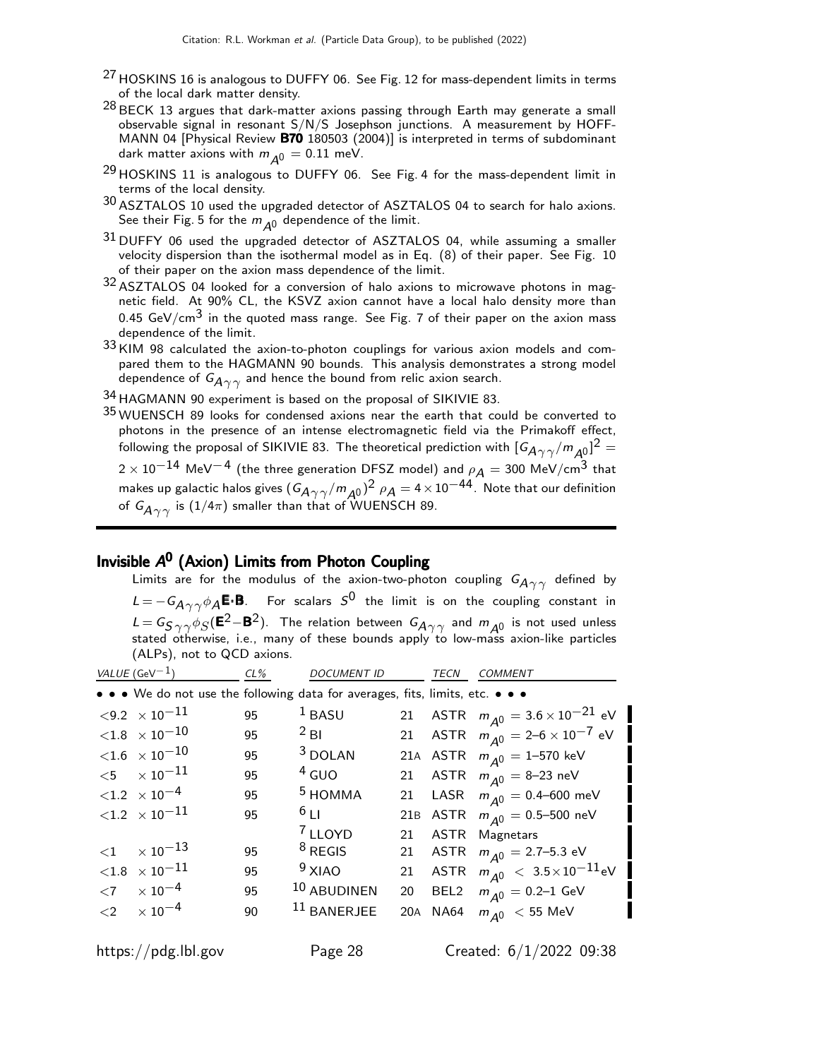[27] HOSKINS 16 is analogous to DUFFY 06. See Fig. 12 for mass-dependent limits in terms of the local dark matter density.

[28] BECK 13 argues that dark-matter axions passing through Earth may generate a small observable signal in resonant S/N/S Josephson junctions. A measurement by HOFFMANN 04 [Physical Review **B70** 180503 (2004)] is interpreted in terms of subdominant dark matter axions with $m_{A^0} = 0.11$ meV.

[29] HOSKINS 11 is analogous to DUFFY 06. See Fig. 4 for the mass-dependent limit in terms of the local density.

[30] ASZTALOS 10 used the upgraded detector of ASZTALOS 04 to search for halo axions. See their Fig. 5 for the $m_{A^0}$ dependence of the limit.

[31] DUFFY 06 used the upgraded detector of ASZTALOS 04, while assuming a smaller velocity dispersion than the isothermal model as in Eq. (8) of their paper. See Fig. 10 of their paper on the axion mass dependence of the limit.

[32] ASZTALOS 04 looked for a conversion of halo axions to microwave photons in magnetic field. At 90% CL, the KSVZ axion cannot have a local halo density more than 0.45 GeV/cm$^3$ in the quoted mass range. See Fig. 7 of their paper on the axion mass dependence of the limit.

[33] KIM 98 calculated the axion-to-photon couplings for various axion models and compared them to the HAGMANN 90 bounds. This analysis demonstrates a strong model dependence of $G_{A\gamma\gamma}$ and hence the bound from relic axion search.

[34] HAGMANN 90 experiment is based on the proposal of SIKIVIE 83.

[35] WUENSCH 89 looks for condensed axions near the earth that could be converted to photons in the presence of an intense electromagnetic field via the Primakoff effect, following the proposal of SIKIVIE 83. The theoretical prediction with $[G_{A\gamma\gamma}/m_{A^0}]^2 = 2 \times 10^{-14}$ MeV$^{-4}$ (the three generation DFSZ model) and $\rho_A = 300$ MeV/cm$^3$ that makes up galactic halos gives $(G_{A\gamma\gamma}/m_{A^0})^2\ \rho_A = 4 \times 10^{-44}$. Note that our definition of $G_{A\gamma\gamma}$ is $(1/4\pi)$ smaller than that of WUENSCH 89.

## Invisible $A^0$ (Axion) Limits from Photon Coupling

Limits are for the modulus of the axion-two-photon coupling $G_{A\gamma\gamma}$ defined by $L = -G_{A\gamma\gamma}\phi_A \mathbf{E}\cdot\mathbf{B}$. For scalars $S^0$ the limit is on the coupling constant in $L = G_{S\gamma\gamma}\phi_S(\mathbf{E}^2-\mathbf{B}^2)$. The relation between $G_{A\gamma\gamma}$ and $m_{A^0}$ is not used unless stated otherwise, i.e., many of these bounds apply to low-mass axion-like particles (ALPs), not to QCD axions.

| VALUE (GeV$^{-1}$) | CL% | DOCUMENT ID | | TECN | COMMENT |
|---|---|---|---|---|---|
| • • • We do not use the following data for averages, fits, limits, etc. • • • | | | | | |
| $<9.2 \times 10^{-11}$ | 95 | [1] BASU | 21 | ASTR | $m_{A^0} = 3.6 \times 10^{-21}$ eV |
| $<1.8 \times 10^{-10}$ | 95 | [2] BI | 21 | ASTR | $m_{A^0} =$ 2–6 $\times 10^{-7}$ eV |
| $<1.6 \times 10^{-10}$ | 95 | [3] DOLAN | 21A | ASTR | $m_{A^0} =$ 1–570 keV |
| $<5 \times 10^{-11}$ | 95 | [4] GUO | 21 | ASTR | $m_{A^0} =$ 8–23 neV |
| $<1.2 \times 10^{-4}$ | 95 | [5] HOMMA | 21 | LASR | $m_{A^0} =$ 0.4–600 meV |
| $<1.2 \times 10^{-11}$ | 95 | [6] LI | 21B | ASTR | $m_{A^0} =$ 0.5–500 neV |
| | | [7] LLOYD | 21 | ASTR | Magnetars |
| $<1 \times 10^{-13}$ | 95 | [8] REGIS | 21 | ASTR | $m_{A^0} =$ 2.7–5.3 eV |
| $<1.8 \times 10^{-11}$ | 95 | [9] XIAO | 21 | ASTR | $m_{A^0} < 3.5 \times 10^{-11}$eV |
| $<7 \times 10^{-4}$ | 95 | [10] ABUDINEN | 20 | BEL2 | $m_{A^0} =$ 0.2–1 GeV |
| $<2 \times 10^{-4}$ | 90 | [11] BANERJEE | 20A | NA64 | $m_{A^0} <$ 55 MeV |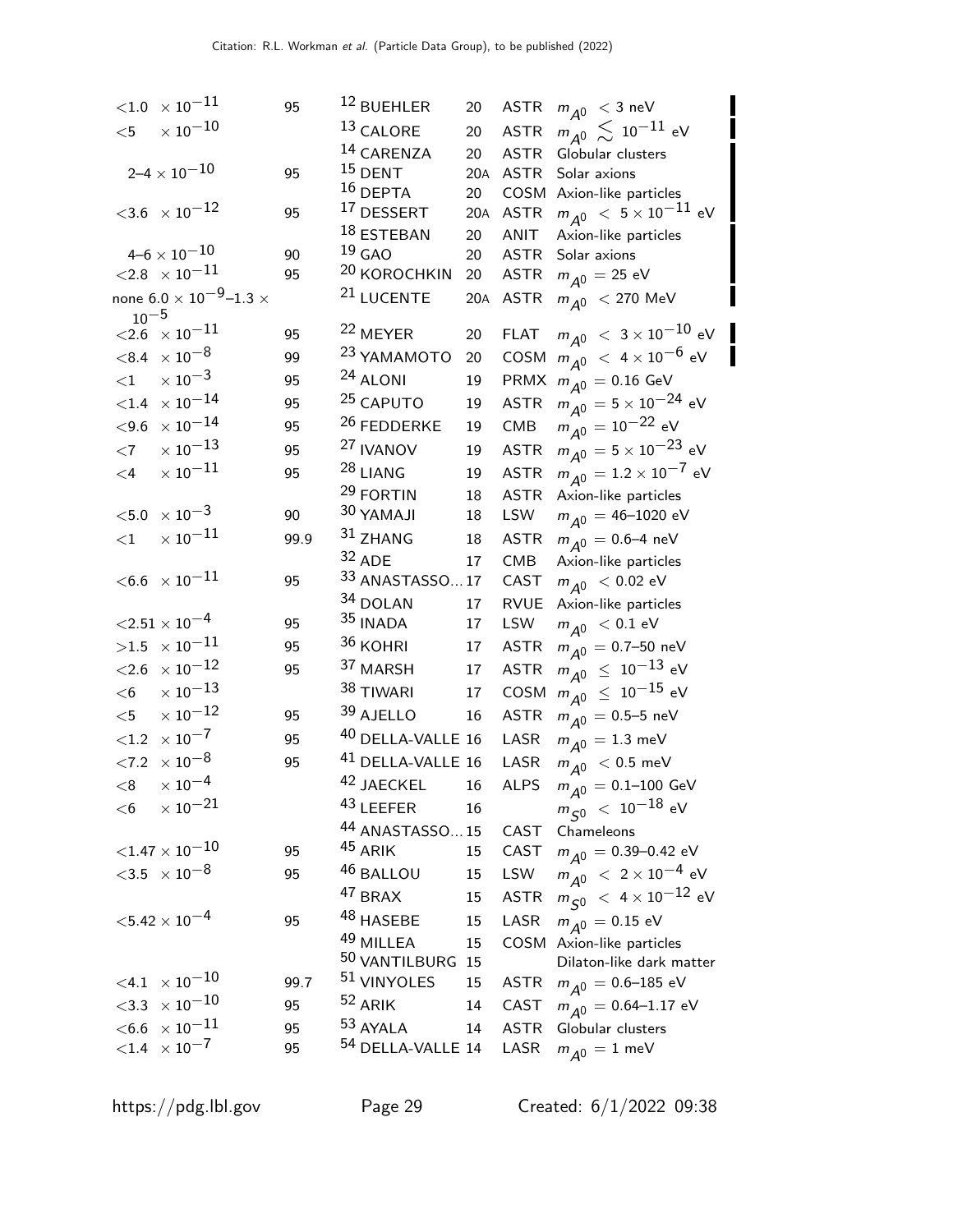| VALUE | CL% | DOCUMENT ID | | TECN | COMMENT |
|---|---|---|---|---|---|
| $<1.0 \times 10^{-11}$ | 95 | [12] BUEHLER | 20 | ASTR | $m_{A^0} < 3$ neV |
| $<5 \times 10^{-10}$ | | [13] CALORE | 20 | ASTR | $m_{A^0} \lesssim 10^{-11}$ eV |
| | | [14] CARENZA | 20 | ASTR | Globular clusters |
| $2\text{–}4 \times 10^{-10}$ | 95 | [15] DENT | 20A | ASTR | Solar axions |
| | | [16] DEPTA | 20 | COSM | Axion-like particles |
| $<3.6 \times 10^{-12}$ | 95 | [17] DESSERT | 20A | ASTR | $m_{A^0} < 5 \times 10^{-11}$ eV |
| | | [18] ESTEBAN | 20 | ANIT | Axion-like particles |
| $4\text{–}6 \times 10^{-10}$ | 90 | [19] GAO | 20 | ASTR | Solar axions |
| $<2.8 \times 10^{-11}$ | 95 | [20] KOROCHKIN | 20 | ASTR | $m_{A^0} = 25$ eV |
| none $6.0 \times 10^{-9}$–$1.3 \times 10^{-5}$ | | [21] LUCENTE | 20A | ASTR | $m_{A^0} < 270$ MeV |
| $<2.6 \times 10^{-11}$ | 95 | [22] MEYER | 20 | FLAT | $m_{A^0} < 3 \times 10^{-10}$ eV |
| $<8.4 \times 10^{-8}$ | 99 | [23] YAMAMOTO | 20 | COSM | $m_{A^0} < 4 \times 10^{-6}$ eV |
| $<1 \times 10^{-3}$ | 95 | [24] ALONI | 19 | PRMX | $m_{A^0} = 0.16$ GeV |
| $<1.4 \times 10^{-14}$ | 95 | [25] CAPUTO | 19 | ASTR | $m_{A^0} = 5 \times 10^{-24}$ eV |
| $<9.6 \times 10^{-14}$ | 95 | [26] FEDDERKE | 19 | CMB | $m_{A^0} = 10^{-22}$ eV |
| $<7 \times 10^{-13}$ | 95 | [27] IVANOV | 19 | ASTR | $m_{A^0} = 5 \times 10^{-23}$ eV |
| $<4 \times 10^{-11}$ | 95 | [28] LIANG | 19 | ASTR | $m_{A^0} = 1.2 \times 10^{-7}$ eV |
| | | [29] FORTIN | 18 | ASTR | Axion-like particles |
| $<5.0 \times 10^{-3}$ | 90 | [30] YAMAJI | 18 | LSW | $m_{A^0} = 46$–$1020$ eV |
| $<1 \times 10^{-11}$ | 99.9 | [31] ZHANG | 18 | ASTR | $m_{A^0} = 0.6$–$4$ neV |
| | | [32] ADE | 17 | CMB | Axion-like particles |
| $<6.6 \times 10^{-11}$ | 95 | [33] ANASTASSO... | 17 | CAST | $m_{A^0} < 0.02$ eV |
| | | [34] DOLAN | 17 | RVUE | Axion-like particles |
| $<2.51 \times 10^{-4}$ | 95 | [35] INADA | 17 | LSW | $m_{A^0} < 0.1$ eV |
| $>1.5 \times 10^{-11}$ | 95 | [36] KOHRI | 17 | ASTR | $m_{A^0} = 0.7$–$50$ neV |
| $<2.6 \times 10^{-12}$ | 95 | [37] MARSH | 17 | ASTR | $m_{A^0} \leq 10^{-13}$ eV |
| $<6 \times 10^{-13}$ | | [38] TIWARI | 17 | COSM | $m_{A^0} \leq 10^{-15}$ eV |
| $<5 \times 10^{-12}$ | 95 | [39] AJELLO | 16 | ASTR | $m_{A^0} = 0.5$–$5$ neV |
| $<1.2 \times 10^{-7}$ | 95 | [40] DELLA-VALLE | 16 | LASR | $m_{A^0} = 1.3$ meV |
| $<7.2 \times 10^{-8}$ | 95 | [41] DELLA-VALLE | 16 | LASR | $m_{A^0} < 0.5$ meV |
| $<8 \times 10^{-4}$ | | [42] JAECKEL | 16 | ALPS | $m_{A^0} = 0.1$–$100$ GeV |
| $<6 \times 10^{-21}$ | | [43] LEEFER | 16 | | $m_{S^0} < 10^{-18}$ eV |
| | | [44] ANASTASSO... | 15 | CAST | Chameleons |
| $<1.47 \times 10^{-10}$ | 95 | [45] ARIK | 15 | CAST | $m_{A^0} = 0.39$–$0.42$ eV |
| $<3.5 \times 10^{-8}$ | 95 | [46] BALLOU | 15 | LSW | $m_{A^0} < 2 \times 10^{-4}$ eV |
| | | [47] BRAX | 15 | ASTR | $m_{S^0} < 4 \times 10^{-12}$ eV |
| $<5.42 \times 10^{-4}$ | 95 | [48] HASEBE | 15 | LASR | $m_{A^0} = 0.15$ eV |
| | | [49] MILLEA | 15 | COSM | Axion-like particles |
| | | [50] VANTILBURG | 15 | | Dilaton-like dark matter |
| $<4.1 \times 10^{-10}$ | 99.7 | [51] VINYOLES | 15 | ASTR | $m_{A^0} = 0.6$–$185$ eV |
| $<3.3 \times 10^{-10}$ | 95 | [52] ARIK | 14 | CAST | $m_{A^0} = 0.64$–$1.17$ eV |
| $<6.6 \times 10^{-11}$ | 95 | [53] AYALA | 14 | ASTR | Globular clusters |
| $<1.4 \times 10^{-7}$ | 95 | [54] DELLA-VALLE | 14 | LASR | $m_{A^0} = 1$ meV |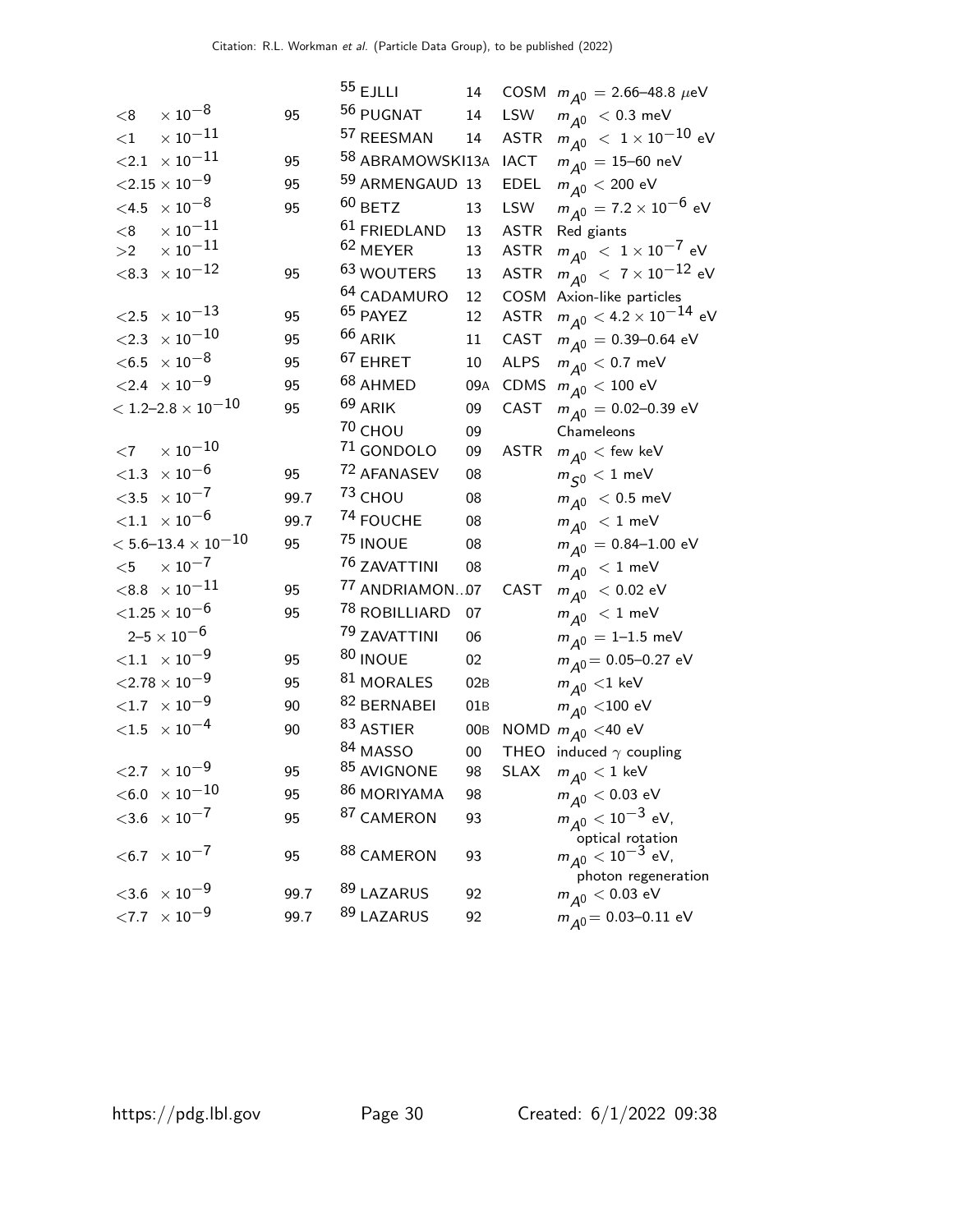| VALUE | CL% | DOCUMENT ID | | TECN | COMMENT |
|---|---|---|---|---|---|
| | | [55] EJLLI | 14 | COSM | $m_{A^0}$ = 2.66–48.8 $\mu$eV |
| $<8 \times 10^{-8}$ | 95 | [56] PUGNAT | 14 | LSW | $m_{A^0}$ < 0.3 meV |
| $<1 \times 10^{-11}$ | | [57] REESMAN | 14 | ASTR | $m_{A^0}$ < $1 \times 10^{-10}$ eV |
| $<2.1 \times 10^{-11}$ | 95 | [58] ABRAMOWSKI | 13A | IACT | $m_{A^0}$ = 15–60 neV |
| $<2.15 \times 10^{-9}$ | 95 | [59] ARMENGAUD | 13 | EDEL | $m_{A^0}$ < 200 eV |
| $<4.5 \times 10^{-8}$ | 95 | [60] BETZ | 13 | LSW | $m_{A^0}$ = $7.2 \times 10^{-6}$ eV |
| $<8 \times 10^{-11}$ | | [61] FRIEDLAND | 13 | ASTR | Red giants |
| $>2 \times 10^{-11}$ | | [62] MEYER | 13 | ASTR | $m_{A^0}$ < $1 \times 10^{-7}$ eV |
| $<8.3 \times 10^{-12}$ | 95 | [63] WOUTERS | 13 | ASTR | $m_{A^0}$ < $7 \times 10^{-12}$ eV |
| | | [64] CADAMURO | 12 | COSM | Axion-like particles |
| $<2.5 \times 10^{-13}$ | 95 | [65] PAYEZ | 12 | ASTR | $m_{A^0}$ < $4.2 \times 10^{-14}$ eV |
| $<2.3 \times 10^{-10}$ | 95 | [66] ARIK | 11 | CAST | $m_{A^0}$ = 0.39–0.64 eV |
| $<6.5 \times 10^{-8}$ | 95 | [67] EHRET | 10 | ALPS | $m_{A^0}$ < 0.7 meV |
| $<2.4 \times 10^{-9}$ | 95 | [68] AHMED | 09A | CDMS | $m_{A^0}$ < 100 eV |
| $<$ 1.2–2.8 $\times 10^{-10}$ | 95 | [69] ARIK | 09 | CAST | $m_{A^0}$ = 0.02–0.39 eV |
| | | [70] CHOU | 09 | | Chameleons |
| $<7 \times 10^{-10}$ | | [71] GONDOLO | 09 | ASTR | $m_{A^0}$ < few keV |
| $<1.3 \times 10^{-6}$ | 95 | [72] AFANASEV | 08 | | $m_{S^0}$ < 1 meV |
| $<3.5 \times 10^{-7}$ | 99.7 | [73] CHOU | 08 | | $m_{A^0}$ < 0.5 meV |
| $<1.1 \times 10^{-6}$ | 99.7 | [74] FOUCHE | 08 | | $m_{A^0}$ < 1 meV |
| $<$ 5.6–13.4 $\times 10^{-10}$ | 95 | [75] INOUE | 08 | | $m_{A^0}$ = 0.84–1.00 eV |
| $<5 \times 10^{-7}$ | | [76] ZAVATTINI | 08 | | $m_{A^0}$ < 1 meV |
| $<8.8 \times 10^{-11}$ | 95 | [77] ANDRIAMON... | 07 | CAST | $m_{A^0}$ < 0.02 eV |
| $<1.25 \times 10^{-6}$ | 95 | [78] ROBILLIARD | 07 | | $m_{A^0}$ < 1 meV |
| 2–5 $\times 10^{-6}$ | | [79] ZAVATTINI | 06 | | $m_{A^0}$ = 1–1.5 meV |
| $<1.1 \times 10^{-9}$ | 95 | [80] INOUE | 02 | | $m_{A^0}$ = 0.05–0.27 eV |
| $<2.78 \times 10^{-9}$ | 95 | [81] MORALES | 02B | | $m_{A^0}$ < 1 keV |
| $<1.7 \times 10^{-9}$ | 90 | [82] BERNABEI | 01B | | $m_{A^0}$ < 100 eV |
| $<1.5 \times 10^{-4}$ | 90 | [83] ASTIER | 00B | NOMD | $m_{A^0}$ < 40 eV |
| | | [84] MASSO | 00 | THEO | induced $\gamma$ coupling |
| $<2.7 \times 10^{-9}$ | 95 | [85] AVIGNONE | 98 | SLAX | $m_{A^0}$ < 1 keV |
| $<6.0 \times 10^{-10}$ | 95 | [86] MORIYAMA | 98 | | $m_{A^0}$ < 0.03 eV |
| $<3.6 \times 10^{-7}$ | 95 | [87] CAMERON | 93 | | $m_{A^0}$ < $10^{-3}$ eV, optical rotation |
| $<6.7 \times 10^{-7}$ | 95 | [88] CAMERON | 93 | | $m_{A^0}$ < $10^{-3}$ eV, photon regeneration |
| $<3.6 \times 10^{-9}$ | 99.7 | [89] LAZARUS | 92 | | $m_{A^0}$ < 0.03 eV |
| $<7.7 \times 10^{-9}$ | 99.7 | [89] LAZARUS | 92 | | $m_{A^0}$ = 0.03–0.11 eV |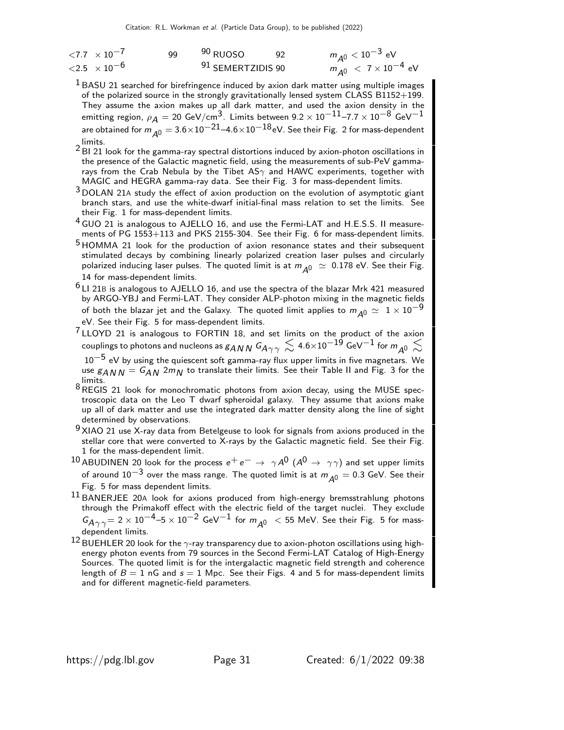| | | | | |
|---|---|---|---|---|
| $<7.7 \times 10^{-7}$ | 99 | [90] RUOSO | 92 | $m_{A^0} < 10^{-3}$ eV |
| $<2.5 \times 10^{-6}$ | | [91] SEMERTZIDIS 90 | | $m_{A^0} < 7 \times 10^{-4}$ eV |

[1] BASU 21 searched for birefringence induced by axion dark matter using multiple images of the polarized source in the strongly gravitationally lensed system CLASS B1152+199. They assume the axion makes up all dark matter, and used the axion density in the emitting region, $\rho_A = 20$ GeV/cm$^3$. Limits between $9.2 \times 10^{-11}$–$7.7 \times 10^{-8}$ GeV$^{-1}$ are obtained for $m_{A^0} = 3.6 \times 10^{-21}$–$4.6 \times 10^{-18}$eV. See their Fig. 2 for mass-dependent limits.

[2] BI 21 look for the gamma-ray spectral distortions induced by axion-photon oscillations in the presence of the Galactic magnetic field, using the measurements of sub-PeV gamma-rays from the Crab Nebula by the Tibet AS$\gamma$ and HAWC experiments, together with MAGIC and HEGRA gamma-ray data. See their Fig. 3 for mass-dependent limits.

[3] DOLAN 21A study the effect of axion production on the evolution of asymptotic giant branch stars, and use the white-dwarf initial-final mass relation to set the limits. See their Fig. 1 for mass-dependent limits.

[4] GUO 21 is analogous to AJELLO 16, and use the Fermi-LAT and H.E.S.S. II measurements of PG 1553+113 and PKS 2155-304. See their Fig. 6 for mass-dependent limits.

[5] HOMMA 21 look for the production of axion resonance states and their subsequent stimulated decays by combining linearly polarized creation laser pulses and circularly polarized inducing laser pulses. The quoted limit is at $m_{A^0} \simeq 0.178$ eV. See their Fig. 14 for mass-dependent limits.

[6] LI 21B is analogous to AJELLO 16, and use the spectra of the blazar Mrk 421 measured by ARGO-YBJ and Fermi-LAT. They consider ALP-photon mixing in the magnetic fields of both the blazar jet and the Galaxy. The quoted limit applies to $m_{A^0} \simeq 1 \times 10^{-9}$ eV. See their Fig. 5 for mass-dependent limits.

[7] LLOYD 21 is analogous to FORTIN 18, and set limits on the product of the axion couplings to photons and nucleons as $g_{ANN}\, G_{A\gamma\gamma} \lesssim 4.6 \times 10^{-19}$ GeV$^{-1}$ for $m_{A^0} \lesssim 10^{-5}$ eV by using the quiescent soft gamma-ray flux upper limits in five magnetars. We use $g_{ANN} = G_{AN}\, 2m_N$ to translate their limits. See their Table II and Fig. 3 for the limits.

[8] REGIS 21 look for monochromatic photons from axion decay, using the MUSE spectroscopic data on the Leo T dwarf spheroidal galaxy. They assume that axions make up all of dark matter and use the integrated dark matter density along the line of sight determined by observations.

[9] XIAO 21 use X-ray data from Betelgeuse to look for signals from axions produced in the stellar core that were converted to X-rays by the Galactic magnetic field. See their Fig. 1 for the mass-dependent limit.

[10] ABUDINEN 20 look for the process $e^+ e^- \rightarrow \gamma A^0$ ($A^0 \rightarrow \gamma\gamma$) and set upper limits of around $10^{-3}$ over the mass range. The quoted limit is at $m_{A^0} = 0.3$ GeV. See their Fig. 5 for mass dependent limits.

[11] BANERJEE 20A look for axions produced from high-energy bremsstrahlung photons through the Primakoff effect with the electric field of the target nuclei. They exclude $G_{A\gamma\gamma} = 2 \times 10^{-4}$–$5 \times 10^{-2}$ GeV$^{-1}$ for $m_{A^0} < 55$ MeV. See their Fig. 5 for mass-dependent limits.

[12] BUEHLER 20 look for the $\gamma$-ray transparency due to axion-photon oscillations using high-energy photon events from 79 sources in the Second Fermi-LAT Catalog of High-Energy Sources. The quoted limit is for the intergalactic magnetic field strength and coherence length of $B = 1$ nG and $s = 1$ Mpc. See their Figs. 4 and 5 for mass-dependent limits and for different magnetic-field parameters.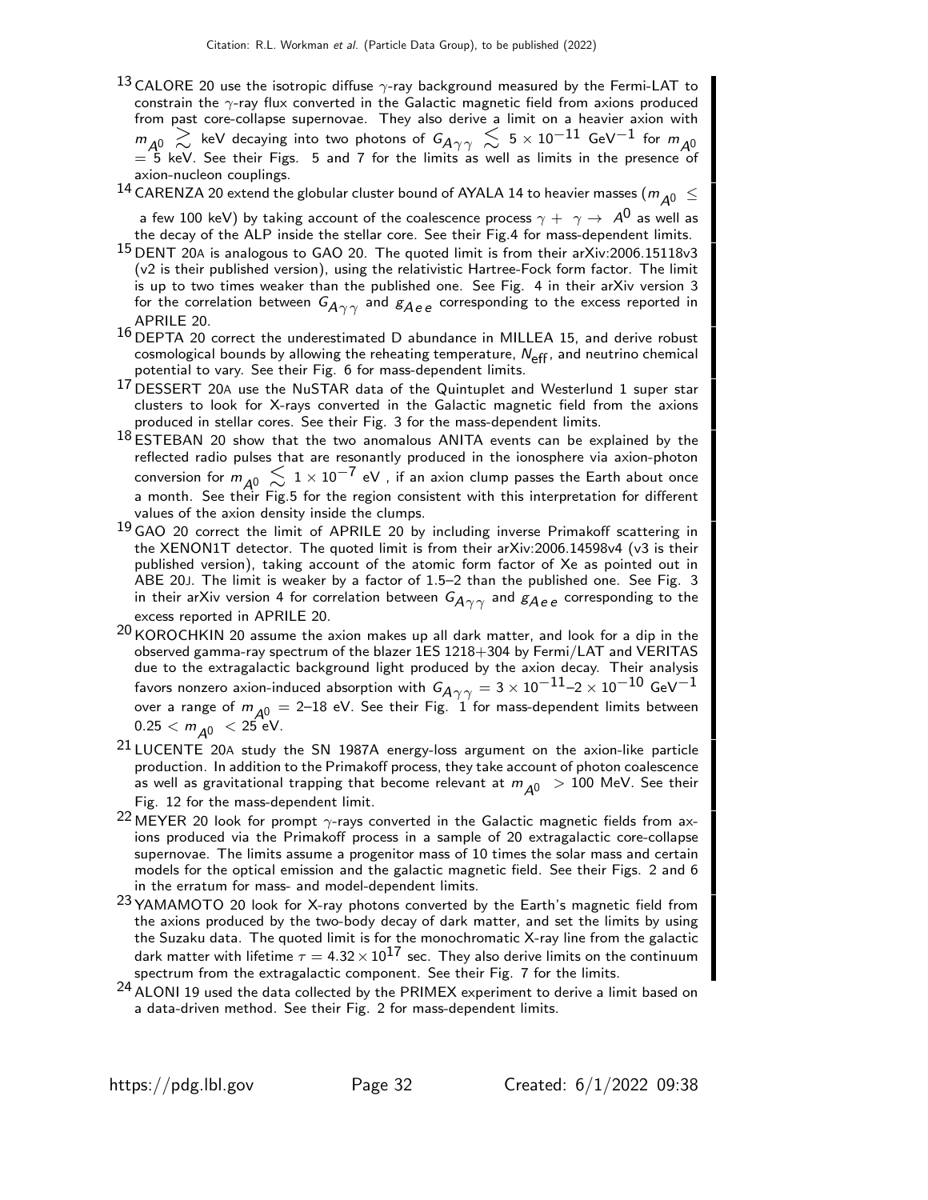[13] CALORE 20 use the isotropic diffuse $\gamma$-ray background measured by the Fermi-LAT to constrain the $\gamma$-ray flux converted in the Galactic magnetic field from axions produced from past core-collapse supernovae. They also derive a limit on a heavier axion with $m_{A^0} \gtrsim$ keV decaying into two photons of $G_{A\gamma\gamma} \lesssim 5 \times 10^{-11}$ GeV$^{-1}$ for $m_{A^0}$ = 5 keV. See their Figs. 5 and 7 for the limits as well as limits in the presence of axion-nucleon couplings.

[14] CARENZA 20 extend the globular cluster bound of AYALA 14 to heavier masses ($m_{A^0} \leq$ a few 100 keV) by taking account of the coalescence process $\gamma + \gamma \rightarrow A^0$ as well as the decay of the ALP inside the stellar core. See their Fig.4 for mass-dependent limits.

[15] DENT 20A is analogous to GAO 20. The quoted limit is from their arXiv:2006.15118v3 (v2 is their published version), using the relativistic Hartree-Fock form factor. The limit is up to two times weaker than the published one. See Fig. 4 in their arXiv version 3 for the correlation between $G_{A\gamma\gamma}$ and $g_{Aee}$ corresponding to the excess reported in APRILE 20.

[16] DEPTA 20 correct the underestimated D abundance in MILLEA 15, and derive robust cosmological bounds by allowing the reheating temperature, $N_{\rm eff}$, and neutrino chemical potential to vary. See their Fig. 6 for mass-dependent limits.

[17] DESSERT 20A use the NuSTAR data of the Quintuplet and Westerlund 1 super star clusters to look for X-rays converted in the Galactic magnetic field from the axions produced in stellar cores. See their Fig. 3 for the mass-dependent limits.

[18] ESTEBAN 20 show that the two anomalous ANITA events can be explained by the reflected radio pulses that are resonantly produced in the ionosphere via axion-photon conversion for $m_{A^0} \lesssim 1 \times 10^{-7}$ eV , if an axion clump passes the Earth about once a month. See their Fig.5 for the region consistent with this interpretation for different values of the axion density inside the clumps.

[19] GAO 20 correct the limit of APRILE 20 by including inverse Primakoff scattering in the XENON1T detector. The quoted limit is from their arXiv:2006.14598v4 (v3 is their published version), taking account of the atomic form factor of Xe as pointed out in ABE 20J. The limit is weaker by a factor of 1.5–2 than the published one. See Fig. 3 in their arXiv version 4 for correlation between $G_{A\gamma\gamma}$ and $g_{Aee}$ corresponding to the excess reported in APRILE 20.

[20] KOROCHKIN 20 assume the axion makes up all dark matter, and look for a dip in the observed gamma-ray spectrum of the blazer 1ES 1218+304 by Fermi/LAT and VERITAS due to the extragalactic background light produced by the axion decay. Their analysis favors nonzero axion-induced absorption with $G_{A\gamma\gamma} = 3 \times 10^{-11}$–$2 \times 10^{-10}$ GeV$^{-1}$ over a range of $m_{A^0}$ = 2–18 eV. See their Fig. 1 for mass-dependent limits between $0.25 < m_{A^0} < 25$ eV.

[21] LUCENTE 20A study the SN 1987A energy-loss argument on the axion-like particle production. In addition to the Primakoff process, they take account of photon coalescence as well as gravitational trapping that become relevant at $m_{A^0} > 100$ MeV. See their Fig. 12 for the mass-dependent limit.

[22] MEYER 20 look for prompt $\gamma$-rays converted in the Galactic magnetic fields from axions produced via the Primakoff process in a sample of 20 extragalactic core-collapse supernovae. The limits assume a progenitor mass of 10 times the solar mass and certain models for the optical emission and the galactic magnetic field. See their Figs. 2 and 6 in the erratum for mass- and model-dependent limits.

[23] YAMAMOTO 20 look for X-ray photons converted by the Earth's magnetic field from the axions produced by the two-body decay of dark matter, and set the limits by using the Suzaku data. The quoted limit is for the monochromatic X-ray line from the galactic dark matter with lifetime $\tau = 4.32 \times 10^{17}$ sec. They also derive limits on the continuum spectrum from the extragalactic component. See their Fig. 7 for the limits.

[24] ALONI 19 used the data collected by the PRIMEX experiment to derive a limit based on a data-driven method. See their Fig. 2 for mass-dependent limits.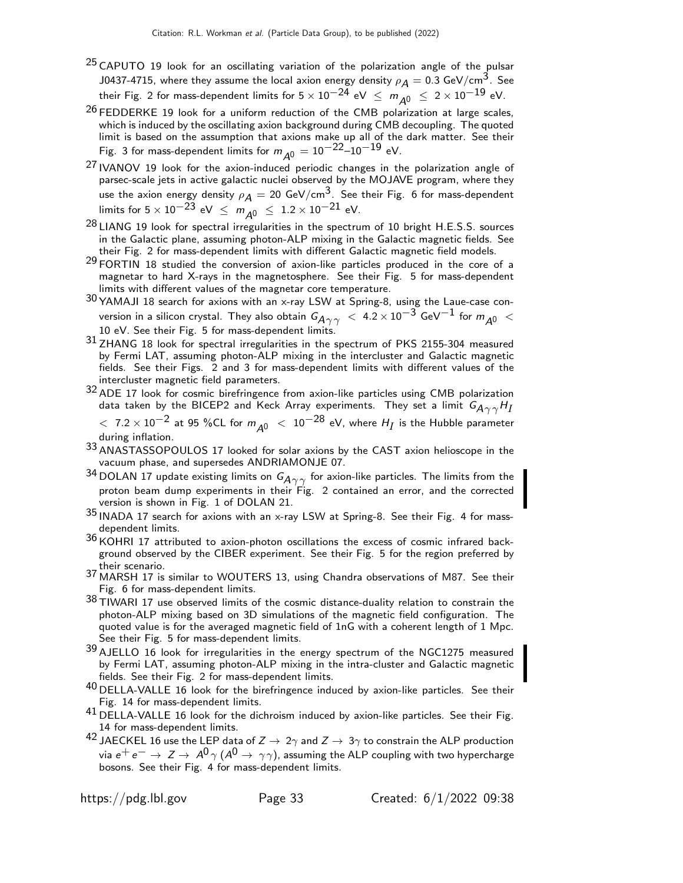[25] CAPUTO 19 look for an oscillating variation of the polarization angle of the pulsar J0437-4715, where they assume the local axion energy density $\rho_A = 0.3$ GeV/cm$^3$. See their Fig. 2 for mass-dependent limits for $5 \times 10^{-24}$ eV $\leq m_{A^0} \leq 2 \times 10^{-19}$ eV.

[26] FEDDERKE 19 look for a uniform reduction of the CMB polarization at large scales, which is induced by the oscillating axion background during CMB decoupling. The quoted limit is based on the assumption that axions make up all of the dark matter. See their Fig. 3 for mass-dependent limits for $m_{A^0} = 10^{-22}$–$10^{-19}$ eV.

[27] IVANOV 19 look for the axion-induced periodic changes in the polarization angle of parsec-scale jets in active galactic nuclei observed by the MOJAVE program, where they use the axion energy density $\rho_A = 20$ GeV/cm$^3$. See their Fig. 6 for mass-dependent limits for $5 \times 10^{-23}$ eV $\leq m_{A^0} \leq 1.2 \times 10^{-21}$ eV.

[28] LIANG 19 look for spectral irregularities in the spectrum of 10 bright H.E.S.S. sources in the Galactic plane, assuming photon-ALP mixing in the Galactic magnetic fields. See their Fig. 2 for mass-dependent limits with different Galactic magnetic field models.

[29] FORTIN 18 studied the conversion of axion-like particles produced in the core of a magnetar to hard X-rays in the magnetosphere. See their Fig. 5 for mass-dependent limits with different values of the magnetar core temperature.

[30] YAMAJI 18 search for axions with an x-ray LSW at Spring-8, using the Laue-case conversion in a silicon crystal. They also obtain $G_{A\gamma\gamma} < 4.2 \times 10^{-3}$ GeV$^{-1}$ for $m_{A^0} <$ 10 eV. See their Fig. 5 for mass-dependent limits.

[31] ZHANG 18 look for spectral irregularities in the spectrum of PKS 2155-304 measured by Fermi LAT, assuming photon-ALP mixing in the intercluster and Galactic magnetic fields. See their Figs. 2 and 3 for mass-dependent limits with different values of the intercluster magnetic field parameters.

[32] ADE 17 look for cosmic birefringence from axion-like particles using CMB polarization data taken by the BICEP2 and Keck Array experiments. They set a limit $G_{A\gamma\gamma} H_I < 7.2 \times 10^{-2}$ at 95 %CL for $m_{A^0} < 10^{-28}$ eV, where $H_I$ is the Hubble parameter during inflation.

[33] ANASTASSOPOULOS 17 looked for solar axions by the CAST axion helioscope in the vacuum phase, and supersedes ANDRIAMONJE 07.

[34] DOLAN 17 update existing limits on $G_{A\gamma\gamma}$ for axion-like particles. The limits from the proton beam dump experiments in their Fig. 2 contained an error, and the corrected version is shown in Fig. 1 of DOLAN 21.

[35] INADA 17 search for axions with an x-ray LSW at Spring-8. See their Fig. 4 for mass-dependent limits.

[36] KOHRI 17 attributed to axion-photon oscillations the excess of cosmic infrared background observed by the CIBER experiment. See their Fig. 5 for the region preferred by their scenario.

[37] MARSH 17 is similar to WOUTERS 13, using Chandra observations of M87. See their Fig. 6 for mass-dependent limits.

[38] TIWARI 17 use observed limits of the cosmic distance-duality relation to constrain the photon-ALP mixing based on 3D simulations of the magnetic field configuration. The quoted value is for the averaged magnetic field of 1nG with a coherent length of 1 Mpc. See their Fig. 5 for mass-dependent limits.

[39] AJELLO 16 look for irregularities in the energy spectrum of the NGC1275 measured by Fermi LAT, assuming photon-ALP mixing in the intra-cluster and Galactic magnetic fields. See their Fig. 2 for mass-dependent limits.

[40] DELLA-VALLE 16 look for the birefringence induced by axion-like particles. See their Fig. 14 for mass-dependent limits.

[41] DELLA-VALLE 16 look for the dichroism induced by axion-like particles. See their Fig. 14 for mass-dependent limits.

[42] JAECKEL 16 use the LEP data of $Z \to 2\gamma$ and $Z \to 3\gamma$ to constrain the ALP production via $e^+ e^- \to Z \to A^0 \gamma$ ($A^0 \to \gamma\gamma$), assuming the ALP coupling with two hypercharge bosons. See their Fig. 4 for mass-dependent limits.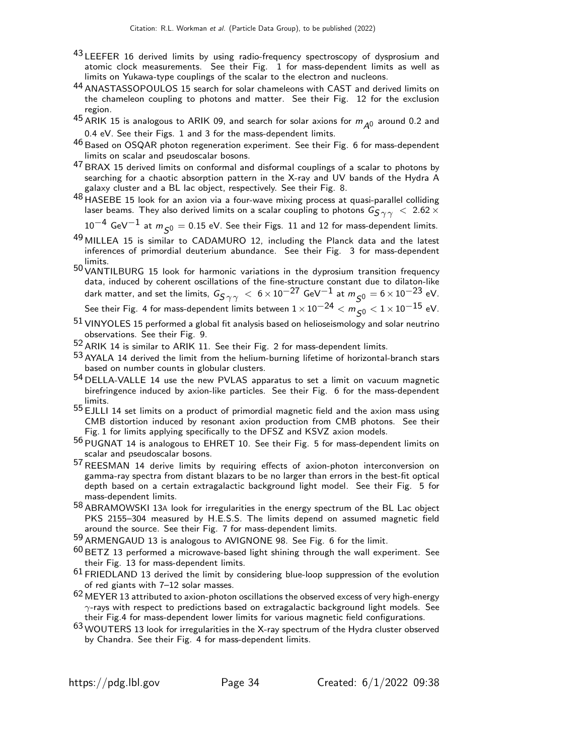[43] LEEFER 16 derived limits by using radio-frequency spectroscopy of dysprosium and atomic clock measurements. See their Fig. 1 for mass-dependent limits as well as limits on Yukawa-type couplings of the scalar to the electron and nucleons.

[44] ANASTASSOPOULOS 15 search for solar chameleons with CAST and derived limits on the chameleon coupling to photons and matter. See their Fig. 12 for the exclusion region.

[45] ARIK 15 is analogous to ARIK 09, and search for solar axions for $m_{A^0}$ around 0.2 and 0.4 eV. See their Figs. 1 and 3 for the mass-dependent limits.

[46] Based on OSQAR photon regeneration experiment. See their Fig. 6 for mass-dependent limits on scalar and pseudoscalar bosons.

[47] BRAX 15 derived limits on conformal and disformal couplings of a scalar to photons by searching for a chaotic absorption pattern in the X-ray and UV bands of the Hydra A galaxy cluster and a BL lac object, respectively. See their Fig. 8.

[48] HASEBE 15 look for an axion via a four-wave mixing process at quasi-parallel colliding laser beams. They also derived limits on a scalar coupling to photons $G_{S\gamma\gamma} < 2.62 \times 10^{-4}$ GeV$^{-1}$ at $m_{S^0} = 0.15$ eV. See their Figs. 11 and 12 for mass-dependent limits.

[49] MILLEA 15 is similar to CADAMURO 12, including the Planck data and the latest inferences of primordial deuterium abundance. See their Fig. 3 for mass-dependent limits.

[50] VANTILBURG 15 look for harmonic variations in the dyprosium transition frequency data, induced by coherent oscillations of the fine-structure constant due to dilaton-like dark matter, and set the limits, $G_{S\gamma\gamma} < 6 \times 10^{-27}$ GeV$^{-1}$ at $m_{S^0} = 6 \times 10^{-23}$ eV. See their Fig. 4 for mass-dependent limits between $1 \times 10^{-24} < m_{S^0} < 1 \times 10^{-15}$ eV.

[51] VINYOLES 15 performed a global fit analysis based on helioseismology and solar neutrino observations. See their Fig. 9.

[52] ARIK 14 is similar to ARIK 11. See their Fig. 2 for mass-dependent limits.

[53] AYALA 14 derived the limit from the helium-burning lifetime of horizontal-branch stars based on number counts in globular clusters.

[54] DELLA-VALLE 14 use the new PVLAS apparatus to set a limit on vacuum magnetic birefringence induced by axion-like particles. See their Fig. 6 for the mass-dependent limits.

[55] EJLLI 14 set limits on a product of primordial magnetic field and the axion mass using CMB distortion induced by resonant axion production from CMB photons. See their Fig. 1 for limits applying specifically to the DFSZ and KSVZ axion models.

[56] PUGNAT 14 is analogous to EHRET 10. See their Fig. 5 for mass-dependent limits on scalar and pseudoscalar bosons.

[57] REESMAN 14 derive limits by requiring effects of axion-photon interconversion on gamma-ray spectra from distant blazars to be no larger than errors in the best-fit optical depth based on a certain extragalactic background light model. See their Fig. 5 for mass-dependent limits.

[58] ABRAMOWSKI 13A look for irregularities in the energy spectrum of the BL Lac object PKS 2155–304 measured by H.E.S.S. The limits depend on assumed magnetic field around the source. See their Fig. 7 for mass-dependent limits.

[59] ARMENGAUD 13 is analogous to AVIGNONE 98. See Fig. 6 for the limit.

[60] BETZ 13 performed a microwave-based light shining through the wall experiment. See their Fig. 13 for mass-dependent limits.

[61] FRIEDLAND 13 derived the limit by considering blue-loop suppression of the evolution of red giants with 7–12 solar masses.

[62] MEYER 13 attributed to axion-photon oscillations the observed excess of very high-energy $\gamma$-rays with respect to predictions based on extragalactic background light models. See their Fig.4 for mass-dependent lower limits for various magnetic field configurations.

[63] WOUTERS 13 look for irregularities in the X-ray spectrum of the Hydra cluster observed by Chandra. See their Fig. 4 for mass-dependent limits.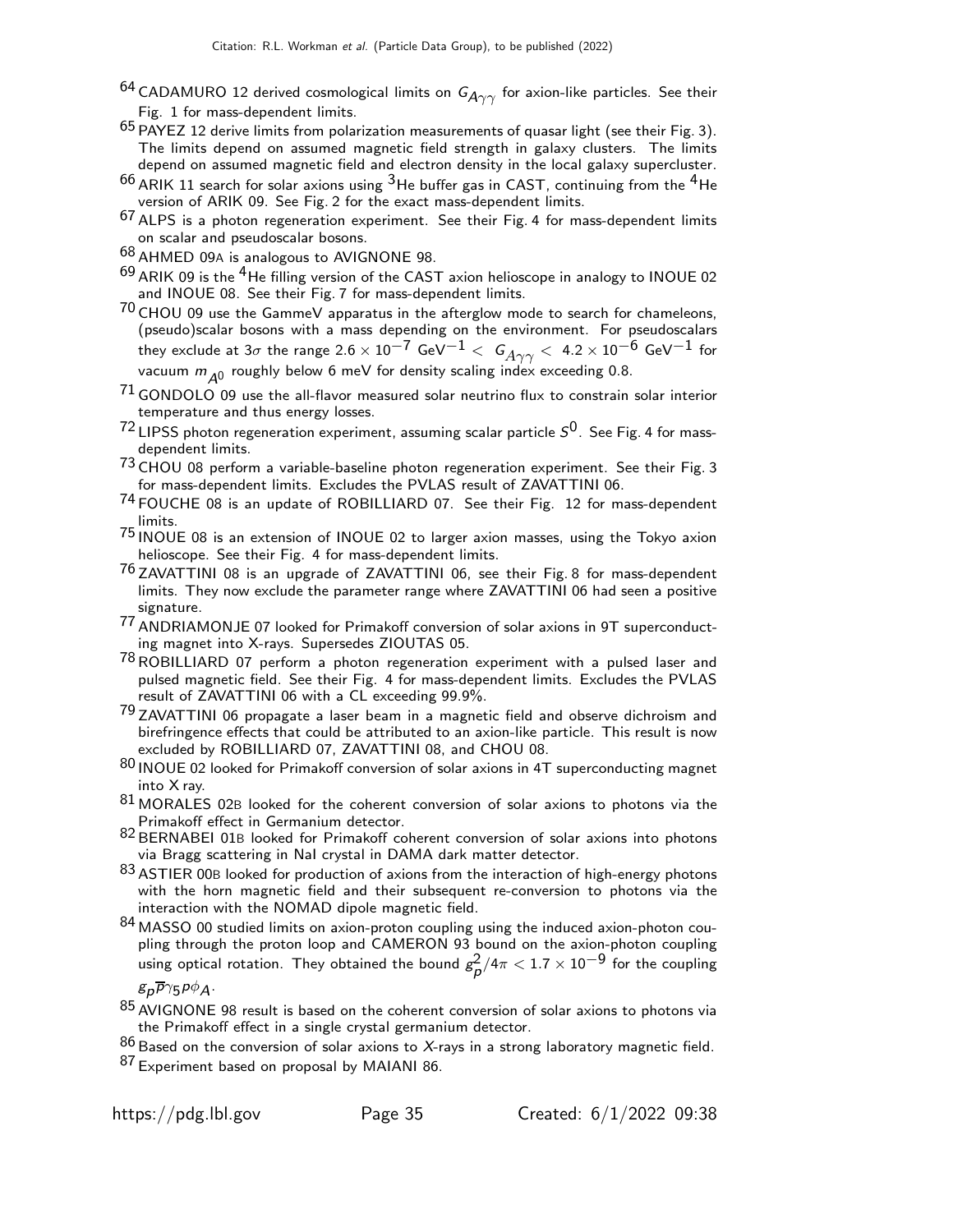[64] CADAMURO 12 derived cosmological limits on $G_{A\gamma\gamma}$ for axion-like particles. See their Fig. 1 for mass-dependent limits.

[65] PAYEZ 12 derive limits from polarization measurements of quasar light (see their Fig. 3). The limits depend on assumed magnetic field strength in galaxy clusters. The limits depend on assumed magnetic field and electron density in the local galaxy supercluster.

[66] ARIK 11 search for solar axions using $^3$He buffer gas in CAST, continuing from the $^4$He version of ARIK 09. See Fig. 2 for the exact mass-dependent limits.

[67] ALPS is a photon regeneration experiment. See their Fig. 4 for mass-dependent limits on scalar and pseudoscalar bosons.

[68] AHMED 09A is analogous to AVIGNONE 98.

[69] ARIK 09 is the $^4$He filling version of the CAST axion helioscope in analogy to INOUE 02 and INOUE 08. See their Fig. 7 for mass-dependent limits.

[70] CHOU 09 use the GammeV apparatus in the afterglow mode to search for chameleons, (pseudo)scalar bosons with a mass depending on the environment. For pseudoscalars they exclude at $3\sigma$ the range $2.6 \times 10^{-7}$ GeV$^{-1}$ $< G_{A\gamma\gamma} <$ $4.2 \times 10^{-6}$ GeV$^{-1}$ for vacuum $m_{A^0}$ roughly below 6 meV for density scaling index exceeding 0.8.

[71] GONDOLO 09 use the all-flavor measured solar neutrino flux to constrain solar interior temperature and thus energy losses.

[72] LIPSS photon regeneration experiment, assuming scalar particle $S^0$. See Fig. 4 for mass-dependent limits.

[73] CHOU 08 perform a variable-baseline photon regeneration experiment. See their Fig. 3 for mass-dependent limits. Excludes the PVLAS result of ZAVATTINI 06.

[74] FOUCHE 08 is an update of ROBILLIARD 07. See their Fig. 12 for mass-dependent limits.

[75] INOUE 08 is an extension of INOUE 02 to larger axion masses, using the Tokyo axion helioscope. See their Fig. 4 for mass-dependent limits.

[76] ZAVATTINI 08 is an upgrade of ZAVATTINI 06, see their Fig. 8 for mass-dependent limits. They now exclude the parameter range where ZAVATTINI 06 had seen a positive signature.

[77] ANDRIAMONJE 07 looked for Primakoff conversion of solar axions in 9T superconducting magnet into X-rays. Supersedes ZIOUTAS 05.

[78] ROBILLIARD 07 perform a photon regeneration experiment with a pulsed laser and pulsed magnetic field. See their Fig. 4 for mass-dependent limits. Excludes the PVLAS result of ZAVATTINI 06 with a CL exceeding 99.9%.

[79] ZAVATTINI 06 propagate a laser beam in a magnetic field and observe dichroism and birefringence effects that could be attributed to an axion-like particle. This result is now excluded by ROBILLIARD 07, ZAVATTINI 08, and CHOU 08.

[80] INOUE 02 looked for Primakoff conversion of solar axions in 4T superconducting magnet into X ray.

[81] MORALES 02B looked for the coherent conversion of solar axions to photons via the Primakoff effect in Germanium detector.

[82] BERNABEI 01B looked for Primakoff coherent conversion of solar axions into photons via Bragg scattering in NaI crystal in DAMA dark matter detector.

[83] ASTIER 00B looked for production of axions from the interaction of high-energy photons with the horn magnetic field and their subsequent re-conversion to photons via the interaction with the NOMAD dipole magnetic field.

[84] MASSO 00 studied limits on axion-proton coupling using the induced axion-photon coupling through the proton loop and CAMERON 93 bound on the axion-photon coupling using optical rotation. They obtained the bound $g_p^2/4\pi < 1.7 \times 10^{-9}$ for the coupling $g_p \overline{p} \gamma_5 p \phi_A$.

[85] AVIGNONE 98 result is based on the coherent conversion of solar axions to photons via the Primakoff effect in a single crystal germanium detector.

[86] Based on the conversion of solar axions to $X$-rays in a strong laboratory magnetic field.

[87] Experiment based on proposal by MAIANI 86.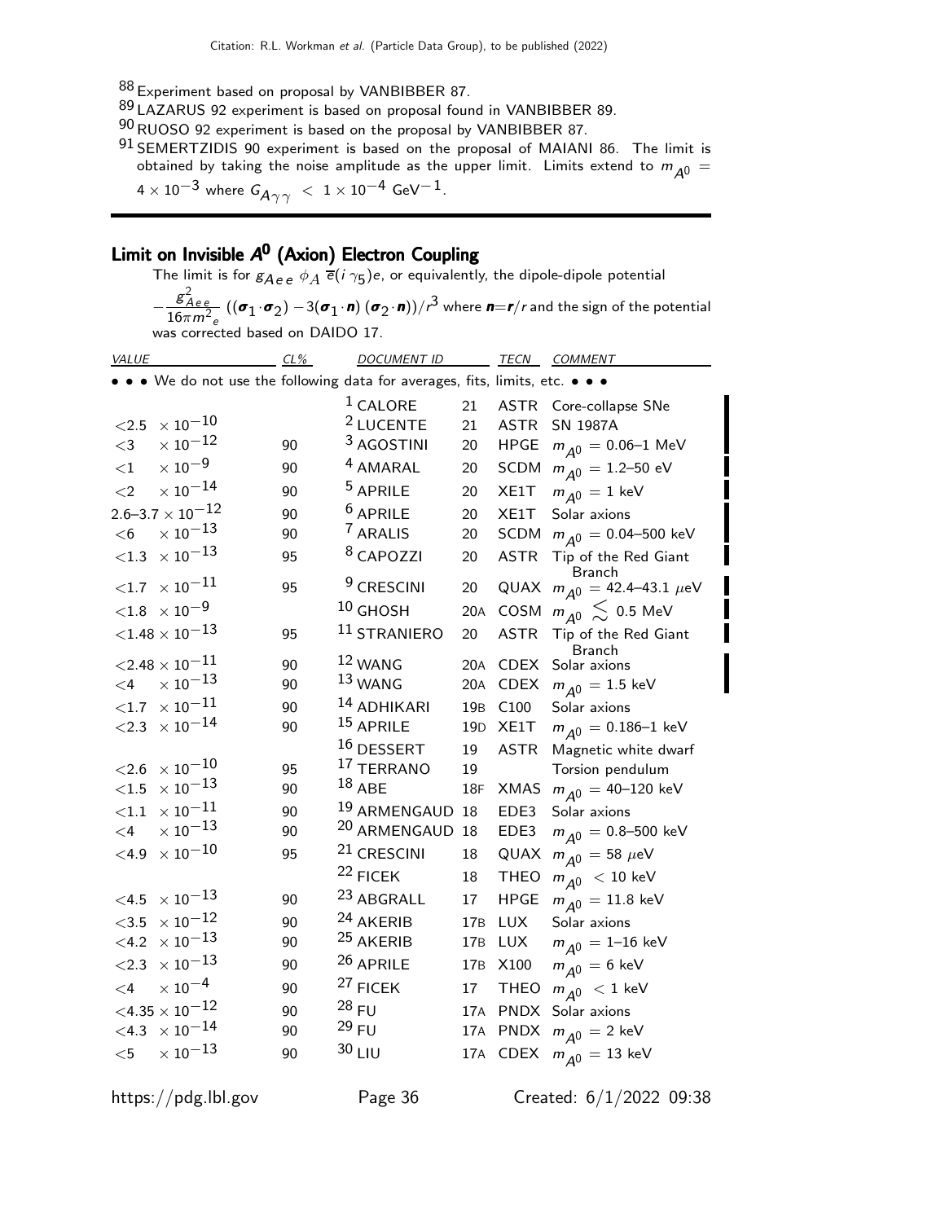[88] Experiment based on proposal by VANBIBBER 87.

[89] LAZARUS 92 experiment is based on proposal found in VANBIBBER 89.

[90] RUOSO 92 experiment is based on the proposal by VANBIBBER 87.

[91] SEMERTZIDIS 90 experiment is based on the proposal of MAIANI 86. The limit is obtained by taking the noise amplitude as the upper limit. Limits extend to $m_{A^0} = 4 \times 10^{-3}$ where $G_{A\gamma\gamma} < 1 \times 10^{-4}$ GeV$^{-1}$.

## Limit on Invisible $A^0$ (Axion) Electron Coupling

The limit is for $g_{Aee}\, \phi_A\, \overline{e}(i\gamma_5)e$, or equivalently, the dipole-dipole potential $-\frac{g_{Aee}^2}{16\pi m_e^2}\,((\boldsymbol{\sigma}_1\cdot\boldsymbol{\sigma}_2) - 3(\boldsymbol{\sigma}_1\cdot\boldsymbol{n})\,(\boldsymbol{\sigma}_2\cdot\boldsymbol{n}))/r^3$ where $\boldsymbol{n}=\boldsymbol{r}/r$ and the sign of the potential was corrected based on DAIDO 17.

| VALUE | CL% | DOCUMENT ID | | TECN | COMMENT |
|---|---|---|---|---|---|
| • • • We do not use the following data for averages, fits, limits, etc. • • • | | | | | |
| | | [1] CALORE | 21 | ASTR | Core-collapse SNe |
| $<2.5 \times 10^{-10}$ | | [2] LUCENTE | 21 | ASTR | SN 1987A |
| $<3 \times 10^{-12}$ | 90 | [3] AGOSTINI | 20 | HPGE | $m_{A^0}$ = 0.06–1 MeV |
| $<1 \times 10^{-9}$ | 90 | [4] AMARAL | 20 | SCDM | $m_{A^0}$ = 1.2–50 eV |
| $<2 \times 10^{-14}$ | 90 | [5] APRILE | 20 | XE1T | $m_{A^0}$ = 1 keV |
| $2.6–3.7 \times 10^{-12}$ | 90 | [6] APRILE | 20 | XE1T | Solar axions |
| $<6 \times 10^{-13}$ | 90 | [7] ARALIS | 20 | SCDM | $m_{A^0}$ = 0.04–500 keV |
| $<1.3 \times 10^{-13}$ | 95 | [8] CAPOZZI | 20 | ASTR | Tip of the Red Giant Branch |
| $<1.7 \times 10^{-11}$ | 95 | [9] CRESCINI | 20 | QUAX | $m_{A^0}$ = 42.4–43.1 $\mu$eV |
| $<1.8 \times 10^{-9}$ | | [10] GHOSH | 20A | COSM | $m_{A^0} \lesssim 0.5$ MeV |
| $<1.48 \times 10^{-13}$ | 95 | [11] STRANIERO | 20 | ASTR | Tip of the Red Giant Branch |
| $<2.48 \times 10^{-11}$ | 90 | [12] WANG | 20A | CDEX | Solar axions |
| $<4 \times 10^{-13}$ | 90 | [13] WANG | 20A | CDEX | $m_{A^0}$ = 1.5 keV |
| $<1.7 \times 10^{-11}$ | 90 | [14] ADHIKARI | 19B | C100 | Solar axions |
| $<2.3 \times 10^{-14}$ | 90 | [15] APRILE | 19D | XE1T | $m_{A^0}$ = 0.186–1 keV |
| | | [16] DESSERT | 19 | ASTR | Magnetic white dwarf |
| $<2.6 \times 10^{-10}$ | 95 | [17] TERRANO | 19 | | Torsion pendulum |
| $<1.5 \times 10^{-13}$ | 90 | [18] ABE | 18F | XMAS | $m_{A^0}$ = 40–120 keV |
| $<1.1 \times 10^{-11}$ | 90 | [19] ARMENGAUD | 18 | EDE3 | Solar axions |
| $<4 \times 10^{-13}$ | 90 | [20] ARMENGAUD | 18 | EDE3 | $m_{A^0}$ = 0.8–500 keV |
| $<4.9 \times 10^{-10}$ | 95 | [21] CRESCINI | 18 | QUAX | $m_{A^0}$ = 58 $\mu$eV |
| | | [22] FICEK | 18 | THEO | $m_{A^0}$ < 10 keV |
| $<4.5 \times 10^{-13}$ | 90 | [23] ABGRALL | 17 | HPGE | $m_{A^0}$ = 11.8 keV |
| $<3.5 \times 10^{-12}$ | 90 | [24] AKERIB | 17B | LUX | Solar axions |
| $<4.2 \times 10^{-13}$ | 90 | [25] AKERIB | 17B | LUX | $m_{A^0}$ = 1–16 keV |
| $<2.3 \times 10^{-13}$ | 90 | [26] APRILE | 17B | X100 | $m_{A^0}$ = 6 keV |
| $<4 \times 10^{-4}$ | 90 | [27] FICEK | 17 | THEO | $m_{A^0}$ < 1 keV |
| $<4.35 \times 10^{-12}$ | 90 | [28] FU | 17A | PNDX | Solar axions |
| $<4.3 \times 10^{-14}$ | 90 | [29] FU | 17A | PNDX | $m_{A^0}$ = 2 keV |
| $<5 \times 10^{-13}$ | 90 | [30] LIU | 17A | CDEX | $m_{A^0}$ = 13 keV |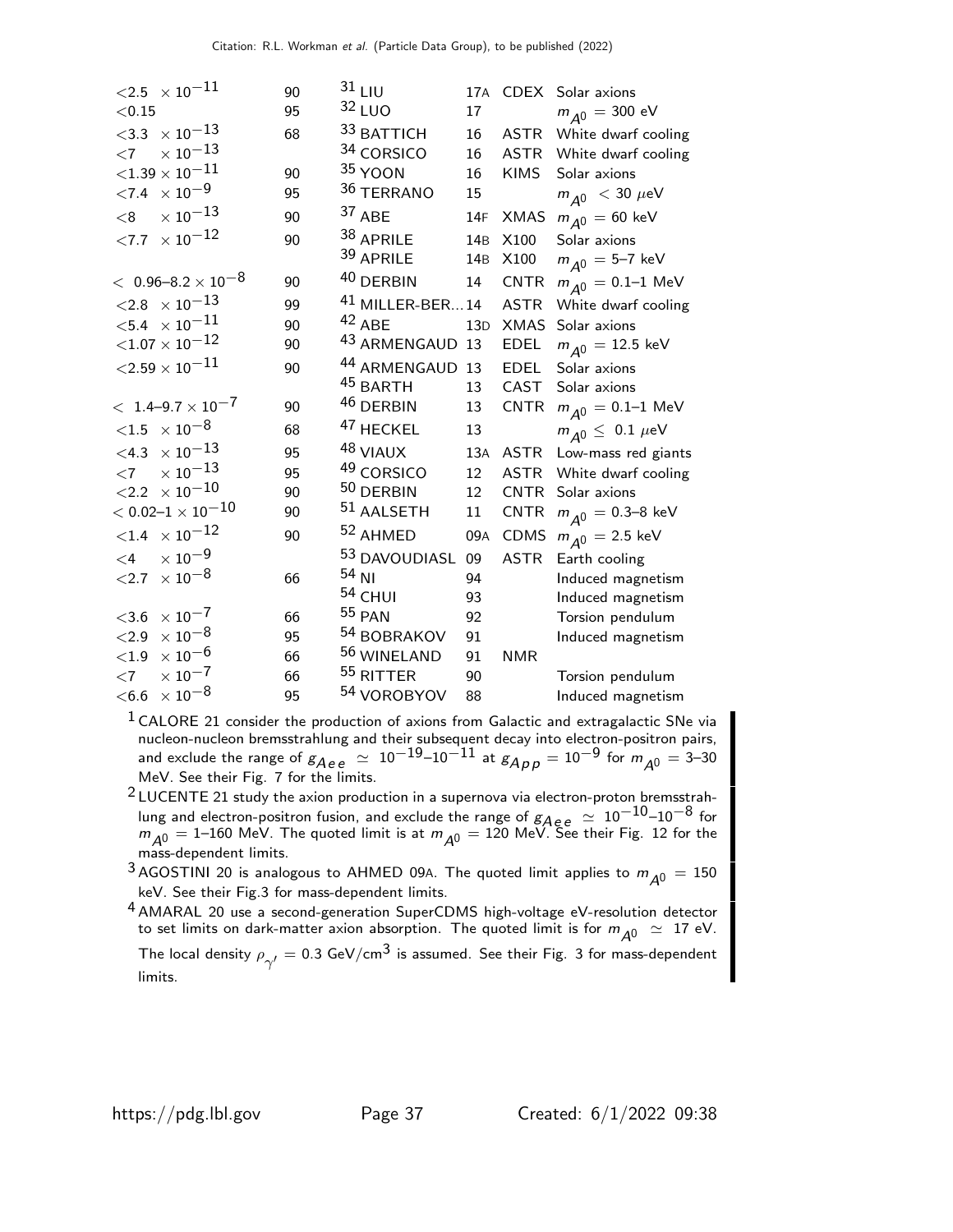| VALUE | CL% | DOCUMENT ID | | TECN | COMMENT |
|---|---|---|---|---|---|
| $<2.5 \times 10^{-11}$ | 90 | [31] LIU | 17A | CDEX | Solar axions |
| $<0.15$ | 95 | [32] LUO | 17 | | $m_{A^0} = 300$ eV |
| $<3.3 \times 10^{-13}$ | 68 | [33] BATTICH | 16 | ASTR | White dwarf cooling |
| $<7 \times 10^{-13}$ | | [34] CORSICO | 16 | ASTR | White dwarf cooling |
| $<1.39 \times 10^{-11}$ | 90 | [35] YOON | 16 | KIMS | Solar axions |
| $<7.4 \times 10^{-9}$ | 95 | [36] TERRANO | 15 | | $m_{A^0} < 30\ \mu$eV |
| $<8 \times 10^{-13}$ | 90 | [37] ABE | 14F | XMAS | $m_{A^0} = 60$ keV |
| $<7.7 \times 10^{-12}$ | 90 | [38] APRILE | 14B | X100 | Solar axions |
| | | [39] APRILE | 14B | X100 | $m_{A^0} =$ 5–7 keV |
| $<$ 0.96–8.2 $\times 10^{-8}$ | 90 | [40] DERBIN | 14 | CNTR | $m_{A^0} =$ 0.1–1 MeV |
| $<2.8 \times 10^{-13}$ | 99 | [41] MILLER-BER... | 14 | ASTR | White dwarf cooling |
| $<5.4 \times 10^{-11}$ | 90 | [42] ABE | 13D | XMAS | Solar axions |
| $<1.07 \times 10^{-12}$ | 90 | [43] ARMENGAUD | 13 | EDEL | $m_{A^0} = 12.5$ keV |
| $<2.59 \times 10^{-11}$ | 90 | [44] ARMENGAUD | 13 | EDEL | Solar axions |
| | | [45] BARTH | 13 | CAST | Solar axions |
| $<$ 1.4–9.7 $\times 10^{-7}$ | 90 | [46] DERBIN | 13 | CNTR | $m_{A^0} =$ 0.1–1 MeV |
| $<1.5 \times 10^{-8}$ | 68 | [47] HECKEL | 13 | | $m_{A^0} \leq 0.1\ \mu$eV |
| $<4.3 \times 10^{-13}$ | 95 | [48] VIAUX | 13A | ASTR | Low-mass red giants |
| $<7 \times 10^{-13}$ | 95 | [49] CORSICO | 12 | ASTR | White dwarf cooling |
| $<2.2 \times 10^{-10}$ | 90 | [50] DERBIN | 12 | CNTR | Solar axions |
| $<$ 0.02–1 $\times 10^{-10}$ | 90 | [51] AALSETH | 11 | CNTR | $m_{A^0} =$ 0.3–8 keV |
| $<1.4 \times 10^{-12}$ | 90 | [52] AHMED | 09A | CDMS | $m_{A^0} = 2.5$ keV |
| $<4 \times 10^{-9}$ | | [53] DAVOUDIASL | 09 | ASTR | Earth cooling |
| $<2.7 \times 10^{-8}$ | 66 | [54] NI | 94 | | Induced magnetism |
| | | [54] CHUI | 93 | | Induced magnetism |
| $<3.6 \times 10^{-7}$ | 66 | [55] PAN | 92 | | Torsion pendulum |
| $<2.9 \times 10^{-8}$ | 95 | [54] BOBRAKOV | 91 | | Induced magnetism |
| $<1.9 \times 10^{-6}$ | 66 | [56] WINELAND | 91 | NMR | |
| $<7 \times 10^{-7}$ | 66 | [55] RITTER | 90 | | Torsion pendulum |
| $<6.6 \times 10^{-8}$ | 95 | [54] VOROBYOV | 88 | | Induced magnetism |

[1] CALORE 21 consider the production of axions from Galactic and extragalactic SNe via nucleon-nucleon bremsstrahlung and their subsequent decay into electron-positron pairs, and exclude the range of $g_{Aee} \simeq 10^{-19}$–$10^{-11}$ at $g_{App} = 10^{-9}$ for $m_{A^0} =$ 3–30 MeV. See their Fig. 7 for the limits.

[2] LUCENTE 21 study the axion production in a supernova via electron-proton bremsstrahlung and electron-positron fusion, and exclude the range of $g_{Aee} \simeq 10^{-10}$–$10^{-8}$ for $m_{A^0} =$ 1–160 MeV. The quoted limit is at $m_{A^0} = 120$ MeV. See their Fig. 12 for the mass-dependent limits.

[3] AGOSTINI 20 is analogous to AHMED 09A. The quoted limit applies to $m_{A^0} = 150$ keV. See their Fig.3 for mass-dependent limits.

[4] AMARAL 20 use a second-generation SuperCDMS high-voltage eV-resolution detector to set limits on dark-matter axion absorption. The quoted limit is for $m_{A^0} \simeq 17$ eV. The local density $\rho_{\gamma'} = 0.3$ GeV/cm$^3$ is assumed. See their Fig. 3 for mass-dependent limits.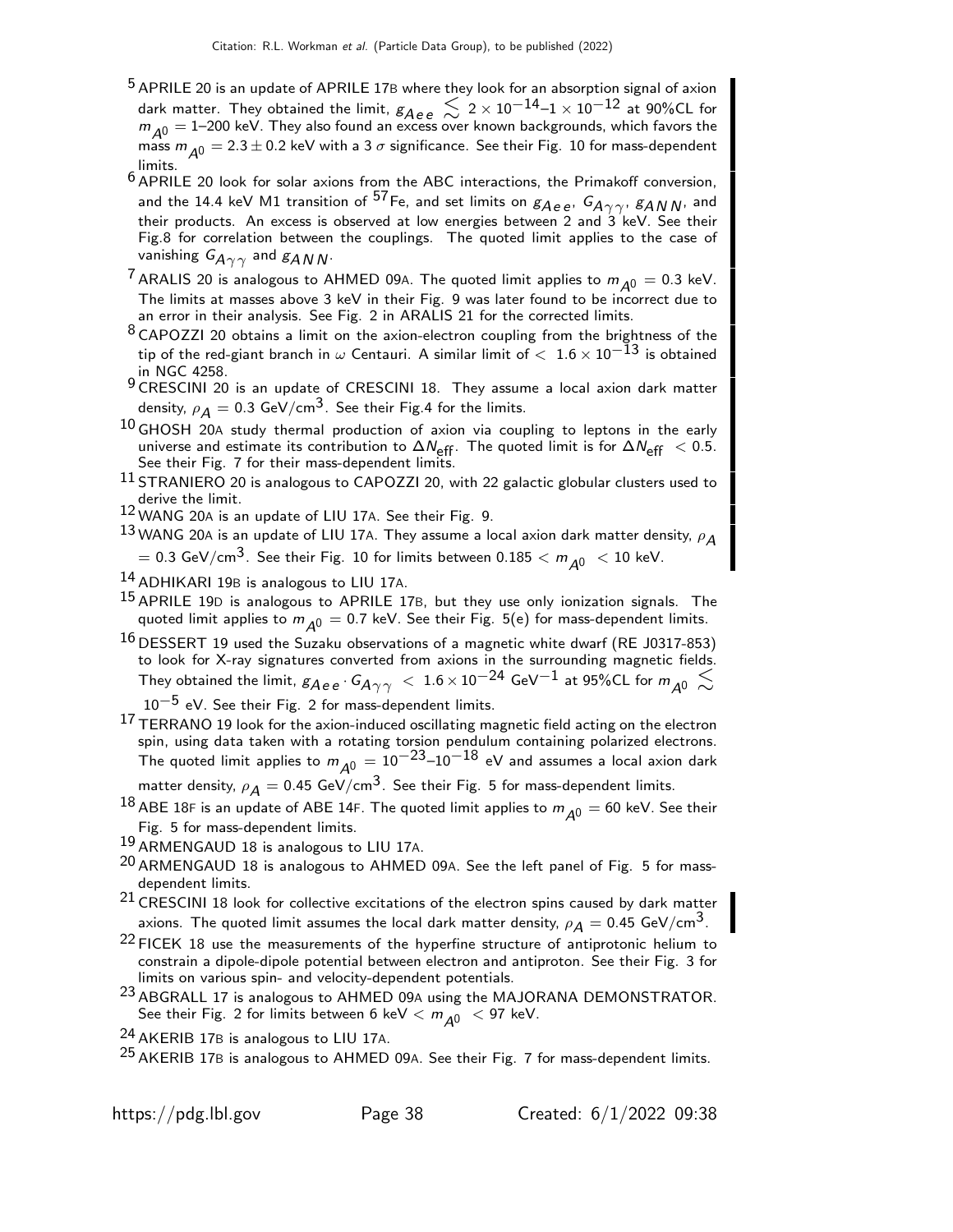[5] APRILE 20 is an update of APRILE 17B where they look for an absorption signal of axion dark matter. They obtained the limit, $g_{Aee} \lesssim 2 \times 10^{-14}$–$1 \times 10^{-12}$ at 90%CL for $m_{A^0}$ = 1–200 keV. They also found an excess over known backgrounds, which favors the mass $m_{A^0} = 2.3 \pm 0.2$ keV with a 3 $\sigma$ significance. See their Fig. 10 for mass-dependent limits.

[6] APRILE 20 look for solar axions from the ABC interactions, the Primakoff conversion, and the 14.4 keV M1 transition of $^{57}$Fe, and set limits on $g_{Aee}$, $G_{A\gamma\gamma}$, $g_{ANN}$, and their products. An excess is observed at low energies between 2 and 3 keV. See their Fig.8 for correlation between the couplings. The quoted limit applies to the case of vanishing $G_{A\gamma\gamma}$ and $g_{ANN}$.

[7] ARALIS 20 is analogous to AHMED 09A. The quoted limit applies to $m_{A^0}$ = 0.3 keV. The limits at masses above 3 keV in their Fig. 9 was later found to be incorrect due to an error in their analysis. See Fig. 2 in ARALIS 21 for the corrected limits.

[8] CAPOZZI 20 obtains a limit on the axion-electron coupling from the brightness of the tip of the red-giant branch in $\omega$ Centauri. A similar limit of $< 1.6 \times 10^{-13}$ is obtained in NGC 4258.

[9] CRESCINI 20 is an update of CRESCINI 18. They assume a local axion dark matter density, $\rho_A$ = 0.3 GeV/cm$^3$. See their Fig.4 for the limits.

[10] GHOSH 20A study thermal production of axion via coupling to leptons in the early universe and estimate its contribution to $\Delta N_{\rm eff}$. The quoted limit is for $\Delta N_{\rm eff} < 0.5$. See their Fig. 7 for their mass-dependent limits.

[11] STRANIERO 20 is analogous to CAPOZZI 20, with 22 galactic globular clusters used to derive the limit.

[12] WANG 20A is an update of LIU 17A. See their Fig. 9.

[13] WANG 20A is an update of LIU 17A. They assume a local axion dark matter density, $\rho_A$ = 0.3 GeV/cm$^3$. See their Fig. 10 for limits between $0.185 < m_{A^0} < 10$ keV.

[14] ADHIKARI 19B is analogous to LIU 17A.

[15] APRILE 19D is analogous to APRILE 17B, but they use only ionization signals. The quoted limit applies to $m_{A^0}$ = 0.7 keV. See their Fig. 5(e) for mass-dependent limits.

[16] DESSERT 19 used the Suzaku observations of a magnetic white dwarf (RE J0317-853) to look for X-ray signatures converted from axions in the surrounding magnetic fields. They obtained the limit, $g_{Aee} \cdot G_{A\gamma\gamma} < 1.6 \times 10^{-24}$ GeV$^{-1}$ at 95%CL for $m_{A^0} \lesssim 10^{-5}$ eV. See their Fig. 2 for mass-dependent limits.

[17] TERRANO 19 look for the axion-induced oscillating magnetic field acting on the electron spin, using data taken with a rotating torsion pendulum containing polarized electrons. The quoted limit applies to $m_{A^0} = 10^{-23}$–$10^{-18}$ eV and assumes a local axion dark matter density, $\rho_A$ = 0.45 GeV/cm$^3$. See their Fig. 5 for mass-dependent limits.

[18] ABE 18F is an update of ABE 14F. The quoted limit applies to $m_{A^0}$ = 60 keV. See their Fig. 5 for mass-dependent limits.

[19] ARMENGAUD 18 is analogous to LIU 17A.

[20] ARMENGAUD 18 is analogous to AHMED 09A. See the left panel of Fig. 5 for mass-dependent limits.

[21] CRESCINI 18 look for collective excitations of the electron spins caused by dark matter axions. The quoted limit assumes the local dark matter density, $\rho_A$ = 0.45 GeV/cm$^3$.

[22] FICEK 18 use the measurements of the hyperfine structure of antiprotonic helium to constrain a dipole-dipole potential between electron and antiproton. See their Fig. 3 for limits on various spin- and velocity-dependent potentials.

[23] ABGRALL 17 is analogous to AHMED 09A using the MAJORANA DEMONSTRATOR. See their Fig. 2 for limits between 6 keV $< m_{A^0} <$ 97 keV.

[24] AKERIB 17B is analogous to LIU 17A.

[25] AKERIB 17B is analogous to AHMED 09A. See their Fig. 7 for mass-dependent limits.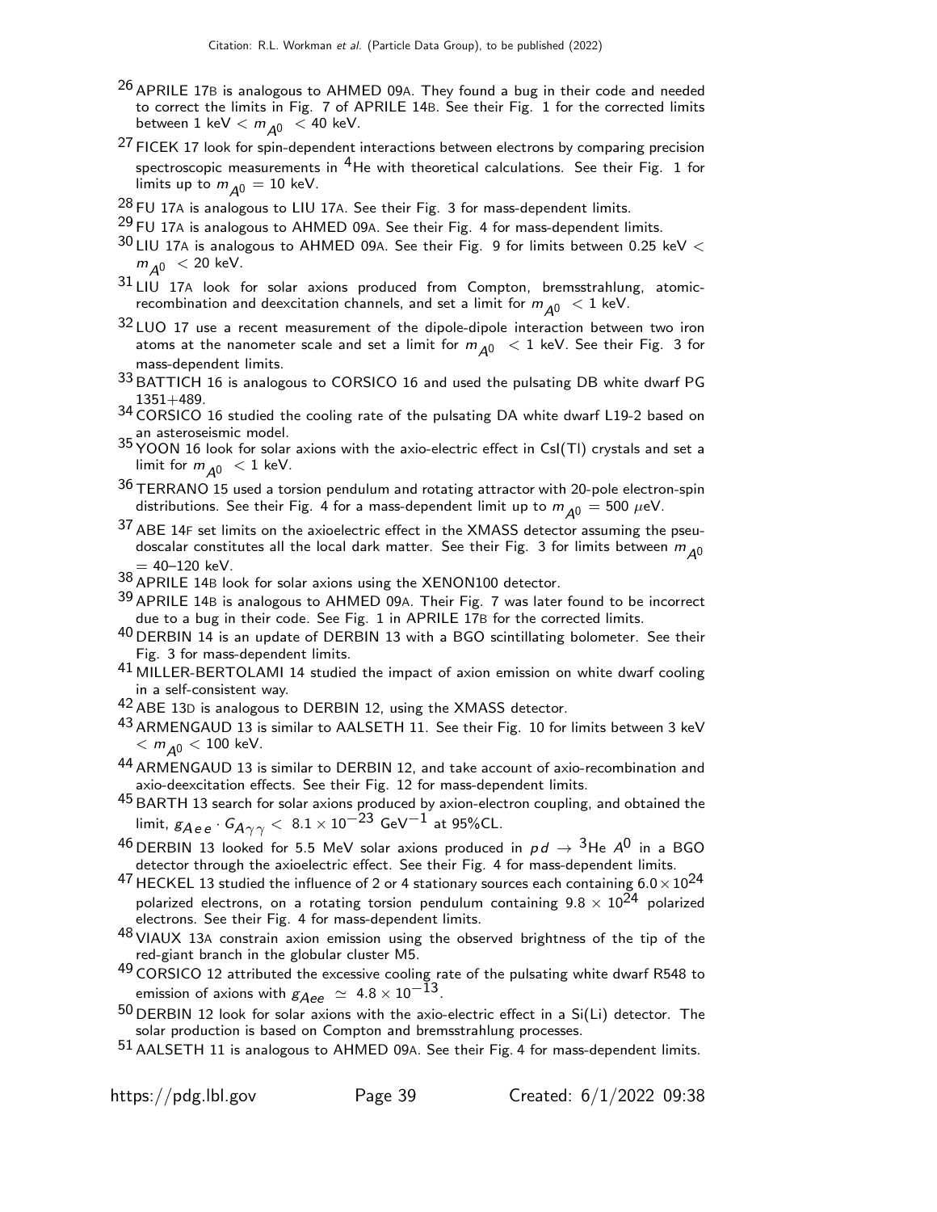[26] APRILE 17B is analogous to AHMED 09A. They found a bug in their code and needed to correct the limits in Fig. 7 of APRILE 14B. See their Fig. 1 for the corrected limits between 1 keV $< m_{A^0} <$ 40 keV.

[27] FICEK 17 look for spin-dependent interactions between electrons by comparing precision spectroscopic measurements in $^4$He with theoretical calculations. See their Fig. 1 for limits up to $m_{A^0}$ = 10 keV.

[28] FU 17A is analogous to LIU 17A. See their Fig. 3 for mass-dependent limits.

[29] FU 17A is analogous to AHMED 09A. See their Fig. 4 for mass-dependent limits.

[30] LIU 17A is analogous to AHMED 09A. See their Fig. 9 for limits between 0.25 keV $< m_{A^0} <$ 20 keV.

[31] LIU 17A look for solar axions produced from Compton, bremsstrahlung, atomic-recombination and deexcitation channels, and set a limit for $m_{A^0} <$ 1 keV.

[32] LUO 17 use a recent measurement of the dipole-dipole interaction between two iron atoms at the nanometer scale and set a limit for $m_{A^0} <$ 1 keV. See their Fig. 3 for mass-dependent limits.

[33] BATTICH 16 is analogous to CORSICO 16 and used the pulsating DB white dwarf PG 1351+489.

[34] CORSICO 16 studied the cooling rate of the pulsating DA white dwarf L19-2 based on an asteroseismic model.

[35] YOON 16 look for solar axions with the axio-electric effect in CsI(Tl) crystals and set a limit for $m_{A^0} <$ 1 keV.

[36] TERRANO 15 used a torsion pendulum and rotating attractor with 20-pole electron-spin distributions. See their Fig. 4 for a mass-dependent limit up to $m_{A^0}$ = 500 $\mu$eV.

[37] ABE 14F set limits on the axioelectric effect in the XMASS detector assuming the pseudoscalar constitutes all the local dark matter. See their Fig. 3 for limits between $m_{A^0}$ = 40–120 keV.

[38] APRILE 14B look for solar axions using the XENON100 detector.

[39] APRILE 14B is analogous to AHMED 09A. Their Fig. 7 was later found to be incorrect due to a bug in their code. See Fig. 1 in APRILE 17B for the corrected limits.

[40] DERBIN 14 is an update of DERBIN 13 with a BGO scintillating bolometer. See their Fig. 3 for mass-dependent limits.

[41] MILLER-BERTOLAMI 14 studied the impact of axion emission on white dwarf cooling in a self-consistent way.

[42] ABE 13D is analogous to DERBIN 12, using the XMASS detector.

[43] ARMENGAUD 13 is similar to AALSETH 11. See their Fig. 10 for limits between 3 keV $< m_{A^0} <$ 100 keV.

[44] ARMENGAUD 13 is similar to DERBIN 12, and take account of axio-recombination and axio-deexcitation effects. See their Fig. 12 for mass-dependent limits.

[45] BARTH 13 search for solar axions produced by axion-electron coupling, and obtained the limit, $g_{Aee} \cdot G_{A\gamma\gamma} <$ 8.1 $\times 10^{-23}$ GeV$^{-1}$ at 95%CL.

[46] DERBIN 13 looked for 5.5 MeV solar axions produced in $pd \rightarrow {}^3\text{He}\, A^0$ in a BGO detector through the axioelectric effect. See their Fig. 4 for mass-dependent limits.

[47] HECKEL 13 studied the influence of 2 or 4 stationary sources each containing $6.0 \times 10^{24}$ polarized electrons, on a rotating torsion pendulum containing $9.8 \times 10^{24}$ polarized electrons. See their Fig. 4 for mass-dependent limits.

[48] VIAUX 13A constrain axion emission using the observed brightness of the tip of the red-giant branch in the globular cluster M5.

[49] CORSICO 12 attributed the excessive cooling rate of the pulsating white dwarf R548 to emission of axions with $g_{Aee} \simeq 4.8 \times 10^{-13}$.

[50] DERBIN 12 look for solar axions with the axio-electric effect in a Si(Li) detector. The solar production is based on Compton and bremsstrahlung processes.

[51] AALSETH 11 is analogous to AHMED 09A. See their Fig. 4 for mass-dependent limits.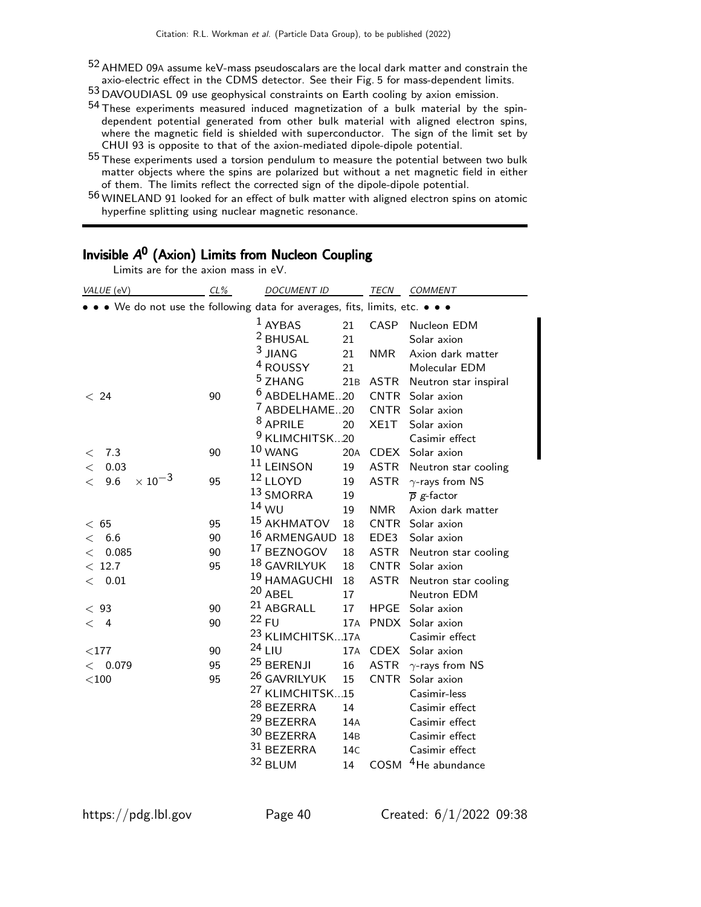[52] AHMED 09A assume keV-mass pseudoscalars are the local dark matter and constrain the axio-electric effect in the CDMS detector. See their Fig. 5 for mass-dependent limits.

[53] DAVOUDIASL 09 use geophysical constraints on Earth cooling by axion emission.

[54] These experiments measured induced magnetization of a bulk material by the spin-dependent potential generated from other bulk material with aligned electron spins, where the magnetic field is shielded with superconductor. The sign of the limit set by CHUI 93 is opposite to that of the axion-mediated dipole-dipole potential.

[55] These experiments used a torsion pendulum to measure the potential between two bulk matter objects where the spins are polarized but without a net magnetic field in either of them. The limits reflect the corrected sign of the dipole-dipole potential.

[56] WINELAND 91 looked for an effect of bulk matter with aligned electron spins on atomic hyperfine splitting using nuclear magnetic resonance.

## Invisible $A^0$ (Axion) Limits from Nucleon Coupling

Limits are for the axion mass in eV.

| VALUE (eV) | CL% | DOCUMENT ID | | TECN | COMMENT |
|---|---|---|---|---|---|
| • • • We do not use the following data for averages, fits, limits, etc. • • • | | | | | |
| | | [1] AYBAS | 21 | CASP | Nucleon EDM |
| | | [2] BHUSAL | 21 | | Solar axion |
| | | [3] JIANG | 21 | NMR | Axion dark matter |
| | | [4] ROUSSY | 21 | | Molecular EDM |
| | | [5] ZHANG | 21B | ASTR | Neutron star inspiral |
| < 24 | 90 | [6] ABDELHAME...20 | | CNTR | Solar axion |
| | | [7] ABDELHAME...20 | | CNTR | Solar axion |
| | | [8] APRILE | 20 | XE1T | Solar axion |
| | | [9] KLIMCHITSK...20 | | | Casimir effect |
| < 7.3 | 90 | [10] WANG | 20A | CDEX | Solar axion |
| < 0.03 | | [11] LEINSON | 19 | ASTR | Neutron star cooling |
| $< 9.6 \times 10^{-3}$ | 95 | [12] LLOYD | 19 | ASTR | $\gamma$-rays from NS |
| | | [13] SMORRA | 19 | | $\overline{p}$ $g$-factor |
| | | [14] WU | 19 | NMR | Axion dark matter |
| < 65 | 95 | [15] AKHMATOV | 18 | CNTR | Solar axion |
| < 6.6 | 90 | [16] ARMENGAUD | 18 | EDE3 | Solar axion |
| < 0.085 | 90 | [17] BEZNOGOV | 18 | ASTR | Neutron star cooling |
| < 12.7 | 95 | [18] GAVRILYUK | 18 | CNTR | Solar axion |
| < 0.01 | | [19] HAMAGUCHI | 18 | ASTR | Neutron star cooling |
| | | [20] ABEL | 17 | | Neutron EDM |
| < 93 | 90 | [21] ABGRALL | 17 | HPGE | Solar axion |
| < 4 | 90 | [22] FU | 17A | PNDX | Solar axion |
| | | [23] KLIMCHITSK...17A | | | Casimir effect |
| <177 | 90 | [24] LIU | 17A | CDEX | Solar axion |
| < 0.079 | 95 | [25] BERENJI | 16 | ASTR | $\gamma$-rays from NS |
| <100 | 95 | [26] GAVRILYUK | 15 | CNTR | Solar axion |
| | | [27] KLIMCHITSK...15 | | | Casimir-less |
| | | [28] BEZERRA | 14 | | Casimir effect |
| | | [29] BEZERRA | 14A | | Casimir effect |
| | | [30] BEZERRA | 14B | | Casimir effect |
| | | [31] BEZERRA | 14C | | Casimir effect |
| | | [32] BLUM | 14 | COSM | $^4$He abundance |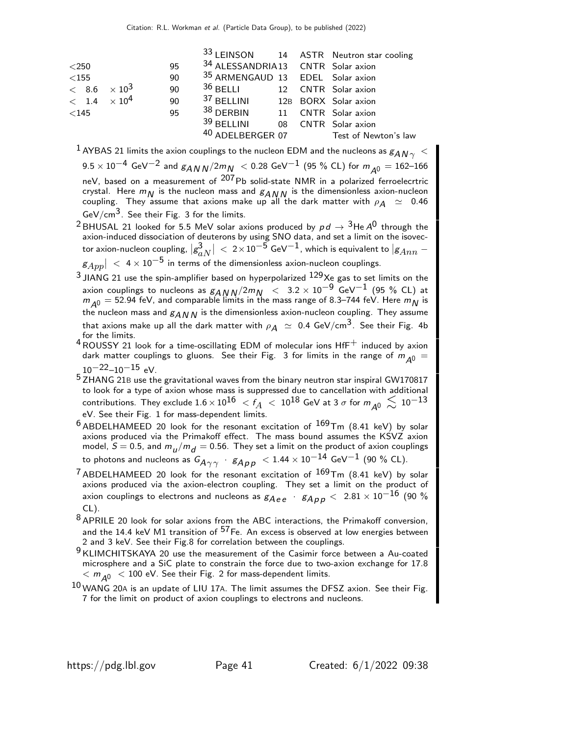| VALUE | CL% | DOCUMENT ID | | TECN | COMMENT |
|---|---|---|---|---|---|
| | | [33] LEINSON | 14 | ASTR | Neutron star cooling |
| <250 | 95 | [34] ALESSANDRIA | 13 | CNTR | Solar axion |
| <155 | 90 | [35] ARMENGAUD | 13 | EDEL | Solar axion |
| < 8.6 $\times 10^3$ | 90 | [36] BELLI | 12 | CNTR | Solar axion |
| < 1.4 $\times 10^4$ | 90 | [37] BELLINI | 12B | BORX | Solar axion |
| <145 | 95 | [38] DERBIN | 11 | CNTR | Solar axion |
| | | [39] BELLINI | 08 | CNTR | Solar axion |
| | | [40] ADELBERGER | 07 | | Test of Newton's law |

[1] AYBAS 21 limits the axion couplings to the nucleon EDM and the nucleons as $g_{AN\gamma} < 9.5 \times 10^{-4}$ GeV$^{-2}$ and $g_{ANN}/2m_N < 0.28$ GeV$^{-1}$ (95 % CL) for $m_{A^0}$ = 162–166 neV, based on a measurement of $^{207}$Pb solid-state NMR in a polarized ferroelecrtric crystal. Here $m_N$ is the nucleon mass and $g_{ANN}$ is the dimensionless axion-nucleon coupling. They assume that axions make up all the dark matter with $\rho_A \simeq 0.46$ GeV/cm$^3$. See their Fig. 3 for the limits.

[2] BHUSAL 21 looked for 5.5 MeV solar axions produced by $pd \rightarrow {}^3\text{He}\,A^0$ through the axion-induced dissociation of deuterons by using SNO data, and set a limit on the isovector axion-nucleon coupling, $|g^3_{aN}| < 2\times10^{-5}$ GeV$^{-1}$, which is equivalent to $|g_{Ann} - g_{App}| < 4 \times 10^{-5}$ in terms of the dimensionless axion-nucleon couplings.

[3] JIANG 21 use the spin-amplifier based on hyperpolarized $^{129}$Xe gas to set limits on the axion couplings to nucleons as $g_{ANN}/2m_N < 3.2 \times 10^{-9}$ GeV$^{-1}$ (95 % CL) at $m_{A^0}$ = 52.94 feV, and comparable limits in the mass range of 8.3–744 feV. Here $m_N$ is the nucleon mass and $g_{ANN}$ is the dimensionless axion-nucleon coupling. They assume that axions make up all the dark matter with $\rho_A \simeq 0.4$ GeV/cm$^3$. See their Fig. 4b for the limits.

[4] ROUSSY 21 look for a time-oscillating EDM of molecular ions HfF$^+$ induced by axion dark matter couplings to gluons. See their Fig. 3 for limits in the range of $m_{A^0} = 10^{-22}$–$10^{-15}$ eV.

[5] ZHANG 21B use the gravitational waves from the binary neutron star inspiral GW170817 to look for a type of axion whose mass is suppressed due to cancellation with additional contributions. They exclude $1.6 \times 10^{16} < f_A < 10^{18}$ GeV at 3 $\sigma$ for $m_{A^0} \lesssim 10^{-13}$ eV. See their Fig. 1 for mass-dependent limits.

[6] ABDELHAMEED 20 look for the resonant excitation of $^{169}$Tm (8.41 keV) by solar axions produced via the Primakoff effect. The mass bound assumes the KSVZ axion model, $S = 0.5$, and $m_u/m_d = 0.56$. They set a limit on the product of axion couplings to photons and nucleons as $G_{A\gamma\gamma} \cdot g_{App} < 1.44 \times 10^{-14}$ GeV$^{-1}$ (90 % CL).

[7] ABDELHAMEED 20 look for the resonant excitation of $^{169}$Tm (8.41 keV) by solar axions produced via the axion-electron coupling. They set a limit on the product of axion couplings to electrons and nucleons as $g_{Aee} \cdot g_{App} < 2.81 \times 10^{-16}$ (90 % CL).

[8] APRILE 20 look for solar axions from the ABC interactions, the Primakoff conversion, and the 14.4 keV M1 transition of $^{57}$Fe. An excess is observed at low energies between 2 and 3 keV. See their Fig.8 for correlation between the couplings.

[9] KLIMCHITSKAYA 20 use the measurement of the Casimir force between a Au-coated microsphere and a SiC plate to constrain the force due to two-axion exchange for 17.8 $< m_{A^0} <$ 100 eV. See their Fig. 2 for mass-dependent limits.

[10] WANG 20A is an update of LIU 17A. The limit assumes the DFSZ axion. See their Fig. 7 for the limit on product of axion couplings to electrons and nucleons.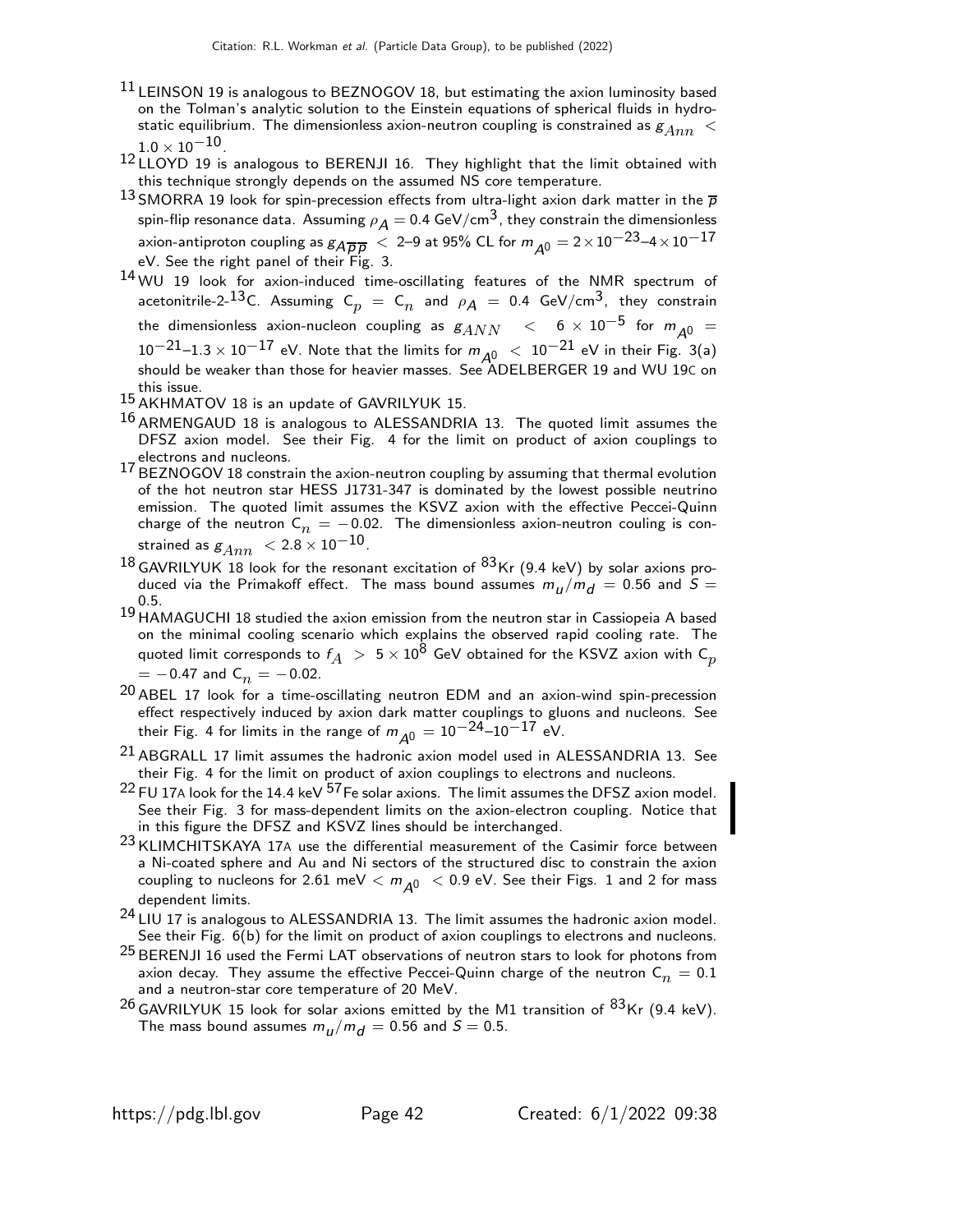[11] LEINSON 19 is analogous to BEZNOGOV 18, but estimating the axion luminosity based on the Tolman's analytic solution to the Einstein equations of spherical fluids in hydrostatic equilibrium. The dimensionless axion-neutron coupling is constrained as $g_{Ann} < 1.0 \times 10^{-10}$.

[12] LLOYD 19 is analogous to BERENJI 16. They highlight that the limit obtained with this technique strongly depends on the assumed NS core temperature.

[13] SMORRA 19 look for spin-precession effects from ultra-light axion dark matter in the $\overline{p}$ spin-flip resonance data. Assuming $\rho_A = 0.4$ GeV/cm$^3$, they constrain the dimensionless axion-antiproton coupling as $g_{A\overline{p}\overline{p}} <$ 2–9 at 95% CL for $m_{A^0} = 2 \times 10^{-23}$–$4 \times 10^{-17}$ eV. See the right panel of their Fig. 3.

[14] WU 19 look for axion-induced time-oscillating features of the NMR spectrum of acetonitrile-2-$^{13}$C. Assuming $C_p = C_n$ and $\rho_A = 0.4$ GeV/cm$^3$, they constrain the dimensionless axion-nucleon coupling as $g_{ANN} < 6 \times 10^{-5}$ for $m_{A^0} = 10^{-21}$–$1.3 \times 10^{-17}$ eV. Note that the limits for $m_{A^0} < 10^{-21}$ eV in their Fig. 3(a) should be weaker than those for heavier masses. See ADELBERGER 19 and WU 19C on this issue.

[15] AKHMATOV 18 is an update of GAVRILYUK 15.

[16] ARMENGAUD 18 is analogous to ALESSANDRIA 13. The quoted limit assumes the DFSZ axion model. See their Fig. 4 for the limit on product of axion couplings to electrons and nucleons.

[17] BEZNOGOV 18 constrain the axion-neutron coupling by assuming that thermal evolution of the hot neutron star HESS J1731-347 is dominated by the lowest possible neutrino emission. The quoted limit assumes the KSVZ axion with the effective Peccei-Quinn charge of the neutron $C_n = -0.02$. The dimensionless axion-neutron couling is constrained as $g_{Ann} < 2.8 \times 10^{-10}$.

[18] GAVRILYUK 18 look for the resonant excitation of $^{83}$Kr (9.4 keV) by solar axions produced via the Primakoff effect. The mass bound assumes $m_u/m_d = 0.56$ and $S = 0.5$.

[19] HAMAGUCHI 18 studied the axion emission from the neutron star in Cassiopeia A based on the minimal cooling scenario which explains the observed rapid cooling rate. The quoted limit corresponds to $f_A > 5 \times 10^8$ GeV obtained for the KSVZ axion with $C_p = -0.47$ and $C_n = -0.02$.

[20] ABEL 17 look for a time-oscillating neutron EDM and an axion-wind spin-precession effect respectively induced by axion dark matter couplings to gluons and nucleons. See their Fig. 4 for limits in the range of $m_{A^0} = 10^{-24}$–$10^{-17}$ eV.

[21] ABGRALL 17 limit assumes the hadronic axion model used in ALESSANDRIA 13. See their Fig. 4 for the limit on product of axion couplings to electrons and nucleons.

[22] FU 17A look for the 14.4 keV $^{57}$Fe solar axions. The limit assumes the DFSZ axion model. See their Fig. 3 for mass-dependent limits on the axion-electron coupling. Notice that in this figure the DFSZ and KSVZ lines should be interchanged.

[23] KLIMCHITSKAYA 17A use the differential measurement of the Casimir force between a Ni-coated sphere and Au and Ni sectors of the structured disc to constrain the axion coupling to nucleons for 2.61 meV $< m_{A^0} <$ 0.9 eV. See their Figs. 1 and 2 for mass dependent limits.

[24] LIU 17 is analogous to ALESSANDRIA 13. The limit assumes the hadronic axion model. See their Fig. 6(b) for the limit on product of axion couplings to electrons and nucleons.

[25] BERENJI 16 used the Fermi LAT observations of neutron stars to look for photons from axion decay. They assume the effective Peccei-Quinn charge of the neutron $C_n = 0.1$ and a neutron-star core temperature of 20 MeV.

[26] GAVRILYUK 15 look for solar axions emitted by the M1 transition of $^{83}$Kr (9.4 keV). The mass bound assumes $m_u/m_d = 0.56$ and $S = 0.5$.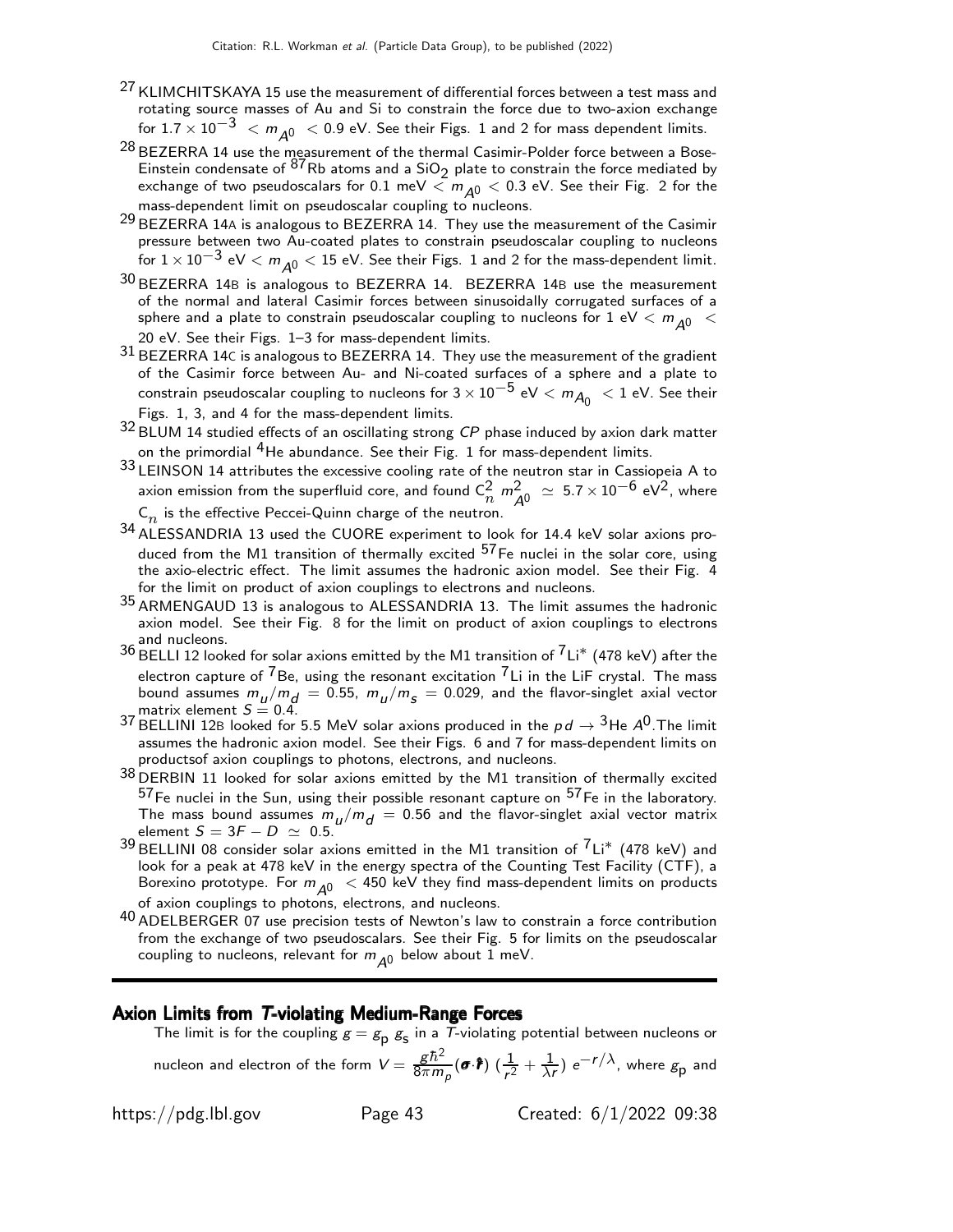[27] KLIMCHITSKAYA 15 use the measurement of differential forces between a test mass and rotating source masses of Au and Si to constrain the force due to two-axion exchange for $1.7 \times 10^{-3} < m_{A^0} < 0.9$ eV. See their Figs. 1 and 2 for mass dependent limits.

[28] BEZERRA 14 use the measurement of the thermal Casimir-Polder force between a Bose-Einstein condensate of $^{87}$Rb atoms and a $SiO_2$ plate to constrain the force mediated by exchange of two pseudoscalars for 0.1 meV $< m_{A^0} <$ 0.3 eV. See their Fig. 2 for the mass-dependent limit on pseudoscalar coupling to nucleons.

[29] BEZERRA 14A is analogous to BEZERRA 14. They use the measurement of the Casimir pressure between two Au-coated plates to constrain pseudoscalar coupling to nucleons for $1 \times 10^{-3}$ eV $< m_{A^0} <$ 15 eV. See their Figs. 1 and 2 for the mass-dependent limit.

[30] BEZERRA 14B is analogous to BEZERRA 14. BEZERRA 14B use the measurement of the normal and lateral Casimir forces between sinusoidally corrugated surfaces of a sphere and a plate to constrain pseudoscalar coupling to nucleons for 1 eV $< m_{A^0} <$ 20 eV. See their Figs. 1–3 for mass-dependent limits.

[31] BEZERRA 14C is analogous to BEZERRA 14. They use the measurement of the gradient of the Casimir force between Au- and Ni-coated surfaces of a sphere and a plate to constrain pseudoscalar coupling to nucleons for $3 \times 10^{-5}$ eV $< m_{A_0} <$ 1 eV. See their Figs. 1, 3, and 4 for the mass-dependent limits.

[32] BLUM 14 studied effects of an oscillating strong *CP* phase induced by axion dark matter on the primordial $^4$He abundance. See their Fig. 1 for mass-dependent limits.

[33] LEINSON 14 attributes the excessive cooling rate of the neutron star in Cassiopeia A to axion emission from the superfluid core, and found $C_n^2\, m_{A^0}^2 \simeq 5.7 \times 10^{-6}$ eV$^2$, where $C_n$ is the effective Peccei-Quinn charge of the neutron.

[34] ALESSANDRIA 13 used the CUORE experiment to look for 14.4 keV solar axions produced from the M1 transition of thermally excited $^{57}$Fe nuclei in the solar core, using the axio-electric effect. The limit assumes the hadronic axion model. See their Fig. 4 for the limit on product of axion couplings to electrons and nucleons.

[35] ARMENGAUD 13 is analogous to ALESSANDRIA 13. The limit assumes the hadronic axion model. See their Fig. 8 for the limit on product of axion couplings to electrons and nucleons.

[36] BELLI 12 looked for solar axions emitted by the M1 transition of $^7$Li$^*$ (478 keV) after the electron capture of $^7$Be, using the resonant excitation $^7$Li in the LiF crystal. The mass bound assumes $m_u/m_d = 0.55$, $m_u/m_s = 0.029$, and the flavor-singlet axial vector matrix element $S = 0.4$.

[37] BELLINI 12B looked for 5.5 MeV solar axions produced in the $p d \to {}^3$He $A^0$. The limit assumes the hadronic axion model. See their Figs. 6 and 7 for mass-dependent limits on productsof axion couplings to photons, electrons, and nucleons.

[38] DERBIN 11 looked for solar axions emitted by the M1 transition of thermally excited $^{57}$Fe nuclei in the Sun, using their possible resonant capture on $^{57}$Fe in the laboratory. The mass bound assumes $m_u/m_d = 0.56$ and the flavor-singlet axial vector matrix element $S = 3F - D \simeq 0.5$.

[39] BELLINI 08 consider solar axions emitted in the M1 transition of $^7$Li$^*$ (478 keV) and look for a peak at 478 keV in the energy spectra of the Counting Test Facility (CTF), a Borexino prototype. For $m_{A^0} <$ 450 keV they find mass-dependent limits on products of axion couplings to photons, electrons, and nucleons.

[40] ADELBERGER 07 use precision tests of Newton's law to constrain a force contribution from the exchange of two pseudoscalars. See their Fig. 5 for limits on the pseudoscalar coupling to nucleons, relevant for $m_{A^0}$ below about 1 meV.

---

## Axion Limits from *T*-violating Medium-Range Forces

The limit is for the coupling $g = g_p\, g_s$ in a *T*-violating potential between nucleons or nucleon and electron of the form $V = \frac{g\hbar^2}{8\pi m_p}(\boldsymbol{\sigma}\cdot\hat{\boldsymbol{r}})\,(\frac{1}{r^2} + \frac{1}{\lambda r})\, e^{-r/\lambda}$, where $g_p$ and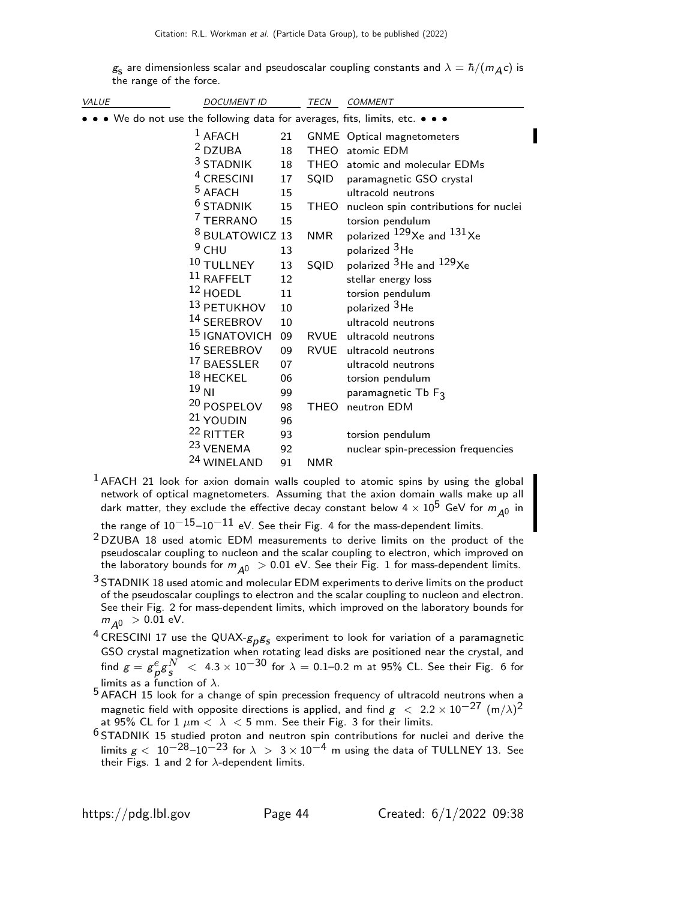$g_s$ are dimensionless scalar and pseudoscalar coupling constants and $\lambda = \hbar/(m_A c)$ is the range of the force.

| VALUE | DOCUMENT ID | | TECN | COMMENT |
|---|---|---|---|---|
| • • • We do not use the following data for averages, fits, limits, etc. • • • | | | | |
| | [1] AFACH | 21 | GNME | Optical magnetometers |
| | [2] DZUBA | 18 | THEO | atomic EDM |
| | [3] STADNIK | 18 | THEO | atomic and molecular EDMs |
| | [4] CRESCINI | 17 | SQID | paramagnetic GSO crystal |
| | [5] AFACH | 15 | | ultracold neutrons |
| | [6] STADNIK | 15 | THEO | nucleon spin contributions for nuclei |
| | [7] TERRANO | 15 | | torsion pendulum |
| | [8] BULATOWICZ | 13 | NMR | polarized $^{129}$Xe and $^{131}$Xe |
| | [9] CHU | 13 | | polarized $^{3}$He |
| | [10] TULLNEY | 13 | SQID | polarized $^{3}$He and $^{129}$Xe |
| | [11] RAFFELT | 12 | | stellar energy loss |
| | [12] HOEDL | 11 | | torsion pendulum |
| | [13] PETUKHOV | 10 | | polarized $^{3}$He |
| | [14] SEREBROV | 10 | | ultracold neutrons |
| | [15] IGNATOVICH | 09 | RVUE | ultracold neutrons |
| | [16] SEREBROV | 09 | RVUE | ultracold neutrons |
| | [17] BAESSLER | 07 | | ultracold neutrons |
| | [18] HECKEL | 06 | | torsion pendulum |
| | [19] NI | 99 | | paramagnetic Tb $F_3$ |
| | [20] POSPELOV | 98 | THEO | neutron EDM |
| | [21] YOUDIN | 96 | | |
| | [22] RITTER | 93 | | torsion pendulum |
| | [23] VENEMA | 92 | | nuclear spin-precession frequencies |
| | [24] WINELAND | 91 | NMR | |

[1] AFACH 21 look for axion domain walls coupled to atomic spins by using the global network of optical magnetometers. Assuming that the axion domain walls make up all dark matter, they exclude the effective decay constant below $4 \times 10^5$ GeV for $m_{A^0}$ in the range of $10^{-15}$–$10^{-11}$ eV. See their Fig. 4 for the mass-dependent limits.

[2] DZUBA 18 used atomic EDM measurements to derive limits on the product of the pseudoscalar coupling to nucleon and the scalar coupling to electron, which improved on the laboratory bounds for $m_{A^0} > 0.01$ eV. See their Fig. 1 for mass-dependent limits.

[3] STADNIK 18 used atomic and molecular EDM experiments to derive limits on the product of the pseudoscalar couplings to electron and the scalar coupling to nucleon and electron. See their Fig. 2 for mass-dependent limits, which improved on the laboratory bounds for $m_{A^0} > 0.01$ eV.

[4] CRESCINI 17 use the QUAX-$g_p g_s$ experiment to look for variation of a paramagnetic GSO crystal magnetization when rotating lead disks are positioned near the crystal, and find $g = g_p^e g_s^N < 4.3 \times 10^{-30}$ for $\lambda = 0.1$–$0.2$ m at 95% CL. See their Fig. 6 for limits as a function of $\lambda$.

[5] AFACH 15 look for a change of spin precession frequency of ultracold neutrons when a magnetic field with opposite directions is applied, and find $g < 2.2 \times 10^{-27}$ (m/$\lambda$)$^2$ at 95% CL for 1 $\mu$m $< \lambda <$ 5 mm. See their Fig. 3 for their limits.

[6] STADNIK 15 studied proton and neutron spin contributions for nuclei and derive the limits $g < 10^{-28}$–$10^{-23}$ for $\lambda > 3 \times 10^{-4}$ m using the data of TULLNEY 13. See their Figs. 1 and 2 for $\lambda$-dependent limits.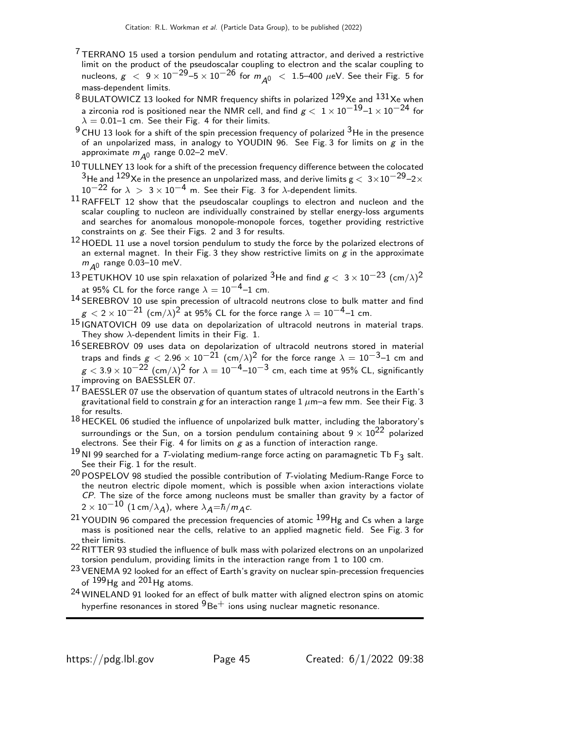[7] TERRANO 15 used a torsion pendulum and rotating attractor, and derived a restrictive limit on the product of the pseudoscalar coupling to electron and the scalar coupling to nucleons, $g < 9 \times 10^{-29}$–$5 \times 10^{-26}$ for $m_{A^0} < 1.5$–400 $\mu$eV. See their Fig. 5 for mass-dependent limits.

[8] BULATOWICZ 13 looked for NMR frequency shifts in polarized $^{129}$Xe and $^{131}$Xe when a zirconia rod is positioned near the NMR cell, and find $g < 1 \times 10^{-19}$–$1 \times 10^{-24}$ for $\lambda = 0.01$–1 cm. See their Fig. 4 for their limits.

[9] CHU 13 look for a shift of the spin precession frequency of polarized $^3$He in the presence of an unpolarized mass, in analogy to YOUDIN 96. See Fig. 3 for limits on $g$ in the approximate $m_{A^0}$ range 0.02–2 meV.

[10] TULLNEY 13 look for a shift of the precession frequency difference between the colocated $^3$He and $^{129}$Xe in the presence an unpolarized mass, and derive limits $g < 3 \times 10^{-29}$–$2 \times 10^{-22}$ for $\lambda > 3 \times 10^{-4}$ m. See their Fig. 3 for $\lambda$-dependent limits.

[11] RAFFELT 12 show that the pseudoscalar couplings to electron and nucleon and the scalar coupling to nucleon are individually constrained by stellar energy-loss arguments and searches for anomalous monopole-monopole forces, together providing restrictive constraints on $g$. See their Figs. 2 and 3 for results.

[12] HOEDL 11 use a novel torsion pendulum to study the force by the polarized electrons of an external magnet. In their Fig. 3 they show restrictive limits on $g$ in the approximate $m_{A^0}$ range 0.03–10 meV.

[13] PETUKHOV 10 use spin relaxation of polarized $^3$He and find $g < 3 \times 10^{-23}$ $(\text{cm}/\lambda)^2$ at 95% CL for the force range $\lambda = 10^{-4}$–1 cm.

[14] SEREBROV 10 use spin precession of ultracold neutrons close to bulk matter and find $g < 2 \times 10^{-21}$ $(\text{cm}/\lambda)^2$ at 95% CL for the force range $\lambda = 10^{-4}$–1 cm.

[15] IGNATOVICH 09 use data on depolarization of ultracold neutrons in material traps. They show $\lambda$-dependent limits in their Fig. 1.

[16] SEREBROV 09 uses data on depolarization of ultracold neutrons stored in material traps and finds $g < 2.96 \times 10^{-21}$ $(\text{cm}/\lambda)^2$ for the force range $\lambda = 10^{-3}$–1 cm and $g < 3.9 \times 10^{-22}$ $(\text{cm}/\lambda)^2$ for $\lambda = 10^{-4}$–$10^{-3}$ cm, each time at 95% CL, significantly improving on BAESSLER 07.

[17] BAESSLER 07 use the observation of quantum states of ultracold neutrons in the Earth's gravitational field to constrain $g$ for an interaction range 1 $\mu$m–a few mm. See their Fig. 3 for results.

[18] HECKEL 06 studied the influence of unpolarized bulk matter, including the laboratory's surroundings or the Sun, on a torsion pendulum containing about $9 \times 10^{22}$ polarized electrons. See their Fig. 4 for limits on $g$ as a function of interaction range.

[19] NI 99 searched for a $T$-violating medium-range force acting on paramagnetic Tb $F_3$ salt. See their Fig. 1 for the result.

[20] POSPELOV 98 studied the possible contribution of $T$-violating Medium-Range Force to the neutron electric dipole moment, which is possible when axion interactions violate $CP$. The size of the force among nucleons must be smaller than gravity by a factor of $2 \times 10^{-10}$ $(1\,\text{cm}/\lambda_A)$, where $\lambda_A = \hbar/m_A c$.

[21] YOUDIN 96 compared the precession frequencies of atomic $^{199}$Hg and Cs when a large mass is positioned near the cells, relative to an applied magnetic field. See Fig. 3 for their limits.

[22] RITTER 93 studied the influence of bulk mass with polarized electrons on an unpolarized torsion pendulum, providing limits in the interaction range from 1 to 100 cm.

[23] VENEMA 92 looked for an effect of Earth's gravity on nuclear spin-precession frequencies of $^{199}$Hg and $^{201}$Hg atoms.

[24] WINELAND 91 looked for an effect of bulk matter with aligned electron spins on atomic hyperfine resonances in stored $^9$Be$^+$ ions using nuclear magnetic resonance.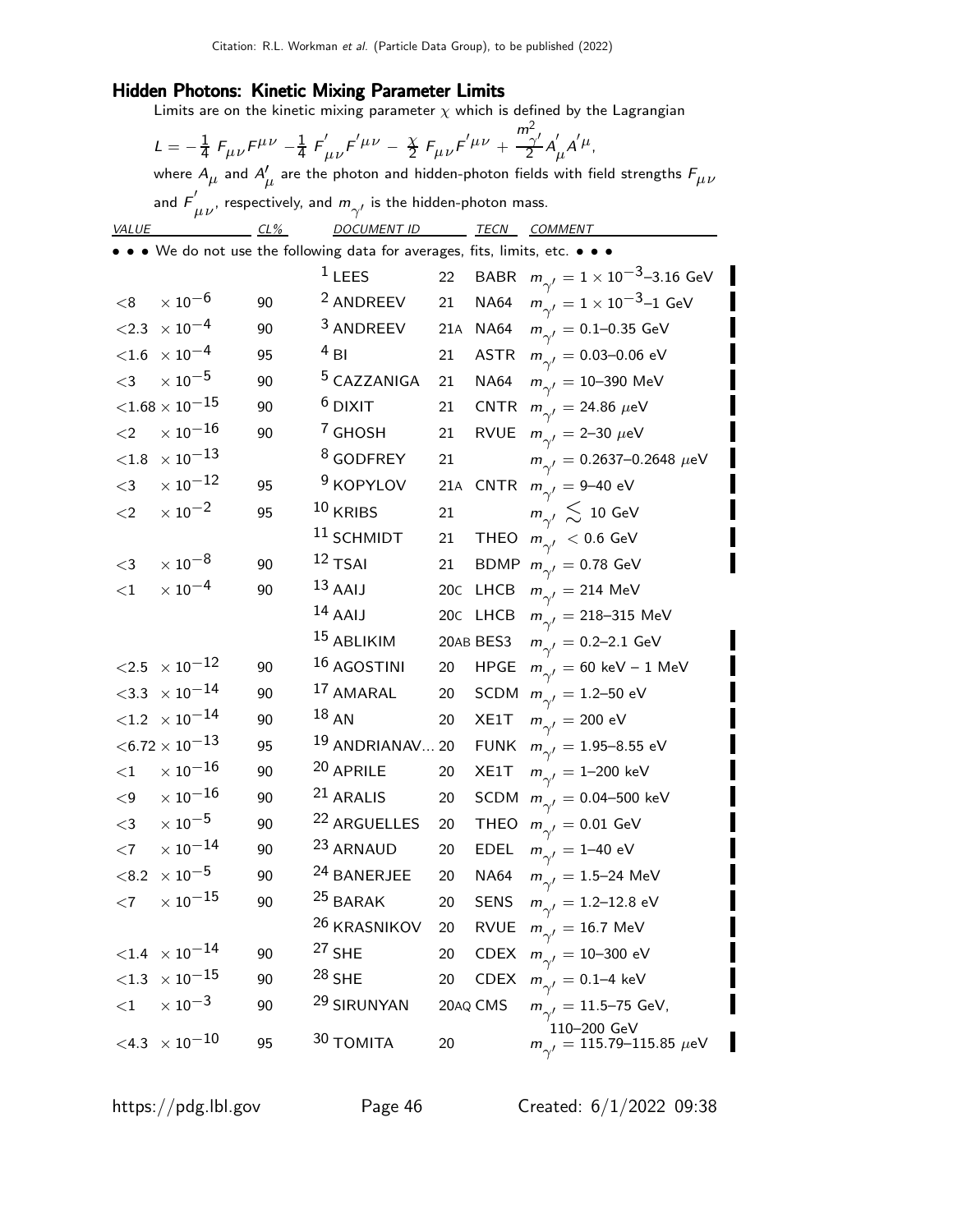## Hidden Photons: Kinetic Mixing Parameter Limits

Limits are on the kinetic mixing parameter $\chi$ which is defined by the Lagrangian

$$L = -\frac{1}{4} F_{\mu\nu}F^{\mu\nu} - \frac{1}{4} F'_{\mu\nu}F'^{\mu\nu} - \frac{\chi}{2} F_{\mu\nu}F'^{\mu\nu} + \frac{m^2_{\gamma'}}{2} A'_{\mu}A'^{\mu},$$

where $A_\mu$ and $A'_\mu$ are the photon and hidden-photon fields with field strengths $F_{\mu\nu}$ and $F'_{\mu\nu}$, respectively, and $m_{\gamma'}$ is the hidden-photon mass.

| VALUE | CL% | DOCUMENT ID | | TECN | COMMENT |
|---|---|---|---|---|---|
| • • • We do not use the following data for averages, fits, limits, etc. • • • | | | | | |
| | | [1] LEES | 22 | BABR | $m_{\gamma'} = 1 \times 10^{-3}$–3.16 GeV |
| $<8 \times 10^{-6}$ | 90 | [2] ANDREEV | 21 | NA64 | $m_{\gamma'} = 1 \times 10^{-3}$–1 GeV |
| $<2.3 \times 10^{-4}$ | 90 | [3] ANDREEV | 21A | NA64 | $m_{\gamma'} = 0.1$–0.35 GeV |
| $<1.6 \times 10^{-4}$ | 95 | [4] BI | 21 | ASTR | $m_{\gamma'} = 0.03$–0.06 eV |
| $<3 \times 10^{-5}$ | 90 | [5] CAZZANIGA | 21 | NA64 | $m_{\gamma'} = 10$–390 MeV |
| $<1.68 \times 10^{-15}$ | 90 | [6] DIXIT | 21 | CNTR | $m_{\gamma'} = 24.86$ $\mu$eV |
| $<2 \times 10^{-16}$ | 90 | [7] GHOSH | 21 | RVUE | $m_{\gamma'} = 2$–30 $\mu$eV |
| $<1.8 \times 10^{-13}$ | | [8] GODFREY | 21 | | $m_{\gamma'} = 0.2637$–0.2648 $\mu$eV |
| $<3 \times 10^{-12}$ | 95 | [9] KOPYLOV | 21A | CNTR | $m_{\gamma'} = 9$–40 eV |
| $<2 \times 10^{-2}$ | 95 | [10] KRIBS | 21 | | $m_{\gamma'} \lesssim 10$ GeV |
| | | [11] SCHMIDT | 21 | THEO | $m_{\gamma'} < 0.6$ GeV |
| $<3 \times 10^{-8}$ | 90 | [12] TSAI | 21 | BDMP | $m_{\gamma'} = 0.78$ GeV |
| $<1 \times 10^{-4}$ | 90 | [13] AAIJ | 20C | LHCB | $m_{\gamma'} = 214$ MeV |
| | | [14] AAIJ | 20C | LHCB | $m_{\gamma'} = 218$–315 MeV |
| | | [15] ABLIKIM | 20AB | BES3 | $m_{\gamma'} = 0.2$–2.1 GeV |
| $<2.5 \times 10^{-12}$ | 90 | [16] AGOSTINI | 20 | HPGE | $m_{\gamma'} = 60$ keV – 1 MeV |
| $<3.3 \times 10^{-14}$ | 90 | [17] AMARAL | 20 | SCDM | $m_{\gamma'} = 1.2$–50 eV |
| $<1.2 \times 10^{-14}$ | 90 | [18] AN | 20 | XE1T | $m_{\gamma'} = 200$ eV |
| $<6.72 \times 10^{-13}$ | 95 | [19] ANDRIANAV... | 20 | FUNK | $m_{\gamma'} = 1.95$–8.55 eV |
| $<1 \times 10^{-16}$ | 90 | [20] APRILE | 20 | XE1T | $m_{\gamma'} = 1$–200 keV |
| $<9 \times 10^{-16}$ | 90 | [21] ARALIS | 20 | SCDM | $m_{\gamma'} = 0.04$–500 keV |
| $<3 \times 10^{-5}$ | 90 | [22] ARGUELLES | 20 | THEO | $m_{\gamma'} = 0.01$ GeV |
| $<7 \times 10^{-14}$ | 90 | [23] ARNAUD | 20 | EDEL | $m_{\gamma'} = 1$–40 eV |
| $<8.2 \times 10^{-5}$ | 90 | [24] BANERJEE | 20 | NA64 | $m_{\gamma'} = 1.5$–24 MeV |
| $<7 \times 10^{-15}$ | 90 | [25] BARAK | 20 | SENS | $m_{\gamma'} = 1.2$–12.8 eV |
| | | [26] KRASNIKOV | 20 | RVUE | $m_{\gamma'} = 16.7$ MeV |
| $<1.4 \times 10^{-14}$ | 90 | [27] SHE | 20 | CDEX | $m_{\gamma'} = 10$–300 eV |
| $<1.3 \times 10^{-15}$ | 90 | [28] SHE | 20 | CDEX | $m_{\gamma'} = 0.1$–4 keV |
| $<1 \times 10^{-3}$ | 90 | [29] SIRUNYAN | 20AQ | CMS | $m_{\gamma'} = 11.5$–75 GeV, 110–200 GeV |
| $<4.3 \times 10^{-10}$ | 95 | [30] TOMITA | 20 | | $m_{\gamma'} = 115.79$–115.85 $\mu$eV |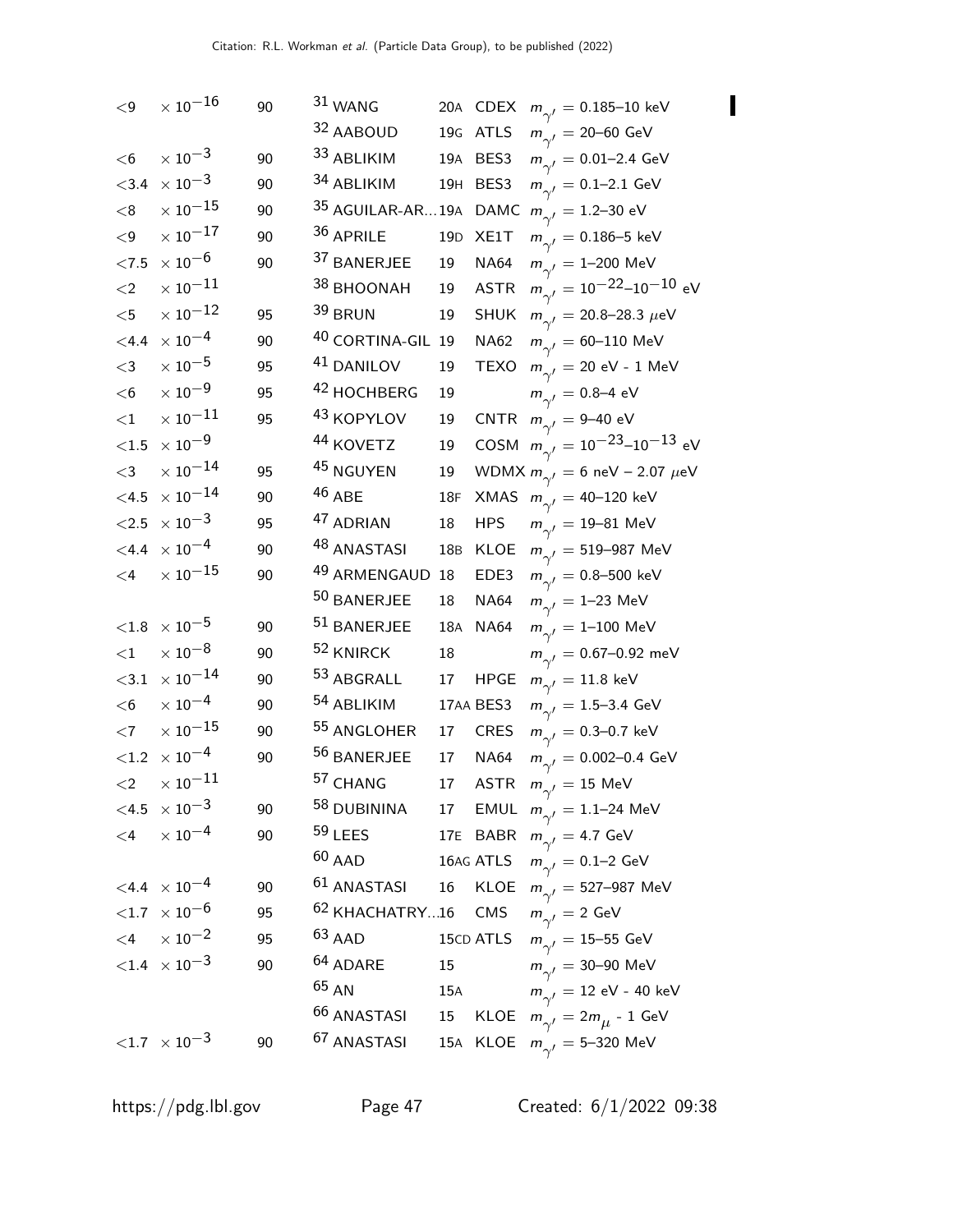| VALUE | CL% | DOCUMENT ID | | TECN | COMMENT |
|---|---|---|---|---|---|
| $<9 \times 10^{-16}$ | 90 | [31] WANG | 20A | CDEX | $m_{\gamma'}$ = 0.185–10 keV |
| | | [32] AABOUD | 19G | ATLS | $m_{\gamma'}$ = 20–60 GeV |
| $<6 \times 10^{-3}$ | 90 | [33] ABLIKIM | 19A | BES3 | $m_{\gamma'}$ = 0.01–2.4 GeV |
| $<3.4 \times 10^{-3}$ | 90 | [34] ABLIKIM | 19H | BES3 | $m_{\gamma'}$ = 0.1–2.1 GeV |
| $<8 \times 10^{-15}$ | 90 | [35] AGUILAR-AR... | 19A | DAMC | $m_{\gamma'}$ = 1.2–30 eV |
| $<9 \times 10^{-17}$ | 90 | [36] APRILE | 19D | XE1T | $m_{\gamma'}$ = 0.186–5 keV |
| $<7.5 \times 10^{-6}$ | 90 | [37] BANERJEE | 19 | NA64 | $m_{\gamma'}$ = 1–200 MeV |
| $<2 \times 10^{-11}$ | | [38] BHOONAH | 19 | ASTR | $m_{\gamma'} = 10^{-22}$–$10^{-10}$ eV |
| $<5 \times 10^{-12}$ | 95 | [39] BRUN | 19 | SHUK | $m_{\gamma'}$ = 20.8–28.3 $\mu$eV |
| $<4.4 \times 10^{-4}$ | 90 | [40] CORTINA-GIL | 19 | NA62 | $m_{\gamma'}$ = 60–110 MeV |
| $<3 \times 10^{-5}$ | 95 | [41] DANILOV | 19 | TEXO | $m_{\gamma'}$ = 20 eV - 1 MeV |
| $<6 \times 10^{-9}$ | 95 | [42] HOCHBERG | 19 | | $m_{\gamma'}$ = 0.8–4 eV |
| $<1 \times 10^{-11}$ | 95 | [43] KOPYLOV | 19 | CNTR | $m_{\gamma'}$ = 9–40 eV |
| $<1.5 \times 10^{-9}$ | | [44] KOVETZ | 19 | COSM | $m_{\gamma'} = 10^{-23}$–$10^{-13}$ eV |
| $<3 \times 10^{-14}$ | 95 | [45] NGUYEN | 19 | WDMX | $m_{\gamma'}$ = 6 neV – 2.07 $\mu$eV |
| $<4.5 \times 10^{-14}$ | 90 | [46] ABE | 18F | XMAS | $m_{\gamma'}$ = 40–120 keV |
| $<2.5 \times 10^{-3}$ | 95 | [47] ADRIAN | 18 | HPS | $m_{\gamma'}$ = 19–81 MeV |
| $<4.4 \times 10^{-4}$ | 90 | [48] ANASTASI | 18B | KLOE | $m_{\gamma'}$ = 519–987 MeV |
| $<4 \times 10^{-15}$ | 90 | [49] ARMENGAUD | 18 | EDE3 | $m_{\gamma'}$ = 0.8–500 keV |
| | | [50] BANERJEE | 18 | NA64 | $m_{\gamma'}$ = 1–23 MeV |
| $<1.8 \times 10^{-5}$ | 90 | [51] BANERJEE | 18A | NA64 | $m_{\gamma'}$ = 1–100 MeV |
| $<1 \times 10^{-8}$ | 90 | [52] KNIRCK | 18 | | $m_{\gamma'}$ = 0.67–0.92 meV |
| $<3.1 \times 10^{-14}$ | 90 | [53] ABGRALL | 17 | HPGE | $m_{\gamma'}$ = 11.8 keV |
| $<6 \times 10^{-4}$ | 90 | [54] ABLIKIM | 17AA | BES3 | $m_{\gamma'}$ = 1.5–3.4 GeV |
| $<7 \times 10^{-15}$ | 90 | [55] ANGLOHER | 17 | CRES | $m_{\gamma'}$ = 0.3–0.7 keV |
| $<1.2 \times 10^{-4}$ | 90 | [56] BANERJEE | 17 | NA64 | $m_{\gamma'}$ = 0.002–0.4 GeV |
| $<2 \times 10^{-11}$ | | [57] CHANG | 17 | ASTR | $m_{\gamma'}$ = 15 MeV |
| $<4.5 \times 10^{-3}$ | 90 | [58] DUBININA | 17 | EMUL | $m_{\gamma'}$ = 1.1–24 MeV |
| $<4 \times 10^{-4}$ | 90 | [59] LEES | 17E | BABR | $m_{\gamma'}$ = 4.7 GeV |
| | | [60] AAD | 16AG | ATLS | $m_{\gamma'}$ = 0.1–2 GeV |
| $<4.4 \times 10^{-4}$ | 90 | [61] ANASTASI | 16 | KLOE | $m_{\gamma'}$ = 527–987 MeV |
| $<1.7 \times 10^{-6}$ | 95 | [62] KHACHATRY... | 16 | CMS | $m_{\gamma'}$ = 2 GeV |
| $<4 \times 10^{-2}$ | 95 | [63] AAD | 15CD | ATLS | $m_{\gamma'}$ = 15–55 GeV |
| $<1.4 \times 10^{-3}$ | 90 | [64] ADARE | 15 | | $m_{\gamma'}$ = 30–90 MeV |
| | | [65] AN | 15A | | $m_{\gamma'}$ = 12 eV - 40 keV |
| | | [66] ANASTASI | 15 | KLOE | $m_{\gamma'} = 2m_{\mu}$ - 1 GeV |
| $<1.7 \times 10^{-3}$ | 90 | [67] ANASTASI | 15A | KLOE | $m_{\gamma'}$ = 5–320 MeV |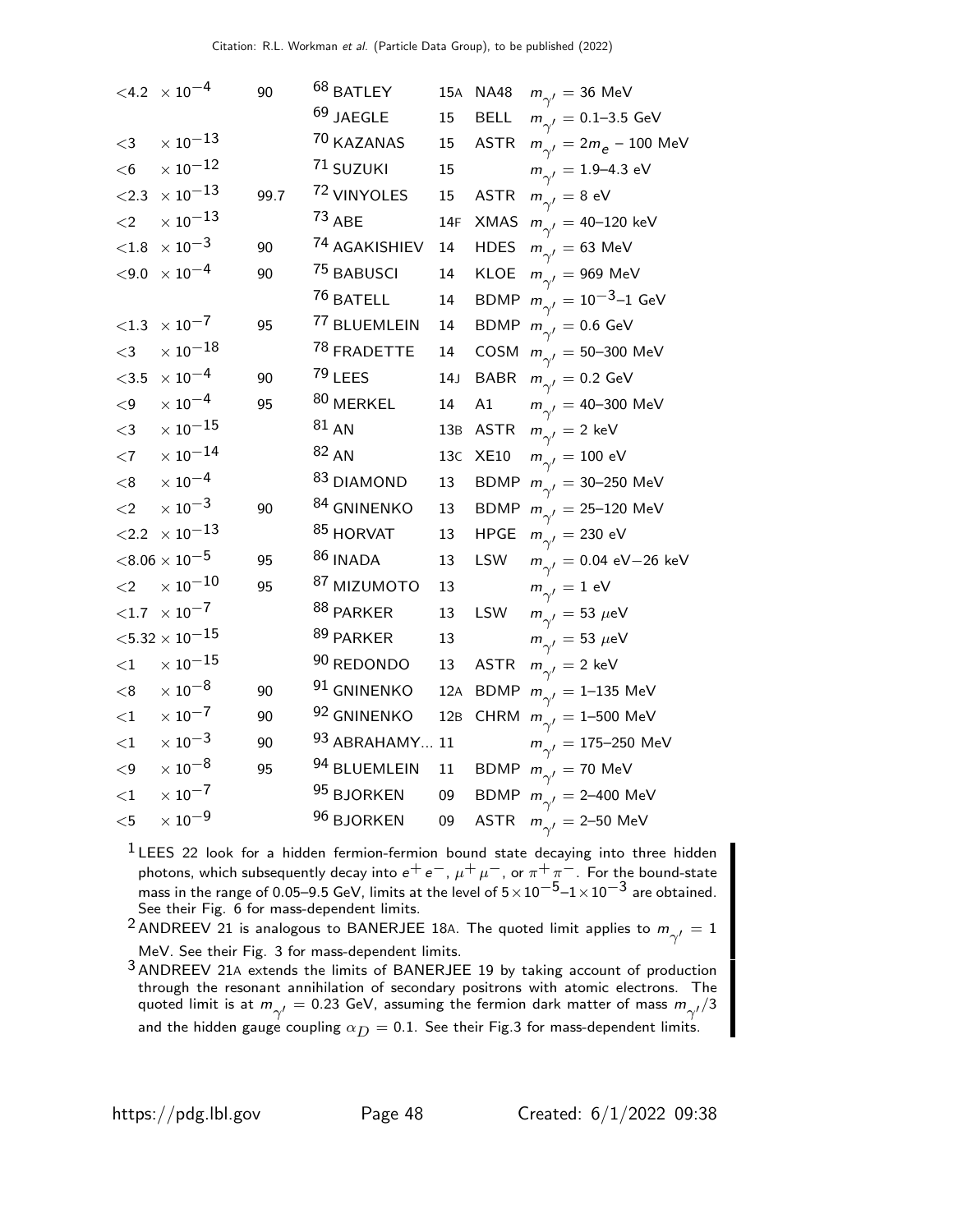| VALUE | CL% | DOCUMENT ID | | TECN | COMMENT |
|---|---|---|---|---|---|
| $<4.2 \times 10^{-4}$ | 90 | [68] BATLEY | 15A | NA48 | $m_{\gamma'} = 36$ MeV |
| | | [69] JAEGLE | 15 | BELL | $m_{\gamma'} = 0.1$–$3.5$ GeV |
| $<3 \times 10^{-13}$ | | [70] KAZANAS | 15 | ASTR | $m_{\gamma'} = 2m_e$ – 100 MeV |
| $<6 \times 10^{-12}$ | | [71] SUZUKI | 15 | | $m_{\gamma'} = 1.9$–$4.3$ eV |
| $<2.3 \times 10^{-13}$ | 99.7 | [72] VINYOLES | 15 | ASTR | $m_{\gamma'} = 8$ eV |
| $<2 \times 10^{-13}$ | | [73] ABE | 14F | XMAS | $m_{\gamma'} = 40$–$120$ keV |
| $<1.8 \times 10^{-3}$ | 90 | [74] AGAKISHIEV | 14 | HDES | $m_{\gamma'} = 63$ MeV |
| $<9.0 \times 10^{-4}$ | 90 | [75] BABUSCI | 14 | KLOE | $m_{\gamma'} = 969$ MeV |
| | | [76] BATELL | 14 | BDMP | $m_{\gamma'} = 10^{-3}$–$1$ GeV |
| $<1.3 \times 10^{-7}$ | 95 | [77] BLUEMLEIN | 14 | BDMP | $m_{\gamma'} = 0.6$ GeV |
| $<3 \times 10^{-18}$ | | [78] FRADETTE | 14 | COSM | $m_{\gamma'} = 50$–$300$ MeV |
| $<3.5 \times 10^{-4}$ | 90 | [79] LEES | 14J | BABR | $m_{\gamma'} = 0.2$ GeV |
| $<9 \times 10^{-4}$ | 95 | [80] MERKEL | 14 | A1 | $m_{\gamma'} = 40$–$300$ MeV |
| $<3 \times 10^{-15}$ | | [81] AN | 13B | ASTR | $m_{\gamma'} = 2$ keV |
| $<7 \times 10^{-14}$ | | [82] AN | 13C | XE10 | $m_{\gamma'} = 100$ eV |
| $<8 \times 10^{-4}$ | | [83] DIAMOND | 13 | BDMP | $m_{\gamma'} = 30$–$250$ MeV |
| $<2 \times 10^{-3}$ | 90 | [84] GNINENKO | 13 | BDMP | $m_{\gamma'} = 25$–$120$ MeV |
| $<2.2 \times 10^{-13}$ | | [85] HORVAT | 13 | HPGE | $m_{\gamma'} = 230$ eV |
| $<8.06 \times 10^{-5}$ | 95 | [86] INADA | 13 | LSW | $m_{\gamma'} = 0.04$ eV$-$26 keV |
| $<2 \times 10^{-10}$ | 95 | [87] MIZUMOTO | 13 | | $m_{\gamma'} = 1$ eV |
| $<1.7 \times 10^{-7}$ | | [88] PARKER | 13 | LSW | $m_{\gamma'} = 53$ $\mu$eV |
| $<5.32 \times 10^{-15}$ | | [89] PARKER | 13 | | $m_{\gamma'} = 53$ $\mu$eV |
| $<1 \times 10^{-15}$ | | [90] REDONDO | 13 | ASTR | $m_{\gamma'} = 2$ keV |
| $<8 \times 10^{-8}$ | 90 | [91] GNINENKO | 12A | BDMP | $m_{\gamma'} = 1$–$135$ MeV |
| $<1 \times 10^{-7}$ | 90 | [92] GNINENKO | 12B | CHRM | $m_{\gamma'} = 1$–$500$ MeV |
| $<1 \times 10^{-3}$ | 90 | [93] ABRAHAMY... | 11 | | $m_{\gamma'} = 175$–$250$ MeV |
| $<9 \times 10^{-8}$ | 95 | [94] BLUEMLEIN | 11 | BDMP | $m_{\gamma'} = 70$ MeV |
| $<1 \times 10^{-7}$ | | [95] BJORKEN | 09 | BDMP | $m_{\gamma'} = 2$–$400$ MeV |
| $<5 \times 10^{-9}$ | | [96] BJORKEN | 09 | ASTR | $m_{\gamma'} = 2$–$50$ MeV |

[1] LEES 22 look for a hidden fermion-fermion bound state decaying into three hidden photons, which subsequently decay into $e^+e^-$, $\mu^+\mu^-$, or $\pi^+\pi^-$. For the bound-state mass in the range of 0.05–9.5 GeV, limits at the level of $5\times10^{-5}$–$1\times10^{-3}$ are obtained. See their Fig. 6 for mass-dependent limits.

[2] ANDREEV 21 is analogous to BANERJEE 18A. The quoted limit applies to $m_{\gamma'} = 1$ MeV. See their Fig. 3 for mass-dependent limits.

[3] ANDREEV 21A extends the limits of BANERJEE 19 by taking account of production through the resonant annihilation of secondary positrons with atomic electrons. The quoted limit is at $m_{\gamma'} = 0.23$ GeV, assuming the fermion dark matter of mass $m_{\gamma'}/3$ and the hidden gauge coupling $\alpha_D = 0.1$. See their Fig.3 for mass-dependent limits.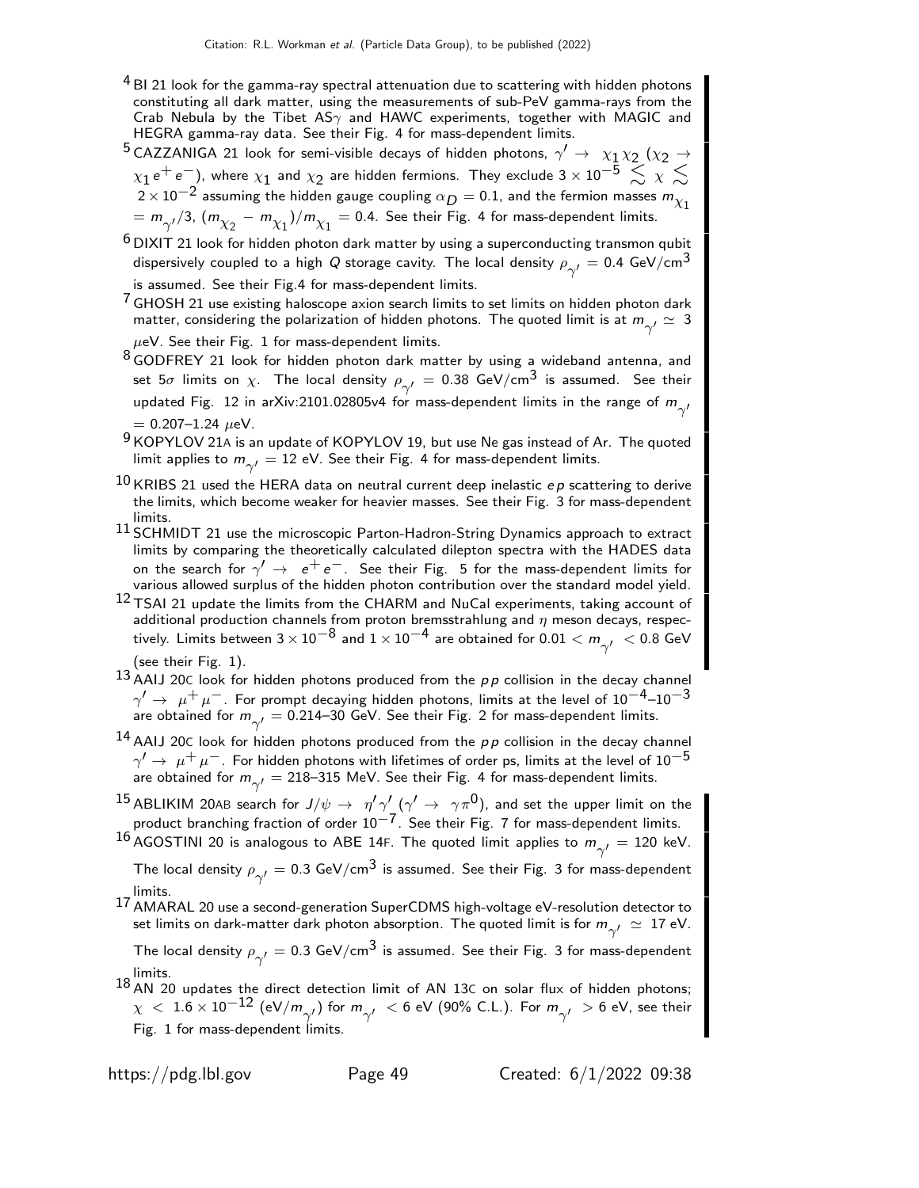[4] BI 21 look for the gamma-ray spectral attenuation due to scattering with hidden photons constituting all dark matter, using the measurements of sub-PeV gamma-rays from the Crab Nebula by the Tibet AS$\gamma$ and HAWC experiments, together with MAGIC and HEGRA gamma-ray data. See their Fig. 4 for mass-dependent limits.

[5] CAZZANIGA 21 look for semi-visible decays of hidden photons, $\gamma' \to \chi_1 \chi_2$ ($\chi_2 \to \chi_1 e^+ e^-$), where $\chi_1$ and $\chi_2$ are hidden fermions. They exclude $3 \times 10^{-5} \lesssim \chi \lesssim 2 \times 10^{-2}$ assuming the hidden gauge coupling $\alpha_D = 0.1$, and the fermion masses $m_{\chi_1} = m_{\gamma'}/3$, $(m_{\chi_2} - m_{\chi_1})/m_{\chi_1} = 0.4$. See their Fig. 4 for mass-dependent limits.

[6] DIXIT 21 look for hidden photon dark matter by using a superconducting transmon qubit dispersively coupled to a high $Q$ storage cavity. The local density $\rho_{\gamma'} = 0.4$ GeV/cm$^3$ is assumed. See their Fig.4 for mass-dependent limits.

[7] GHOSH 21 use existing haloscope axion search limits to set limits on hidden photon dark matter, considering the polarization of hidden photons. The quoted limit is at $m_{\gamma'} \simeq 3$ $\mu$eV. See their Fig. 1 for mass-dependent limits.

[8] GODFREY 21 look for hidden photon dark matter by using a wideband antenna, and set $5\sigma$ limits on $\chi$. The local density $\rho_{\gamma'} = 0.38$ GeV/cm$^3$ is assumed. See their updated Fig. 12 in arXiv:2101.02805v4 for mass-dependent limits in the range of $m_{\gamma'} = 0.207$–$1.24$ $\mu$eV.

[9] KOPYLOV 21A is an update of KOPYLOV 19, but use Ne gas instead of Ar. The quoted limit applies to $m_{\gamma'} = 12$ eV. See their Fig. 4 for mass-dependent limits.

[10] KRIBS 21 used the HERA data on neutral current deep inelastic $ep$ scattering to derive the limits, which become weaker for heavier masses. See their Fig. 3 for mass-dependent limits.

[11] SCHMIDT 21 use the microscopic Parton-Hadron-String Dynamics approach to extract limits by comparing the theoretically calculated dilepton spectra with the HADES data on the search for $\gamma' \to e^+ e^-$. See their Fig. 5 for the mass-dependent limits for various allowed surplus of the hidden photon contribution over the standard model yield.

[12] TSAI 21 update the limits from the CHARM and NuCal experiments, taking account of additional production channels from proton bremsstrahlung and $\eta$ meson decays, respectively. Limits between $3 \times 10^{-8}$ and $1 \times 10^{-4}$ are obtained for $0.01 < m_{\gamma'} < 0.8$ GeV (see their Fig. 1).

[13] AAIJ 20C look for hidden photons produced from the $pp$ collision in the decay channel $\gamma' \to \mu^+ \mu^-$. For prompt decaying hidden photons, limits at the level of $10^{-4}$–$10^{-3}$ are obtained for $m_{\gamma'} = 0.214$–$30$ GeV. See their Fig. 2 for mass-dependent limits.

[14] AAIJ 20C look for hidden photons produced from the $pp$ collision in the decay channel $\gamma' \to \mu^+ \mu^-$. For hidden photons with lifetimes of order ps, limits at the level of $10^{-5}$ are obtained for $m_{\gamma'} = 218$–$315$ MeV. See their Fig. 4 for mass-dependent limits.

[15] ABLIKIM 20AB search for $J/\psi \to \eta' \gamma'$ ($\gamma' \to \gamma \pi^0$), and set the upper limit on the product branching fraction of order $10^{-7}$. See their Fig. 7 for mass-dependent limits.

[16] AGOSTINI 20 is analogous to ABE 14F. The quoted limit applies to $m_{\gamma'} = 120$ keV. The local density $\rho_{\gamma'} = 0.3$ GeV/cm$^3$ is assumed. See their Fig. 3 for mass-dependent limits.

[17] AMARAL 20 use a second-generation SuperCDMS high-voltage eV-resolution detector to set limits on dark-matter dark photon absorption. The quoted limit is for $m_{\gamma'} \simeq 17$ eV. The local density $\rho_{\gamma'} = 0.3$ GeV/cm$^3$ is assumed. See their Fig. 3 for mass-dependent limits.

[18] AN 20 updates the direct detection limit of AN 13C on solar flux of hidden photons; $\chi < 1.6 \times 10^{-12}$ (eV/$m_{\gamma'}$) for $m_{\gamma'} < 6$ eV (90% C.L.). For $m_{\gamma'} > 6$ eV, see their Fig. 1 for mass-dependent limits.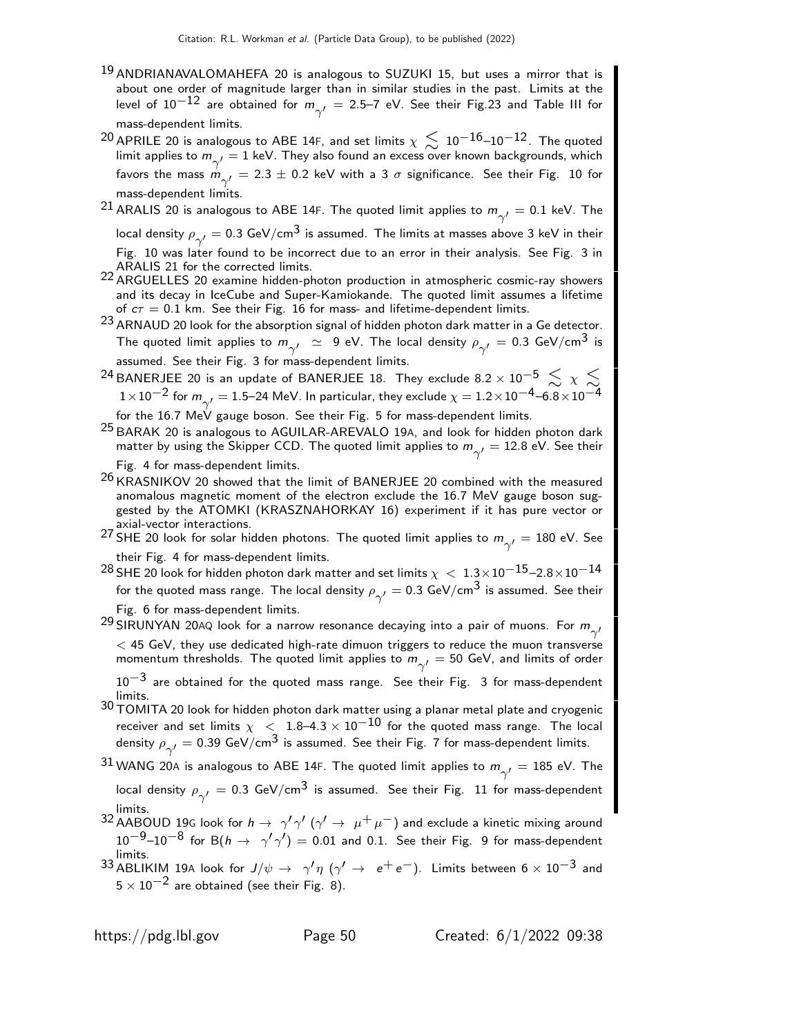[19] ANDRIANAVALOMAHEFA 20 is analogous to SUZUKI 15, but uses a mirror that is about one order of magnitude larger than in similar studies in the past. Limits at the level of $10^{-12}$ are obtained for $m_{\gamma'}$ = 2.5–7 eV. See their Fig.23 and Table III for mass-dependent limits.

[20] APRILE 20 is analogous to ABE 14F, and set limits $\chi \lesssim 10^{-16}$–$10^{-12}$. The quoted limit applies to $m_{\gamma'}$ = 1 keV. They also found an excess over known backgrounds, which favors the mass $m_{\gamma'}$ = 2.3 ± 0.2 keV with a 3 $\sigma$ significance. See their Fig. 10 for mass-dependent limits.

[21] ARALIS 20 is analogous to ABE 14F. The quoted limit applies to $m_{\gamma'}$ = 0.1 keV. The local density $\rho_{\gamma'}$ = 0.3 GeV/cm$^3$ is assumed. The limits at masses above 3 keV in their Fig. 10 was later found to be incorrect due to an error in their analysis. See Fig. 3 in ARALIS 21 for the corrected limits.

[22] ARGUELLES 20 examine hidden-photon production in atmospheric cosmic-ray showers and its decay in IceCube and Super-Kamiokande. The quoted limit assumes a lifetime of $c\tau$ = 0.1 km. See their Fig. 16 for mass- and lifetime-dependent limits.

[23] ARNAUD 20 look for the absorption signal of hidden photon dark matter in a Ge detector. The quoted limit applies to $m_{\gamma'} \simeq$ 9 eV. The local density $\rho_{\gamma'}$ = 0.3 GeV/cm$^3$ is assumed. See their Fig. 3 for mass-dependent limits.

[24] BANERJEE 20 is an update of BANERJEE 18. They exclude $8.2 \times 10^{-5} \lesssim \chi \lesssim 1 \times 10^{-2}$ for $m_{\gamma'}$ = 1.5–24 MeV. In particular, they exclude $\chi = 1.2 \times 10^{-4}$–$6.8 \times 10^{-4}$ for the 16.7 MeV gauge boson. See their Fig. 5 for mass-dependent limits.

[25] BARAK 20 is analogous to AGUILAR-AREVALO 19A, and look for hidden photon dark matter by using the Skipper CCD. The quoted limit applies to $m_{\gamma'}$ = 12.8 eV. See their Fig. 4 for mass-dependent limits.

[26] KRASNIKOV 20 showed that the limit of BANERJEE 20 combined with the measured anomalous magnetic moment of the electron exclude the 16.7 MeV gauge boson suggested by the ATOMKI (KRASZNAHORKAY 16) experiment if it has pure vector or axial-vector interactions.

[27] SHE 20 look for solar hidden photons. The quoted limit applies to $m_{\gamma'}$ = 180 eV. See their Fig. 4 for mass-dependent limits.

[28] SHE 20 look for hidden photon dark matter and set limits $\chi < 1.3 \times 10^{-15}$–$2.8 \times 10^{-14}$ for the quoted mass range. The local density $\rho_{\gamma'}$ = 0.3 GeV/cm$^3$ is assumed. See their Fig. 6 for mass-dependent limits.

[29] SIRUNYAN 20AQ look for a narrow resonance decaying into a pair of muons. For $m_{\gamma'}$ < 45 GeV, they use dedicated high-rate dimuon triggers to reduce the muon transverse momentum thresholds. The quoted limit applies to $m_{\gamma'}$ = 50 GeV, and limits of order $10^{-3}$ are obtained for the quoted mass range. See their Fig. 3 for mass-dependent limits.

[30] TOMITA 20 look for hidden photon dark matter using a planar metal plate and cryogenic receiver and set limits $\chi < 1.8$–$4.3 \times 10^{-10}$ for the quoted mass range. The local density $\rho_{\gamma'}$ = 0.39 GeV/cm$^3$ is assumed. See their Fig. 7 for mass-dependent limits.

[31] WANG 20A is analogous to ABE 14F. The quoted limit applies to $m_{\gamma'}$ = 185 eV. The local density $\rho_{\gamma'}$ = 0.3 GeV/cm$^3$ is assumed. See their Fig. 11 for mass-dependent limits.

[32] AABOUD 19G look for $h \to \gamma' \gamma'$ ($\gamma' \to \mu^+ \mu^-$) and exclude a kinetic mixing around $10^{-9}$–$10^{-8}$ for B($h \to \gamma' \gamma'$) = 0.01 and 0.1. See their Fig. 9 for mass-dependent limits.

[33] ABLIKIM 19A look for $J/\psi \to \gamma' \eta$ ($\gamma' \to e^+ e^-$). Limits between $6 \times 10^{-3}$ and $5 \times 10^{-2}$ are obtained (see their Fig. 8).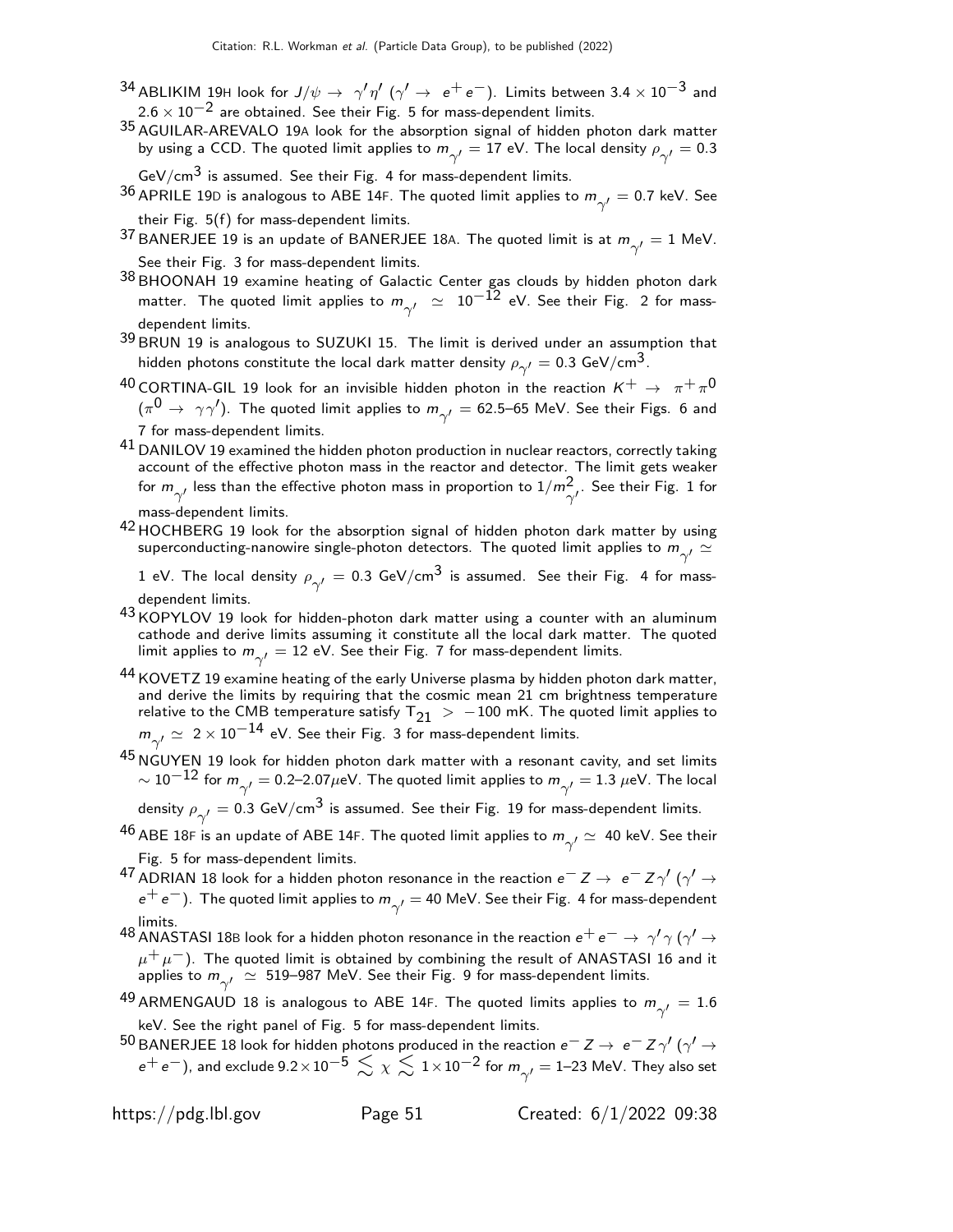[34] ABLIKIM 19H look for $J/\psi \to \gamma' \eta'$ ($\gamma' \to e^+ e^-$). Limits between $3.4 \times 10^{-3}$ and $2.6 \times 10^{-2}$ are obtained. See their Fig. 5 for mass-dependent limits.

[35] AGUILAR-AREVALO 19A look for the absorption signal of hidden photon dark matter by using a CCD. The quoted limit applies to $m_{\gamma'} = 17$ eV. The local density $\rho_{\gamma'} = 0.3$ GeV/cm$^3$ is assumed. See their Fig. 4 for mass-dependent limits.

[36] APRILE 19D is analogous to ABE 14F. The quoted limit applies to $m_{\gamma'} = 0.7$ keV. See their Fig. 5(f) for mass-dependent limits.

[37] BANERJEE 19 is an update of BANERJEE 18A. The quoted limit is at $m_{\gamma'} = 1$ MeV. See their Fig. 3 for mass-dependent limits.

[38] BHOONAH 19 examine heating of Galactic Center gas clouds by hidden photon dark matter. The quoted limit applies to $m_{\gamma'} \simeq 10^{-12}$ eV. See their Fig. 2 for mass-dependent limits.

[39] BRUN 19 is analogous to SUZUKI 15. The limit is derived under an assumption that hidden photons constitute the local dark matter density $\rho_{\gamma'} = 0.3$ GeV/cm$^3$.

[40] CORTINA-GIL 19 look for an invisible hidden photon in the reaction $K^+ \to \pi^+ \pi^0$ ($\pi^0 \to \gamma \gamma'$). The quoted limit applies to $m_{\gamma'} = 62.5$–$65$ MeV. See their Figs. 6 and 7 for mass-dependent limits.

[41] DANILOV 19 examined the hidden photon production in nuclear reactors, correctly taking account of the effective photon mass in the reactor and detector. The limit gets weaker for $m_{\gamma'}$ less than the effective photon mass in proportion to $1/m^2_{\gamma'}$. See their Fig. 1 for mass-dependent limits.

[42] HOCHBERG 19 look for the absorption signal of hidden photon dark matter by using superconducting-nanowire single-photon detectors. The quoted limit applies to $m_{\gamma'} \simeq$ 1 eV. The local density $\rho_{\gamma'} = 0.3$ GeV/cm$^3$ is assumed. See their Fig. 4 for mass-dependent limits.

[43] KOPYLOV 19 look for hidden-photon dark matter using a counter with an aluminum cathode and derive limits assuming it constitute all the local dark matter. The quoted limit applies to $m_{\gamma'} = 12$ eV. See their Fig. 7 for mass-dependent limits.

[44] KOVETZ 19 examine heating of the early Universe plasma by hidden photon dark matter, and derive the limits by requiring that the cosmic mean 21 cm brightness temperature relative to the CMB temperature satisfy $T_{21} > -100$ mK. The quoted limit applies to $m_{\gamma'} \simeq 2 \times 10^{-14}$ eV. See their Fig. 3 for mass-dependent limits.

[45] NGUYEN 19 look for hidden photon dark matter with a resonant cavity, and set limits $\sim 10^{-12}$ for $m_{\gamma'} = 0.2$–$2.07\mu$eV. The quoted limit applies to $m_{\gamma'} = 1.3$ $\mu$eV. The local density $\rho_{\gamma'} = 0.3$ GeV/cm$^3$ is assumed. See their Fig. 19 for mass-dependent limits.

[46] ABE 18F is an update of ABE 14F. The quoted limit applies to $m_{\gamma'} \simeq 40$ keV. See their Fig. 5 for mass-dependent limits.

[47] ADRIAN 18 look for a hidden photon resonance in the reaction $e^- Z \to e^- Z \gamma'$ ($\gamma' \to e^+ e^-$). The quoted limit applies to $m_{\gamma'} = 40$ MeV. See their Fig. 4 for mass-dependent limits.

[48] ANASTASI 18B look for a hidden photon resonance in the reaction $e^+ e^- \to \gamma' \gamma$ ($\gamma' \to \mu^+ \mu^-$). The quoted limit is obtained by combining the result of ANASTASI 16 and it applies to $m_{\gamma'} \simeq 519$–$987$ MeV. See their Fig. 9 for mass-dependent limits.

[49] ARMENGAUD 18 is analogous to ABE 14F. The quoted limits applies to $m_{\gamma'} = 1.6$ keV. See the right panel of Fig. 5 for mass-dependent limits.

[50] BANERJEE 18 look for hidden photons produced in the reaction $e^- Z \to e^- Z \gamma'$ ($\gamma' \to e^+ e^-$), and exclude $9.2 \times 10^{-5} \lesssim \chi \lesssim 1 \times 10^{-2}$ for $m_{\gamma'} = 1$–$23$ MeV. They also set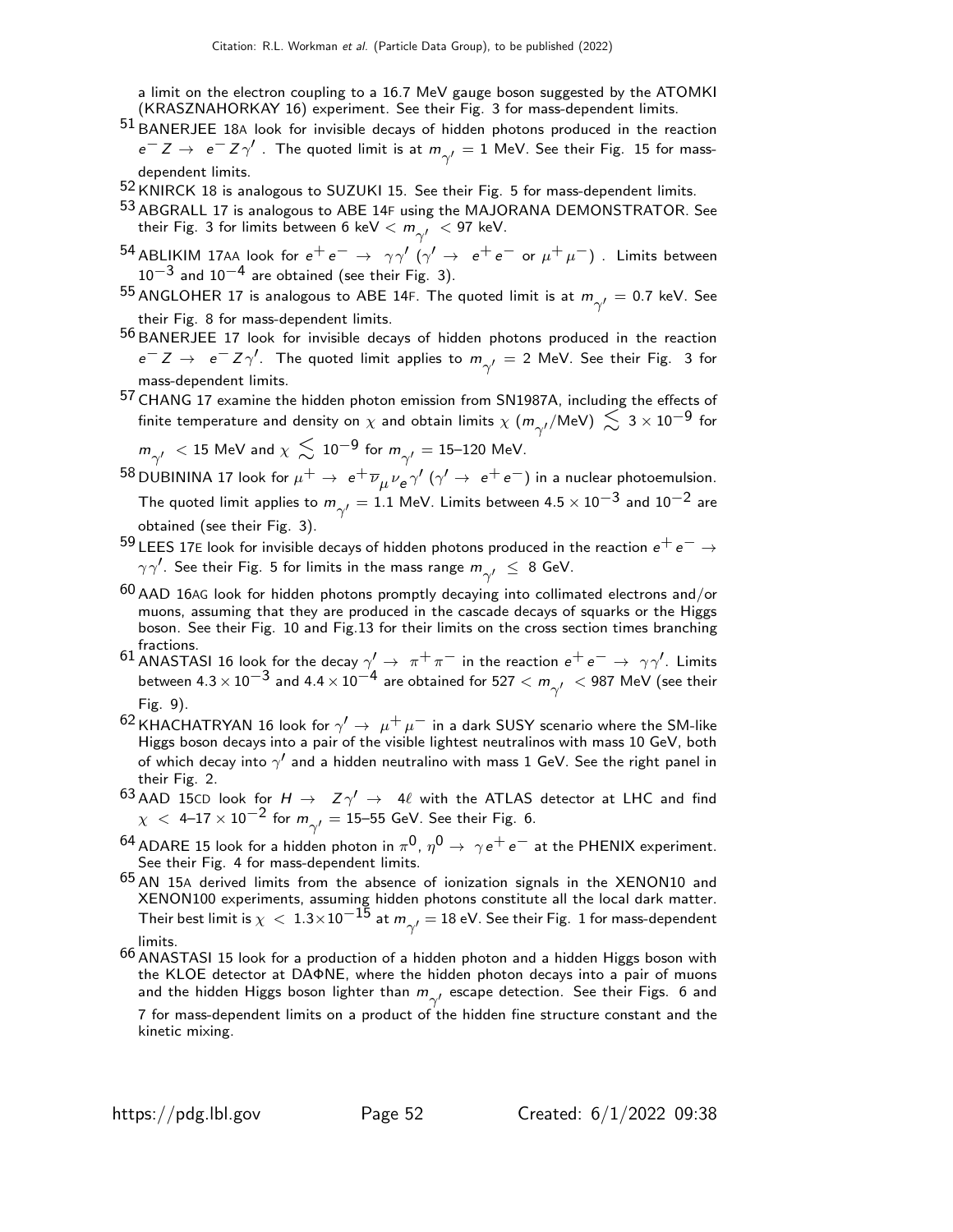a limit on the electron coupling to a 16.7 MeV gauge boson suggested by the ATOMKI (KRASZNAHORKAY 16) experiment. See their Fig. 3 for mass-dependent limits.

[51] BANERJEE 18A look for invisible decays of hidden photons produced in the reaction $e^- Z \to e^- Z \gamma'$. The quoted limit is at $m_{\gamma'} = 1$ MeV. See their Fig. 15 for mass-dependent limits.

[52] KNIRCK 18 is analogous to SUZUKI 15. See their Fig. 5 for mass-dependent limits.

[53] ABGRALL 17 is analogous to ABE 14F using the MAJORANA DEMONSTRATOR. See their Fig. 3 for limits between 6 keV $< m_{\gamma'} <$ 97 keV.

[54] ABLIKIM 17AA look for $e^+ e^- \to \gamma \gamma'$ ($\gamma' \to e^+ e^-$ or $\mu^+ \mu^-$). Limits between $10^{-3}$ and $10^{-4}$ are obtained (see their Fig. 3).

[55] ANGLOHER 17 is analogous to ABE 14F. The quoted limit is at $m_{\gamma'} = 0.7$ keV. See their Fig. 8 for mass-dependent limits.

[56] BANERJEE 17 look for invisible decays of hidden photons produced in the reaction $e^- Z \to e^- Z \gamma'$. The quoted limit applies to $m_{\gamma'} = 2$ MeV. See their Fig. 3 for mass-dependent limits.

[57] CHANG 17 examine the hidden photon emission from SN1987A, including the effects of finite temperature and density on $\chi$ and obtain limits $\chi$ ($m_{\gamma'}$/MeV) $\lesssim 3 \times 10^{-9}$ for $m_{\gamma'} <$ 15 MeV and $\chi \lesssim 10^{-9}$ for $m_{\gamma'} =$ 15–120 MeV.

[58] DUBININA 17 look for $\mu^+ \to e^+ \overline{\nu}_\mu \nu_e \gamma'$ ($\gamma' \to e^+ e^-$) in a nuclear photoemulsion. The quoted limit applies to $m_{\gamma'} = 1.1$ MeV. Limits between $4.5 \times 10^{-3}$ and $10^{-2}$ are obtained (see their Fig. 3).

[59] LEES 17E look for invisible decays of hidden photons produced in the reaction $e^+ e^- \to \gamma \gamma'$. See their Fig. 5 for limits in the mass range $m_{\gamma'} \leq 8$ GeV.

[60] AAD 16AG look for hidden photons promptly decaying into collimated electrons and/or muons, assuming that they are produced in the cascade decays of squarks or the Higgs boson. See their Fig. 10 and Fig.13 for their limits on the cross section times branching fractions.

[61] ANASTASI 16 look for the decay $\gamma' \to \pi^+ \pi^-$ in the reaction $e^+ e^- \to \gamma \gamma'$. Limits between $4.3 \times 10^{-3}$ and $4.4 \times 10^{-4}$ are obtained for 527 $< m_{\gamma'} <$ 987 MeV (see their Fig. 9).

[62] KHACHATRYAN 16 look for $\gamma' \to \mu^+ \mu^-$ in a dark SUSY scenario where the SM-like Higgs boson decays into a pair of the visible lightest neutralinos with mass 10 GeV, both of which decay into $\gamma'$ and a hidden neutralino with mass 1 GeV. See the right panel in their Fig. 2.

[63] AAD 15CD look for $H \to Z \gamma' \to 4\ell$ with the ATLAS detector at LHC and find $\chi <$ 4–17 $\times 10^{-2}$ for $m_{\gamma'} =$ 15–55 GeV. See their Fig. 6.

[64] ADARE 15 look for a hidden photon in $\pi^0$, $\eta^0 \to \gamma e^+ e^-$ at the PHENIX experiment. See their Fig. 4 for mass-dependent limits.

[65] AN 15A derived limits from the absence of ionization signals in the XENON10 and XENON100 experiments, assuming hidden photons constitute all the local dark matter. Their best limit is $\chi < 1.3 \times 10^{-15}$ at $m_{\gamma'} = 18$ eV. See their Fig. 1 for mass-dependent limits.

[66] ANASTASI 15 look for a production of a hidden photon and a hidden Higgs boson with the KLOE detector at DAΦNE, where the hidden photon decays into a pair of muons and the hidden Higgs boson lighter than $m_{\gamma'}$ escape detection. See their Figs. 6 and 7 for mass-dependent limits on a product of the hidden fine structure constant and the kinetic mixing.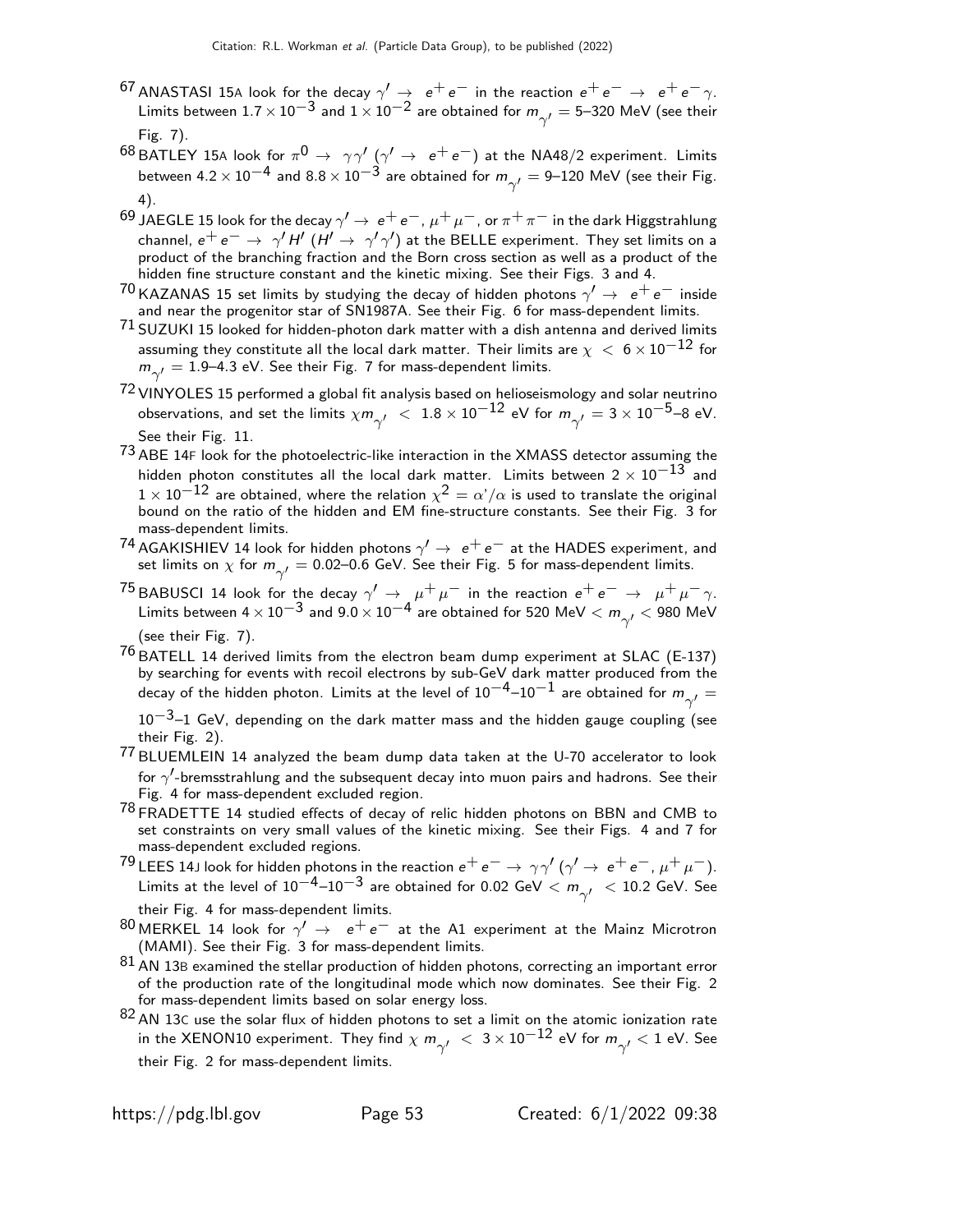[67] ANASTASI 15A look for the decay $\gamma' \rightarrow e^+ e^-$ in the reaction $e^+ e^- \rightarrow e^+ e^- \gamma$. Limits between $1.7 \times 10^{-3}$ and $1 \times 10^{-2}$ are obtained for $m_{\gamma'}$ = 5–320 MeV (see their Fig. 7).

[68] BATLEY 15A look for $\pi^0 \rightarrow \gamma\gamma'$ ($\gamma' \rightarrow e^+ e^-$) at the NA48/2 experiment. Limits between $4.2 \times 10^{-4}$ and $8.8 \times 10^{-3}$ are obtained for $m_{\gamma'}$ = 9–120 MeV (see their Fig. 4).

[69] JAEGLE 15 look for the decay $\gamma' \rightarrow e^+ e^-$, $\mu^+ \mu^-$, or $\pi^+ \pi^-$ in the dark Higgstrahlung channel, $e^+ e^- \rightarrow \gamma' H'$ ($H' \rightarrow \gamma' \gamma'$) at the BELLE experiment. They set limits on a product of the branching fraction and the Born cross section as well as a product of the hidden fine structure constant and the kinetic mixing. See their Figs. 3 and 4.

[70] KAZANAS 15 set limits by studying the decay of hidden photons $\gamma' \rightarrow e^+ e^-$ inside and near the progenitor star of SN1987A. See their Fig. 6 for mass-dependent limits.

[71] SUZUKI 15 looked for hidden-photon dark matter with a dish antenna and derived limits assuming they constitute all the local dark matter. Their limits are $\chi < 6 \times 10^{-12}$ for $m_{\gamma'}$ = 1.9–4.3 eV. See their Fig. 7 for mass-dependent limits.

[72] VINYOLES 15 performed a global fit analysis based on helioseismology and solar neutrino observations, and set the limits $\chi m_{\gamma'} < 1.8 \times 10^{-12}$ eV for $m_{\gamma'} = 3 \times 10^{-5}$–8 eV. See their Fig. 11.

[73] ABE 14F look for the photoelectric-like interaction in the XMASS detector assuming the hidden photon constitutes all the local dark matter. Limits between $2 \times 10^{-13}$ and $1 \times 10^{-12}$ are obtained, where the relation $\chi^2 = \alpha'/\alpha$ is used to translate the original bound on the ratio of the hidden and EM fine-structure constants. See their Fig. 3 for mass-dependent limits.

[74] AGAKISHIEV 14 look for hidden photons $\gamma' \rightarrow e^+ e^-$ at the HADES experiment, and set limits on $\chi$ for $m_{\gamma'}$ = 0.02–0.6 GeV. See their Fig. 5 for mass-dependent limits.

[75] BABUSCI 14 look for the decay $\gamma' \rightarrow \mu^+ \mu^-$ in the reaction $e^+ e^- \rightarrow \mu^+ \mu^- \gamma$. Limits between $4 \times 10^{-3}$ and $9.0 \times 10^{-4}$ are obtained for 520 MeV $< m_{\gamma'} <$ 980 MeV (see their Fig. 7).

[76] BATELL 14 derived limits from the electron beam dump experiment at SLAC (E-137) by searching for events with recoil electrons by sub-GeV dark matter produced from the decay of the hidden photon. Limits at the level of $10^{-4}$–$10^{-1}$ are obtained for $m_{\gamma'} = 10^{-3}$–1 GeV, depending on the dark matter mass and the hidden gauge coupling (see their Fig. 2).

[77] BLUEMLEIN 14 analyzed the beam dump data taken at the U-70 accelerator to look for $\gamma'$-bremsstrahlung and the subsequent decay into muon pairs and hadrons. See their Fig. 4 for mass-dependent excluded region.

[78] FRADETTE 14 studied effects of decay of relic hidden photons on BBN and CMB to set constraints on very small values of the kinetic mixing. See their Figs. 4 and 7 for mass-dependent excluded regions.

[79] LEES 14J look for hidden photons in the reaction $e^+ e^- \rightarrow \gamma\gamma'$ ($\gamma' \rightarrow e^+ e^-$, $\mu^+ \mu^-$). Limits at the level of $10^{-4}$–$10^{-3}$ are obtained for 0.02 GeV $< m_{\gamma'} <$ 10.2 GeV. See their Fig. 4 for mass-dependent limits.

[80] MERKEL 14 look for $\gamma' \rightarrow e^+ e^-$ at the A1 experiment at the Mainz Microtron (MAMI). See their Fig. 3 for mass-dependent limits.

[81] AN 13B examined the stellar production of hidden photons, correcting an important error of the production rate of the longitudinal mode which now dominates. See their Fig. 2 for mass-dependent limits based on solar energy loss.

[82] AN 13C use the solar flux of hidden photons to set a limit on the atomic ionization rate in the XENON10 experiment. They find $\chi\, m_{\gamma'} < 3 \times 10^{-12}$ eV for $m_{\gamma'} < 1$ eV. See their Fig. 2 for mass-dependent limits.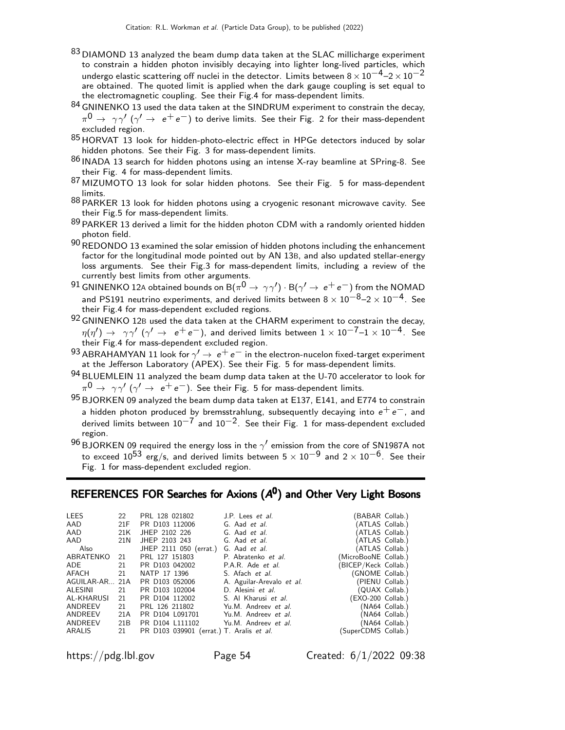[83] DIAMOND 13 analyzed the beam dump data taken at the SLAC millicharge experiment to constrain a hidden photon invisibly decaying into lighter long-lived particles, which undergo elastic scattering off nuclei in the detector. Limits between $8 \times 10^{-4}$–$2 \times 10^{-2}$ are obtained. The quoted limit is applied when the dark gauge coupling is set equal to the electromagnetic coupling. See their Fig.4 for mass-dependent limits.

[84] GNINENKO 13 used the data taken at the SINDRUM experiment to constrain the decay, $\pi^0 \to \gamma\gamma'$ ($\gamma' \to e^+e^-$) to derive limits. See their Fig. 2 for their mass-dependent excluded region.

[85] HORVAT 13 look for hidden-photo-electric effect in HPGe detectors induced by solar hidden photons. See their Fig. 3 for mass-dependent limits.

[86] INADA 13 search for hidden photons using an intense X-ray beamline at SPring-8. See their Fig. 4 for mass-dependent limits.

[87] MIZUMOTO 13 look for solar hidden photons. See their Fig. 5 for mass-dependent limits.

[88] PARKER 13 look for hidden photons using a cryogenic resonant microwave cavity. See their Fig.5 for mass-dependent limits.

[89] PARKER 13 derived a limit for the hidden photon CDM with a randomly oriented hidden photon field.

[90] REDONDO 13 examined the solar emission of hidden photons including the enhancement factor for the longitudinal mode pointed out by AN 13B, and also updated stellar-energy loss arguments. See their Fig.3 for mass-dependent limits, including a review of the currently best limits from other arguments.

[91] GNINENKO 12A obtained bounds on $B(\pi^0 \to \gamma\gamma') \cdot B(\gamma' \to e^+e^-)$ from the NOMAD and PS191 neutrino experiments, and derived limits between $8 \times 10^{-8}$–$2 \times 10^{-4}$. See their Fig.4 for mass-dependent excluded regions.

[92] GNINENKO 12B used the data taken at the CHARM experiment to constrain the decay, $\eta(\eta') \to \gamma\gamma'$ ($\gamma' \to e^+e^-$), and derived limits between $1 \times 10^{-7}$–$1 \times 10^{-4}$. See their Fig.4 for mass-dependent excluded region.

[93] ABRAHAMYAN 11 look for $\gamma' \to e^+e^-$ in the electron-nucelon fixed-target experiment at the Jefferson Laboratory (APEX). See their Fig. 5 for mass-dependent limits.

[94] BLUEMLEIN 11 analyzed the beam dump data taken at the U-70 accelerator to look for $\pi^0 \to \gamma\gamma'$ ($\gamma' \to e^+e^-$). See their Fig. 5 for mass-dependent limits.

[95] BJORKEN 09 analyzed the beam dump data taken at E137, E141, and E774 to constrain a hidden photon produced by bremsstrahlung, subsequently decaying into $e^+e^-$, and derived limits between $10^{-7}$ and $10^{-2}$. See their Fig. 1 for mass-dependent excluded region.

[96] BJORKEN 09 required the energy loss in the $\gamma'$ emission from the core of SN1987A not to exceed $10^{53}$ erg/s, and derived limits between $5 \times 10^{-9}$ and $2 \times 10^{-6}$. See their Fig. 1 for mass-dependent excluded region.

## REFERENCES FOR Searches for Axions ($A^0$) and Other Very Light Bosons

| | | | | |
|---|---|---|---|---|
| LEES | 22 | PRL 128 021802 | J.P. Lees *et al.* | (BABAR Collab.) |
| AAD | 21F | PR D103 112006 | G. Aad *et al.* | (ATLAS Collab.) |
| AAD | 21K | JHEP 2102 226 | G. Aad *et al.* | (ATLAS Collab.) |
| AAD | 21N | JHEP 2103 243 | G. Aad *et al.* | (ATLAS Collab.) |
| Also | | JHEP 2111 050 (errat.) | G. Aad *et al.* | (ATLAS Collab.) |
| ABRATENKO | 21 | PRL 127 151803 | P. Abratenko *et al.* | (MicroBooNE Collab.) |
| ADE | 21 | PR D103 042002 | P.A.R. Ade *et al.* | (BICEP/Keck Collab.) |
| AFACH | 21 | NATP 17 1396 | S. Afach *et al.* | (GNOME Collab.) |
| AGUILAR-AR... | 21A | PR D103 052006 | A. Aguilar-Arevalo *et al.* | (PIENU Collab.) |
| ALESINI | 21 | PR D103 102004 | D. Alesini *et al.* | (QUAX Collab.) |
| AL-KHARUSI | 21 | PR D104 112002 | S. Al Kharusi *et al.* | (EXO-200 Collab.) |
| ANDREEV | 21 | PRL 126 211802 | Yu.M. Andreev *et al.* | (NA64 Collab.) |
| ANDREEV | 21A | PR D104 L091701 | Yu.M. Andreev *et al.* | (NA64 Collab.) |
| ANDREEV | 21B | PR D104 L111102 | Yu.M. Andreev *et al.* | (NA64 Collab.) |
| ARALIS | 21 | PR D103 039901 (errat.) | T. Aralis *et al.* | (SuperCDMS Collab.) |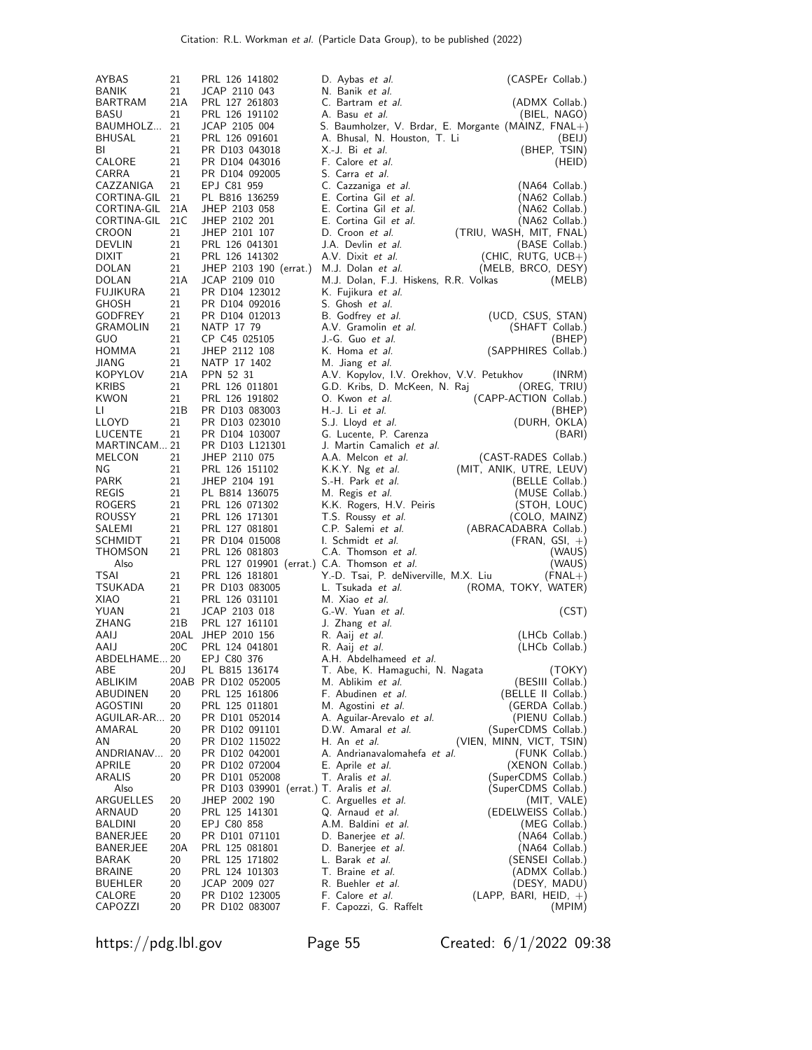| | | | | |
|---|---|---|---|---|
| AYBAS | 21 | PRL 126 141802 | D. Aybas *et al.* | (CASPEr Collab.) |
| BANIK | 21 | JCAP 2110 043 | N. Banik *et al.* | |
| BARTRAM | 21A | PRL 127 261803 | C. Bartram *et al.* | (ADMX Collab.) |
| BASU | 21 | PRL 126 191102 | A. Basu *et al.* | (BIEL, NAGO) |
| BAUMHOLZ... | 21 | JCAP 2105 004 | S. Baumholzer, V. Brdar, E. Morgante | (MAINZ, FNAL+) |
| BHUSAL | 21 | PRL 126 091601 | A. Bhusal, N. Houston, T. Li | (BEIJ) |
| BI | 21 | PR D103 043018 | X.-J. Bi *et al.* | (BHEP, TSIN) |
| CALORE | 21 | PR D104 043016 | F. Calore *et al.* | (HEID) |
| CARRA | 21 | PR D104 092005 | S. Carra *et al.* | |
| CAZZANIGA | 21 | EPJ C81 959 | C. Cazzaniga *et al.* | (NA64 Collab.) |
| CORTINA-GIL | 21 | PL B816 136259 | E. Cortina Gil *et al.* | (NA62 Collab.) |
| CORTINA-GIL | 21A | JHEP 2103 058 | E. Cortina Gil *et al.* | (NA62 Collab.) |
| CORTINA-GIL | 21C | JHEP 2102 201 | E. Cortina Gil *et al.* | (NA62 Collab.) |
| CROON | 21 | JHEP 2101 107 | D. Croon *et al.* | (TRIU, WASH, MIT, FNAL) |
| DEVLIN | 21 | PRL 126 041301 | J.A. Devlin *et al.* | (BASE Collab.) |
| DIXIT | 21 | PRL 126 141302 | A.V. Dixit *et al.* | (CHIC, RUTG, UCB+) |
| DOLAN | 21 | JHEP 2103 190 (errat.) | M.J. Dolan *et al.* | (MELB, BRCO, DESY) |
| DOLAN | 21A | JCAP 2109 010 | M.J. Dolan, F.J. Hiskens, R.R. Volkas | (MELB) |
| FUJIKURA | 21 | PR D104 123012 | K. Fujikura *et al.* | |
| GHOSH | 21 | PR D104 092016 | S. Ghosh *et al.* | |
| GODFREY | 21 | PR D104 012013 | B. Godfrey *et al.* | (UCD, CSUS, STAN) |
| GRAMOLIN | 21 | NATP 17 79 | A.V. Gramolin *et al.* | (SHAFT Collab.) |
| GUO | 21 | CP C45 025105 | J.-G. Guo *et al.* | (BHEP) |
| HOMMA | 21 | JHEP 2112 108 | K. Homa *et al.* | (SAPPHIRES Collab.) |
| JIANG | 21 | NATP 17 1402 | M. Jiang *et al.* | |
| KOPYLOV | 21A | PPN 52 31 | A.V. Kopylov, I.V. Orekhov, V.V. Petukhov | (INRM) |
| KRIBS | 21 | PRL 126 011801 | G.D. Kribs, D. McKeen, N. Raj | (OREG, TRIU) |
| KWON | 21 | PRL 126 191802 | O. Kwon *et al.* | (CAPP-ACTION Collab.) |
| LI | 21B | PR D103 083003 | H.-J. Li *et al.* | (BHEP) |
| LLOYD | 21 | PR D103 023010 | S.J. Lloyd *et al.* | (DURH, OKLA) |
| LUCENTE | 21 | PR D104 103007 | G. Lucente, P. Carenza | (BARI) |
| MARTINCAM... | 21 | PR D103 L121301 | J. Martin Camalich *et al.* | |
| MELCON | 21 | JHEP 2110 075 | A.A. Melcon *et al.* | (CAST-RADES Collab.) |
| NG | 21 | PRL 126 151102 | K.K.Y. Ng *et al.* | (MIT, ANIK, UTRE, LEUV) |
| PARK | 21 | JHEP 2104 191 | S.-H. Park *et al.* | (BELLE Collab.) |
| REGIS | 21 | PL B814 136075 | M. Regis *et al.* | (MUSE Collab.) |
| ROGERS | 21 | PRL 126 071302 | K.K. Rogers, H.V. Peiris | (STOH, LOUC) |
| ROUSSY | 21 | PRL 126 171301 | T.S. Roussy *et al.* | (COLO, MAINZ) |
| SALEMI | 21 | PRL 127 081801 | C.P. Salemi *et al.* | (ABRACADABRA Collab.) |
| SCHMIDT | 21 | PR D104 015008 | I. Schmidt *et al.* | (FRAN, GSI, +) |
| THOMSON | 21 | PRL 126 081803 | C.A. Thomson *et al.* | (WAUS) |
| Also | | PRL 127 019901 (errat.) | C.A. Thomson *et al.* | (WAUS) |
| TSAI | 21 | PRL 126 181801 | Y.-D. Tsai, P. deNiverville, M.X. Liu | (FNAL+) |
| TSUKADA | 21 | PR D103 083005 | L. Tsukada *et al.* | (ROMA, TOKY, WATER) |
| XIAO | 21 | PRL 126 031101 | M. Xiao *et al.* | |
| YUAN | 21 | JCAP 2103 018 | G.-W. Yuan *et al.* | (CST) |
| ZHANG | 21B | PRL 127 161101 | J. Zhang *et al.* | |
| AAIJ | 20AL | JHEP 2010 156 | R. Aaij *et al.* | (LHCb Collab.) |
| AAIJ | 20C | PRL 124 041801 | R. Aaij *et al.* | (LHCb Collab.) |
| ABDELHAME... | 20 | EPJ C80 376 | A.H. Abdelhameed *et al.* | |
| ABE | 20J | PL B815 136174 | T. Abe, K. Hamaguchi, N. Nagata | (TOKY) |
| ABLIKIM | 20AB | PR D102 052005 | M. Ablikim *et al.* | (BESIII Collab.) |
| ABUDINEN | 20 | PRL 125 161806 | F. Abudinen *et al.* | (BELLE II Collab.) |
| AGOSTINI | 20 | PRL 125 011801 | M. Agostini *et al.* | (GERDA Collab.) |
| AGUILAR-AR... | 20 | PR D101 052014 | A. Aguilar-Arevalo *et al.* | (PIENU Collab.) |
| AMARAL | 20 | PR D102 091101 | D.W. Amaral *et al.* | (SuperCDMS Collab.) |
| AN | 20 | PR D102 115022 | H. An *et al.* | (VIEN, MINN, VICT, TSIN) |
| ANDRIANAV... | 20 | PR D102 042001 | A. Andrianavalomahefa *et al.* | (FUNK Collab.) |
| APRILE | 20 | PR D102 072004 | E. Aprile *et al.* | (XENON Collab.) |
| ARALIS | 20 | PR D101 052008 | T. Aralis *et al.* | (SuperCDMS Collab.) |
| Also | | PR D103 039901 (errat.) | T. Aralis *et al.* | (SuperCDMS Collab.) |
| ARGUELLES | 20 | JHEP 2002 190 | C. Arguelles *et al.* | (MIT, VALE) |
| ARNAUD | 20 | PRL 125 141301 | Q. Arnaud *et al.* | (EDELWEISS Collab.) |
| BALDINI | 20 | EPJ C80 858 | A.M. Baldini *et al.* | (MEG Collab.) |
| BANERJEE | 20 | PR D101 071101 | D. Banerjee *et al.* | (NA64 Collab.) |
| BANERJEE | 20A | PRL 125 081801 | D. Banerjee *et al.* | (NA64 Collab.) |
| BARAK | 20 | PRL 125 171802 | L. Barak *et al.* | (SENSEI Collab.) |
| BRAINE | 20 | PRL 124 101303 | T. Braine *et al.* | (ADMX Collab.) |
| BUEHLER | 20 | JCAP 2009 027 | R. Buehler *et al.* | (DESY, MADU) |
| CALORE | 20 | PR D102 123005 | F. Calore *et al.* | (LAPP, BARI, HEID, +) |
| CAPOZZI | 20 | PR D102 083007 | F. Capozzi, G. Raffelt | (MPIM) |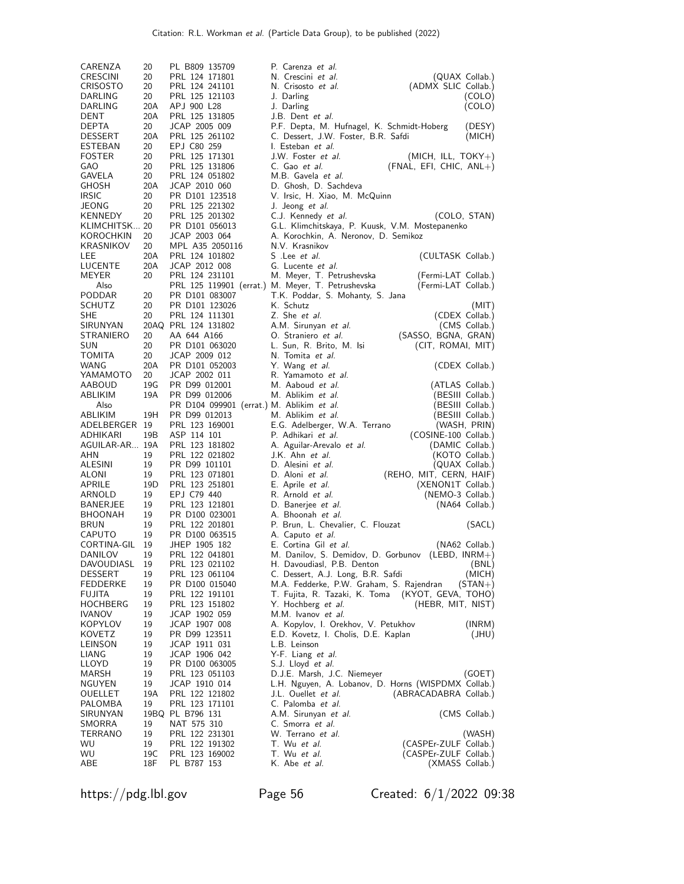| | | | | |
|---|---|---|---|---|
| CARENZA | 20 | PL B809 135709 | P. Carenza *et al.* | |
| CRESCINI | 20 | PRL 124 171801 | N. Crescini *et al.* | (QUAX Collab.) |
| CRISOSTO | 20 | PRL 124 241101 | N. Crisosto *et al.* | (ADMX SLIC Collab.) |
| DARLING | 20 | PRL 125 121103 | J. Darling | (COLO) |
| DARLING | 20A | APJ 900 L28 | J. Darling | (COLO) |
| DENT | 20A | PRL 125 131805 | J.B. Dent *et al.* | |
| DEPTA | 20 | JCAP 2005 009 | P.F. Depta, M. Hufnagel, K. Schmidt-Hoberg | (DESY) |
| DESSERT | 20A | PRL 125 261102 | C. Dessert, J.W. Foster, B.R. Safdi | (MICH) |
| ESTEBAN | 20 | EPJ C80 259 | I. Esteban *et al.* | |
| FOSTER | 20 | PRL 125 171301 | J.W. Foster *et al.* | (MICH, ILL, TOKY+) |
| GAO | 20 | PRL 125 131806 | C. Gao *et al.* | (FNAL, EFI, CHIC, ANL+) |
| GAVELA | 20 | PRL 124 051802 | M.B. Gavela *et al.* | |
| GHOSH | 20A | JCAP 2010 060 | D. Ghosh, D. Sachdeva | |
| IRSIC | 20 | PR D101 123518 | V. Irsic, H. Xiao, M. McQuinn | |
| JEONG | 20 | PRL 125 221302 | J. Jeong *et al.* | |
| KENNEDY | 20 | PRL 125 201302 | C.J. Kennedy *et al.* | (COLO, STAN) |
| KLIMCHITSK... | 20 | PR D101 056013 | G.L. Klimchitskaya, P. Kuusk, V.M. Mostepanenko | |
| KOROCHKIN | 20 | JCAP 2003 064 | A. Korochkin, A. Neronov, D. Semikoz | |
| KRASNIKOV | 20 | MPL A35 2050116 | N.V. Krasnikov | |
| LEE | 20A | PRL 124 101802 | S .Lee *et al.* | (CULTASK Collab.) |
| LUCENTE | 20A | JCAP 2012 008 | G. Lucente *et al.* | |
| MEYER | 20 | PRL 124 231101 | M. Meyer, T. Petrushevska | (Fermi-LAT Collab.) |
| Also | | PRL 125 119901 (errat.) | M. Meyer, T. Petrushevska | (Fermi-LAT Collab.) |
| PODDAR | 20 | PR D101 083007 | T.K. Poddar, S. Mohanty, S. Jana | |
| SCHUTZ | 20 | PR D101 123026 | K. Schutz | (MIT) |
| SHE | 20 | PRL 124 111301 | Z. She *et al.* | (CDEX Collab.) |
| SIRUNYAN | 20AQ | PRL 124 131802 | A.M. Sirunyan *et al.* | (CMS Collab.) |
| STRANIERO | 20 | AA 644 A166 | O. Straniero *et al.* | (SASSO, BGNA, GRAN) |
| SUN | 20 | PR D101 063020 | L. Sun, R. Brito, M. Isi | (CIT, ROMAI, MIT) |
| TOMITA | 20 | JCAP 2009 012 | N. Tomita *et al.* | |
| WANG | 20A | PR D101 052003 | Y. Wang *et al.* | (CDEX Collab.) |
| YAMAMOTO | 20 | JCAP 2002 011 | R. Yamamoto *et al.* | |
| AABOUD | 19G | PR D99 012001 | M. Aaboud *et al.* | (ATLAS Collab.) |
| ABLIKIM | 19A | PR D99 012006 | M. Ablikim *et al.* | (BESIII Collab.) |
| Also | | PR D104 099901 (errat.) | M. Ablikim *et al.* | (BESIII Collab.) |
| ABLIKIM | 19H | PR D99 012013 | M. Ablikim *et al.* | (BESIII Collab.) |
| ADELBERGER | 19 | PRL 123 169001 | E.G. Adelberger, W.A. Terrano | (WASH, PRIN) |
| ADHIKARI | 19B | ASP 114 101 | P. Adhikari *et al.* | (COSINE-100 Collab.) |
| AGUILAR-AR... | 19A | PRL 123 181802 | A. Aguilar-Arevalo *et al.* | (DAMIC Collab.) |
| AHN | 19 | PRL 122 021802 | J.K. Ahn *et al.* | (KOTO Collab.) |
| ALESINI | 19 | PR D99 101101 | D. Alesini *et al.* | (QUAX Collab.) |
| ALONI | 19 | PRL 123 071801 | D. Aloni *et al.* | (REHO, MIT, CERN, HAIF) |
| APRILE | 19D | PRL 123 251801 | E. Aprile *et al.* | (XENON1T Collab.) |
| ARNOLD | 19 | EPJ C79 440 | R. Arnold *et al.* | (NEMO-3 Collab.) |
| BANERJEE | 19 | PRL 123 121801 | D. Banerjee *et al.* | (NA64 Collab.) |
| BHOONAH | 19 | PR D100 023001 | A. Bhoonah *et al.* | |
| BRUN | 19 | PRL 122 201801 | P. Brun, L. Chevalier, C. Flouzat | (SACL) |
| CAPUTO | 19 | PR D100 063515 | A. Caputo *et al.* | |
| CORTINA-GIL | 19 | JHEP 1905 182 | E. Cortina Gil *et al.* | (NA62 Collab.) |
| DANILOV | 19 | PRL 122 041801 | M. Danilov, S. Demidov, D. Gorbunov | (LEBD, INRM+) |
| DAVOUDIASL | 19 | PRL 123 021102 | H. Davoudiasl, P.B. Denton | (BNL) |
| DESSERT | 19 | PRL 123 061104 | C. Dessert, A.J. Long, B.R. Safdi | (MICH) |
| FEDDERKE | 19 | PR D100 015040 | M.A. Fedderke, P.W. Graham, S. Rajendran | (STAN+) |
| FUJITA | 19 | PRL 122 191101 | T. Fujita, R. Tazaki, K. Toma | (KYOT, GEVA, TOHO) |
| HOCHBERG | 19 | PRL 123 151802 | Y. Hochberg *et al.* | (HEBR, MIT, NIST) |
| IVANOV | 19 | JCAP 1902 059 | M.M. Ivanov *et al.* | |
| KOPYLOV | 19 | JCAP 1907 008 | A. Kopylov, I. Orekhov, V. Petukhov | (INRM) |
| KOVETZ | 19 | PR D99 123511 | E.D. Kovetz, I. Cholis, D.E. Kaplan | (JHU) |
| LEINSON | 19 | JCAP 1911 031 | L.B. Leinson | |
| LIANG | 19 | JCAP 1906 042 | Y-F. Liang *et al.* | |
| LLOYD | 19 | PR D100 063005 | S.J. Lloyd *et al.* | |
| MARSH | 19 | PRL 123 051103 | D.J.E. Marsh, J.C. Niemeyer | (GOET) |
| NGUYEN | 19 | JCAP 1910 014 | L.H. Nguyen, A. Lobanov, D. Horns | (WISPDMX Collab.) |
| OUELLET | 19A | PRL 122 121802 | J.L. Ouellet *et al.* | (ABRACADABRA Collab.) |
| PALOMBA | 19 | PRL 123 171101 | C. Palomba *et al.* | |
| SIRUNYAN | 19BQ | PL B796 131 | A.M. Sirunyan *et al.* | (CMS Collab.) |
| SMORRA | 19 | NAT 575 310 | C. Smorra *et al.* | |
| TERRANO | 19 | PRL 122 231301 | W. Terrano *et al.* | (WASH) |
| WU | 19 | PRL 122 191302 | T. Wu *et al.* | (CASPEr-ZULF Collab.) |
| WU | 19C | PRL 123 169002 | T. Wu *et al.* | (CASPEr-ZULF Collab.) |
| ABE | 18F | PL B787 153 | K. Abe *et al.* | (XMASS Collab.) |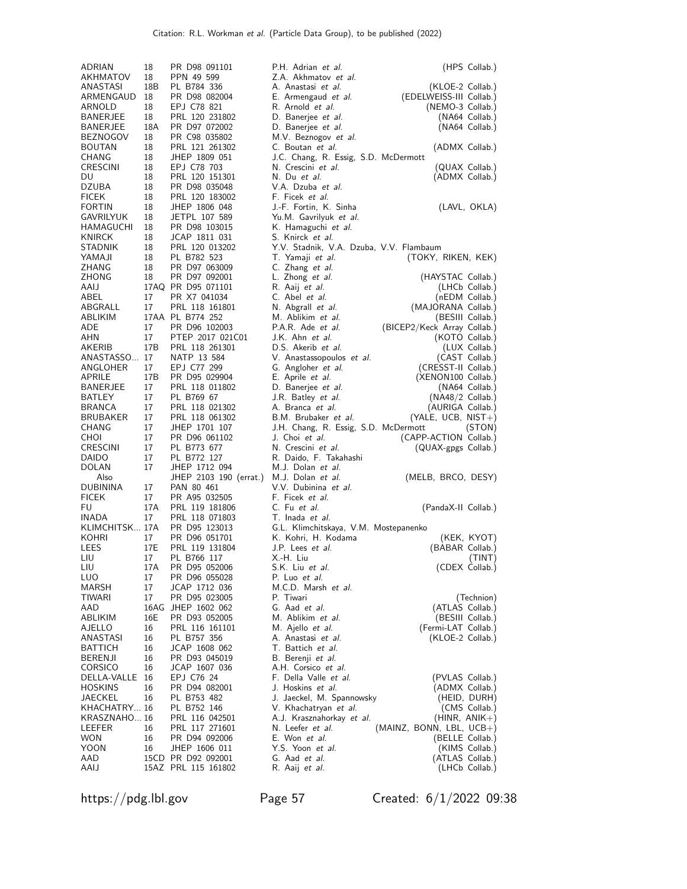| | | | | |
|---|---|---|---|---|
| ADRIAN | 18 | PR D98 091101 | P.H. Adrian *et al.* | (HPS Collab.) |
| AKHMATOV | 18 | PPN 49 599 | Z.A. Akhmatov *et al.* | |
| ANASTASI | 18B | PL B784 336 | A. Anastasi *et al.* | (KLOE-2 Collab.) |
| ARMENGAUD | 18 | PR D98 082004 | E. Armengaud *et al.* | (EDELWEISS-III Collab.) |
| ARNOLD | 18 | EPJ C78 821 | R. Arnold *et al.* | (NEMO-3 Collab.) |
| BANERJEE | 18 | PRL 120 231802 | D. Banerjee *et al.* | (NA64 Collab.) |
| BANERJEE | 18A | PR D97 072002 | D. Banerjee *et al.* | (NA64 Collab.) |
| BEZNOGOV | 18 | PR C98 035802 | M.V. Beznogov *et al.* | |
| BOUTAN | 18 | PRL 121 261302 | C. Boutan *et al.* | (ADMX Collab.) |
| CHANG | 18 | JHEP 1809 051 | J.C. Chang, R. Essig, S.D. McDermott | |
| CRESCINI | 18 | EPJ C78 703 | N. Crescini *et al.* | (QUAX Collab.) |
| DU | 18 | PRL 120 151301 | N. Du *et al.* | (ADMX Collab.) |
| DZUBA | 18 | PR D98 035048 | V.A. Dzuba *et al.* | |
| FICEK | 18 | PRL 120 183002 | F. Ficek *et al.* | |
| FORTIN | 18 | JHEP 1806 048 | J.-F. Fortin, K. Sinha | (LAVL, OKLA) |
| GAVRILYUK | 18 | JETPL 107 589 | Yu.M. Gavrilyuk *et al.* | |
| HAMAGUCHI | 18 | PR D98 103015 | K. Hamaguchi *et al.* | |
| KNIRCK | 18 | JCAP 1811 031 | S. Knirck *et al.* | |
| STADNIK | 18 | PRL 120 013202 | Y.V. Stadnik, V.A. Dzuba, V.V. Flambaum | |
| YAMAJI | 18 | PL B782 523 | T. Yamaji *et al.* | (TOKY, RIKEN, KEK) |
| ZHANG | 18 | PR D97 063009 | C. Zhang *et al.* | |
| ZHONG | 18 | PR D97 092001 | L. Zhong *et al.* | (HAYSTAC Collab.) |
| AAIJ | 17AQ | PR D95 071101 | R. Aaij *et al.* | (LHCb Collab.) |
| ABEL | 17 | PR X7 041034 | C. Abel *et al.* | (nEDM Collab.) |
| ABGRALL | 17 | PRL 118 161801 | N. Abgrall *et al.* | (MAJORANA Collab.) |
| ABLIKIM | 17AA | PL B774 252 | M. Ablikim *et al.* | (BESIII Collab.) |
| ADE | 17 | PR D96 102003 | P.A.R. Ade *et al.* | (BICEP2/Keck Array Collab.) |
| AHN | 17 | PTEP 2017 021C01 | J.K. Ahn *et al.* | (KOTO Collab.) |
| AKERIB | 17B | PRL 118 261301 | D.S. Akerib *et al.* | (LUX Collab.) |
| ANASTASSO... | 17 | NATP 13 584 | V. Anastassopoulos *et al.* | (CAST Collab.) |
| ANGLOHER | 17 | EPJ C77 299 | G. Angloher *et al.* | (CRESST-II Collab.) |
| APRILE | 17B | PR D95 029904 | E. Aprile *et al.* | (XENON100 Collab.) |
| BANERJEE | 17 | PRL 118 011802 | D. Banerjee *et al.* | (NA64 Collab.) |
| BATLEY | 17 | PL B769 67 | J.R. Batley *et al.* | (NA48/2 Collab.) |
| BRANCA | 17 | PRL 118 021302 | A. Branca *et al.* | (AURIGA Collab.) |
| BRUBAKER | 17 | PRL 118 061302 | B.M. Brubaker *et al.* | (YALE, UCB, NIST+) |
| CHANG | 17 | JHEP 1701 107 | J.H. Chang, R. Essig, S.D. McDermott | (STON) |
| CHOI | 17 | PR D96 061102 | J. Choi *et al.* | (CAPP-ACTION Collab.) |
| CRESCINI | 17 | PL B773 677 | N. Crescini *et al.* | (QUAX-gpgs Collab.) |
| DAIDO | 17 | PL B772 127 | R. Daido, F. Takahashi | |
| DOLAN | 17 | JHEP 1712 094 | M.J. Dolan *et al.* | |
| Also | | JHEP 2103 190 (errat.) | M.J. Dolan *et al.* | (MELB, BRCO, DESY) |
| DUBININA | 17 | PAN 80 461 | V.V. Dubinina *et al.* | |
| FICEK | 17 | PR A95 032505 | F. Ficek *et al.* | |
| FU | 17A | PRL 119 181806 | C. Fu *et al.* | (PandaX-II Collab.) |
| INADA | 17 | PRL 118 071803 | T. Inada *et al.* | |
| KLIMCHITSK... | 17A | PR D95 123013 | G.L. Klimchitskaya, V.M. Mostepanenko | |
| KOHRI | 17 | PR D96 051701 | K. Kohri, H. Kodama | (KEK, KYOT) |
| LEES | 17E | PRL 119 131804 | J.P. Lees *et al.* | (BABAR Collab.) |
| LIU | 17 | PL B766 117 | X.-H. Liu | (TINT) |
| LIU | 17A | PR D95 052006 | S.K. Liu *et al.* | (CDEX Collab.) |
| LUO | 17 | PR D96 055028 | P. Luo *et al.* | |
| MARSH | 17 | JCAP 1712 036 | M.C.D. Marsh *et al.* | |
| TIWARI | 17 | PR D95 023005 | P. Tiwari | (Technion) |
| AAD | 16AG | JHEP 1602 062 | G. Aad *et al.* | (ATLAS Collab.) |
| ABLIKIM | 16E | PR D93 052005 | M. Ablikim *et al.* | (BESIII Collab.) |
| AJELLO | 16 | PRL 116 161101 | M. Ajello *et al.* | (Fermi-LAT Collab.) |
| ANASTASI | 16 | PL B757 356 | A. Anastasi *et al.* | (KLOE-2 Collab.) |
| BATTICH | 16 | JCAP 1608 062 | T. Battich *et al.* | |
| BERENJI | 16 | PR D93 045019 | B. Berenji *et al.* | |
| CORSICO | 16 | JCAP 1607 036 | A.H. Corsico *et al.* | |
| DELLA-VALLE | 16 | EPJ C76 24 | F. Della Valle *et al.* | (PVLAS Collab.) |
| HOSKINS | 16 | PR D94 082001 | J. Hoskins *et al.* | (ADMX Collab.) |
| JAECKEL | 16 | PL B753 482 | J. Jaeckel, M. Spannowsky | (HEID, DURH) |
| KHACHATRY... | 16 | PL B752 146 | V. Khachatryan *et al.* | (CMS Collab.) |
| KRASZNAHO... | 16 | PRL 116 042501 | A.J. Krasznahorkay *et al.* | (HINR, ANIK+) |
| LEEFER | 16 | PRL 117 271601 | N. Leefer *et al.* | (MAINZ, BONN, LBL, UCB+) |
| WON | 16 | PR D94 092006 | E. Won *et al.* | (BELLE Collab.) |
| YOON | 16 | JHEP 1606 011 | Y.S. Yoon *et al.* | (KIMS Collab.) |
| AAD | 15CD | PR D92 092001 | G. Aad *et al.* | (ATLAS Collab.) |
| AAIJ | 15AZ | PRL 115 161802 | R. Aaij *et al.* | (LHCb Collab.) |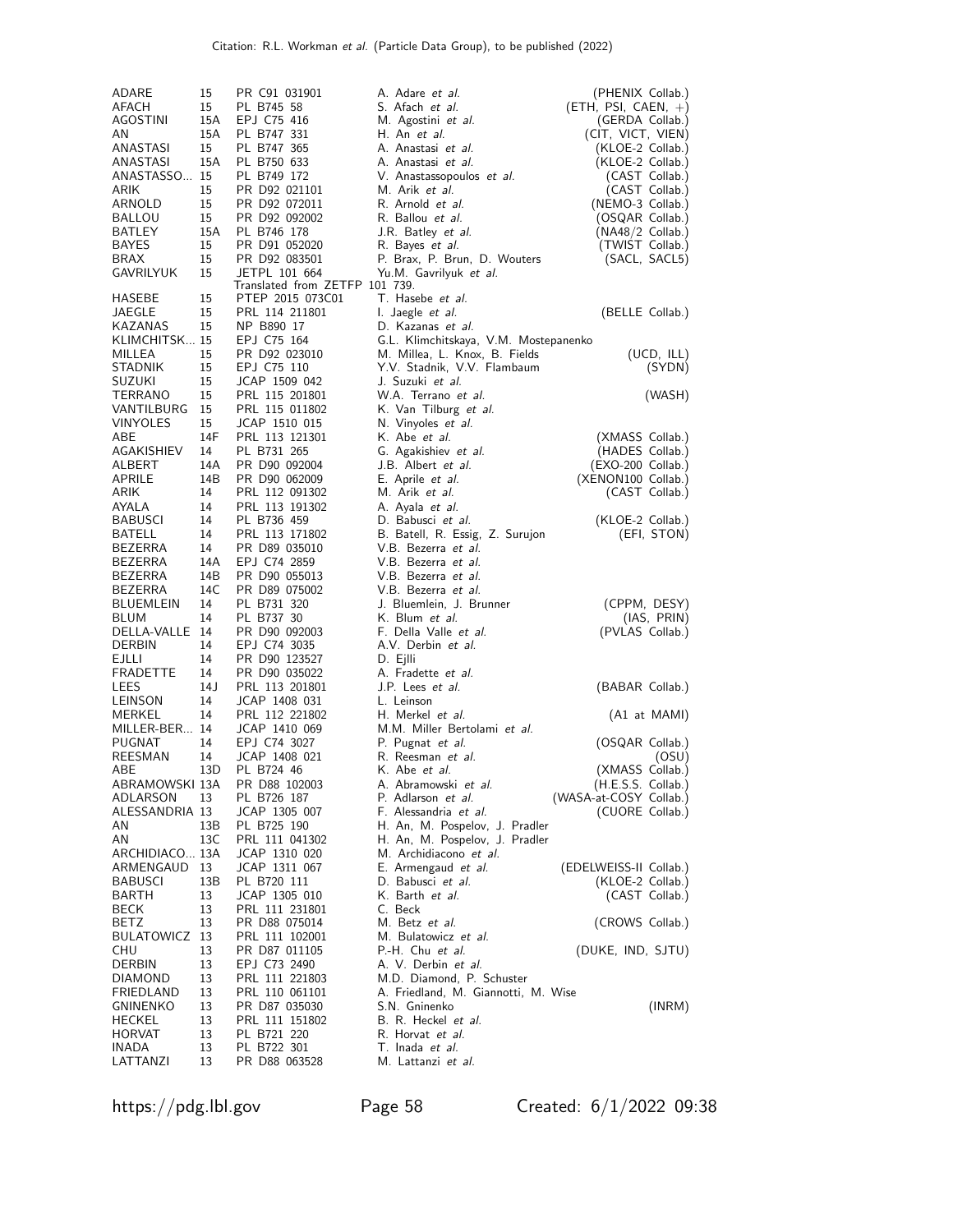| | | | | |
|---|---|---|---|---|
| ADARE | 15 | PR C91 031901 | A. Adare *et al.* | (PHENIX Collab.) |
| AFACH | 15 | PL B745 58 | S. Afach *et al.* | (ETH, PSI, CAEN, +) |
| AGOSTINI | 15A | EPJ C75 416 | M. Agostini *et al.* | (GERDA Collab.) |
| AN | 15A | PL B747 331 | H. An *et al.* | (CIT, VICT, VIEN) |
| ANASTASI | 15 | PL B747 365 | A. Anastasi *et al.* | (KLOE-2 Collab.) |
| ANASTASI | 15A | PL B750 633 | A. Anastasi *et al.* | (KLOE-2 Collab.) |
| ANASTASSO... | 15 | PL B749 172 | V. Anastassopoulos *et al.* | (CAST Collab.) |
| ARIK | 15 | PR D92 021101 | M. Arik *et al.* | (CAST Collab.) |
| ARNOLD | 15 | PR D92 072011 | R. Arnold *et al.* | (NEMO-3 Collab.) |
| BALLOU | 15 | PR D92 092002 | R. Ballou *et al.* | (OSQAR Collab.) |
| BATLEY | 15A | PL B746 178 | J.R. Batley *et al.* | (NA48/2 Collab.) |
| BAYES | 15 | PR D91 052020 | R. Bayes *et al.* | (TWIST Collab.) |
| BRAX | 15 | PR D92 083501 | P. Brax, P. Brun, D. Wouters | (SACL, SACL5) |
| GAVRILYUK | 15 | JETPL 101 664 | Yu.M. Gavrilyuk *et al.* | |
| | | Translated from ZETFP 101 739. | | |
| HASEBE | 15 | PTEP 2015 073C01 | T. Hasebe *et al.* | |
| JAEGLE | 15 | PRL 114 211801 | I. Jaegle *et al.* | (BELLE Collab.) |
| KAZANAS | 15 | NP B890 17 | D. Kazanas *et al.* | |
| KLIMCHITSK... | 15 | EPJ C75 164 | G.L. Klimchitskaya, V.M. Mostepanenko | |
| MILLEA | 15 | PR D92 023010 | M. Millea, L. Knox, B. Fields | (UCD, ILL) |
| STADNIK | 15 | EPJ C75 110 | Y.V. Stadnik, V.V. Flambaum | (SYDN) |
| SUZUKI | 15 | JCAP 1509 042 | J. Suzuki *et al.* | |
| TERRANO | 15 | PRL 115 201801 | W.A. Terrano *et al.* | (WASH) |
| VANTILBURG | 15 | PRL 115 011802 | K. Van Tilburg *et al.* | |
| VINYOLES | 15 | JCAP 1510 015 | N. Vinyoles *et al.* | |
| ABE | 14F | PRL 113 121301 | K. Abe *et al.* | (XMASS Collab.) |
| AGAKISHIEV | 14 | PL B731 265 | G. Agakishiev *et al.* | (HADES Collab.) |
| ALBERT | 14A | PR D90 092004 | J.B. Albert *et al.* | (EXO-200 Collab.) |
| APRILE | 14B | PR D90 062009 | E. Aprile *et al.* | (XENON100 Collab.) |
| ARIK | 14 | PRL 112 091302 | M. Arik *et al.* | (CAST Collab.) |
| AYALA | 14 | PRL 113 191302 | A. Ayala *et al.* | |
| BABUSCI | 14 | PL B736 459 | D. Babusci *et al.* | (KLOE-2 Collab.) |
| BATELL | 14 | PRL 113 171802 | B. Batell, R. Essig, Z. Surujon | (EFI, STON) |
| BEZERRA | 14 | PR D89 035010 | V.B. Bezerra *et al.* | |
| BEZERRA | 14A | EPJ C74 2859 | V.B. Bezerra *et al.* | |
| BEZERRA | 14B | PR D90 055013 | V.B. Bezerra *et al.* | |
| BEZERRA | 14C | PR D89 075002 | V.B. Bezerra *et al.* | |
| BLUEMLEIN | 14 | PL B731 320 | J. Bluemlein, J. Brunner | (CPPM, DESY) |
| BLUM | 14 | PL B737 30 | K. Blum *et al.* | (IAS, PRIN) |
| DELLA-VALLE | 14 | PR D90 092003 | F. Della Valle *et al.* | (PVLAS Collab.) |
| DERBIN | 14 | EPJ C74 3035 | A.V. Derbin *et al.* | |
| EJLLI | 14 | PR D90 123527 | D. Ejlli | |
| FRADETTE | 14 | PR D90 035022 | A. Fradette *et al.* | |
| LEES | 14J | PRL 113 201801 | J.P. Lees *et al.* | (BABAR Collab.) |
| LEINSON | 14 | JCAP 1408 031 | L. Leinson | |
| MERKEL | 14 | PRL 112 221802 | H. Merkel *et al.* | (A1 at MAMI) |
| MILLER-BER... | 14 | JCAP 1410 069 | M.M. Miller Bertolami *et al.* | |
| PUGNAT | 14 | EPJ C74 3027 | P. Pugnat *et al.* | (OSQAR Collab.) |
| REESMAN | 14 | JCAP 1408 021 | R. Reesman *et al.* | (OSU) |
| ABE | 13D | PL B724 46 | K. Abe *et al.* | (XMASS Collab.) |
| ABRAMOWSKI | 13A | PR D88 102003 | A. Abramowski *et al.* | (H.E.S.S. Collab.) |
| ADLARSON | 13 | PL B726 187 | P. Adlarson *et al.* | (WASA-at-COSY Collab.) |
| ALESSANDRIA | 13 | JCAP 1305 007 | F. Alessandria *et al.* | (CUORE Collab.) |
| AN | 13B | PL B725 190 | H. An, M. Pospelov, J. Pradler | |
| AN | 13C | PRL 111 041302 | H. An, M. Pospelov, J. Pradler | |
| ARCHIDIACO... | 13A | JCAP 1310 020 | M. Archidiacono *et al.* | |
| ARMENGAUD | 13 | JCAP 1311 067 | E. Armengaud *et al.* | (EDELWEISS-II Collab.) |
| BABUSCI | 13B | PL B720 111 | D. Babusci *et al.* | (KLOE-2 Collab.) |
| BARTH | 13 | JCAP 1305 010 | K. Barth *et al.* | (CAST Collab.) |
| BECK | 13 | PRL 111 231801 | C. Beck | |
| BETZ | 13 | PR D88 075014 | M. Betz *et al.* | (CROWS Collab.) |
| BULATOWICZ | 13 | PRL 111 102001 | M. Bulatowicz *et al.* | |
| CHU | 13 | PR D87 011105 | P.-H. Chu *et al.* | (DUKE, IND, SJTU) |
| DERBIN | 13 | EPJ C73 2490 | A. V. Derbin *et al.* | |
| DIAMOND | 13 | PRL 111 221803 | M.D. Diamond, P. Schuster | |
| FRIEDLAND | 13 | PRL 110 061101 | A. Friedland, M. Giannotti, M. Wise | |
| GNINENKO | 13 | PR D87 035030 | S.N. Gninenko | (INRM) |
| HECKEL | 13 | PRL 111 151802 | B. R. Heckel *et al.* | |
| HORVAT | 13 | PL B721 220 | R. Horvat *et al.* | |
| INADA | 13 | PL B722 301 | T. Inada *et al.* | |
| LATTANZI | 13 | PR D88 063528 | M. Lattanzi *et al.* | |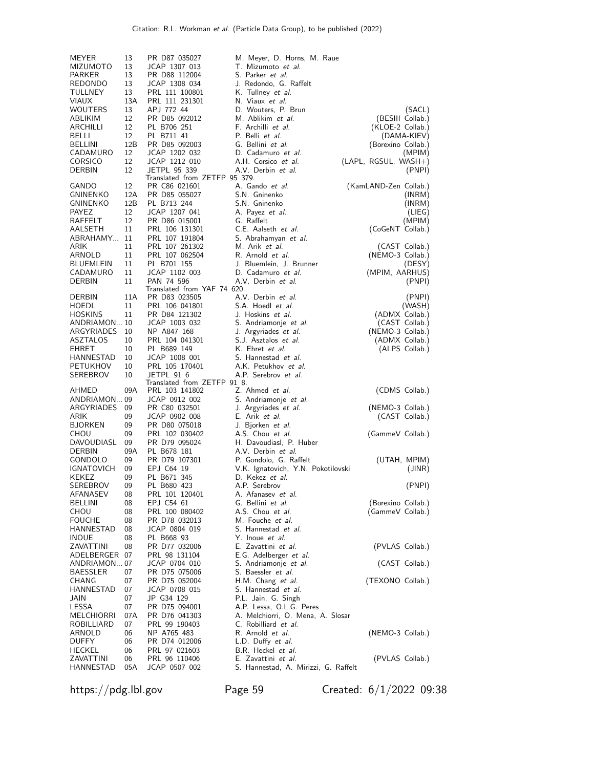| | | | | |
|---|---|---|---|---|
| MEYER | 13 | PR D87 035027 | M. Meyer, D. Horns, M. Raue | |
| MIZUMOTO | 13 | JCAP 1307 013 | T. Mizumoto *et al.* | |
| PARKER | 13 | PR D88 112004 | S. Parker *et al.* | |
| REDONDO | 13 | JCAP 1308 034 | J. Redondo, G. Raffelt | |
| TULLNEY | 13 | PRL 111 100801 | K. Tullney *et al.* | |
| VIAUX | 13A | PRL 111 231301 | N. Viaux *et al.* | |
| WOUTERS | 13 | APJ 772 44 | D. Wouters, P. Brun | (SACL) |
| ABLIKIM | 12 | PR D85 092012 | M. Ablikim *et al.* | (BESIII Collab.) |
| ARCHILLI | 12 | PL B706 251 | F. Archilli *et al.* | (KLOE-2 Collab.) |
| BELLI | 12 | PL B711 41 | P. Belli *et al.* | (DAMA-KIEV) |
| BELLINI | 12B | PR D85 092003 | G. Bellini *et al.* | (Borexino Collab.) |
| CADAMURO | 12 | JCAP 1202 032 | D. Cadamuro *et al.* | (MPIM) |
| CORSICO | 12 | JCAP 1212 010 | A.H. Corsico *et al.* | (LAPL, RGSUL, WASH+) |
| DERBIN | 12 | JETPL 95 339 | A.V. Derbin *et al.* | (PNPI) |
| | | Translated from ZETFP 95 379. | | |
| GANDO | 12 | PR C86 021601 | A. Gando *et al.* | (KamLAND-Zen Collab.) |
| GNINENKO | 12A | PR D85 055027 | S.N. Gninenko | (INRM) |
| GNINENKO | 12B | PL B713 244 | S.N. Gninenko | (INRM) |
| PAYEZ | 12 | JCAP 1207 041 | A. Payez *et al.* | (LIEG) |
| RAFFELT | 12 | PR D86 015001 | G. Raffelt | (MPIM) |
| AALSETH | 11 | PRL 106 131301 | C.E. Aalseth *et al.* | (CoGeNT Collab.) |
| ABRAHAMY... | 11 | PRL 107 191804 | S. Abrahamyan *et al.* | |
| ARIK | 11 | PRL 107 261302 | M. Arik *et al.* | (CAST Collab.) |
| ARNOLD | 11 | PRL 107 062504 | R. Arnold *et al.* | (NEMO-3 Collab.) |
| BLUEMLEIN | 11 | PL B701 155 | J. Bluemlein, J. Brunner | (DESY) |
| CADAMURO | 11 | JCAP 1102 003 | D. Cadamuro *et al.* | (MPIM, AARHUS) |
| DERBIN | 11 | PAN 74 596 | A.V. Derbin *et al.* | (PNPI) |
| | | Translated from YAF 74 620. | | |
| DERBIN | 11A | PR D83 023505 | A.V. Derbin *et al.* | (PNPI) |
| HOEDL | 11 | PRL 106 041801 | S.A. Hoedl *et al.* | (WASH) |
| HOSKINS | 11 | PR D84 121302 | J. Hoskins *et al.* | (ADMX Collab.) |
| ANDRIAMON... | 10 | JCAP 1003 032 | S. Andriamonje *et al.* | (CAST Collab.) |
| ARGYRIADES | 10 | NP A847 168 | J. Argyriades *et al.* | (NEMO-3 Collab.) |
| ASZTALOS | 10 | PRL 104 041301 | S.J. Asztalos *et al.* | (ADMX Collab.) |
| EHRET | 10 | PL B689 149 | K. Ehret *et al.* | (ALPS Collab.) |
| HANNESTAD | 10 | JCAP 1008 001 | S. Hannestad *et al.* | |
| PETUKHOV | 10 | PRL 105 170401 | A.K. Petukhov *et al.* | |
| SEREBROV | 10 | JETPL 91 6 | A.P. Serebrov *et al.* | |
| | | Translated from ZETFP 91 8. | | |
| AHMED | 09A | PRL 103 141802 | Z. Ahmed *et al.* | (CDMS Collab.) |
| ANDRIAMON... | 09 | JCAP 0912 002 | S. Andriamonje *et al.* | |
| ARGYRIADES | 09 | PR C80 032501 | J. Argyriades *et al.* | (NEMO-3 Collab.) |
| ARIK | 09 | JCAP 0902 008 | E. Arik *et al.* | (CAST Collab.) |
| BJORKEN | 09 | PR D80 075018 | J. Bjorken *et al.* | |
| CHOU | 09 | PRL 102 030402 | A.S. Chou *et al.* | (GammeV Collab.) |
| DAVOUDIASL | 09 | PR D79 095024 | H. Davoudiasl, P. Huber | |
| DERBIN | 09A | PL B678 181 | A.V. Derbin *et al.* | |
| GONDOLO | 09 | PR D79 107301 | P. Gondolo, G. Raffelt | (UTAH, MPIM) |
| IGNATOVICH | 09 | EPJ C64 19 | V.K. Ignatovich, Y.N. Pokotilovski | (JINR) |
| KEKEZ | 09 | PL B671 345 | D. Kekez *et al.* | |
| SEREBROV | 09 | PL B680 423 | A.P. Serebrov | (PNPI) |
| AFANASEV | 08 | PRL 101 120401 | A. Afanasev *et al.* | |
| BELLINI | 08 | EPJ C54 61 | G. Bellini *et al.* | (Borexino Collab.) |
| CHOU | 08 | PRL 100 080402 | A.S. Chou *et al.* | (GammeV Collab.) |
| FOUCHE | 08 | PR D78 032013 | M. Fouche *et al.* | |
| HANNESTAD | 08 | JCAP 0804 019 | S. Hannestad *et al.* | |
| INOUE | 08 | PL B668 93 | Y. Inoue *et al.* | |
| ZAVATTINI | 08 | PR D77 032006 | E. Zavattini *et al.* | (PVLAS Collab.) |
| ADELBERGER | 07 | PRL 98 131104 | E.G. Adelberger *et al.* | |
| ANDRIAMON... | 07 | JCAP 0704 010 | S. Andriamonje *et al.* | (CAST Collab.) |
| BAESSLER | 07 | PR D75 075006 | S. Baessler *et al.* | |
| CHANG | 07 | PR D75 052004 | H.M. Chang *et al.* | (TEXONO Collab.) |
| HANNESTAD | 07 | JCAP 0708 015 | S. Hannestad *et al.* | |
| JAIN | 07 | JP G34 129 | P.L. Jain, G. Singh | |
| LESSA | 07 | PR D75 094001 | A.P. Lessa, O.L.G. Peres | |
| MELCHIORRI | 07A | PR D76 041303 | A. Melchiorri, O. Mena, A. Slosar | |
| ROBILLIARD | 07 | PRL 99 190403 | C. Robilliard *et al.* | |
| ARNOLD | 06 | NP A765 483 | R. Arnold *et al.* | (NEMO-3 Collab.) |
| DUFFY | 06 | PR D74 012006 | L.D. Duffy *et al.* | |
| HECKEL | 06 | PRL 97 021603 | B.R. Heckel *et al.* | |
| ZAVATTINI | 06 | PRL 96 110406 | E. Zavattini *et al.* | (PVLAS Collab.) |
| HANNESTAD | 05A | JCAP 0507 002 | S. Hannestad, A. Mirizzi, G. Raffelt | |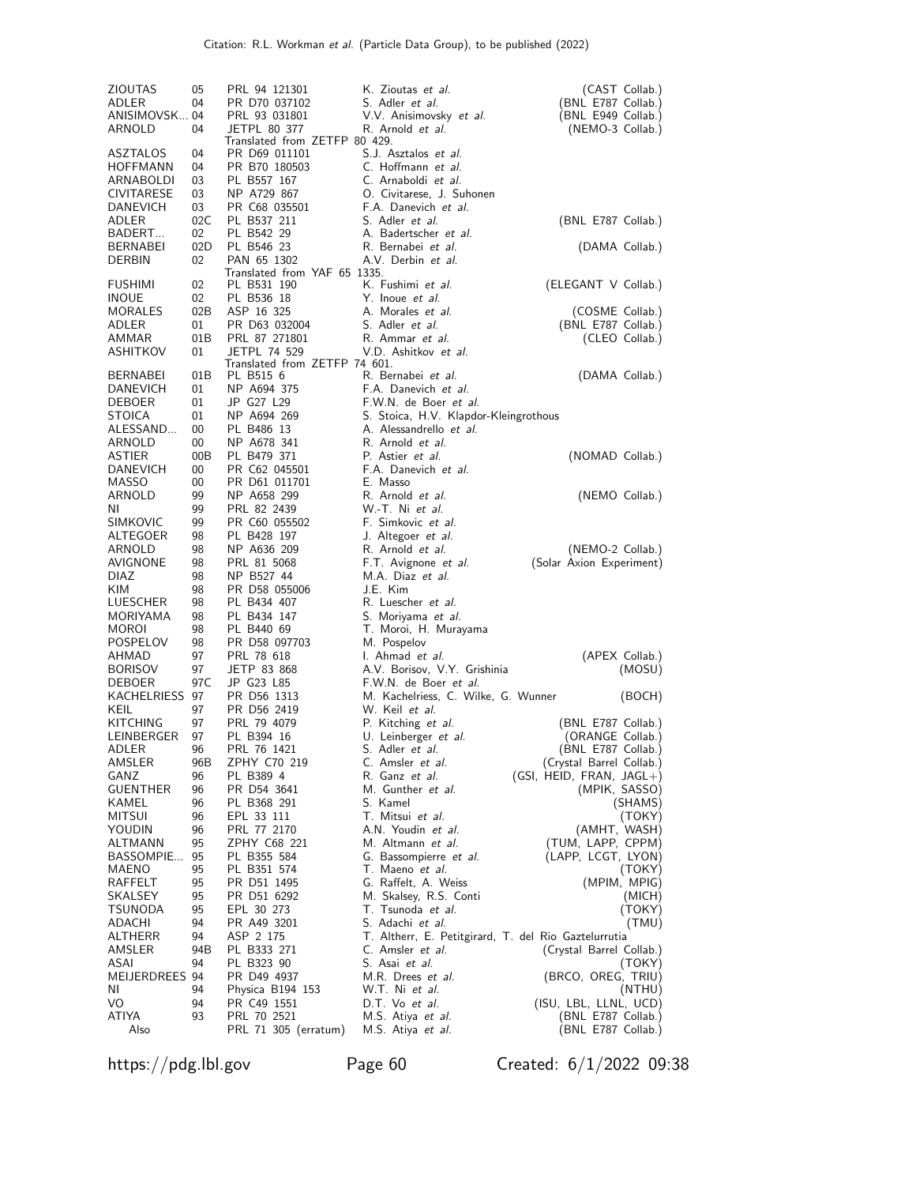| | | | | |
|---|---|---|---|---|
| ZIOUTAS | 05 | PRL 94 121301 | K. Zioutas *et al.* | (CAST Collab.) |
| ADLER | 04 | PR D70 037102 | S. Adler *et al.* | (BNL E787 Collab.) |
| ANISIMOVSK... | 04 | PRL 93 031801 | V.V. Anisimovsky *et al.* | (BNL E949 Collab.) |
| ARNOLD | 04 | JETPL 80 377 | R. Arnold *et al.* | (NEMO-3 Collab.) |
| | | Translated from ZETFP 80 429. | | |
| ASZTALOS | 04 | PR D69 011101 | S.J. Asztalos *et al.* | |
| HOFFMANN | 04 | PR B70 180503 | C. Hoffmann *et al.* | |
| ARNABOLDI | 03 | PL B557 167 | C. Arnaboldi *et al.* | |
| CIVITARESE | 03 | NP A729 867 | O. Civitarese, J. Suhonen | |
| DANEVICH | 03 | PR C68 035501 | F.A. Danevich *et al.* | |
| ADLER | 02C | PL B537 211 | S. Adler *et al.* | (BNL E787 Collab.) |
| BADERT... | 02 | PL B542 29 | A. Badertscher *et al.* | |
| BERNABEI | 02D | PL B546 23 | R. Bernabei *et al.* | (DAMA Collab.) |
| DERBIN | 02 | PAN 65 1302 | A.V. Derbin *et al.* | |
| | | Translated from YAF 65 1335. | | |
| FUSHIMI | 02 | PL B531 190 | K. Fushimi *et al.* | (ELEGANT V Collab.) |
| INOUE | 02 | PL B536 18 | Y. Inoue *et al.* | |
| MORALES | 02B | ASP 16 325 | A. Morales *et al.* | (COSME Collab.) |
| ADLER | 01 | PR D63 032004 | S. Adler *et al.* | (BNL E787 Collab.) |
| AMMAR | 01B | PRL 87 271801 | R. Ammar *et al.* | (CLEO Collab.) |
| ASHITKOV | 01 | JETPL 74 529 | V.D. Ashitkov *et al.* | |
| | | Translated from ZETFP 74 601. | | |
| BERNABEI | 01B | PL B515 6 | R. Bernabei *et al.* | (DAMA Collab.) |
| DANEVICH | 01 | NP A694 375 | F.A. Danevich *et al.* | |
| DEBOER | 01 | JP G27 L29 | F.W.N. de Boer *et al.* | |
| STOICA | 01 | NP A694 269 | S. Stoica, H.V. Klapdor-Kleingrothous | |
| ALESSAND... | 00 | PL B486 13 | A. Alessandrello *et al.* | |
| ARNOLD | 00 | NP A678 341 | R. Arnold *et al.* | |
| ASTIER | 00B | PL B479 371 | P. Astier *et al.* | (NOMAD Collab.) |
| DANEVICH | 00 | PR C62 045501 | F.A. Danevich *et al.* | |
| MASSO | 00 | PR D61 011701 | E. Masso | |
| ARNOLD | 99 | NP A658 299 | R. Arnold *et al.* | (NEMO Collab.) |
| NI | 99 | PRL 82 2439 | W.-T. Ni *et al.* | |
| SIMKOVIC | 99 | PR C60 055502 | F. Simkovic *et al.* | |
| ALTEGOER | 98 | PL B428 197 | J. Altegoer *et al.* | |
| ARNOLD | 98 | NP A636 209 | R. Arnold *et al.* | (NEMO-2 Collab.) |
| AVIGNONE | 98 | PRL 81 5068 | F.T. Avignone *et al.* | (Solar Axion Experiment) |
| DIAZ | 98 | NP B527 44 | M.A. Diaz *et al.* | |
| KIM | 98 | PR D58 055006 | J.E. Kim | |
| LUESCHER | 98 | PL B434 407 | R. Luescher *et al.* | |
| MORIYAMA | 98 | PL B434 147 | S. Moriyama *et al.* | |
| MOROI | 98 | PL B440 69 | T. Moroi, H. Murayama | |
| POSPELOV | 98 | PR D58 097703 | M. Pospelov | |
| AHMAD | 97 | PRL 78 618 | I. Ahmad *et al.* | (APEX Collab.) |
| BORISOV | 97 | JETP 83 868 | A.V. Borisov, V.Y. Grishinia | (MOSU) |
| DEBOER | 97C | JP G23 L85 | F.W.N. de Boer *et al.* | |
| KACHELRIESS | 97 | PR D56 1313 | M. Kachelriess, C. Wilke, G. Wunner | (BOCH) |
| KEIL | 97 | PR D56 2419 | W. Keil *et al.* | |
| KITCHING | 97 | PRL 79 4079 | P. Kitching *et al.* | (BNL E787 Collab.) |
| LEINBERGER | 97 | PL B394 16 | U. Leinberger *et al.* | (ORANGE Collab.) |
| ADLER | 96 | PRL 76 1421 | S. Adler *et al.* | (BNL E787 Collab.) |
| AMSLER | 96B | ZPHY C70 219 | C. Amsler *et al.* | (Crystal Barrel Collab.) |
| GANZ | 96 | PL B389 4 | R. Ganz *et al.* | (GSI, HEID, FRAN, JAGL+) |
| GUENTHER | 96 | PR D54 3641 | M. Gunther *et al.* | (MPIK, SASSO) |
| KAMEL | 96 | PL B368 291 | S. Kamel | (SHAMS) |
| MITSUI | 96 | EPL 33 111 | T. Mitsui *et al.* | (TOKY) |
| YOUDIN | 96 | PRL 77 2170 | A.N. Youdin *et al.* | (AMHT, WASH) |
| ALTMANN | 95 | ZPHY C68 221 | M. Altmann *et al.* | (TUM, LAPP, CPPM) |
| BASSOMPIE... | 95 | PL B355 584 | G. Bassompierre *et al.* | (LAPP, LCGT, LYON) |
| MAENO | 95 | PL B351 574 | T. Maeno *et al.* | (TOKY) |
| RAFFELT | 95 | PR D51 1495 | G. Raffelt, A. Weiss | (MPIM, MPIG) |
| SKALSEY | 95 | PR D51 6292 | M. Skalsey, R.S. Conti | (MICH) |
| TSUNODA | 95 | EPL 30 273 | T. Tsunoda *et al.* | (TOKY) |
| ADACHI | 94 | PR A49 3201 | S. Adachi *et al.* | (TMU) |
| ALTHERR | 94 | ASP 2 175 | T. Altherr, E. Petitgirard, T. del Rio Gaztelurrutia | |
| AMSLER | 94B | PL B333 271 | C. Amsler *et al.* | (Crystal Barrel Collab.) |
| ASAI | 94 | PL B323 90 | S. Asai *et al.* | (TOKY) |
| MEIJERDREES | 94 | PR D49 4937 | M.R. Drees *et al.* | (BRCO, OREG, TRIU) |
| NI | 94 | Physica B194 153 | W.T. Ni *et al.* | (NTHU) |
| VO | 94 | PR C49 1551 | D.T. Vo *et al.* | (ISU, LBL, LLNL, UCD) |
| ATIYA | 93 | PRL 70 2521 | M.S. Atiya *et al.* | (BNL E787 Collab.) |
| Also | | PRL 71 305 (erratum) | M.S. Atiya *et al.* | (BNL E787 Collab.) |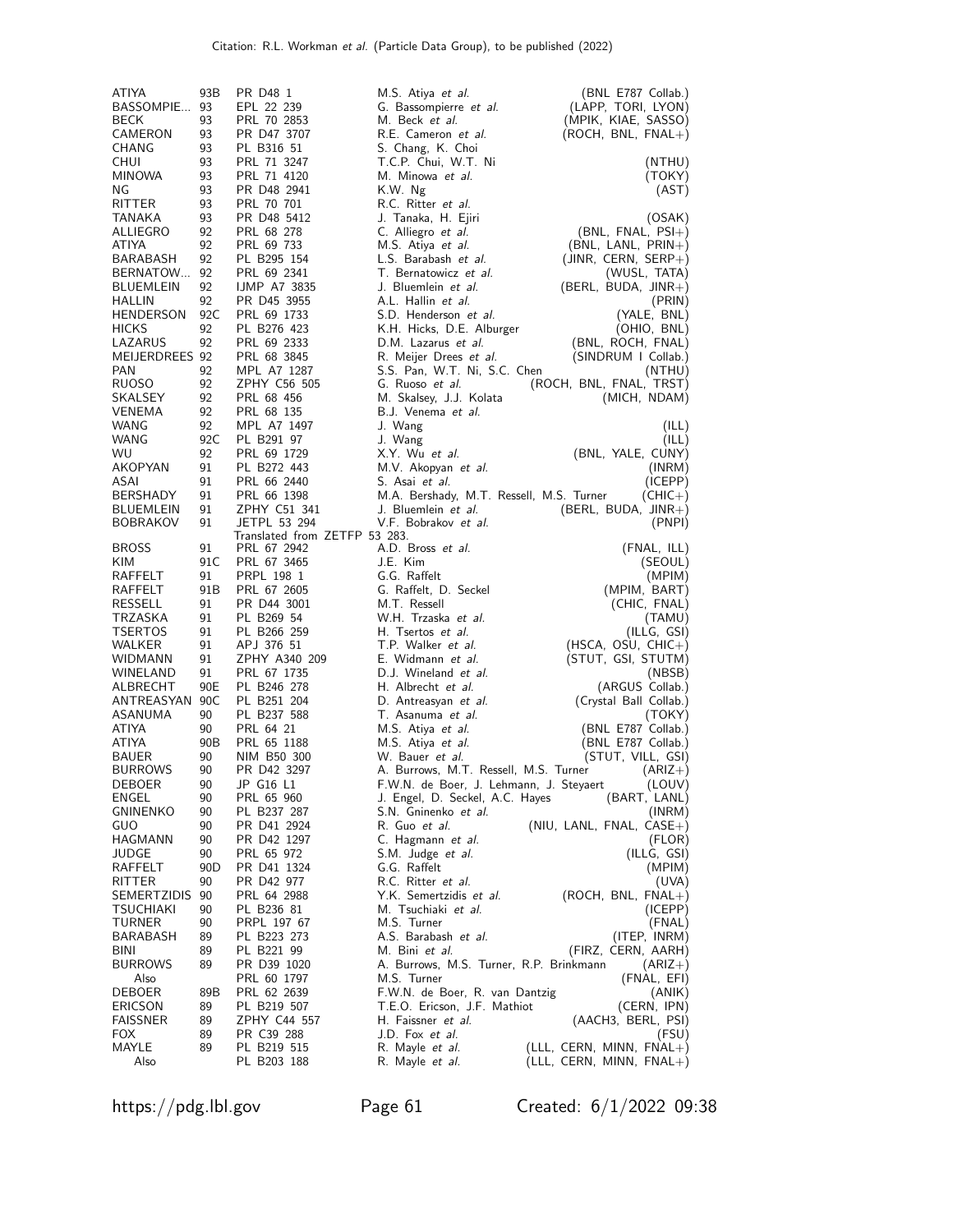| | | | | |
|---|---|---|---|---|
| ATIYA | 93B | PR D48 1 | M.S. Atiya *et al.* | (BNL E787 Collab.) |
| BASSOMPIE... | 93 | EPL 22 239 | G. Bassompierre *et al.* | (LAPP, TORI, LYON) |
| BECK | 93 | PRL 70 2853 | M. Beck *et al.* | (MPIK, KIAE, SASSO) |
| CAMERON | 93 | PR D47 3707 | R.E. Cameron *et al.* | (ROCH, BNL, FNAL+) |
| CHANG | 93 | PL B316 51 | S. Chang, K. Choi | |
| CHUI | 93 | PRL 71 3247 | T.C.P. Chui, W.T. Ni | (NTHU) |
| MINOWA | 93 | PRL 71 4120 | M. Minowa *et al.* | (TOKY) |
| NG | 93 | PR D48 2941 | K.W. Ng | (AST) |
| RITTER | 93 | PRL 70 701 | R.C. Ritter *et al.* | |
| TANAKA | 93 | PR D48 5412 | J. Tanaka, H. Ejiri | (OSAK) |
| ALLIEGRO | 92 | PRL 68 278 | C. Alliegro *et al.* | (BNL, FNAL, PSI+) |
| ATIYA | 92 | PRL 69 733 | M.S. Atiya *et al.* | (BNL, LANL, PRIN+) |
| BARABASH | 92 | PL B295 154 | L.S. Barabash *et al.* | (JINR, CERN, SERP+) |
| BERNATOW... | 92 | PRL 69 2341 | T. Bernatowicz *et al.* | (WUSL, TATA) |
| BLUEMLEIN | 92 | IJMP A7 3835 | J. Bluemlein *et al.* | (BERL, BUDA, JINR+) |
| HALLIN | 92 | PR D45 3955 | A.L. Hallin *et al.* | (PRIN) |
| HENDERSON | 92C | PRL 69 1733 | S.D. Henderson *et al.* | (YALE, BNL) |
| HICKS | 92 | PL B276 423 | K.H. Hicks, D.E. Alburger | (OHIO, BNL) |
| LAZARUS | 92 | PRL 69 2333 | D.M. Lazarus *et al.* | (BNL, ROCH, FNAL) |
| MEIJERDREES | 92 | PRL 68 3845 | R. Meijer Drees *et al.* | (SINDRUM I Collab.) |
| PAN | 92 | MPL A7 1287 | S.S. Pan, W.T. Ni, S.C. Chen | (NTHU) |
| RUOSO | 92 | ZPHY C56 505 | G. Ruoso *et al.* | (ROCH, BNL, FNAL, TRST) |
| SKALSEY | 92 | PRL 68 456 | M. Skalsey, J.J. Kolata | (MICH, NDAM) |
| VENEMA | 92 | PRL 68 135 | B.J. Venema *et al.* | |
| WANG | 92 | MPL A7 1497 | J. Wang | (ILL) |
| WANG | 92C | PL B291 97 | J. Wang | (ILL) |
| WU | 92 | PRL 69 1729 | X.Y. Wu *et al.* | (BNL, YALE, CUNY) |
| AKOPYAN | 91 | PL B272 443 | M.V. Akopyan *et al.* | (INRM) |
| ASAI | 91 | PRL 66 2440 | S. Asai *et al.* | (ICEPP) |
| BERSHADY | 91 | PRL 66 1398 | M.A. Bershady, M.T. Ressell, M.S. Turner | (CHIC+) |
| BLUEMLEIN | 91 | ZPHY C51 341 | J. Bluemlein *et al.* | (BERL, BUDA, JINR+) |
| BOBRAKOV | 91 | JETPL 53 294 | V.F. Bobrakov *et al.* | (PNPI) |
| | | Translated from ZETFP 53 283. | | |
| BROSS | 91 | PRL 67 2942 | A.D. Bross *et al.* | (FNAL, ILL) |
| KIM | 91C | PRL 67 3465 | J.E. Kim | (SEOUL) |
| RAFFELT | 91 | PRPL 198 1 | G.G. Raffelt | (MPIM) |
| RAFFELT | 91B | PRL 67 2605 | G. Raffelt, D. Seckel | (MPIM, BART) |
| RESSELL | 91 | PR D44 3001 | M.T. Ressell | (CHIC, FNAL) |
| TRZASKA | 91 | PL B269 54 | W.H. Trzaska *et al.* | (TAMU) |
| TSERTOS | 91 | PL B266 259 | H. Tsertos *et al.* | (ILLG, GSI) |
| WALKER | 91 | APJ 376 51 | T.P. Walker *et al.* | (HSCA, OSU, CHIC+) |
| WIDMANN | 91 | ZPHY A340 209 | E. Widmann *et al.* | (STUT, GSI, STUTM) |
| WINELAND | 91 | PRL 67 1735 | D.J. Wineland *et al.* | (NBSB) |
| ALBRECHT | 90E | PL B246 278 | H. Albrecht *et al.* | (ARGUS Collab.) |
| ANTREASYAN | 90C | PL B251 204 | D. Antreasyan *et al.* | (Crystal Ball Collab.) |
| ASANUMA | 90 | PL B237 588 | T. Asanuma *et al.* | (TOKY) |
| ATIYA | 90 | PRL 64 21 | M.S. Atiya *et al.* | (BNL E787 Collab.) |
| ATIYA | 90B | PRL 65 1188 | M.S. Atiya *et al.* | (BNL E787 Collab.) |
| BAUER | 90 | NIM B50 300 | W. Bauer *et al.* | (STUT, VILL, GSI) |
| BURROWS | 90 | PR D42 3297 | A. Burrows, M.T. Ressell, M.S. Turner | (ARIZ+) |
| DEBOER | 90 | JP G16 L1 | F.W.N. de Boer, J. Lehmann, J. Steyaert | (LOUV) |
| ENGEL | 90 | PRL 65 960 | J. Engel, D. Seckel, A.C. Hayes | (BART, LANL) |
| GNINENKO | 90 | PL B237 287 | S.N. Gninenko *et al.* | (INRM) |
| GUO | 90 | PR D41 2924 | R. Guo *et al.* | (NIU, LANL, FNAL, CASE+) |
| HAGMANN | 90 | PR D42 1297 | C. Hagmann *et al.* | (FLOR) |
| JUDGE | 90 | PRL 65 972 | S.M. Judge *et al.* | (ILLG, GSI) |
| RAFFELT | 90D | PR D41 1324 | G.G. Raffelt | (MPIM) |
| RITTER | 90 | PR D42 977 | R.C. Ritter *et al.* | (UVA) |
| SEMERTZIDIS | 90 | PRL 64 2988 | Y.K. Semertzidis *et al.* | (ROCH, BNL, FNAL+) |
| TSUCHIAKI | 90 | PL B236 81 | M. Tsuchiaki *et al.* | (ICEPP) |
| TURNER | 90 | PRPL 197 67 | M.S. Turner | (FNAL) |
| BARABASH | 89 | PL B223 273 | A.S. Barabash *et al.* | (ITEP, INRM) |
| BINI | 89 | PL B221 99 | M. Bini *et al.* | (FIRZ, CERN, AARH) |
| BURROWS | 89 | PR D39 1020 | A. Burrows, M.S. Turner, R.P. Brinkmann | (ARIZ+) |
| Also | | PRL 60 1797 | M.S. Turner | (FNAL, EFI) |
| DEBOER | 89B | PRL 62 2639 | F.W.N. de Boer, R. van Dantzig | (ANIK) |
| ERICSON | 89 | PL B219 507 | T.E.O. Ericson, J.F. Mathiot | (CERN, IPN) |
| FAISSNER | 89 | ZPHY C44 557 | H. Faissner *et al.* | (AACH3, BERL, PSI) |
| FOX | 89 | PR C39 288 | J.D. Fox *et al.* | (FSU) |
| MAYLE | 89 | PL B219 515 | R. Mayle *et al.* | (LLL, CERN, MINN, FNAL+) |
| Also | | PL B203 188 | R. Mayle *et al.* | (LLL, CERN, MINN, FNAL+) |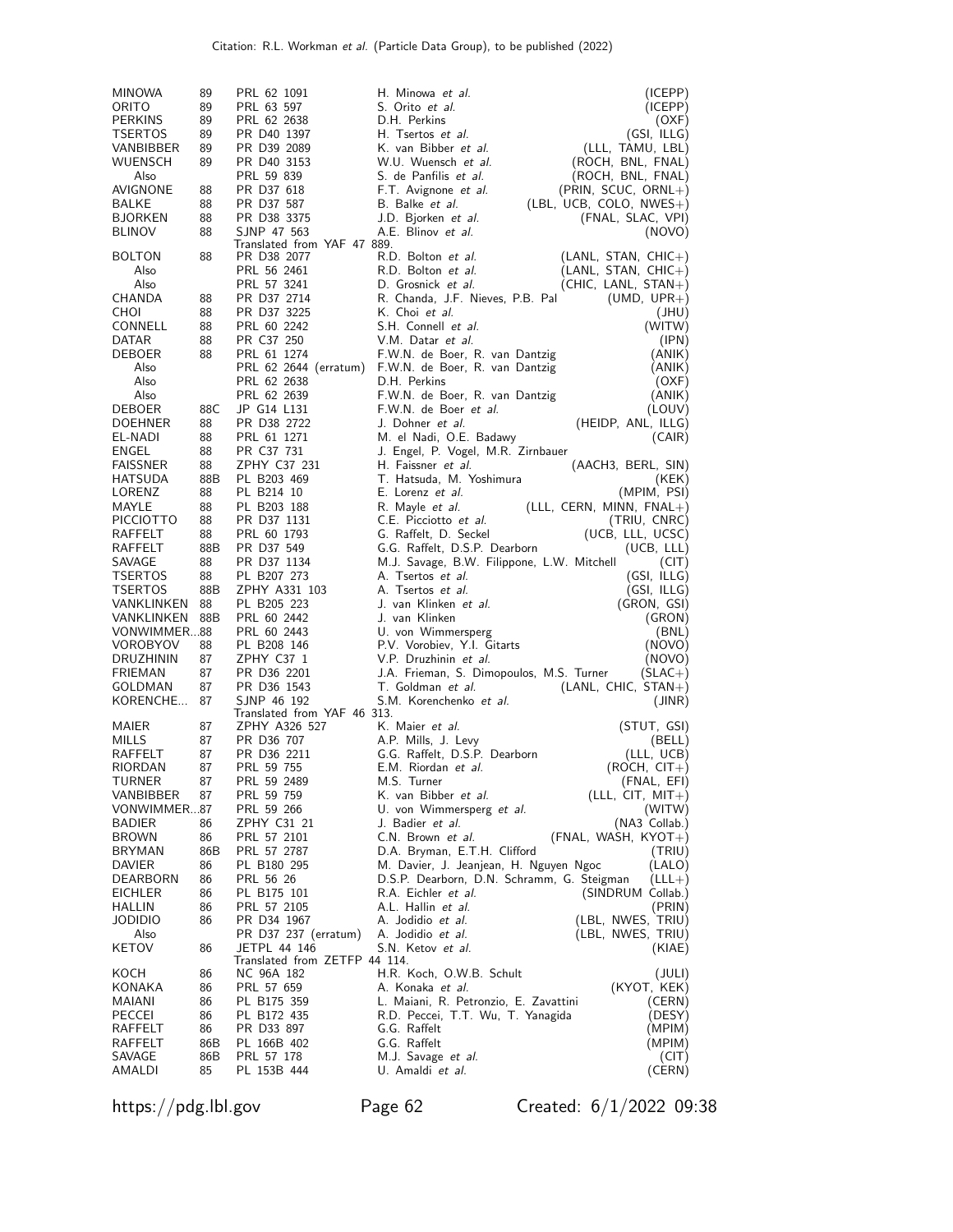| | | | | |
|---|---|---|---|---|
| MINOWA | 89 | PRL 62 1091 | H. Minowa *et al.* | (ICEPP) |
| ORITO | 89 | PRL 63 597 | S. Orito *et al.* | (ICEPP) |
| PERKINS | 89 | PRL 62 2638 | D.H. Perkins | (OXF) |
| TSERTOS | 89 | PR D40 1397 | H. Tsertos *et al.* | (GSI, ILLG) |
| VANBIBBER | 89 | PR D39 2089 | K. van Bibber *et al.* | (LLL, TAMU, LBL) |
| WUENSCH | 89 | PR D40 3153 | W.U. Wuensch *et al.* | (ROCH, BNL, FNAL) |
| Also | | PRL 59 839 | S. de Panfilis *et al.* | (ROCH, BNL, FNAL) |
| AVIGNONE | 88 | PR D37 618 | F.T. Avignone *et al.* | (PRIN, SCUC, ORNL+) |
| BALKE | 88 | PR D37 587 | B. Balke *et al.* | (LBL, UCB, COLO, NWES+) |
| BJORKEN | 88 | PR D38 3375 | J.D. Bjorken *et al.* | (FNAL, SLAC, VPI) |
| BLINOV | 88 | SJNP 47 563 | A.E. Blinov *et al.* | (NOVO) |
| | | Translated from YAF 47 889. | | |
| BOLTON | 88 | PR D38 2077 | R.D. Bolton *et al.* | (LANL, STAN, CHIC+) |
| Also | | PRL 56 2461 | R.D. Bolton *et al.* | (LANL, STAN, CHIC+) |
| Also | | PRL 57 3241 | D. Grosnick *et al.* | (CHIC, LANL, STAN+) |
| CHANDA | 88 | PR D37 2714 | R. Chanda, J.F. Nieves, P.B. Pal | (UMD, UPR+) |
| CHOI | 88 | PR D37 3225 | K. Choi *et al.* | (JHU) |
| CONNELL | 88 | PRL 60 2242 | S.H. Connell *et al.* | (WITW) |
| DATAR | 88 | PR C37 250 | V.M. Datar *et al.* | (IPN) |
| DEBOER | 88 | PRL 61 1274 | F.W.N. de Boer, R. van Dantzig | (ANIK) |
| Also | | PRL 62 2644 (erratum) | F.W.N. de Boer, R. van Dantzig | (ANIK) |
| Also | | PRL 62 2638 | D.H. Perkins | (OXF) |
| Also | | PRL 62 2639 | F.W.N. de Boer, R. van Dantzig | (ANIK) |
| DEBOER | 88C | JP G14 L131 | F.W.N. de Boer *et al.* | (LOUV) |
| DOEHNER | 88 | PR D38 2722 | J. Dohner *et al.* | (HEIDP, ANL, ILLG) |
| EL-NADI | 88 | PRL 61 1271 | M. el Nadi, O.E. Badawy | (CAIR) |
| ENGEL | 88 | PR C37 731 | J. Engel, P. Vogel, M.R. Zirnbauer | |
| FAISSNER | 88 | ZPHY C37 231 | H. Faissner *et al.* | (AACH3, BERL, SIN) |
| HATSUDA | 88B | PL B203 469 | T. Hatsuda, M. Yoshimura | (KEK) |
| LORENZ | 88 | PL B214 10 | E. Lorenz *et al.* | (MPIM, PSI) |
| MAYLE | 88 | PL B203 188 | R. Mayle *et al.* | (LLL, CERN, MINN, FNAL+) |
| PICCIOTTO | 88 | PR D37 1131 | C.E. Picciotto *et al.* | (TRIU, CNRC) |
| RAFFELT | 88 | PRL 60 1793 | G. Raffelt, D. Seckel | (UCB, LLL, UCSC) |
| RAFFELT | 88B | PR D37 549 | G.G. Raffelt, D.S.P. Dearborn | (UCB, LLL) |
| SAVAGE | 88 | PR D37 1134 | M.J. Savage, B.W. Filippone, L.W. Mitchell | (CIT) |
| TSERTOS | 88 | PL B207 273 | A. Tsertos *et al.* | (GSI, ILLG) |
| TSERTOS | 88B | ZPHY A331 103 | A. Tsertos *et al.* | (GSI, ILLG) |
| VANKLINKEN | 88 | PL B205 223 | J. van Klinken *et al.* | (GRON, GSI) |
| VANKLINKEN | 88B | PRL 60 2442 | J. van Klinken | (GRON) |
| VONWIMMER...88 | | PRL 60 2443 | U. von Wimmersperg | (BNL) |
| VOROBYOV | 88 | PL B208 146 | P.V. Vorobiev, Y.I. Gitarts | (NOVO) |
| DRUZHININ | 87 | ZPHY C37 1 | V.P. Druzhinin *et al.* | (NOVO) |
| FRIEMAN | 87 | PR D36 2201 | J.A. Frieman, S. Dimopoulos, M.S. Turner | (SLAC+) |
| GOLDMAN | 87 | PR D36 1543 | T. Goldman *et al.* | (LANL, CHIC, STAN+) |
| KORENCHE... | 87 | SJNP 46 192 | S.M. Korenchenko *et al.* | (JINR) |
| | | Translated from YAF 46 313. | | |
| MAIER | 87 | ZPHY A326 527 | K. Maier *et al.* | (STUT, GSI) |
| MILLS | 87 | PR D36 707 | A.P. Mills, J. Levy | (BELL) |
| RAFFELT | 87 | PR D36 2211 | G.G. Raffelt, D.S.P. Dearborn | (LLL, UCB) |
| RIORDAN | 87 | PRL 59 755 | E.M. Riordan *et al.* | (ROCH, CIT+) |
| TURNER | 87 | PRL 59 2489 | M.S. Turner | (FNAL, EFI) |
| VANBIBBER | 87 | PRL 59 759 | K. van Bibber *et al.* | (LLL, CIT, MIT+) |
| VONWIMMER...87 | | PRL 59 266 | U. von Wimmersperg *et al.* | (WITW) |
| BADIER | 86 | ZPHY C31 21 | J. Badier *et al.* | (NA3 Collab.) |
| BROWN | 86 | PRL 57 2101 | C.N. Brown *et al.* | (FNAL, WASH, KYOT+) |
| BRYMAN | 86B | PRL 57 2787 | D.A. Bryman, E.T.H. Clifford | (TRIU) |
| DAVIER | 86 | PL B180 295 | M. Davier, J. Jeanjean, H. Nguyen Ngoc | (LALO) |
| DEARBORN | 86 | PRL 56 26 | D.S.P. Dearborn, D.N. Schramm, G. Steigman | (LLL+) |
| EICHLER | 86 | PL B175 101 | R.A. Eichler *et al.* | (SINDRUM Collab.) |
| HALLIN | 86 | PRL 57 2105 | A.L. Hallin *et al.* | (PRIN) |
| JODIDIO | 86 | PR D34 1967 | A. Jodidio *et al.* | (LBL, NWES, TRIU) |
| Also | | PR D37 237 (erratum) | A. Jodidio *et al.* | (LBL, NWES, TRIU) |
| KETOV | 86 | JETPL 44 146 | S.N. Ketov *et al.* | (KIAE) |
| | | Translated from ZETFP 44 114. | | |
| KOCH | 86 | NC 96A 182 | H.R. Koch, O.W.B. Schult | (JULI) |
| KONAKA | 86 | PRL 57 659 | A. Konaka *et al.* | (KYOT, KEK) |
| MAIANI | 86 | PL B175 359 | L. Maiani, R. Petronzio, E. Zavattini | (CERN) |
| PECCEI | 86 | PL B172 435 | R.D. Peccei, T.T. Wu, T. Yanagida | (DESY) |
| RAFFELT | 86 | PR D33 897 | G.G. Raffelt | (MPIM) |
| RAFFELT | 86B | PL 166B 402 | G.G. Raffelt | (MPIM) |
| SAVAGE | 86B | PRL 57 178 | M.J. Savage *et al.* | (CIT) |
| AMALDI | 85 | PL 153B 444 | U. Amaldi *et al.* | (CERN) |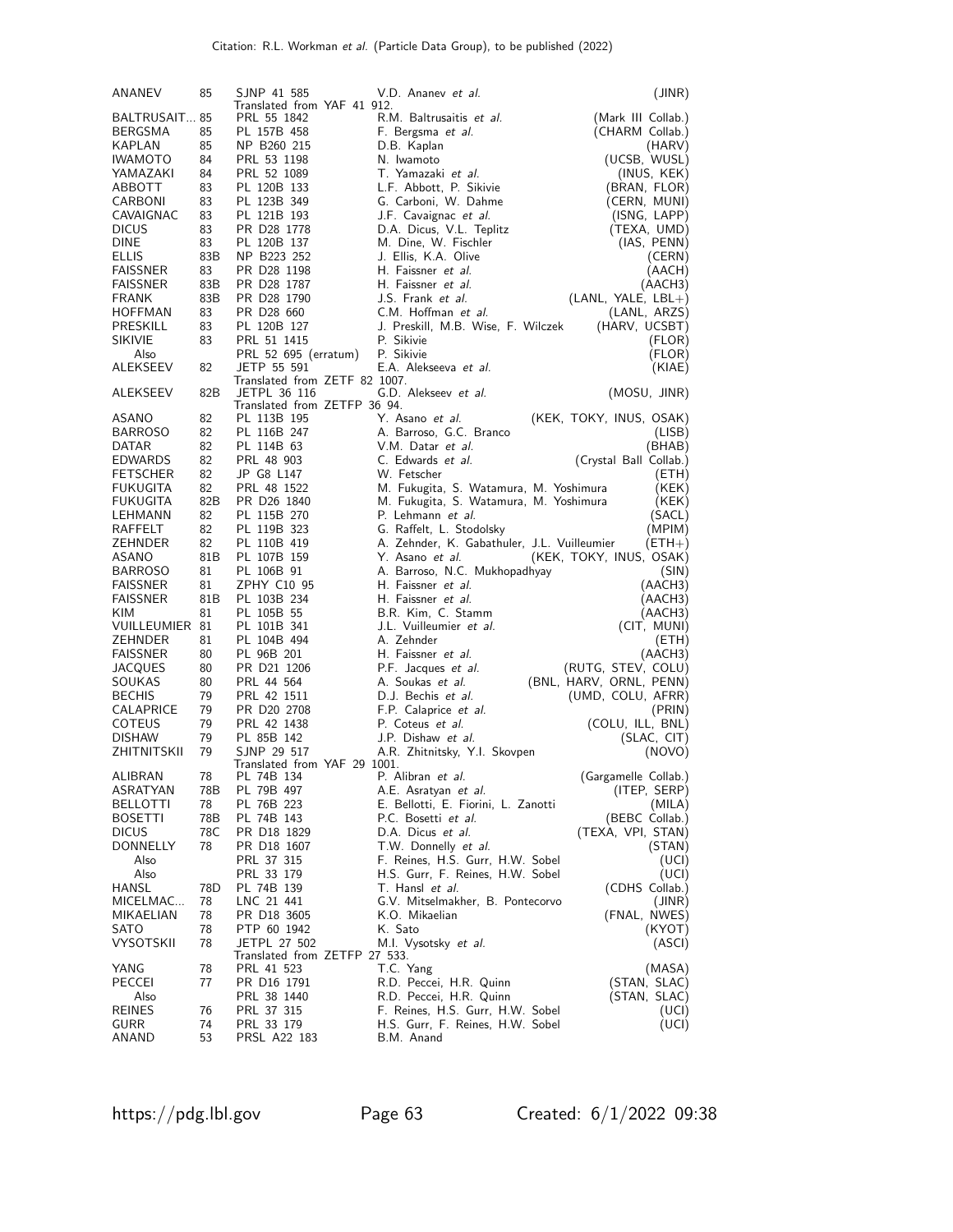| | | | | |
|---|---|---|---|---|
| ANANEV | 85 | SJNP 41 585 | V.D. Ananev *et al.* | (JINR) |
| | | Translated from YAF 41 912. | | |
| BALTRUSAIT... | 85 | PRL 55 1842 | R.M. Baltrusaitis *et al.* | (Mark III Collab.) |
| BERGSMA | 85 | PL 157B 458 | F. Bergsma *et al.* | (CHARM Collab.) |
| KAPLAN | 85 | NP B260 215 | D.B. Kaplan | (HARV) |
| IWAMOTO | 84 | PRL 53 1198 | N. Iwamoto | (UCSB, WUSL) |
| YAMAZAKI | 84 | PRL 52 1089 | T. Yamazaki *et al.* | (INUS, KEK) |
| ABBOTT | 83 | PL 120B 133 | L.F. Abbott, P. Sikivie | (BRAN, FLOR) |
| CARBONI | 83 | PL 123B 349 | G. Carboni, W. Dahme | (CERN, MUNI) |
| CAVAIGNAC | 83 | PL 121B 193 | J.F. Cavaignac *et al.* | (ISNG, LAPP) |
| DICUS | 83 | PR D28 1778 | D.A. Dicus, V.L. Teplitz | (TEXA, UMD) |
| DINE | 83 | PL 120B 137 | M. Dine, W. Fischler | (IAS, PENN) |
| ELLIS | 83B | NP B223 252 | J. Ellis, K.A. Olive | (CERN) |
| FAISSNER | 83 | PR D28 1198 | H. Faissner *et al.* | (AACH) |
| FAISSNER | 83B | PR D28 1787 | H. Faissner *et al.* | (AACH3) |
| FRANK | 83B | PR D28 1790 | J.S. Frank *et al.* | (LANL, YALE, LBL+) |
| HOFFMAN | 83 | PR D28 660 | C.M. Hoffman *et al.* | (LANL, ARZS) |
| PRESKILL | 83 | PL 120B 127 | J. Preskill, M.B. Wise, F. Wilczek | (HARV, UCSBT) |
| SIKIVIE | 83 | PRL 51 1415 | P. Sikivie | (FLOR) |
| Also | | PRL 52 695 (erratum) | P. Sikivie | (FLOR) |
| ALEKSEEV | 82 | JETP 55 591 | E.A. Alekseeva *et al.* | (KIAE) |
| | | Translated from ZETF 82 1007. | | |
| ALEKSEEV | 82B | JETPL 36 116 | G.D. Alekseev *et al.* | (MOSU, JINR) |
| | | Translated from ZETFP 36 94. | | |
| ASANO | 82 | PL 113B 195 | Y. Asano *et al.* | (KEK, TOKY, INUS, OSAK) |
| BARROSO | 82 | PL 116B 247 | A. Barroso, G.C. Branco | (LISB) |
| DATAR | 82 | PL 114B 63 | V.M. Datar *et al.* | (BHAB) |
| EDWARDS | 82 | PRL 48 903 | C. Edwards *et al.* | (Crystal Ball Collab.) |
| FETSCHER | 82 | JP G8 L147 | W. Fetscher | (ETH) |
| FUKUGITA | 82 | PRL 48 1522 | M. Fukugita, S. Watamura, M. Yoshimura | (KEK) |
| FUKUGITA | 82B | PR D26 1840 | M. Fukugita, S. Watamura, M. Yoshimura | (KEK) |
| LEHMANN | 82 | PL 115B 270 | P. Lehmann *et al.* | (SACL) |
| RAFFELT | 82 | PL 119B 323 | G. Raffelt, L. Stodolsky | (MPIM) |
| ZEHNDER | 82 | PL 110B 419 | A. Zehnder, K. Gabathuler, J.L. Vuilleumier | (ETH+) |
| ASANO | 81B | PL 107B 159 | Y. Asano *et al.* | (KEK, TOKY, INUS, OSAK) |
| BARROSO | 81 | PL 106B 91 | A. Barroso, N.C. Mukhopadhyay | (SIN) |
| FAISSNER | 81 | ZPHY C10 95 | H. Faissner *et al.* | (AACH3) |
| FAISSNER | 81B | PL 103B 234 | H. Faissner *et al.* | (AACH3) |
| KIM | 81 | PL 105B 55 | B.R. Kim, C. Stamm | (AACH3) |
| VUILLEUMIER | 81 | PL 101B 341 | J.L. Vuilleumier *et al.* | (CIT, MUNI) |
| ZEHNDER | 81 | PL 104B 494 | A. Zehnder | (ETH) |
| FAISSNER | 80 | PL 96B 201 | H. Faissner *et al.* | (AACH3) |
| JACQUES | 80 | PR D21 1206 | P.F. Jacques *et al.* | (RUTG, STEV, COLU) |
| SOUKAS | 80 | PRL 44 564 | A. Soukas *et al.* | (BNL, HARV, ORNL, PENN) |
| BECHIS | 79 | PRL 42 1511 | D.J. Bechis *et al.* | (UMD, COLU, AFRR) |
| CALAPRICE | 79 | PR D20 2708 | F.P. Calaprice *et al.* | (PRIN) |
| COTEUS | 79 | PRL 42 1438 | P. Coteus *et al.* | (COLU, ILL, BNL) |
| DISHAW | 79 | PL 85B 142 | J.P. Dishaw *et al.* | (SLAC, CIT) |
| ZHITNITSKII | 79 | SJNP 29 517 | A.R. Zhitnitsky, Y.I. Skovpen | (NOVO) |
| | | Translated from YAF 29 1001. | | |
| ALIBRAN | 78 | PL 74B 134 | P. Alibran *et al.* | (Gargamelle Collab.) |
| ASRATYAN | 78B | PL 79B 497 | A.E. Asratyan *et al.* | (ITEP, SERP) |
| BELLOTTI | 78 | PL 76B 223 | E. Bellotti, E. Fiorini, L. Zanotti | (MILA) |
| BOSETTI | 78B | PL 74B 143 | P.C. Bosetti *et al.* | (BEBC Collab.) |
| DICUS | 78C | PR D18 1829 | D.A. Dicus *et al.* | (TEXA, VPI, STAN) |
| DONNELLY | 78 | PR D18 1607 | T.W. Donnelly *et al.* | (STAN) |
| Also | | PRL 37 315 | F. Reines, H.S. Gurr, H.W. Sobel | (UCI) |
| Also | | PRL 33 179 | H.S. Gurr, F. Reines, H.W. Sobel | (UCI) |
| HANSL | 78D | PL 74B 139 | T. Hansl *et al.* | (CDHS Collab.) |
| MICELMAC... | 78 | LNC 21 441 | G.V. Mitselmakher, B. Pontecorvo | (JINR) |
| MIKAELIAN | 78 | PR D18 3605 | K.O. Mikaelian | (FNAL, NWES) |
| SATO | 78 | PTP 60 1942 | K. Sato | (KYOT) |
| VYSOTSKII | 78 | JETPL 27 502 | M.I. Vysotsky *et al.* | (ASCI) |
| | | Translated from ZETFP 27 533. | | |
| YANG | 78 | PRL 41 523 | T.C. Yang | (MASA) |
| PECCEI | 77 | PR D16 1791 | R.D. Peccei, H.R. Quinn | (STAN, SLAC) |
| Also | | PRL 38 1440 | R.D. Peccei, H.R. Quinn | (STAN, SLAC) |
| REINES | 76 | PRL 37 315 | F. Reines, H.S. Gurr, H.W. Sobel | (UCI) |
| GURR | 74 | PRL 33 179 | H.S. Gurr, F. Reines, H.W. Sobel | (UCI) |
| ANAND | 53 | PRSL A22 183 | B.M. Anand | |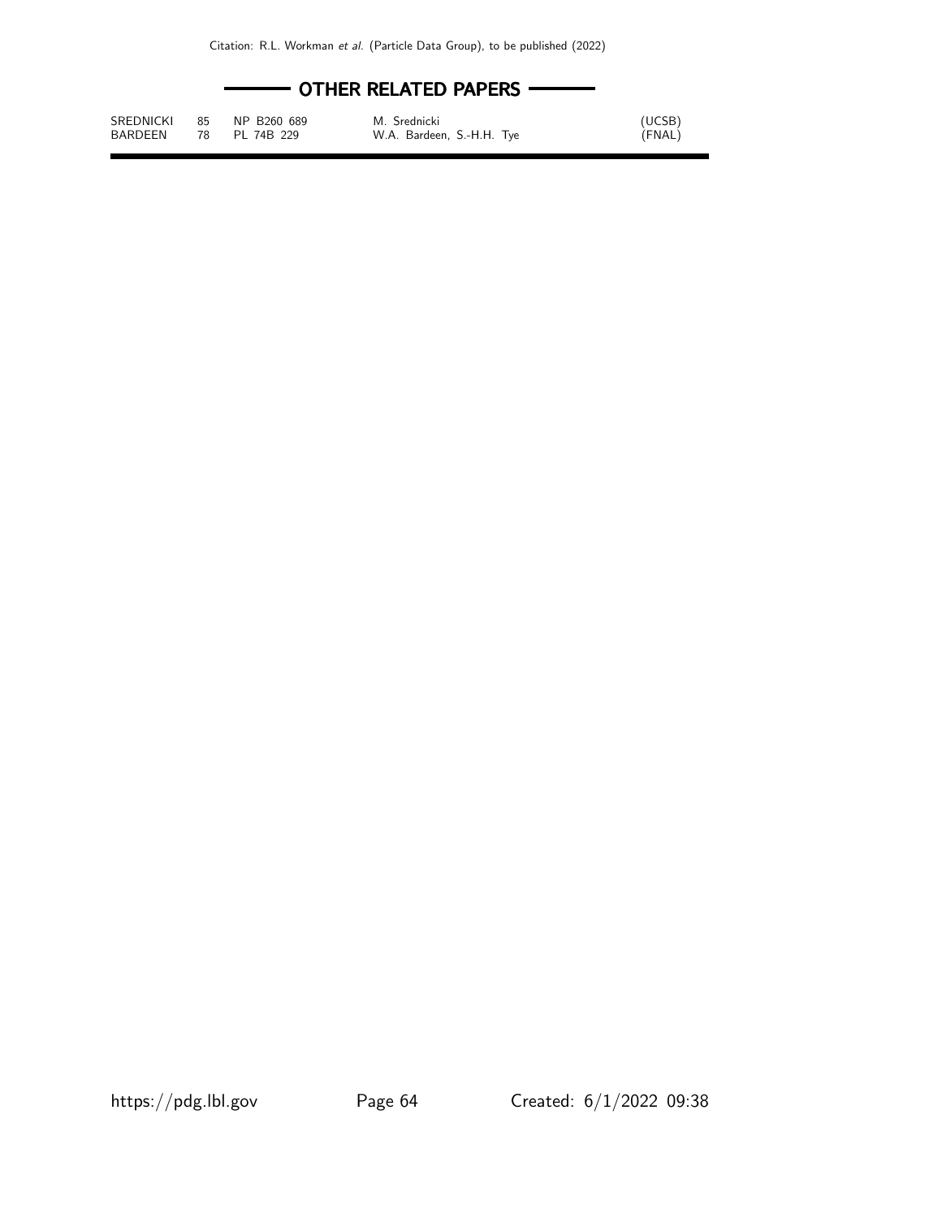## OTHER RELATED PAPERS

| | | | | |
|---|---|---|---|---|
| SREDNICKI | 85 | NP B260 689 | M. Srednicki | (UCSB) |
| BARDEEN | 78 | PL 74B 229 | W.A. Bardeen, S.-H.H. Tye | (FNAL) |